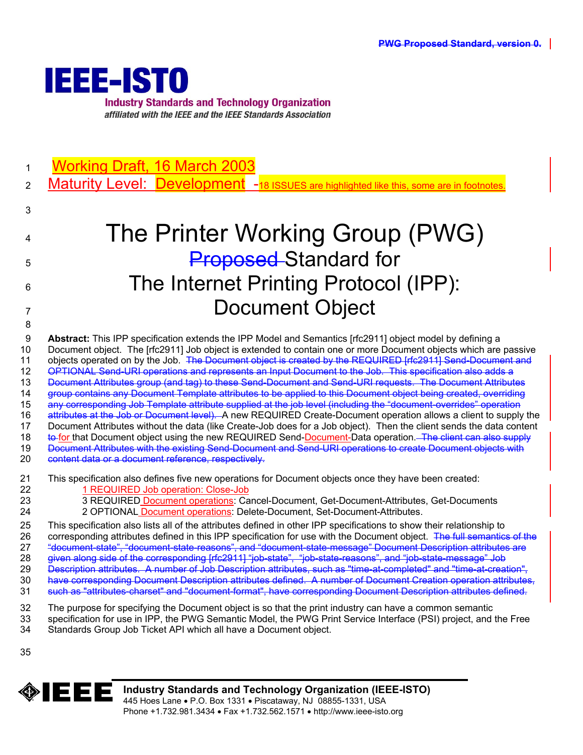PWG Proposed Standard, version 0.

**IEEE-ISTO**
**Industry Standards and Technology Organization**
*affiliated with the IEEE and the IEEE Standards Association*

Working Draft, 16 March 2003

Maturity Level: Development -18 ISSUES are highlighted like this, some are in footnotes.

# The Printer Working Group (PWG) Proposed Standard for The Internet Printing Protocol (IPP): Document Object

**Abstract:** This IPP specification extends the IPP Model and Semantics [rfc2911] object model by defining a Document object. The [rfc2911] Job object is extended to contain one or more Document objects which are passive objects operated on by the Job. ~~The Document object is created by the REQUIRED [rfc2911] Send-Document and OPTIONAL Send-URI operations and represents an Input Document to the Job. This specification also adds a Document Attributes group (and tag) to these Send-Document and Send-URI requests. The Document Attributes group contains any Document Template attributes to be applied to this Document object being created, overriding any corresponding Job Template attribute supplied at the job level (including the "document-overrides" operation attributes at the Job or Document level).~~ A new REQUIRED Create-Document operation allows a client to supply the Document Attributes without the data (like Create-Job does for a Job object). Then the client sends the data content ~~to~~ for that Document object using the new REQUIRED Send-Document-Data operation. ~~The client can also supply Document Attributes with the existing Send-Document and Send-URI operations to create Document objects with content data or a document reference, respectively.~~

This specification also defines five new operations for Document objects once they have been created:

- 1 REQUIRED Job operation: Close-Job
- 3 REQUIRED Document operations: Cancel-Document, Get-Document-Attributes, Get-Documents
- 2 OPTIONAL Document operations: Delete-Document, Set-Document-Attributes.

This specification also lists all of the attributes defined in other IPP specifications to show their relationship to corresponding attributes defined in this IPP specification for use with the Document object. ~~The full semantics of the "document-state", "document-state-reasons", and "document-state-message" Document Description attributes are given along side of the corresponding [rfc2911] "job-state", "job-state-reasons", and "job-state-message" Job Description attributes. A number of Job Description attributes, such as "time-at-completed" and "time-at-creation", have corresponding Document Description attributes defined. A number of Document Creation operation attributes, such as "attributes-charset" and "document-format", have corresponding Document Description attributes defined.~~

The purpose for specifying the Document object is so that the print industry can have a common semantic specification for use in IPP, the PWG Semantic Model, the PWG Print Service Interface (PSI) project, and the Free Standards Group Job Ticket API which all have a Document object.

**Industry Standards and Technology Organization (IEEE-ISTO)**
445 Hoes Lane • P.O. Box 1331 • Piscataway, NJ 08855-1331, USA
Phone +1.732.981.3434 • Fax +1.732.562.1571 • http://www.ieee-isto.org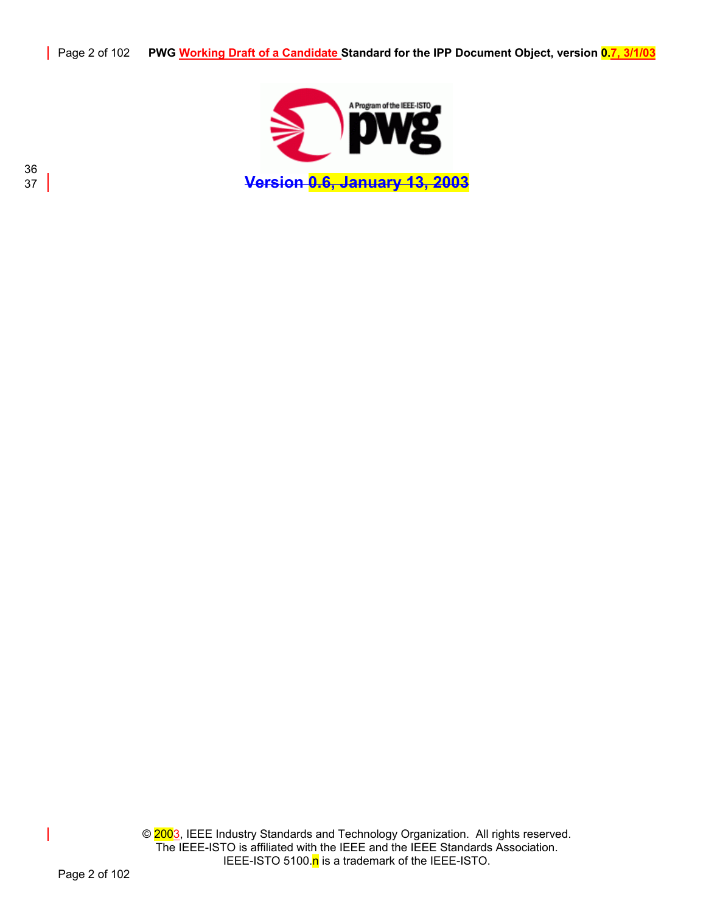~~Version 0.6, January 13, 2003~~

© 2003, IEEE Industry Standards and Technology Organization. All rights reserved.
The IEEE-ISTO is affiliated with the IEEE and the IEEE Standards Association.
IEEE-ISTO 5100.n is a trademark of the IEEE-ISTO.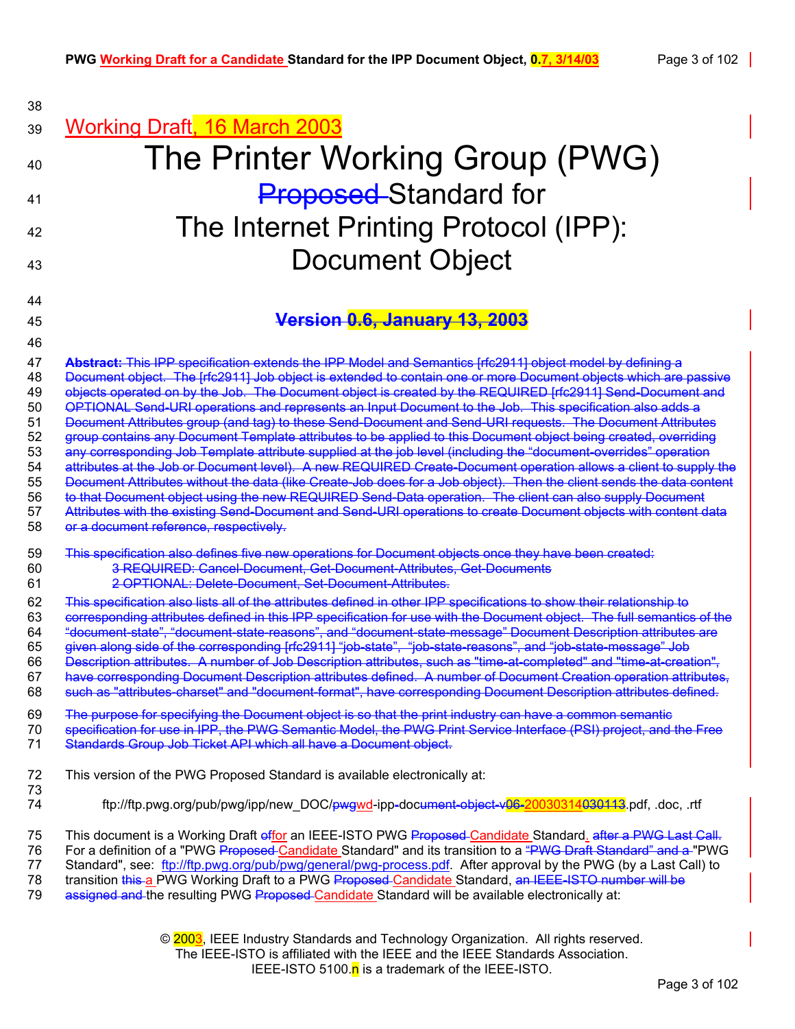Working Draft, 16 March 2003

# The Printer Working Group (PWG) ~~Proposed~~ Standard for The Internet Printing Protocol (IPP): Document Object

## ~~Version 0.6, January 13, 2003~~

~~**Abstract:** This IPP specification extends the IPP Model and Semantics [rfc2911] object model by defining a Document object. The [rfc2911] Job object is extended to contain one or more Document objects which are passive objects operated on by the Job. The Document object is created by the REQUIRED [rfc2911] Send-Document and OPTIONAL Send-URI operations and represents an Input Document to the Job. This specification also adds a Document Attributes group (and tag) to these Send-Document and Send-URI requests. The Document Attributes group contains any Document Template attributes to be applied to this Document object being created, overriding any corresponding Job Template attribute supplied at the job level (including the "document-overrides" operation attributes at the Job or Document level). A new REQUIRED Create-Document operation allows a client to supply the Document Attributes without the data (like Create-Job does for a Job object). Then the client sends the data content to that Document object using the new REQUIRED Send-Data operation. The client can also supply Document Attributes with the existing Send-Document and Send-URI operations to create Document objects with content data or a document reference, respectively.~~

~~This specification also defines five new operations for Document objects once they have been created:~~

~~3 REQUIRED: Cancel-Document, Get-Document-Attributes, Get-Documents~~

~~2 OPTIONAL: Delete-Document, Set-Document-Attributes.~~

~~This specification also lists all of the attributes defined in other IPP specifications to show their relationship to corresponding attributes defined in this IPP specification for use with the Document object. The full semantics of the "document-state", "document-state-reasons", and "document-state-message" Document Description attributes are given along side of the corresponding [rfc2911] "job-state", "job-state-reasons", and "job-state-message" Job Description attributes. A number of Job Description attributes, such as "time-at-completed" and "time-at-creation", have corresponding Document Description attributes defined. A number of Document Creation operation attributes, such as "attributes-charset" and "document-format", have corresponding Document Description attributes defined.~~

~~The purpose for specifying the Document object is so that the print industry can have a common semantic specification for use in IPP, the PWG Semantic Model, the PWG Print Service Interface (PSI) project, and the Free Standards Group Job Ticket API which all have a Document object.~~

This version of the PWG Proposed Standard is available electronically at:

ftp://ftp.pwg.org/pub/pwg/ipp/new_DOC/~~pwg~~wd-ipp-doc~~ument-object-v06-~~20030314~~030113~~.pdf, .doc, .rtf

This document is a Working Draft ~~of~~for an IEEE-ISTO PWG ~~Proposed~~ Candidate Standard. ~~after a PWG Last Call.~~ For a definition of a "PWG ~~Proposed~~ Candidate Standard" and its transition to a ~~"PWG Draft Standard" and a~~ "PWG Standard", see: ftp://ftp.pwg.org/pub/pwg/general/pwg-process.pdf. After approval by the PWG (by a Last Call) to transition ~~this~~ a PWG Working Draft to a PWG ~~Proposed~~ Candidate Standard, ~~an IEEE-ISTO number will be assigned and~~ the resulting PWG ~~Proposed~~ Candidate Standard will be available electronically at:

© 2003, IEEE Industry Standards and Technology Organization. All rights reserved.
The IEEE-ISTO is affiliated with the IEEE and the IEEE Standards Association.
IEEE-ISTO 5100.n is a trademark of the IEEE-ISTO.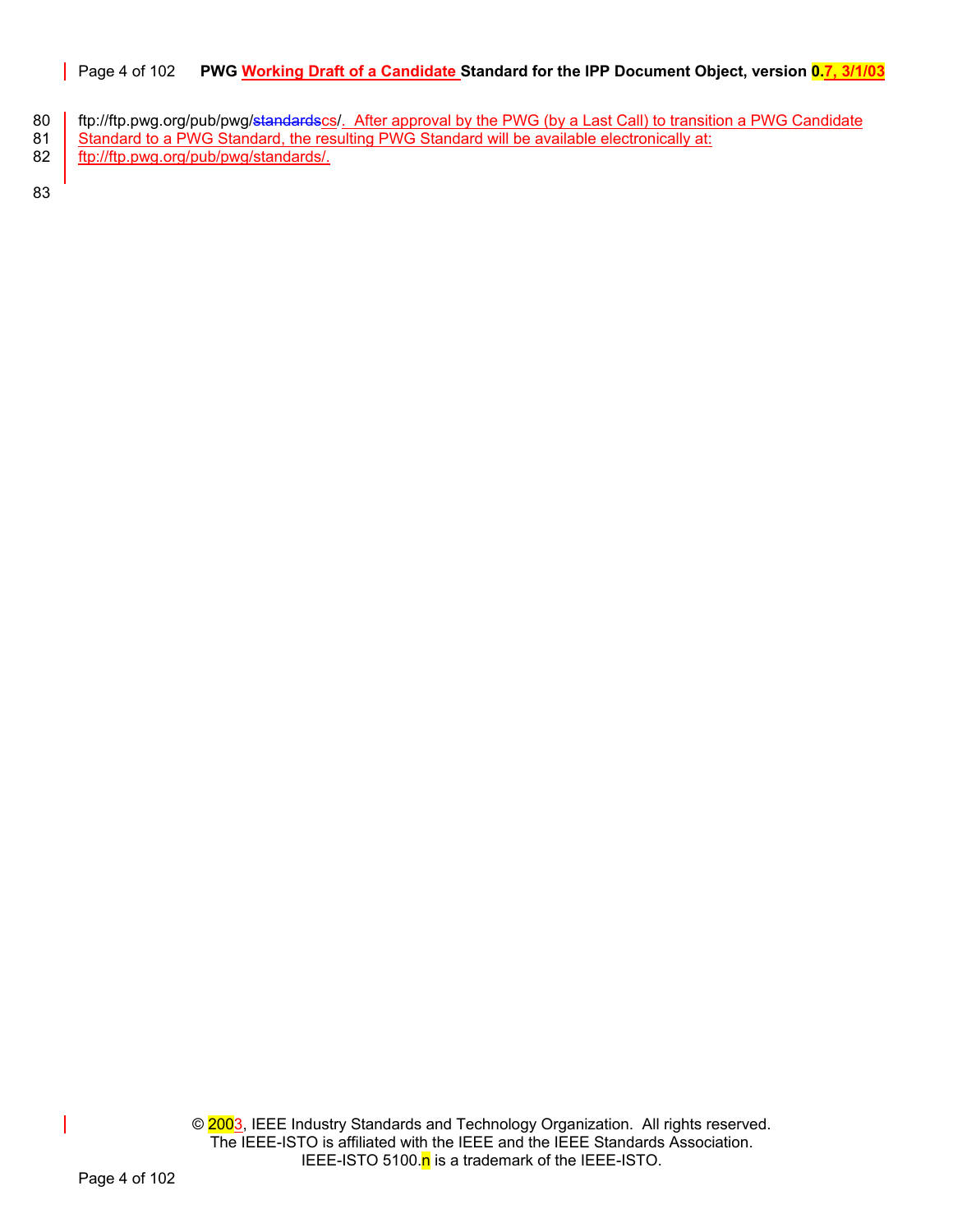ftp://ftp.pwg.org/pub/pwg/~~standards~~cs/. After approval by the PWG (by a Last Call) to transition a PWG Candidate Standard to a PWG Standard, the resulting PWG Standard will be available electronically at: ftp://ftp.pwg.org/pub/pwg/standards/.

© 2003, IEEE Industry Standards and Technology Organization. All rights reserved.
The IEEE-ISTO is affiliated with the IEEE and the IEEE Standards Association.
IEEE-ISTO 5100.n is a trademark of the IEEE-ISTO.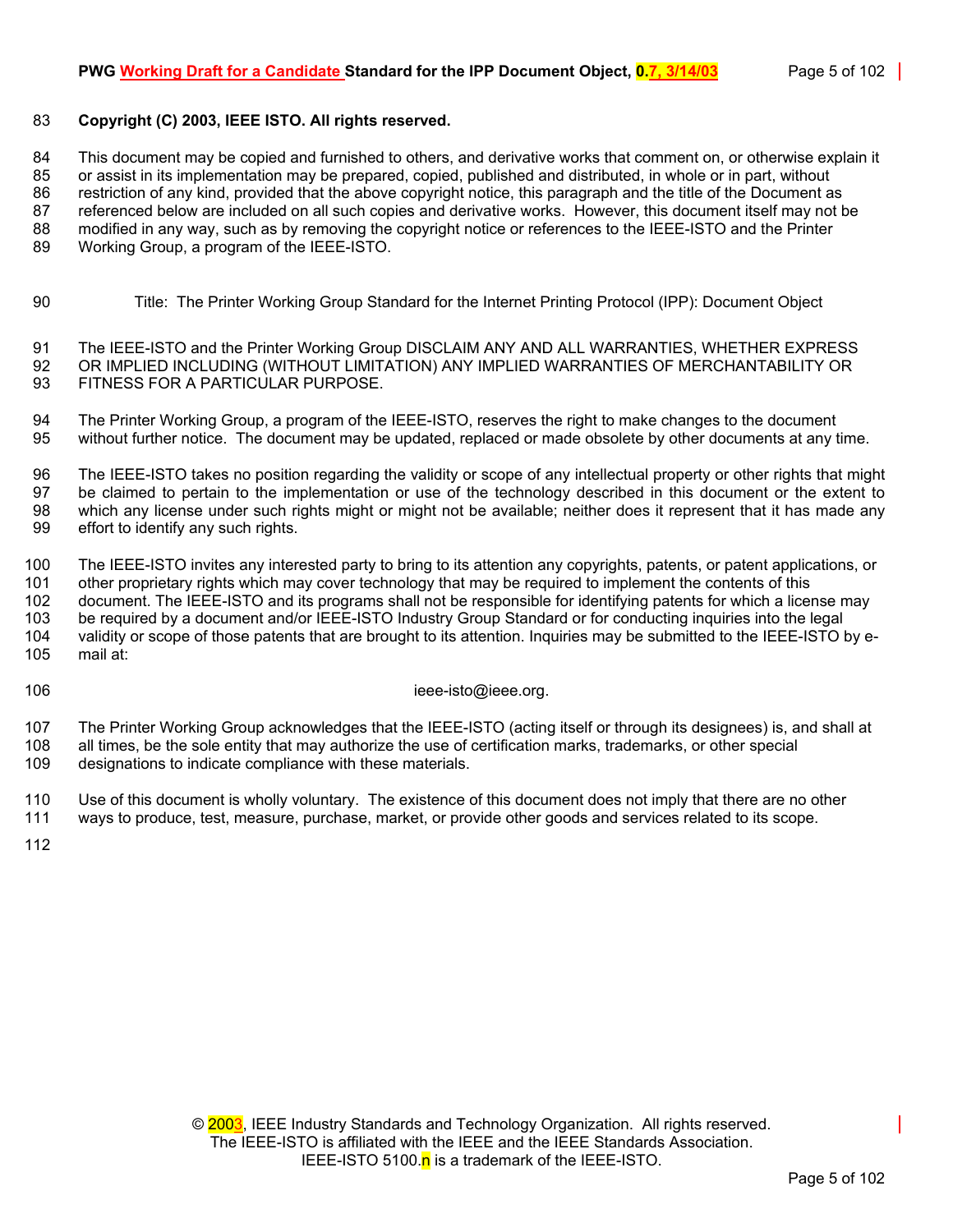**Copyright (C) 2003, IEEE ISTO. All rights reserved.**

This document may be copied and furnished to others, and derivative works that comment on, or otherwise explain it or assist in its implementation may be prepared, copied, published and distributed, in whole or in part, without restriction of any kind, provided that the above copyright notice, this paragraph and the title of the Document as referenced below are included on all such copies and derivative works. However, this document itself may not be modified in any way, such as by removing the copyright notice or references to the IEEE-ISTO and the Printer Working Group, a program of the IEEE-ISTO.

Title: The Printer Working Group Standard for the Internet Printing Protocol (IPP): Document Object

The IEEE-ISTO and the Printer Working Group DISCLAIM ANY AND ALL WARRANTIES, WHETHER EXPRESS OR IMPLIED INCLUDING (WITHOUT LIMITATION) ANY IMPLIED WARRANTIES OF MERCHANTABILITY OR FITNESS FOR A PARTICULAR PURPOSE.

The Printer Working Group, a program of the IEEE-ISTO, reserves the right to make changes to the document without further notice. The document may be updated, replaced or made obsolete by other documents at any time.

The IEEE-ISTO takes no position regarding the validity or scope of any intellectual property or other rights that might be claimed to pertain to the implementation or use of the technology described in this document or the extent to which any license under such rights might or might not be available; neither does it represent that it has made any effort to identify any such rights.

The IEEE-ISTO invites any interested party to bring to its attention any copyrights, patents, or patent applications, or other proprietary rights which may cover technology that may be required to implement the contents of this document. The IEEE-ISTO and its programs shall not be responsible for identifying patents for which a license may be required by a document and/or IEEE-ISTO Industry Group Standard or for conducting inquiries into the legal validity or scope of those patents that are brought to its attention. Inquiries may be submitted to the IEEE-ISTO by e-mail at:

ieee-isto@ieee.org.

The Printer Working Group acknowledges that the IEEE-ISTO (acting itself or through its designees) is, and shall at all times, be the sole entity that may authorize the use of certification marks, trademarks, or other special designations to indicate compliance with these materials.

Use of this document is wholly voluntary. The existence of this document does not imply that there are no other ways to produce, test, measure, purchase, market, or provide other goods and services related to its scope.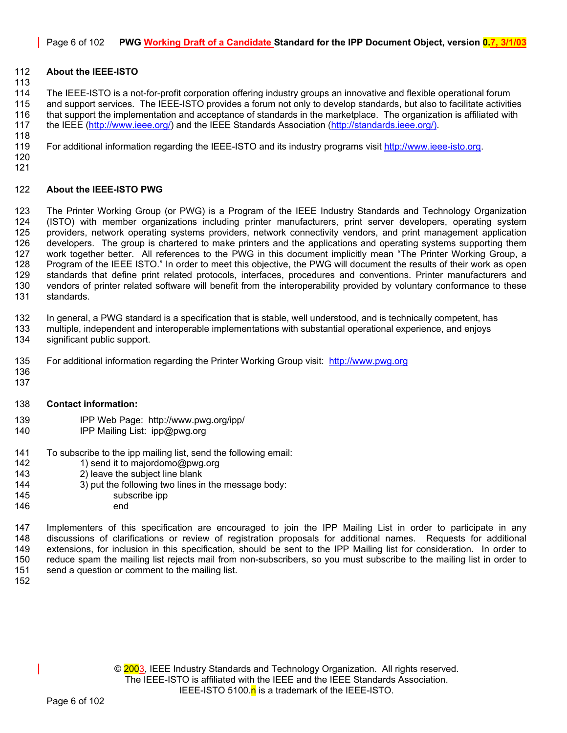## About the IEEE-ISTO

The IEEE-ISTO is a not-for-profit corporation offering industry groups an innovative and flexible operational forum and support services. The IEEE-ISTO provides a forum not only to develop standards, but also to facilitate activities that support the implementation and acceptance of standards in the marketplace. The organization is affiliated with the IEEE (http://www.ieee.org/) and the IEEE Standards Association (http://standards.ieee.org/).

For additional information regarding the IEEE-ISTO and its industry programs visit http://www.ieee-isto.org.

## About the IEEE-ISTO PWG

The Printer Working Group (or PWG) is a Program of the IEEE Industry Standards and Technology Organization (ISTO) with member organizations including printer manufacturers, print server developers, operating system providers, network operating systems providers, network connectivity vendors, and print management application developers. The group is chartered to make printers and the applications and operating systems supporting them work together better. All references to the PWG in this document implicitly mean "The Printer Working Group, a Program of the IEEE ISTO." In order to meet this objective, the PWG will document the results of their work as open standards that define print related protocols, interfaces, procedures and conventions. Printer manufacturers and vendors of printer related software will benefit from the interoperability provided by voluntary conformance to these standards.

In general, a PWG standard is a specification that is stable, well understood, and is technically competent, has multiple, independent and interoperable implementations with substantial operational experience, and enjoys significant public support.

For additional information regarding the Printer Working Group visit: http://www.pwg.org

## Contact information:

IPP Web Page: http://www.pwg.org/ipp/
IPP Mailing List: ipp@pwg.org

To subscribe to the ipp mailing list, send the following email:

1) send it to majordomo@pwg.org
2) leave the subject line blank
3) put the following two lines in the message body:

```
subscribe ipp
end
```

Implementers of this specification are encouraged to join the IPP Mailing List in order to participate in any discussions of clarifications or review of registration proposals for additional names. Requests for additional extensions, for inclusion in this specification, should be sent to the IPP Mailing list for consideration. In order to reduce spam the mailing list rejects mail from non-subscribers, so you must subscribe to the mailing list in order to send a question or comment to the mailing list.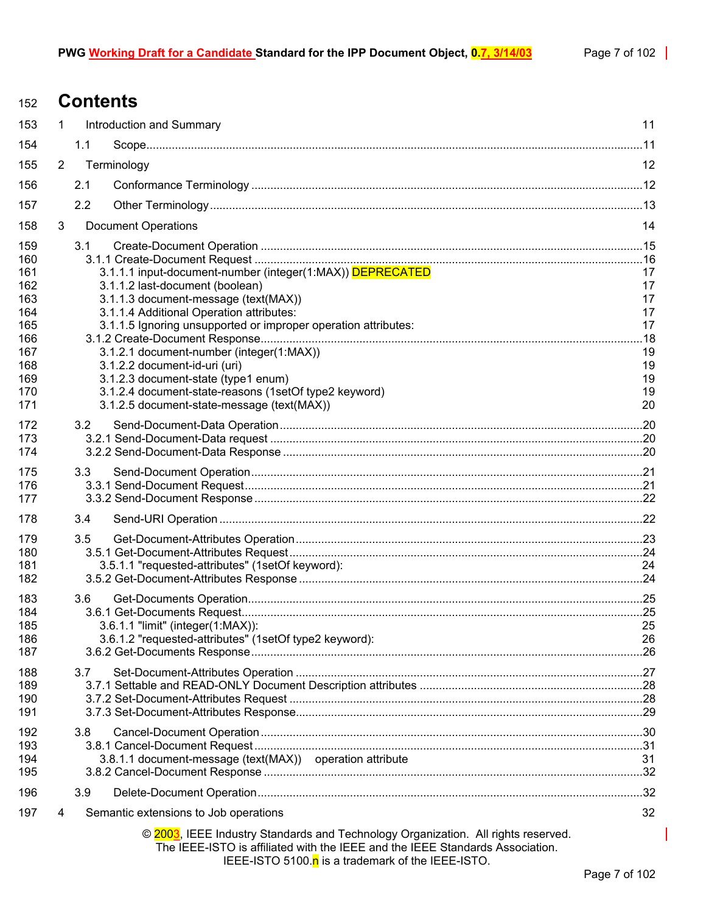# Contents

1 Introduction and Summary 11

1.1 Scope 11

2 Terminology 12

2.1 Conformance Terminology 12

2.2 Other Terminology 13

3 Document Operations 14

3.1 Create-Document Operation 15
- 3.1.1 Create-Document Request 16
  - 3.1.1.1 input-document-number (integer(1:MAX)) DEPRECATED 17
  - 3.1.1.2 last-document (boolean) 17
  - 3.1.1.3 document-message (text(MAX)) 17
  - 3.1.1.4 Additional Operation attributes: 17
  - 3.1.1.5 Ignoring unsupported or improper operation attributes: 17
- 3.1.2 Create-Document Response 18
  - 3.1.2.1 document-number (integer(1:MAX)) 19
  - 3.1.2.2 document-id-uri (uri) 19
  - 3.1.2.3 document-state (type1 enum) 19
  - 3.1.2.4 document-state-reasons (1setOf type2 keyword) 19
  - 3.1.2.5 document-state-message (text(MAX)) 20

3.2 Send-Document-Data Operation 20
- 3.2.1 Send-Document-Data request 20
- 3.2.2 Send-Document-Data Response 20

3.3 Send-Document Operation 21
- 3.3.1 Send-Document Request 21
- 3.3.2 Send-Document Response 22

3.4 Send-URI Operation 22

3.5 Get-Document-Attributes Operation 23
- 3.5.1 Get-Document-Attributes Request 24
  - 3.5.1.1 "requested-attributes" (1setOf keyword): 24
- 3.5.2 Get-Document-Attributes Response 24

3.6 Get-Documents Operation 25
- 3.6.1 Get-Documents Request 25
  - 3.6.1.1 "limit" (integer(1:MAX)): 25
  - 3.6.1.2 "requested-attributes" (1setOf type2 keyword): 26
- 3.6.2 Get-Documents Response 26

3.7 Set-Document-Attributes Operation 27
- 3.7.1 Settable and READ-ONLY Document Description attributes 28
- 3.7.2 Set-Document-Attributes Request 28
- 3.7.3 Set-Document-Attributes Response 29

3.8 Cancel-Document Operation 30
- 3.8.1 Cancel-Document Request 31
  - 3.8.1.1 document-message (text(MAX)) operation attribute 31
- 3.8.2 Cancel-Document Response 32

3.9 Delete-Document Operation 32

4 Semantic extensions to Job operations 32

© 2003, IEEE Industry Standards and Technology Organization. All rights reserved.
The IEEE-ISTO is affiliated with the IEEE and the IEEE Standards Association.
IEEE-ISTO 5100.n is a trademark of the IEEE-ISTO.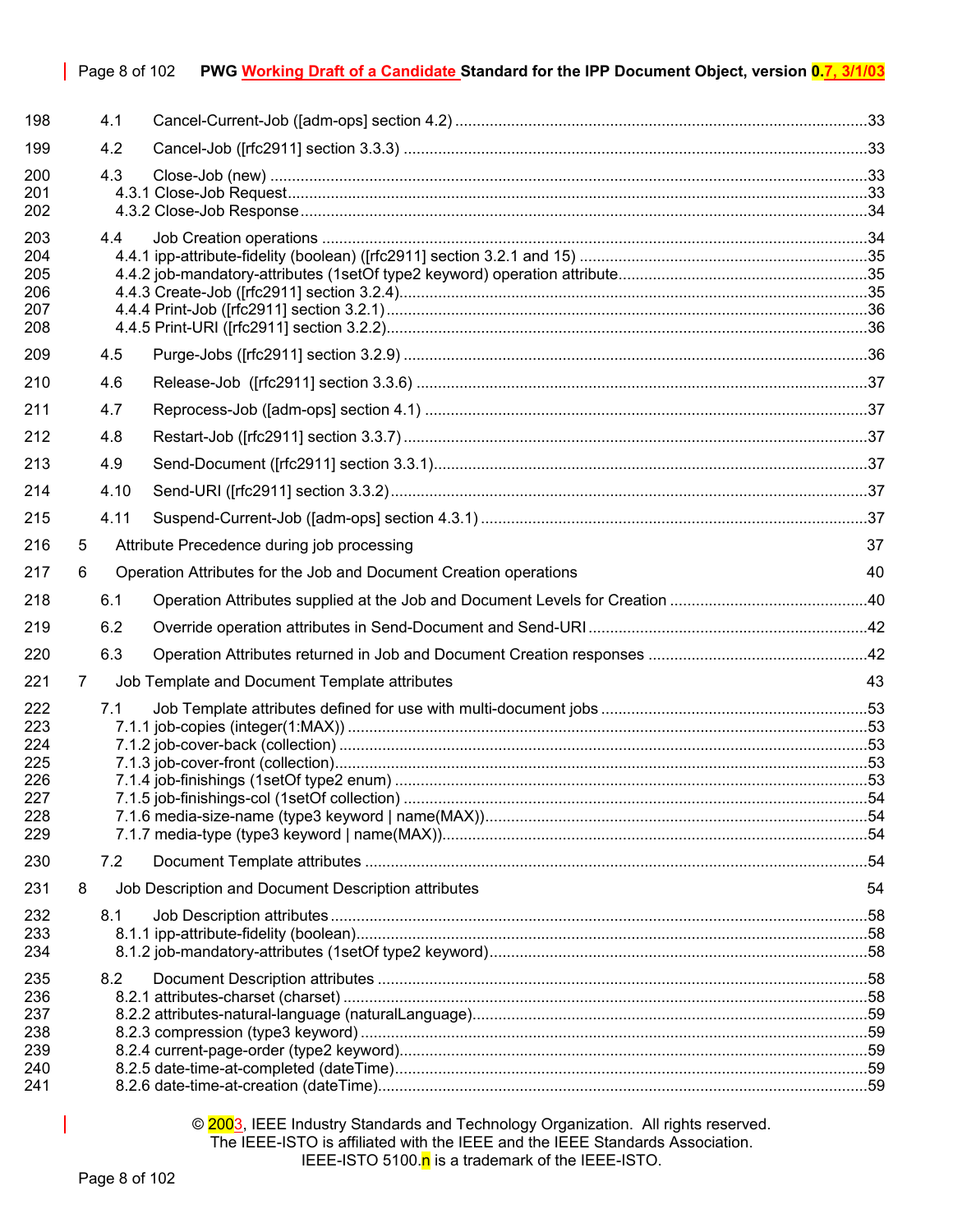198 4.1 Cancel-Current-Job ([adm-ops] section 4.2) ....................................................................................33

199 4.2 Cancel-Job ([rfc2911] section 3.3.3) ...............................................................................................33

200 4.3 Close-Job (new) ..............................................................................................................................33
201 4.3.1 Close-Job Request......................................................................................................................33
202 4.3.2 Close-Job Response ...................................................................................................................34

203 4.4 Job Creation operations ..................................................................................................................34
204 4.4.1 ipp-attribute-fidelity (boolean) ([rfc2911] section 3.2.1 and 15) ...................................................35
205 4.4.2 job-mandatory-attributes (1setOf type2 keyword) operation attribute..........................................35
206 4.4.3 Create-Job ([rfc2911] section 3.2.4)............................................................................................35
207 4.4.4 Print-Job ([rfc2911] section 3.2.1) ...............................................................................................36
208 4.4.5 Print-URI ([rfc2911] section 3.2.2)...............................................................................................36

209 4.5 Purge-Jobs ([rfc2911] section 3.2.9) ...............................................................................................36

210 4.6 Release-Job ([rfc2911] section 3.3.6) ............................................................................................37

211 4.7 Reprocess-Job ([adm-ops] section 4.1) ..........................................................................................37

212 4.8 Restart-Job ([rfc2911] section 3.3.7) ...............................................................................................37

213 4.9 Send-Document ([rfc2911] section 3.3.1)........................................................................................37

214 4.10 Send-URI ([rfc2911] section 3.3.2)..................................................................................................37

215 4.11 Suspend-Current-Job ([adm-ops] section 4.3.1) .............................................................................37

216 5 Attribute Precedence during job processing 37

217 6 Operation Attributes for the Job and Document Creation operations 40

218 6.1 Operation Attributes supplied at the Job and Document Levels for Creation ..................................40

219 6.2 Override operation attributes in Send-Document and Send-URI.....................................................42

220 6.3 Operation Attributes returned in Job and Document Creation responses .......................................42

221 7 Job Template and Document Template attributes 43

222 7.1 Job Template attributes defined for use with multi-document jobs ..................................................53
223 7.1.1 job-copies (integer(1:MAX)) ........................................................................................................53
224 7.1.2 job-cover-back (collection) ..........................................................................................................53
225 7.1.3 job-cover-front (collection)...........................................................................................................53
226 7.1.4 job-finishings (1setOf type2 enum) .............................................................................................53
227 7.1.5 job-finishings-col (1setOf collection) ...........................................................................................54
228 7.1.6 media-size-name (type3 keyword | name(MAX))........................................................................54
229 7.1.7 media-type (type3 keyword | name(MAX))..................................................................................54

230 7.2 Document Template attributes ........................................................................................................54

231 8 Job Description and Document Description attributes 54

232 8.1 Job Description attributes ................................................................................................................58
233 8.1.1 ipp-attribute-fidelity (boolean)......................................................................................................58
234 8.1.2 job-mandatory-attributes (1setOf type2 keyword).......................................................................58

235 8.2 Document Description attributes .....................................................................................................58
236 8.2.1 attributes-charset (charset) .........................................................................................................58
237 8.2.2 attributes-natural-language (naturalLanguage)...........................................................................59
238 8.2.3 compression (type3 keyword) .....................................................................................................59
239 8.2.4 current-page-order (type2 keyword)............................................................................................59
240 8.2.5 date-time-at-completed (dateTime).............................................................................................59
241 8.2.6 date-time-at-creation (dateTime).................................................................................................59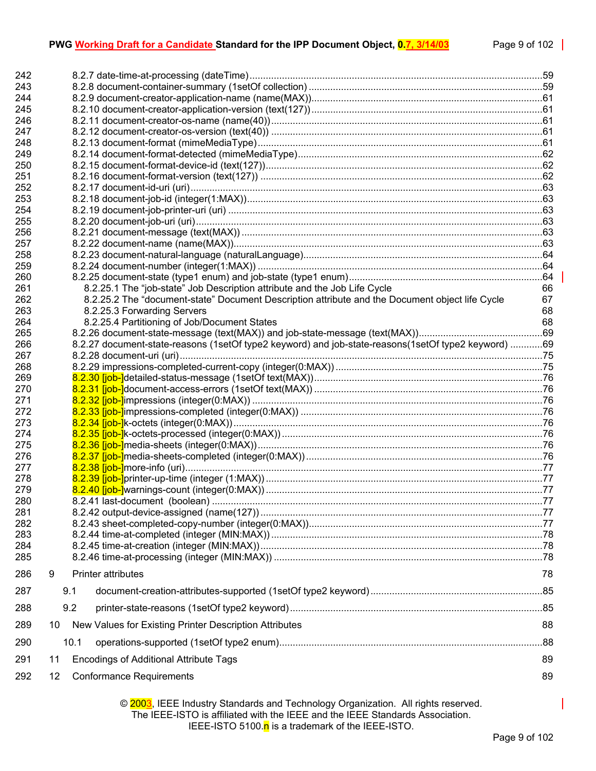242 8.2.7 date-time-at-processing (dateTime) ..... 59
243 8.2.8 document-container-summary (1setOf collection) ..... 59
244 8.2.9 document-creator-application-name (name(MAX)) ..... 61
245 8.2.10 document-creator-application-version (text(127)) ..... 61
246 8.2.11 document-creator-os-name (name(40)) ..... 61
247 8.2.12 document-creator-os-version (text(40)) ..... 61
248 8.2.13 document-format (mimeMediaType) ..... 61
249 8.2.14 document-format-detected (mimeMediaType) ..... 62
250 8.2.15 document-format-device-id (text(127)) ..... 62
251 8.2.16 document-format-version (text(127)) ..... 62
252 8.2.17 document-id-uri (uri) ..... 63
253 8.2.18 document-job-id (integer(1:MAX)) ..... 63
254 8.2.19 document-job-printer-uri (uri) ..... 63
255 8.2.20 document-job-uri (uri) ..... 63
256 8.2.21 document-message (text(MAX)) ..... 63
257 8.2.22 document-name (name(MAX)) ..... 63
258 8.2.23 document-natural-language (naturalLanguage) ..... 64
259 8.2.24 document-number (integer(1:MAX)) ..... 64
260 8.2.25 document-state (type1 enum) and job-state (type1 enum) ..... 64
261 8.2.25.1 The "job-state" Job Description attribute and the Job Life Cycle 66
262 8.2.25.2 The "document-state" Document Description attribute and the Document object life Cycle 67
263 8.2.25.3 Forwarding Servers 68
264 8.2.25.4 Partitioning of Job/Document States 68
265 8.2.26 document-state-message (text(MAX)) and job-state-message (text(MAX)) ..... 69
266 8.2.27 document-state-reasons (1setOf type2 keyword) and job-state-reasons(1setOf type2 keyword) ..... 69
267 8.2.28 document-uri (uri) ..... 75
268 8.2.29 impressions-completed-current-copy (integer(0:MAX)) ..... 75
269 8.2.30 [job-]detailed-status-message (1setOf text(MAX)) ..... 76
270 8.2.31 [job-]document-access-errors (1setOf text(MAX)) ..... 76
271 8.2.32 [job-]impressions (integer(0:MAX)) ..... 76
272 8.2.33 [job-]impressions-completed (integer(0:MAX)) ..... 76
273 8.2.34 [job-]k-octets (integer(0:MAX)) ..... 76
274 8.2.35 [job-]k-octets-processed (integer(0:MAX)) ..... 76
275 8.2.36 [job-]media-sheets (integer(0:MAX)) ..... 76
276 8.2.37 [job-]media-sheets-completed (integer(0:MAX)) ..... 76
277 8.2.38 [job-]more-info (uri) ..... 77
278 8.2.39 [job-]printer-up-time (integer (1:MAX)) ..... 77
279 8.2.40 [job-]warnings-count (integer(0:MAX)) ..... 77
280 8.2.41 last-document (boolean) ..... 77
281 8.2.42 output-device-assigned (name(127)) ..... 77
282 8.2.43 sheet-completed-copy-number (integer(0:MAX)) ..... 77
283 8.2.44 time-at-completed (integer (MIN:MAX)) ..... 78
284 8.2.45 time-at-creation (integer (MIN:MAX)) ..... 78
285 8.2.46 time-at-processing (integer (MIN:MAX)) ..... 78
286 9 Printer attributes 78
287 9.1 document-creation-attributes-supported (1setOf type2 keyword) ..... 85
288 9.2 printer-state-reasons (1setOf type2 keyword) ..... 85
289 10 New Values for Existing Printer Description Attributes 88
290 10.1 operations-supported (1setOf type2 enum) ..... 88
291 11 Encodings of Additional Attribute Tags 89
292 12 Conformance Requirements 89

© 2003, IEEE Industry Standards and Technology Organization. All rights reserved.
The IEEE-ISTO is affiliated with the IEEE and the IEEE Standards Association.
IEEE-ISTO 5100.n is a trademark of the IEEE-ISTO.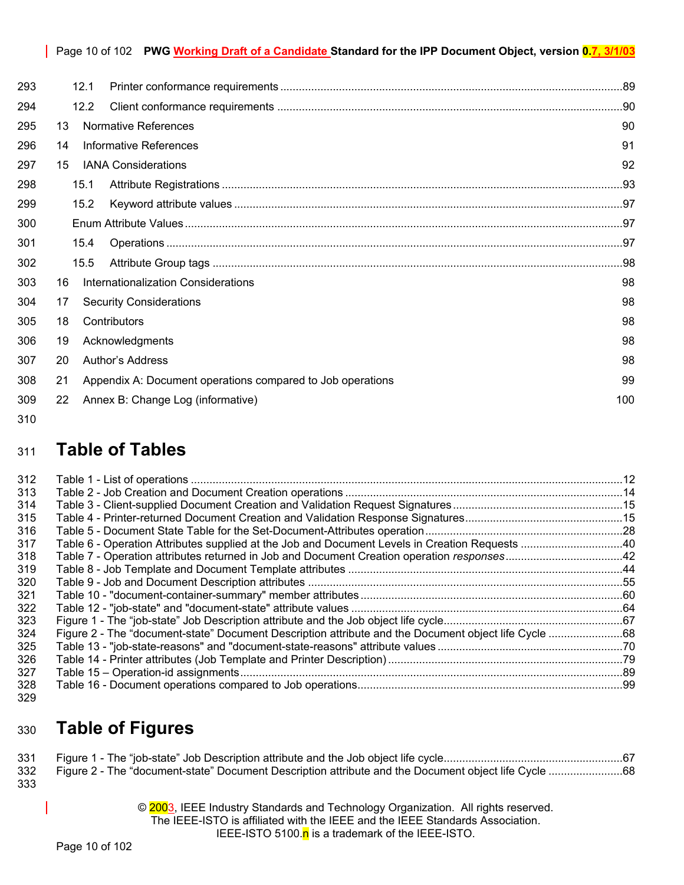12.1 Printer conformance requirements ....................................................................89
12.2 Client conformance requirements ....................................................................90
13 Normative References 90
14 Informative References 91
15 IANA Considerations 92
15.1 Attribute Registrations ....................................................................93
15.2 Keyword attribute values ....................................................................97
Enum Attribute Values ....................................................................97
15.4 Operations ....................................................................97
15.5 Attribute Group tags ....................................................................98
16 Internationalization Considerations 98
17 Security Considerations 98
18 Contributors 98
19 Acknowledgments 98
20 Author's Address 98
21 Appendix A: Document operations compared to Job operations 99
22 Annex B: Change Log (informative) 100

# Table of Tables

Table 1 - List of operations ....................................................................12
Table 2 - Job Creation and Document Creation operations ....................................................................14
Table 3 - Client-supplied Document Creation and Validation Request Signatures ....................................................................15
Table 4 - Printer-returned Document Creation and Validation Response Signatures ....................................................................15
Table 5 - Document State Table for the Set-Document-Attributes operation ....................................................................28
Table 6 - Operation Attributes supplied at the Job and Document Levels in Creation Requests ....................................................................40
Table 7 - Operation attributes returned in Job and Document Creation operation *responses* ....................................................................42
Table 8 - Job Template and Document Template attributes ....................................................................44
Table 9 - Job and Document Description attributes ....................................................................55
Table 10 - "document-container-summary" member attributes ....................................................................60
Table 12 - "job-state" and "document-state" attribute values ....................................................................64
Figure 1 - The "job-state" Job Description attribute and the Job object life cycle ....................................................................67
Figure 2 - The "document-state" Document Description attribute and the Document object life Cycle ....................................................................68
Table 13 - "job-state-reasons" and "document-state-reasons" attribute values ....................................................................70
Table 14 - Printer attributes (Job Template and Printer Description) ....................................................................79
Table 15 – Operation-id assignments ....................................................................89
Table 16 - Document operations compared to Job operations ....................................................................99

# Table of Figures

Figure 1 - The "job-state" Job Description attribute and the Job object life cycle ....................................................................67
Figure 2 - The "document-state" Document Description attribute and the Document object life Cycle ....................................................................68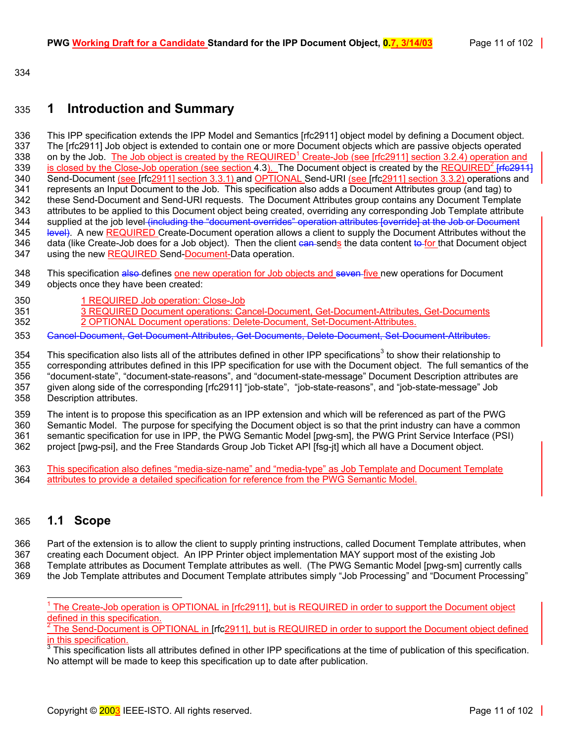# 1 Introduction and Summary

This IPP specification extends the IPP Model and Semantics [rfc2911] object model by defining a Document object. The [rfc2911] Job object is extended to contain one or more Document objects which are passive objects operated on by the Job. The Job object is created by the REQUIRED[1] Create-Job (see [rfc2911] section 3.2.4) operation and is closed by the Close-Job operation (see section 4.3). The Document object is created by the REQUIRED[2] Send-Document (see [rfc2911] section 3.3.1) and OPTIONAL Send-URI (see [rfc2911] section 3.3.2) operations and represents an Input Document to the Job. This specification also adds a Document Attributes group (and tag) to these Send-Document and Send-URI requests. The Document Attributes group contains any Document Template attributes to be applied to this Document object being created, overriding any corresponding Job Template attribute supplied at the job level. A new REQUIRED Create-Document operation allows a client to supply the Document Attributes without the data (like Create-Job does for a Job object). Then the client sends the data content for that Document object using the new REQUIRED Send-Document-Data operation.

This specification defines one new operation for Job objects and five new operations for Document objects once they have been created:

- 1 REQUIRED Job operation: Close-Job
- 3 REQUIRED Document operations: Cancel-Document, Get-Document-Attributes, Get-Documents
- 2 OPTIONAL Document operations: Delete-Document, Set-Document-Attributes.

This specification also lists all of the attributes defined in other IPP specifications[3] to show their relationship to corresponding attributes defined in this IPP specification for use with the Document object. The full semantics of the "document-state", "document-state-reasons", and "document-state-message" Document Description attributes are given along side of the corresponding [rfc2911] "job-state", "job-state-reasons", and "job-state-message" Job Description attributes.

The intent is to propose this specification as an IPP extension and which will be referenced as part of the PWG Semantic Model. The purpose for specifying the Document object is so that the print industry can have a common semantic specification for use in IPP, the PWG Semantic Model [pwg-sm], the PWG Print Service Interface (PSI) project [pwg-psi], and the Free Standards Group Job Ticket API [fsg-jt] which all have a Document object.

This specification also defines "media-size-name" and "media-type" as Job Template and Document Template attributes to provide a detailed specification for reference from the PWG Semantic Model.

## 1.1 Scope

Part of the extension is to allow the client to supply printing instructions, called Document Template attributes, when creating each Document object. An IPP Printer object implementation MAY support most of the existing Job Template attributes as Document Template attributes as well. (The PWG Semantic Model [pwg-sm] currently calls the Job Template attributes and Document Template attributes simply "Job Processing" and "Document Processing"

---

[1] The Create-Job operation is OPTIONAL in [rfc2911], but is REQUIRED in order to support the Document object defined in this specification.

[2] The Send-Document is OPTIONAL in [rfc2911], but is REQUIRED in order to support the Document object defined in this specification.

[3] This specification lists all attributes defined in other IPP specifications at the time of publication of this specification. No attempt will be made to keep this specification up to date after publication.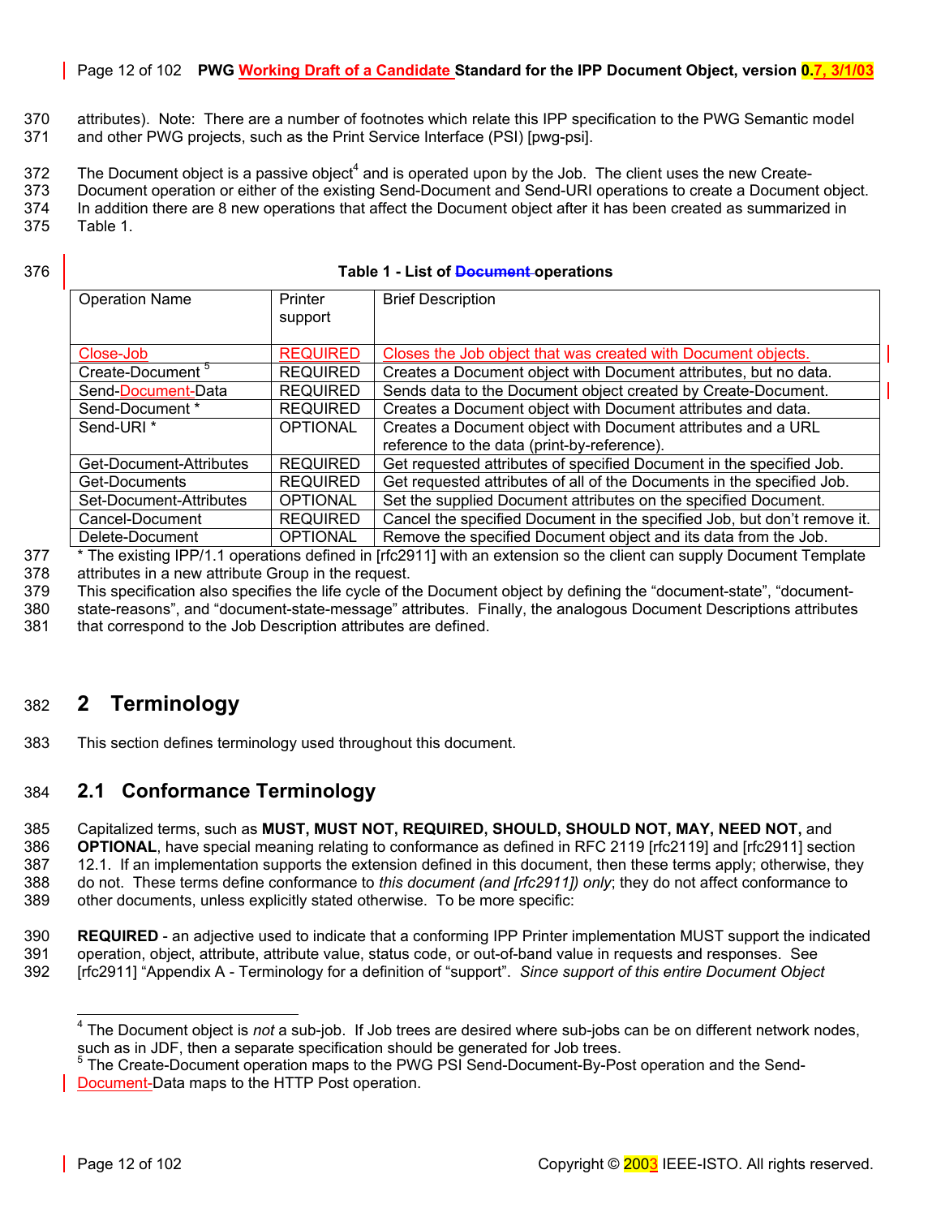attributes). Note: There are a number of footnotes which relate this IPP specification to the PWG Semantic model and other PWG projects, such as the Print Service Interface (PSI) [pwg-psi].

The Document object is a passive object[4] and is operated upon by the Job. The client uses the new Create-Document operation or either of the existing Send-Document and Send-URI operations to create a Document object. In addition there are 8 new operations that affect the Document object after it has been created as summarized in Table 1.

**Table 1 - List of ~~Document~~ operations**

| Operation Name | Printer support | Brief Description |
|---|---|---|
| Close-Job | REQUIRED | Closes the Job object that was created with Document objects. |
| Create-Document [5] | REQUIRED | Creates a Document object with Document attributes, but no data. |
| Send-Document-Data | REQUIRED | Sends data to the Document object created by Create-Document. |
| Send-Document * | REQUIRED | Creates a Document object with Document attributes and data. |
| Send-URI * | OPTIONAL | Creates a Document object with Document attributes and a URL reference to the data (print-by-reference). |
| Get-Document-Attributes | REQUIRED | Get requested attributes of specified Document in the specified Job. |
| Get-Documents | REQUIRED | Get requested attributes of all of the Documents in the specified Job. |
| Set-Document-Attributes | OPTIONAL | Set the supplied Document attributes on the specified Document. |
| Cancel-Document | REQUIRED | Cancel the specified Document in the specified Job, but don't remove it. |
| Delete-Document | OPTIONAL | Remove the specified Document object and its data from the Job. |

* The existing IPP/1.1 operations defined in [rfc2911] with an extension so the client can supply Document Template attributes in a new attribute Group in the request.

This specification also specifies the life cycle of the Document object by defining the "document-state", "document-state-reasons", and "document-state-message" attributes. Finally, the analogous Document Descriptions attributes that correspond to the Job Description attributes are defined.

# 2 Terminology

This section defines terminology used throughout this document.

## 2.1 Conformance Terminology

Capitalized terms, such as **MUST, MUST NOT, REQUIRED, SHOULD, SHOULD NOT, MAY, NEED NOT,** and **OPTIONAL**, have special meaning relating to conformance as defined in RFC 2119 [rfc2119] and [rfc2911] section 12.1. If an implementation supports the extension defined in this document, then these terms apply; otherwise, they do not. These terms define conformance to *this document (and [rfc2911]) only*; they do not affect conformance to other documents, unless explicitly stated otherwise. To be more specific:

**REQUIRED** - an adjective used to indicate that a conforming IPP Printer implementation MUST support the indicated operation, object, attribute, attribute value, status code, or out-of-band value in requests and responses. See [rfc2911] "Appendix A - Terminology for a definition of "support". *Since support of this entire Document Object*

---

[4] The Document object is *not* a sub-job. If Job trees are desired where sub-jobs can be on different network nodes, such as in JDF, then a separate specification should be generated for Job trees.

[5] The Create-Document operation maps to the PWG PSI Send-Document-By-Post operation and the Send-Document-Data maps to the HTTP Post operation.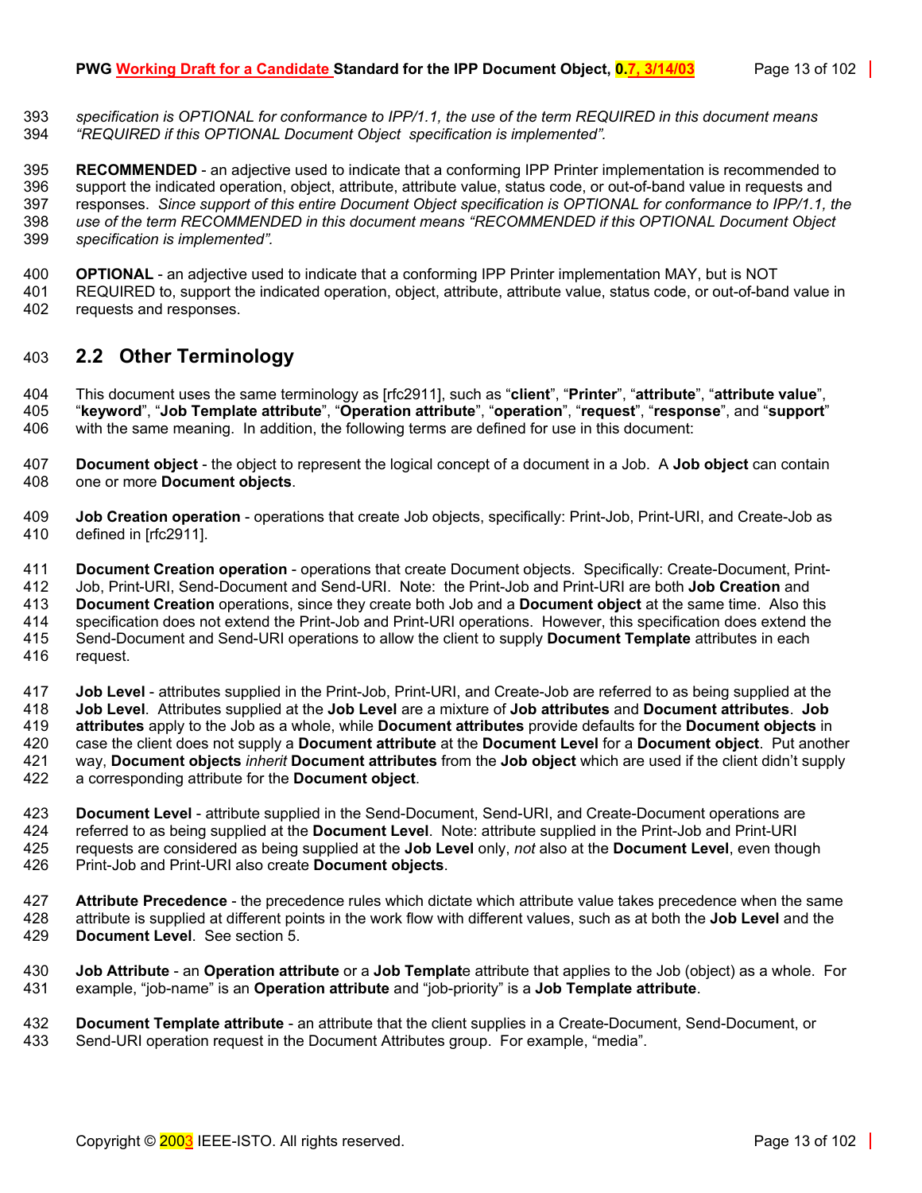*specification is OPTIONAL for conformance to IPP/1.1, the use of the term REQUIRED in this document means "REQUIRED if this OPTIONAL Document Object specification is implemented".*

**RECOMMENDED** - an adjective used to indicate that a conforming IPP Printer implementation is recommended to support the indicated operation, object, attribute, attribute value, status code, or out-of-band value in requests and responses. *Since support of this entire Document Object specification is OPTIONAL for conformance to IPP/1.1, the use of the term RECOMMENDED in this document means "RECOMMENDED if this OPTIONAL Document Object specification is implemented".*

**OPTIONAL** - an adjective used to indicate that a conforming IPP Printer implementation MAY, but is NOT REQUIRED to, support the indicated operation, object, attribute, attribute value, status code, or out-of-band value in requests and responses.

## 2.2 Other Terminology

This document uses the same terminology as [rfc2911], such as "**client**", "**Printer**", "**attribute**", "**attribute value**", "**keyword**", "**Job Template attribute**", "**Operation attribute**", "**operation**", "**request**", "**response**", and "**support**" with the same meaning. In addition, the following terms are defined for use in this document:

**Document object** - the object to represent the logical concept of a document in a Job. A **Job object** can contain one or more **Document objects**.

**Job Creation operation** - operations that create Job objects, specifically: Print-Job, Print-URI, and Create-Job as defined in [rfc2911].

**Document Creation operation** - operations that create Document objects. Specifically: Create-Document, Print-Job, Print-URI, Send-Document and Send-URI. Note: the Print-Job and Print-URI are both **Job Creation** and **Document Creation** operations, since they create both Job and a **Document object** at the same time. Also this specification does not extend the Print-Job and Print-URI operations. However, this specification does extend the Send-Document and Send-URI operations to allow the client to supply **Document Template** attributes in each request.

**Job Level** - attributes supplied in the Print-Job, Print-URI, and Create-Job are referred to as being supplied at the **Job Level**. Attributes supplied at the **Job Level** are a mixture of **Job attributes** and **Document attributes**. **Job attributes** apply to the Job as a whole, while **Document attributes** provide defaults for the **Document objects** in case the client does not supply a **Document attribute** at the **Document Level** for a **Document object**. Put another way, **Document objects** *inherit* **Document attributes** from the **Job object** which are used if the client didn't supply a corresponding attribute for the **Document object**.

**Document Level** - attribute supplied in the Send-Document, Send-URI, and Create-Document operations are referred to as being supplied at the **Document Level**. Note: attribute supplied in the Print-Job and Print-URI requests are considered as being supplied at the **Job Level** only, *not* also at the **Document Level**, even though Print-Job and Print-URI also create **Document objects**.

**Attribute Precedence** - the precedence rules which dictate which attribute value takes precedence when the same attribute is supplied at different points in the work flow with different values, such as at both the **Job Level** and the **Document Level**. See section 5.

**Job Attribute** - an **Operation attribute** or a **Job Templat**e attribute that applies to the Job (object) as a whole. For example, "job-name" is an **Operation attribute** and "job-priority" is a **Job Template attribute**.

**Document Template attribute** - an attribute that the client supplies in a Create-Document, Send-Document, or Send-URI operation request in the Document Attributes group. For example, "media".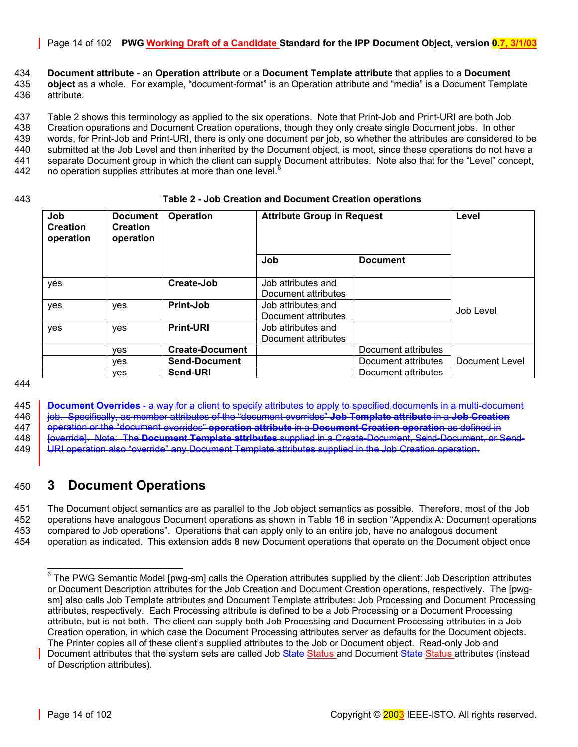434 **Document attribute** - an **Operation attribute** or a **Document Template attribute** that applies to a **Document**
435 **object** as a whole. For example, "document-format" is an Operation attribute and "media" is a Document Template
436 attribute.

437 Table 2 shows this terminology as applied to the six operations. Note that Print-Job and Print-URI are both Job
438 Creation operations and Document Creation operations, though they only create single Document jobs. In other
439 words, for Print-Job and Print-URI, there is only one document per job, so whether the attributes are considered to be
440 submitted at the Job Level and then inherited by the Document object, is moot, since these operations do not have a
441 separate Document group in which the client can supply Document attributes. Note also that for the "Level" concept,
442 no operation supplies attributes at more than one level.[6]

443 **Table 2 - Job Creation and Document Creation operations**

| Job Creation operation | Document Creation operation | Operation | Attribute Group in Request | | Level |
|---|---|---|---|---|---|
| | | | **Job** | **Document** | |
| yes | | **Create-Job** | Job attributes and Document attributes | | Job Level |
| yes | yes | **Print-Job** | Job attributes and Document attributes | | |
| yes | yes | **Print-URI** | Job attributes and Document attributes | | |
| | yes | **Create-Document** | | Document attributes | Document Level |
| | yes | **Send-Document** | | Document attributes | |
| | yes | **Send-URI** | | Document attributes | |

444

445 ~~**Document Overrides** - a way for a client to specify attributes to apply to specified documents in a multi-document~~
446 ~~job. Specifically, as member attributes of the "document-overrides" **Job Template attribute** in a **Job Creation**~~
447 ~~operation or the "document-overrides" **operation attribute** in a **Document Creation operation** as defined in~~
448 ~~[override]. Note: The **Document Template attributes** supplied in a Create-Document, Send-Document, or Send-~~
449 ~~URI operation also "override" any Document Template attributes supplied in the Job Creation operation.~~

## 450 3 Document Operations

451 The Document object semantics are as parallel to the Job object semantics as possible. Therefore, most of the Job
452 operations have analogous Document operations as shown in Table 16 in section "Appendix A: Document operations
453 compared to Job operations". Operations that can apply only to an entire job, have no analogous document
454 operation as indicated. This extension adds 8 new Document operations that operate on the Document object once

[6] The PWG Semantic Model [pwg-sm] calls the Operation attributes supplied by the client: Job Description attributes or Document Description attributes for the Job Creation and Document Creation operations, respectively. The [pwg-sm] also calls Job Template attributes and Document Template attributes: Job Processing and Document Processing attributes, respectively. Each Processing attribute is defined to be a Job Processing or a Document Processing attribute, but is not both. The client can supply both Job Processing and Document Processing attributes in a Job Creation operation, in which case the Document Processing attributes server as defaults for the Document objects. The Printer copies all of these client's supplied attributes to the Job or Document object. Read-only Job and Document attributes that the system sets are called Job ~~State~~ Status and Document ~~State~~ Status attributes (instead of Description attributes).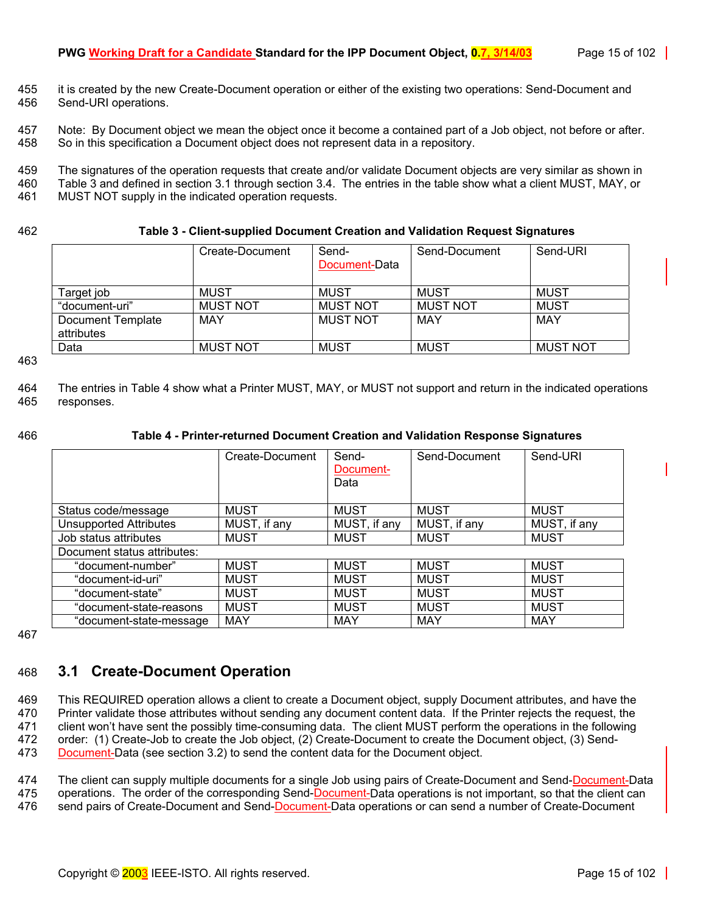it is created by the new Create-Document operation or either of the existing two operations: Send-Document and Send-URI operations.

Note: By Document object we mean the object once it become a contained part of a Job object, not before or after. So in this specification a Document object does not represent data in a repository.

The signatures of the operation requests that create and/or validate Document objects are very similar as shown in Table 3 and defined in section 3.1 through section 3.4. The entries in the table show what a client MUST, MAY, or MUST NOT supply in the indicated operation requests.

**Table 3 - Client-supplied Document Creation and Validation Request Signatures**

| | Create-Document | Send-Document-Data | Send-Document | Send-URI |
|---|---|---|---|---|
| Target job | MUST | MUST | MUST | MUST |
| "document-uri" | MUST NOT | MUST NOT | MUST NOT | MUST |
| Document Template attributes | MAY | MUST NOT | MAY | MAY |
| Data | MUST NOT | MUST | MUST | MUST NOT |

The entries in Table 4 show what a Printer MUST, MAY, or MUST not support and return in the indicated operations responses.

**Table 4 - Printer-returned Document Creation and Validation Response Signatures**

| | Create-Document | Send-Document-Data | Send-Document | Send-URI |
|---|---|---|---|---|
| Status code/message | MUST | MUST | MUST | MUST |
| Unsupported Attributes | MUST, if any | MUST, if any | MUST, if any | MUST, if any |
| Job status attributes | MUST | MUST | MUST | MUST |
| Document status attributes: | | | | |
| "document-number" | MUST | MUST | MUST | MUST |
| "document-id-uri" | MUST | MUST | MUST | MUST |
| "document-state" | MUST | MUST | MUST | MUST |
| "document-state-reasons | MUST | MUST | MUST | MUST |
| "document-state-message | MAY | MAY | MAY | MAY |

## 3.1 Create-Document Operation

This REQUIRED operation allows a client to create a Document object, supply Document attributes, and have the Printer validate those attributes without sending any document content data. If the Printer rejects the request, the client won't have sent the possibly time-consuming data. The client MUST perform the operations in the following order: (1) Create-Job to create the Job object, (2) Create-Document to create the Document object, (3) Send-Document-Data (see section 3.2) to send the content data for the Document object.

The client can supply multiple documents for a single Job using pairs of Create-Document and Send-Document-Data operations. The order of the corresponding Send-Document-Data operations is not important, so that the client can send pairs of Create-Document and Send-Document-Data operations or can send a number of Create-Document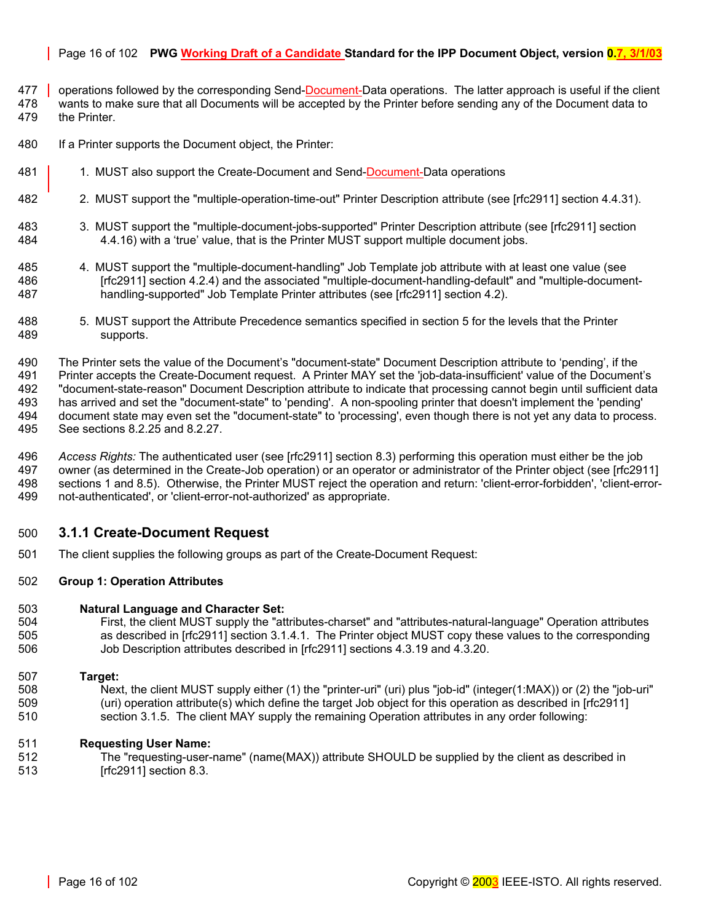operations followed by the corresponding Send-Document-Data operations. The latter approach is useful if the client wants to make sure that all Documents will be accepted by the Printer before sending any of the Document data to the Printer.

If a Printer supports the Document object, the Printer:

1. MUST also support the Create-Document and Send-Document-Data operations
2. MUST support the "multiple-operation-time-out" Printer Description attribute (see [rfc2911] section 4.4.31).
3. MUST support the "multiple-document-jobs-supported" Printer Description attribute (see [rfc2911] section 4.4.16) with a 'true' value, that is the Printer MUST support multiple document jobs.
4. MUST support the "multiple-document-handling" Job Template job attribute with at least one value (see [rfc2911] section 4.2.4) and the associated "multiple-document-handling-default" and "multiple-document-handling-supported" Job Template Printer attributes (see [rfc2911] section 4.2).
5. MUST support the Attribute Precedence semantics specified in section 5 for the levels that the Printer supports.

The Printer sets the value of the Document's "document-state" Document Description attribute to 'pending', if the Printer accepts the Create-Document request. A Printer MAY set the 'job-data-insufficient' value of the Document's "document-state-reason" Document Description attribute to indicate that processing cannot begin until sufficient data has arrived and set the "document-state" to 'pending'. A non-spooling printer that doesn't implement the 'pending' document state may even set the "document-state" to 'processing', even though there is not yet any data to process. See sections 8.2.25 and 8.2.27.

*Access Rights:* The authenticated user (see [rfc2911] section 8.3) performing this operation must either be the job owner (as determined in the Create-Job operation) or an operator or administrator of the Printer object (see [rfc2911] sections 1 and 8.5). Otherwise, the Printer MUST reject the operation and return: 'client-error-forbidden', 'client-error-not-authenticated', or 'client-error-not-authorized' as appropriate.

### 3.1.1 Create-Document Request

The client supplies the following groups as part of the Create-Document Request:

**Group 1: Operation Attributes**

**Natural Language and Character Set:**
First, the client MUST supply the "attributes-charset" and "attributes-natural-language" Operation attributes as described in [rfc2911] section 3.1.4.1. The Printer object MUST copy these values to the corresponding Job Description attributes described in [rfc2911] sections 4.3.19 and 4.3.20.

**Target:**
Next, the client MUST supply either (1) the "printer-uri" (uri) plus "job-id" (integer(1:MAX)) or (2) the "job-uri" (uri) operation attribute(s) which define the target Job object for this operation as described in [rfc2911] section 3.1.5. The client MAY supply the remaining Operation attributes in any order following:

**Requesting User Name:**
The "requesting-user-name" (name(MAX)) attribute SHOULD be supplied by the client as described in [rfc2911] section 8.3.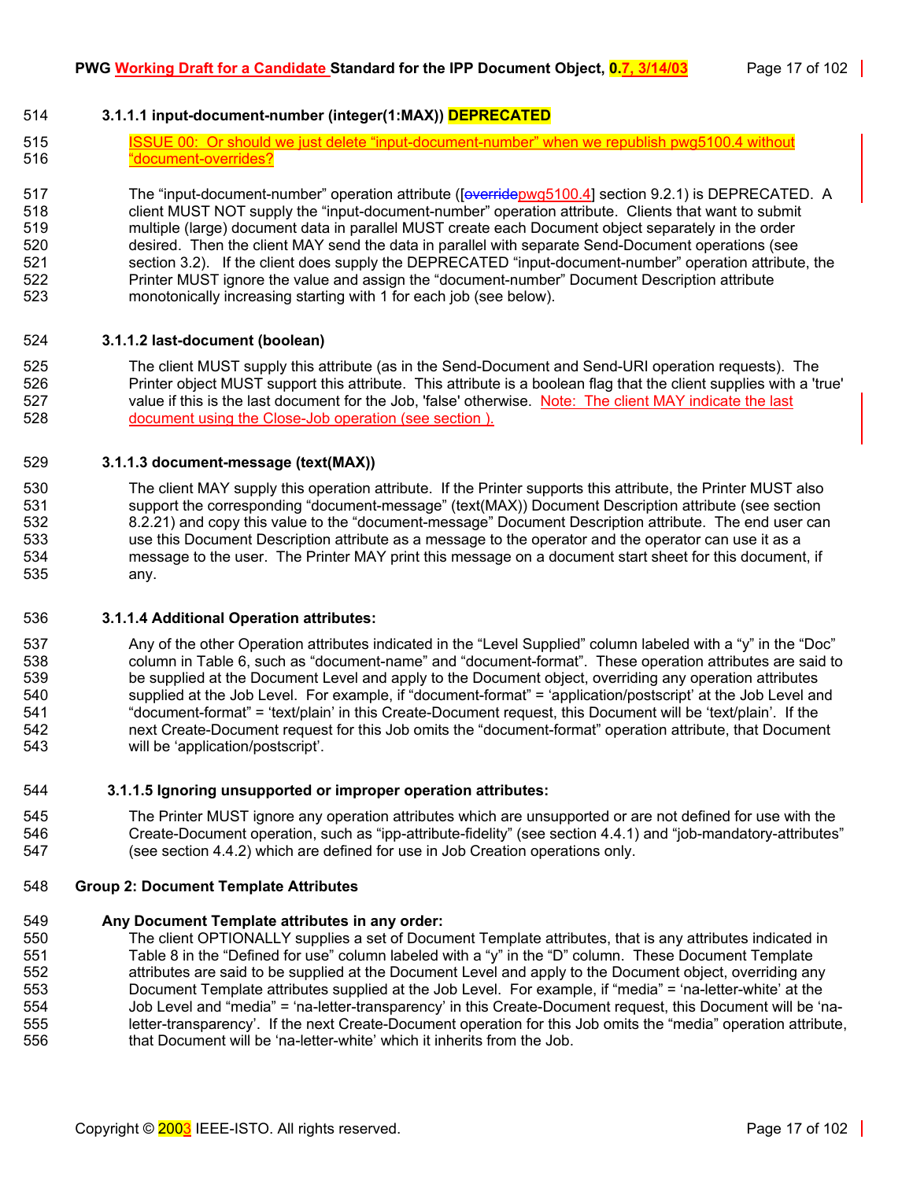#### 3.1.1.1 input-document-number (integer(1:MAX)) DEPRECATED

ISSUE 00: Or should we just delete "input-document-number" when we republish pwg5100.4 without "document-overrides?

The "input-document-number" operation attribute ([overridepwg5100.4] section 9.2.1) is DEPRECATED. A client MUST NOT supply the "input-document-number" operation attribute. Clients that want to submit multiple (large) document data in parallel MUST create each Document object separately in the order desired. Then the client MAY send the data in parallel with separate Send-Document operations (see section 3.2). If the client does supply the DEPRECATED "input-document-number" operation attribute, the Printer MUST ignore the value and assign the "document-number" Document Description attribute monotonically increasing starting with 1 for each job (see below).

#### 3.1.1.2 last-document (boolean)

The client MUST supply this attribute (as in the Send-Document and Send-URI operation requests). The Printer object MUST support this attribute. This attribute is a boolean flag that the client supplies with a 'true' value if this is the last document for the Job, 'false' otherwise. Note: The client MAY indicate the last document using the Close-Job operation (see section ).

#### 3.1.1.3 document-message (text(MAX))

The client MAY supply this operation attribute. If the Printer supports this attribute, the Printer MUST also support the corresponding "document-message" (text(MAX)) Document Description attribute (see section 8.2.21) and copy this value to the "document-message" Document Description attribute. The end user can use this Document Description attribute as a message to the operator and the operator can use it as a message to the user. The Printer MAY print this message on a document start sheet for this document, if any.

#### 3.1.1.4 Additional Operation attributes:

Any of the other Operation attributes indicated in the "Level Supplied" column labeled with a "y" in the "Doc" column in Table 6, such as "document-name" and "document-format". These operation attributes are said to be supplied at the Document Level and apply to the Document object, overriding any operation attributes supplied at the Job Level. For example, if "document-format" = 'application/postscript' at the Job Level and "document-format" = 'text/plain' in this Create-Document request, this Document will be 'text/plain'. If the next Create-Document request for this Job omits the "document-format" operation attribute, that Document will be 'application/postscript'.

#### 3.1.1.5 Ignoring unsupported or improper operation attributes:

The Printer MUST ignore any operation attributes which are unsupported or are not defined for use with the Create-Document operation, such as "ipp-attribute-fidelity" (see section 4.4.1) and "job-mandatory-attributes" (see section 4.4.2) which are defined for use in Job Creation operations only.

**Group 2: Document Template Attributes**

**Any Document Template attributes in any order:**

The client OPTIONALLY supplies a set of Document Template attributes, that is any attributes indicated in Table 8 in the "Defined for use" column labeled with a "y" in the "D" column. These Document Template attributes are said to be supplied at the Document Level and apply to the Document object, overriding any Document Template attributes supplied at the Job Level. For example, if "media" = 'na-letter-white' at the Job Level and "media" = 'na-letter-transparency' in this Create-Document request, this Document will be 'na-letter-transparency'. If the next Create-Document operation for this Job omits the "media" operation attribute, that Document will be 'na-letter-white' which it inherits from the Job.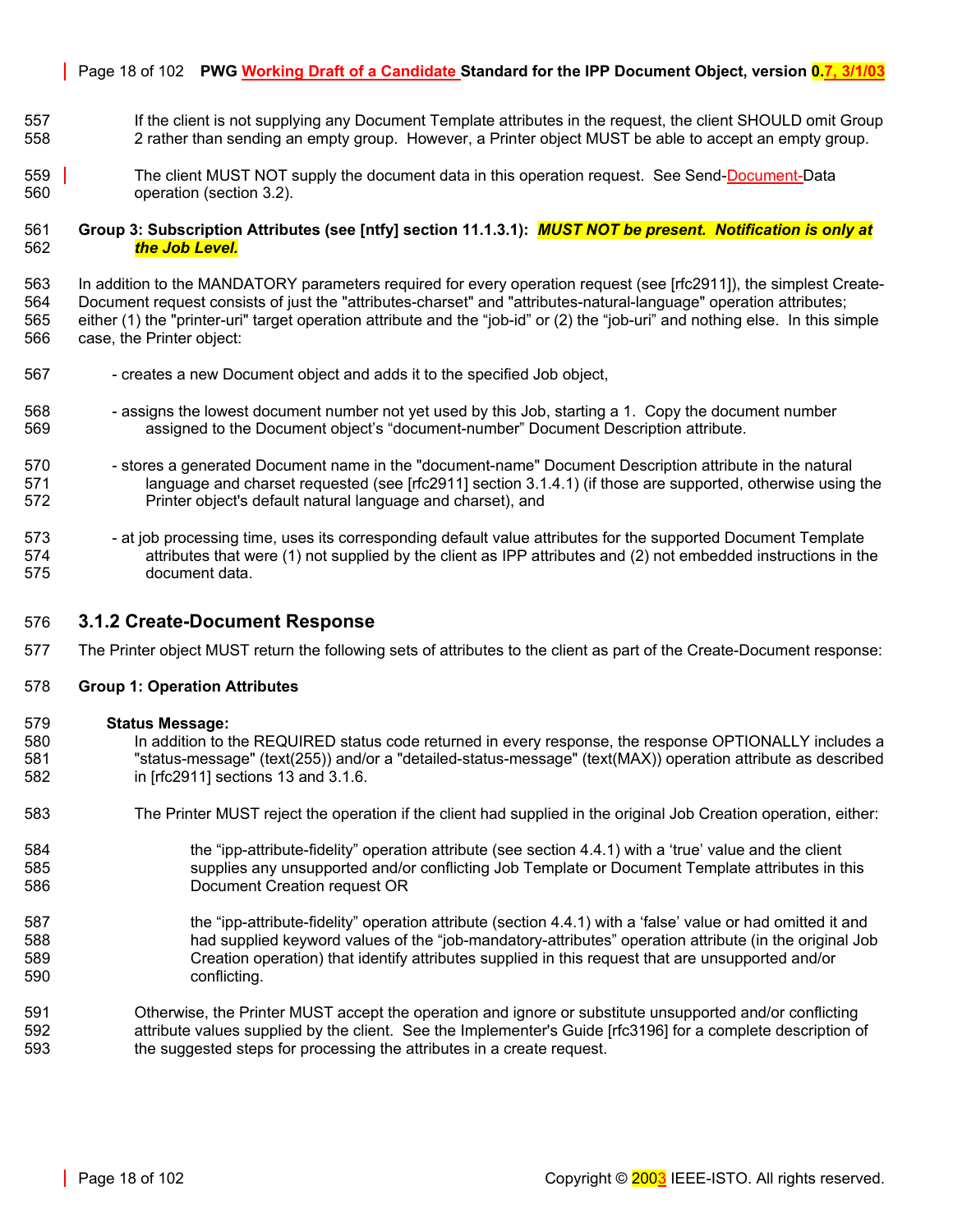If the client is not supplying any Document Template attributes in the request, the client SHOULD omit Group 2 rather than sending an empty group. However, a Printer object MUST be able to accept an empty group.

The client MUST NOT supply the document data in this operation request. See Send-Document-Data operation (section 3.2).

**Group 3: Subscription Attributes (see [ntfy] section 11.1.3.1):** ***MUST NOT be present. Notification is only at the Job Level.***

In addition to the MANDATORY parameters required for every operation request (see [rfc2911]), the simplest Create-Document request consists of just the "attributes-charset" and "attributes-natural-language" operation attributes; either (1) the "printer-uri" target operation attribute and the “job-id” or (2) the “job-uri” and nothing else. In this simple case, the Printer object:

- creates a new Document object and adds it to the specified Job object,
- assigns the lowest document number not yet used by this Job, starting a 1. Copy the document number assigned to the Document object’s “document-number” Document Description attribute.
- stores a generated Document name in the "document-name" Document Description attribute in the natural language and charset requested (see [rfc2911] section 3.1.4.1) (if those are supported, otherwise using the Printer object's default natural language and charset), and
- at job processing time, uses its corresponding default value attributes for the supported Document Template attributes that were (1) not supplied by the client as IPP attributes and (2) not embedded instructions in the document data.

### 3.1.2 Create-Document Response

The Printer object MUST return the following sets of attributes to the client as part of the Create-Document response:

**Group 1: Operation Attributes**

**Status Message:**

In addition to the REQUIRED status code returned in every response, the response OPTIONALLY includes a "status-message" (text(255)) and/or a "detailed-status-message" (text(MAX)) operation attribute as described in [rfc2911] sections 13 and 3.1.6.

The Printer MUST reject the operation if the client had supplied in the original Job Creation operation, either:

the “ipp-attribute-fidelity” operation attribute (see section 4.4.1) with a ‘true’ value and the client supplies any unsupported and/or conflicting Job Template or Document Template attributes in this Document Creation request OR

the “ipp-attribute-fidelity” operation attribute (section 4.4.1) with a ‘false’ value or had omitted it and had supplied keyword values of the “job-mandatory-attributes” operation attribute (in the original Job Creation operation) that identify attributes supplied in this request that are unsupported and/or conflicting.

Otherwise, the Printer MUST accept the operation and ignore or substitute unsupported and/or conflicting attribute values supplied by the client. See the Implementer's Guide [rfc3196] for a complete description of the suggested steps for processing the attributes in a create request.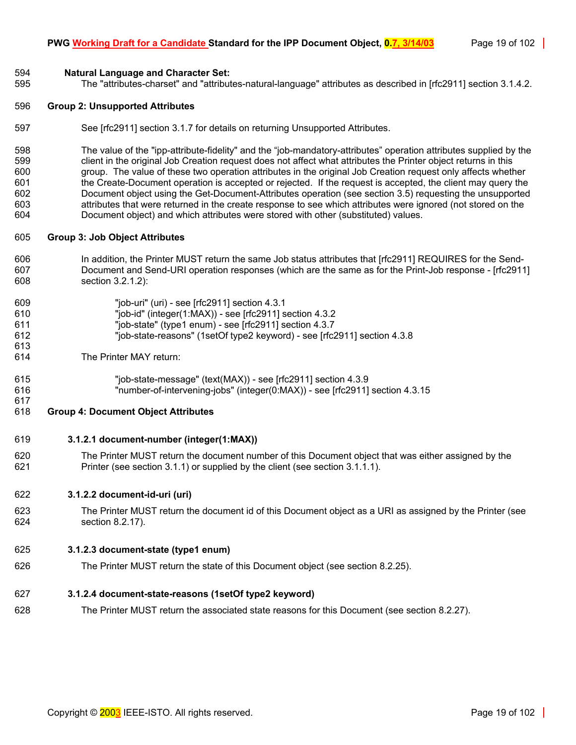**Natural Language and Character Set:**

The "attributes-charset" and "attributes-natural-language" attributes as described in [rfc2911] section 3.1.4.2.

**Group 2: Unsupported Attributes**

See [rfc2911] section 3.1.7 for details on returning Unsupported Attributes.

The value of the "ipp-attribute-fidelity" and the "job-mandatory-attributes" operation attributes supplied by the client in the original Job Creation request does not affect what attributes the Printer object returns in this group. The value of these two operation attributes in the original Job Creation request only affects whether the Create-Document operation is accepted or rejected. If the request is accepted, the client may query the Document object using the Get-Document-Attributes operation (see section 3.5) requesting the unsupported attributes that were returned in the create response to see which attributes were ignored (not stored on the Document object) and which attributes were stored with other (substituted) values.

**Group 3: Job Object Attributes**

In addition, the Printer MUST return the same Job status attributes that [rfc2911] REQUIRES for the Send-Document and Send-URI operation responses (which are the same as for the Print-Job response - [rfc2911] section 3.2.1.2):

"job-uri" (uri) - see [rfc2911] section 4.3.1
"job-id" (integer(1:MAX)) - see [rfc2911] section 4.3.2
"job-state" (type1 enum) - see [rfc2911] section 4.3.7
"job-state-reasons" (1setOf type2 keyword) - see [rfc2911] section 4.3.8

The Printer MAY return:

"job-state-message" (text(MAX)) - see [rfc2911] section 4.3.9
"number-of-intervening-jobs" (integer(0:MAX)) - see [rfc2911] section 4.3.15

**Group 4: Document Object Attributes**

#### 3.1.2.1 document-number (integer(1:MAX))

The Printer MUST return the document number of this Document object that was either assigned by the Printer (see section 3.1.1) or supplied by the client (see section 3.1.1.1).

#### 3.1.2.2 document-id-uri (uri)

The Printer MUST return the document id of this Document object as a URI as assigned by the Printer (see section 8.2.17).

#### 3.1.2.3 document-state (type1 enum)

The Printer MUST return the state of this Document object (see section 8.2.25).

#### 3.1.2.4 document-state-reasons (1setOf type2 keyword)

The Printer MUST return the associated state reasons for this Document (see section 8.2.27).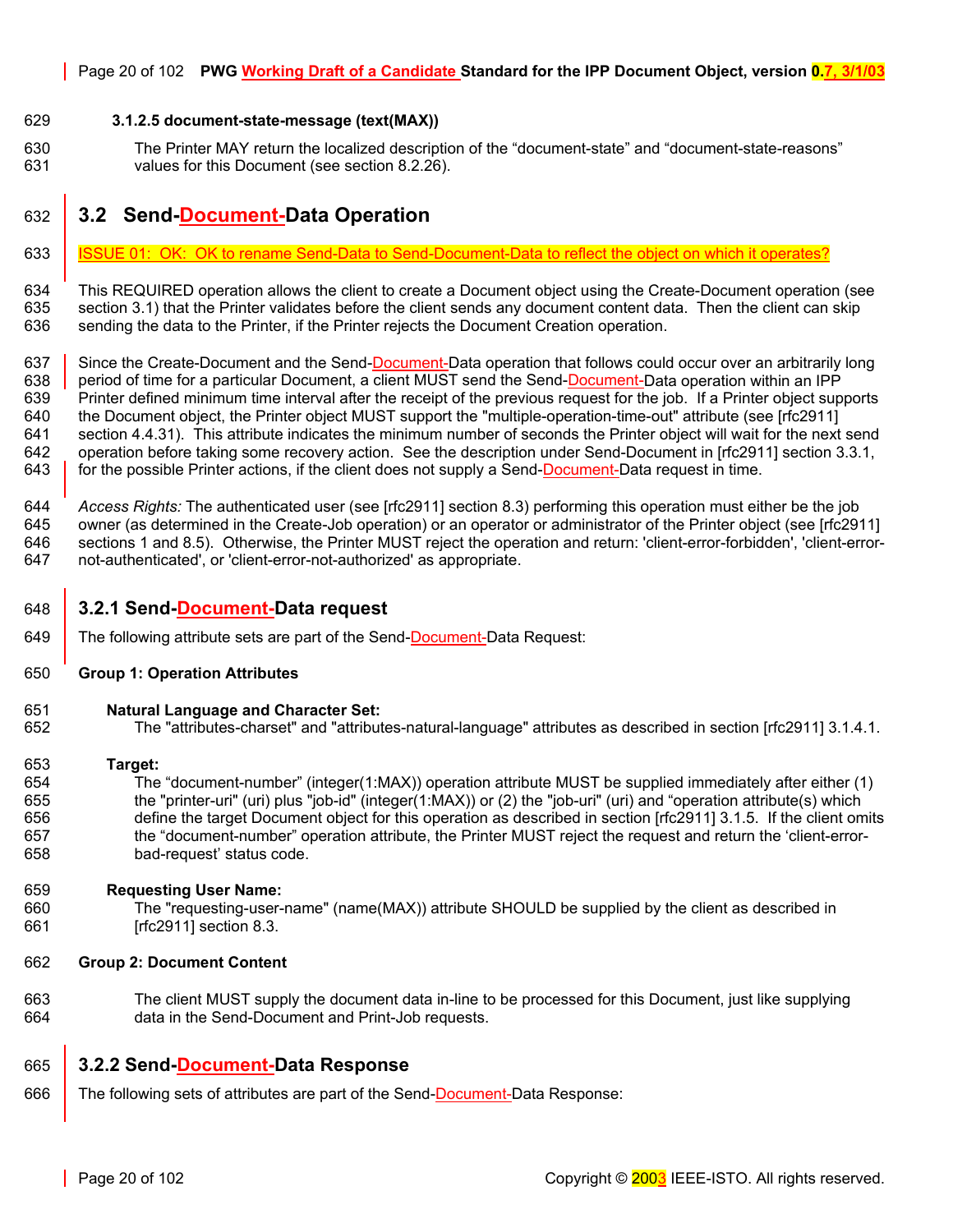#### 3.1.2.5 document-state-message (text(MAX))

The Printer MAY return the localized description of the “document-state” and “document-state-reasons” values for this Document (see section 8.2.26).

## 3.2 Send-Document-Data Operation

ISSUE 01: OK: OK to rename Send-Data to Send-Document-Data to reflect the object on which it operates?

This REQUIRED operation allows the client to create a Document object using the Create-Document operation (see section 3.1) that the Printer validates before the client sends any document content data. Then the client can skip sending the data to the Printer, if the Printer rejects the Document Creation operation.

Since the Create-Document and the Send-Document-Data operation that follows could occur over an arbitrarily long period of time for a particular Document, a client MUST send the Send-Document-Data operation within an IPP Printer defined minimum time interval after the receipt of the previous request for the job. If a Printer object supports the Document object, the Printer object MUST support the "multiple-operation-time-out" attribute (see [rfc2911] section 4.4.31). This attribute indicates the minimum number of seconds the Printer object will wait for the next send operation before taking some recovery action. See the description under Send-Document in [rfc2911] section 3.3.1, for the possible Printer actions, if the client does not supply a Send-Document-Data request in time.

*Access Rights:* The authenticated user (see [rfc2911] section 8.3) performing this operation must either be the job owner (as determined in the Create-Job operation) or an operator or administrator of the Printer object (see [rfc2911] sections 1 and 8.5). Otherwise, the Printer MUST reject the operation and return: 'client-error-forbidden', 'client-error-not-authenticated', or 'client-error-not-authorized' as appropriate.

### 3.2.1 Send-Document-Data request

The following attribute sets are part of the Send-Document-Data Request:

**Group 1: Operation Attributes**

**Natural Language and Character Set:**
The "attributes-charset" and "attributes-natural-language" attributes as described in section [rfc2911] 3.1.4.1.

**Target:**
The “document-number” (integer(1:MAX)) operation attribute MUST be supplied immediately after either (1) the "printer-uri" (uri) plus "job-id" (integer(1:MAX)) or (2) the "job-uri" (uri) and “operation attribute(s) which define the target Document object for this operation as described in section [rfc2911] 3.1.5. If the client omits the “document-number” operation attribute, the Printer MUST reject the request and return the ‘client-error-bad-request’ status code.

**Requesting User Name:**
The "requesting-user-name" (name(MAX)) attribute SHOULD be supplied by the client as described in [rfc2911] section 8.3.

**Group 2: Document Content**

The client MUST supply the document data in-line to be processed for this Document, just like supplying data in the Send-Document and Print-Job requests.

### 3.2.2 Send-Document-Data Response

The following sets of attributes are part of the Send-Document-Data Response: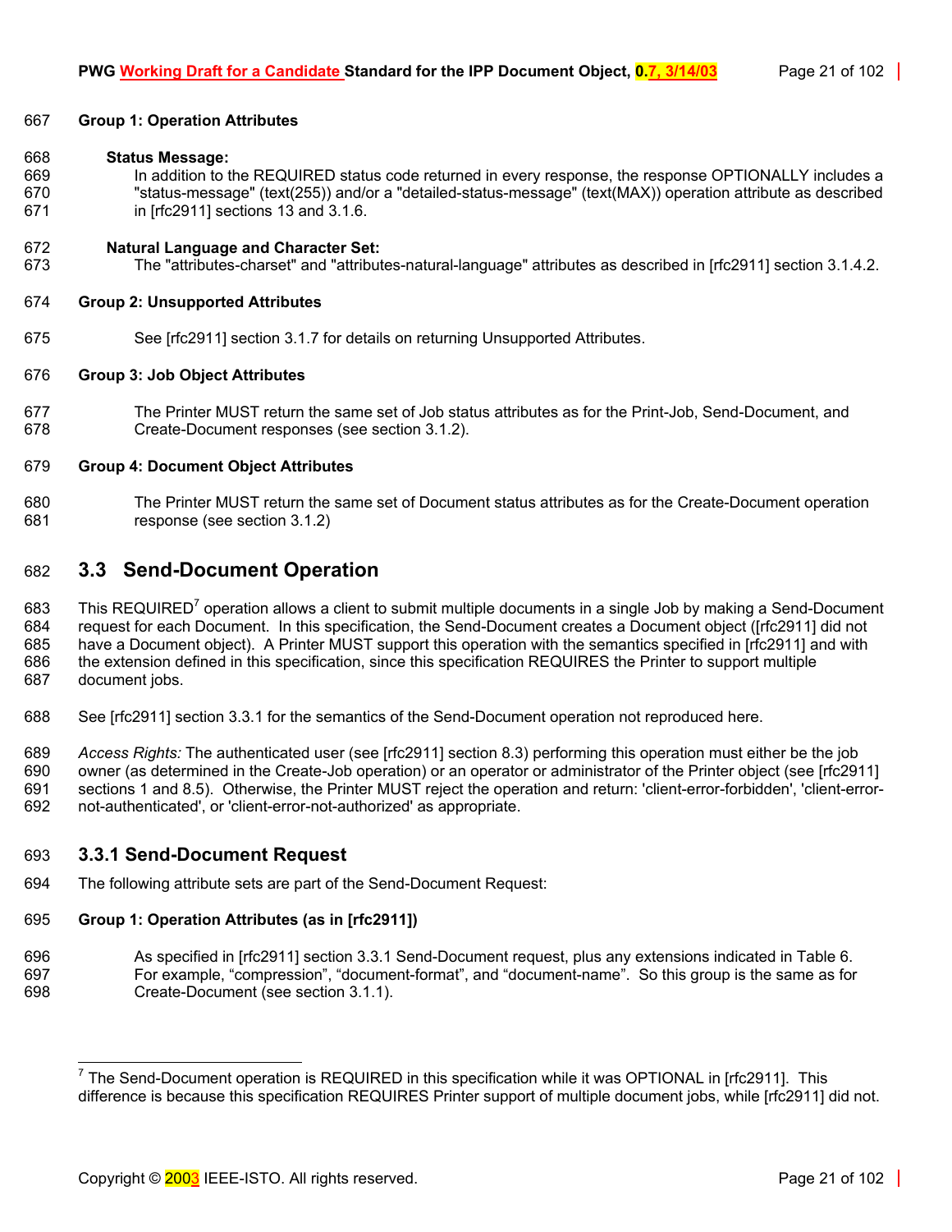**Group 1: Operation Attributes**

**Status Message:**

In addition to the REQUIRED status code returned in every response, the response OPTIONALLY includes a "status-message" (text(255)) and/or a "detailed-status-message" (text(MAX)) operation attribute as described in [rfc2911] sections 13 and 3.1.6.

**Natural Language and Character Set:**

The "attributes-charset" and "attributes-natural-language" attributes as described in [rfc2911] section 3.1.4.2.

**Group 2: Unsupported Attributes**

See [rfc2911] section 3.1.7 for details on returning Unsupported Attributes.

**Group 3: Job Object Attributes**

The Printer MUST return the same set of Job status attributes as for the Print-Job, Send-Document, and Create-Document responses (see section 3.1.2).

**Group 4: Document Object Attributes**

The Printer MUST return the same set of Document status attributes as for the Create-Document operation response (see section 3.1.2)

## 3.3 Send-Document Operation

This REQUIRED[7] operation allows a client to submit multiple documents in a single Job by making a Send-Document request for each Document. In this specification, the Send-Document creates a Document object ([rfc2911] did not have a Document object). A Printer MUST support this operation with the semantics specified in [rfc2911] and with the extension defined in this specification, since this specification REQUIRES the Printer to support multiple document jobs.

See [rfc2911] section 3.3.1 for the semantics of the Send-Document operation not reproduced here.

*Access Rights:* The authenticated user (see [rfc2911] section 8.3) performing this operation must either be the job owner (as determined in the Create-Job operation) or an operator or administrator of the Printer object (see [rfc2911] sections 1 and 8.5). Otherwise, the Printer MUST reject the operation and return: 'client-error-forbidden', 'client-error-not-authenticated', or 'client-error-not-authorized' as appropriate.

### 3.3.1 Send-Document Request

The following attribute sets are part of the Send-Document Request:

**Group 1: Operation Attributes (as in [rfc2911])**

As specified in [rfc2911] section 3.3.1 Send-Document request, plus any extensions indicated in Table 6. For example, “compression”, “document-format”, and “document-name”. So this group is the same as for Create-Document (see section 3.1.1).

---

[7] The Send-Document operation is REQUIRED in this specification while it was OPTIONAL in [rfc2911]. This difference is because this specification REQUIRES Printer support of multiple document jobs, while [rfc2911] did not.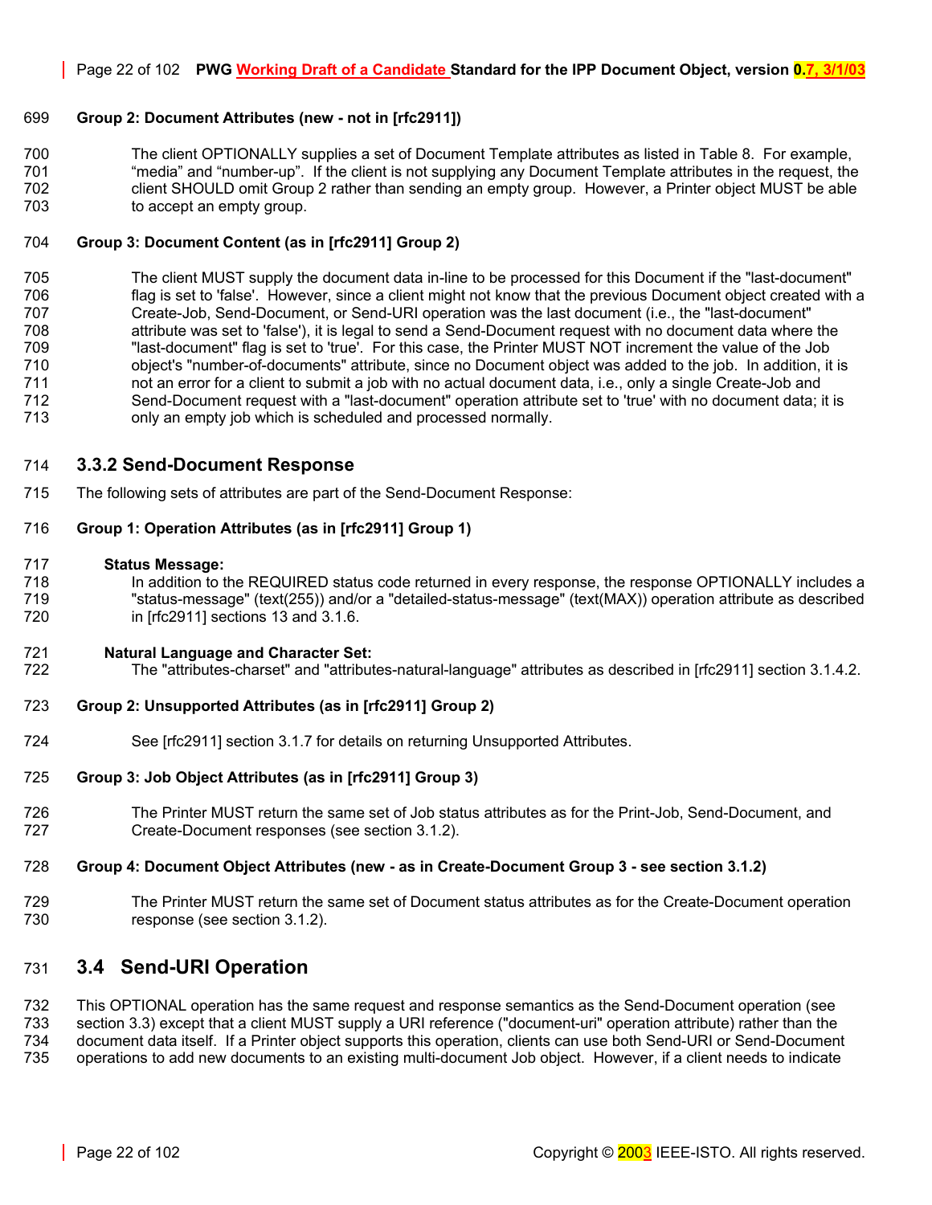**Group 2: Document Attributes (new - not in [rfc2911])**

The client OPTIONALLY supplies a set of Document Template attributes as listed in Table 8. For example, “media” and “number-up”. If the client is not supplying any Document Template attributes in the request, the client SHOULD omit Group 2 rather than sending an empty group. However, a Printer object MUST be able to accept an empty group.

**Group 3: Document Content (as in [rfc2911] Group 2)**

The client MUST supply the document data in-line to be processed for this Document if the "last-document" flag is set to 'false'. However, since a client might not know that the previous Document object created with a Create-Job, Send-Document, or Send-URI operation was the last document (i.e., the "last-document" attribute was set to 'false'), it is legal to send a Send-Document request with no document data where the "last-document" flag is set to 'true'. For this case, the Printer MUST NOT increment the value of the Job object's "number-of-documents" attribute, since no Document object was added to the job. In addition, it is not an error for a client to submit a job with no actual document data, i.e., only a single Create-Job and Send-Document request with a "last-document" operation attribute set to 'true' with no document data; it is only an empty job which is scheduled and processed normally.

### 3.3.2 Send-Document Response

The following sets of attributes are part of the Send-Document Response:

**Group 1: Operation Attributes (as in [rfc2911] Group 1)**

**Status Message:**
In addition to the REQUIRED status code returned in every response, the response OPTIONALLY includes a "status-message" (text(255)) and/or a "detailed-status-message" (text(MAX)) operation attribute as described in [rfc2911] sections 13 and 3.1.6.

**Natural Language and Character Set:**
The "attributes-charset" and "attributes-natural-language" attributes as described in [rfc2911] section 3.1.4.2.

**Group 2: Unsupported Attributes (as in [rfc2911] Group 2)**

See [rfc2911] section 3.1.7 for details on returning Unsupported Attributes.

**Group 3: Job Object Attributes (as in [rfc2911] Group 3)**

The Printer MUST return the same set of Job status attributes as for the Print-Job, Send-Document, and Create-Document responses (see section 3.1.2).

**Group 4: Document Object Attributes (new - as in Create-Document Group 3 - see section 3.1.2)**

The Printer MUST return the same set of Document status attributes as for the Create-Document operation response (see section 3.1.2).

## 3.4 Send-URI Operation

This OPTIONAL operation has the same request and response semantics as the Send-Document operation (see section 3.3) except that a client MUST supply a URI reference ("document-uri" operation attribute) rather than the document data itself. If a Printer object supports this operation, clients can use both Send-URI or Send-Document operations to add new documents to an existing multi-document Job object. However, if a client needs to indicate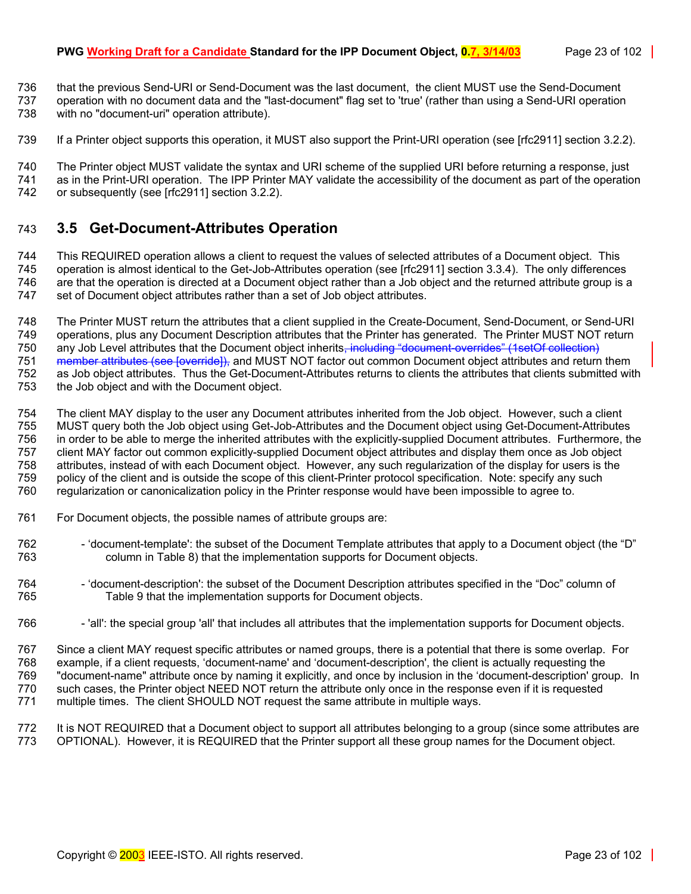that the previous Send-URI or Send-Document was the last document, the client MUST use the Send-Document operation with no document data and the "last-document" flag set to 'true' (rather than using a Send-URI operation with no "document-uri" operation attribute).

If a Printer object supports this operation, it MUST also support the Print-URI operation (see [rfc2911] section 3.2.2).

The Printer object MUST validate the syntax and URI scheme of the supplied URI before returning a response, just as in the Print-URI operation. The IPP Printer MAY validate the accessibility of the document as part of the operation or subsequently (see [rfc2911] section 3.2.2).

## 3.5 Get-Document-Attributes Operation

This REQUIRED operation allows a client to request the values of selected attributes of a Document object. This operation is almost identical to the Get-Job-Attributes operation (see [rfc2911] section 3.3.4). The only differences are that the operation is directed at a Document object rather than a Job object and the returned attribute group is a set of Document object attributes rather than a set of Job object attributes.

The Printer MUST return the attributes that a client supplied in the Create-Document, Send-Document, or Send-URI operations, plus any Document Description attributes that the Printer has generated. The Printer MUST NOT return any Job Level attributes that the Document object inherits~~, including "document-overrides" (1setOf collection) member attributes (see [override]),~~ and MUST NOT factor out common Document object attributes and return them as Job object attributes. Thus the Get-Document-Attributes returns to clients the attributes that clients submitted with the Job object and with the Document object.

The client MAY display to the user any Document attributes inherited from the Job object. However, such a client MUST query both the Job object using Get-Job-Attributes and the Document object using Get-Document-Attributes in order to be able to merge the inherited attributes with the explicitly-supplied Document attributes. Furthermore, the client MAY factor out common explicitly-supplied Document object attributes and display them once as Job object attributes, instead of with each Document object. However, any such regularization of the display for users is the policy of the client and is outside the scope of this client-Printer protocol specification. Note: specify any such regularization or canonicalization policy in the Printer response would have been impossible to agree to.

For Document objects, the possible names of attribute groups are:

- 'document-template': the subset of the Document Template attributes that apply to a Document object (the "D" column in Table 8) that the implementation supports for Document objects.
- 'document-description': the subset of the Document Description attributes specified in the "Doc" column of Table 9 that the implementation supports for Document objects.
- 'all': the special group 'all' that includes all attributes that the implementation supports for Document objects.

Since a client MAY request specific attributes or named groups, there is a potential that there is some overlap. For example, if a client requests, 'document-name' and 'document-description', the client is actually requesting the "document-name" attribute once by naming it explicitly, and once by inclusion in the 'document-description' group. In such cases, the Printer object NEED NOT return the attribute only once in the response even if it is requested multiple times. The client SHOULD NOT request the same attribute in multiple ways.

It is NOT REQUIRED that a Document object to support all attributes belonging to a group (since some attributes are OPTIONAL). However, it is REQUIRED that the Printer support all these group names for the Document object.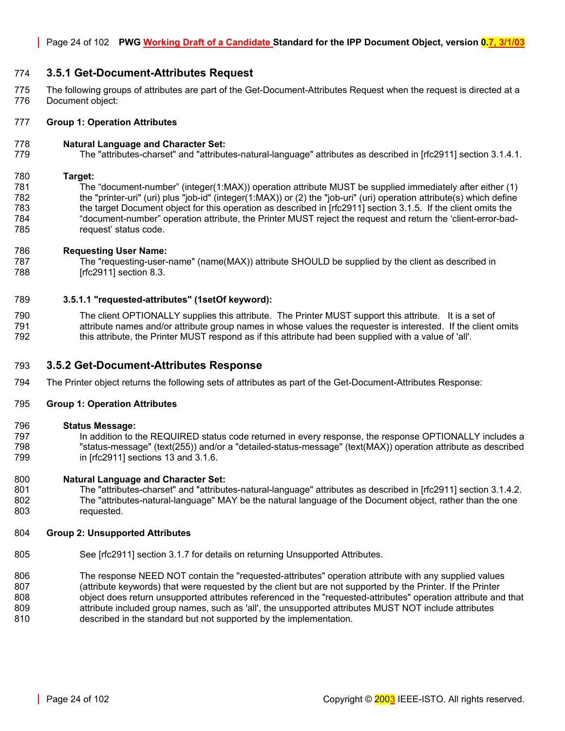### 3.5.1 Get-Document-Attributes Request

The following groups of attributes are part of the Get-Document-Attributes Request when the request is directed at a Document object:

**Group 1: Operation Attributes**

**Natural Language and Character Set:**
The "attributes-charset" and "attributes-natural-language" attributes as described in [rfc2911] section 3.1.4.1.

**Target:**
The "document-number" (integer(1:MAX)) operation attribute MUST be supplied immediately after either (1) the "printer-uri" (uri) plus "job-id" (integer(1:MAX)) or (2) the "job-uri" (uri) operation attribute(s) which define the target Document object for this operation as described in [rfc2911] section 3.1.5. If the client omits the "document-number" operation attribute, the Printer MUST reject the request and return the 'client-error-bad-request' status code.

**Requesting User Name:**
The "requesting-user-name" (name(MAX)) attribute SHOULD be supplied by the client as described in [rfc2911] section 8.3.

#### 3.5.1.1 "requested-attributes" (1setOf keyword):

The client OPTIONALLY supplies this attribute. The Printer MUST support this attribute. It is a set of attribute names and/or attribute group names in whose values the requester is interested. If the client omits this attribute, the Printer MUST respond as if this attribute had been supplied with a value of 'all'.

### 3.5.2 Get-Document-Attributes Response

The Printer object returns the following sets of attributes as part of the Get-Document-Attributes Response:

**Group 1: Operation Attributes**

**Status Message:**
In addition to the REQUIRED status code returned in every response, the response OPTIONALLY includes a "status-message" (text(255)) and/or a "detailed-status-message" (text(MAX)) operation attribute as described in [rfc2911] sections 13 and 3.1.6.

**Natural Language and Character Set:**
The "attributes-charset" and "attributes-natural-language" attributes as described in [rfc2911] section 3.1.4.2. The "attributes-natural-language" MAY be the natural language of the Document object, rather than the one requested.

**Group 2: Unsupported Attributes**

See [rfc2911] section 3.1.7 for details on returning Unsupported Attributes.

The response NEED NOT contain the "requested-attributes" operation attribute with any supplied values (attribute keywords) that were requested by the client but are not supported by the Printer. If the Printer object does return unsupported attributes referenced in the "requested-attributes" operation attribute and that attribute included group names, such as 'all', the unsupported attributes MUST NOT include attributes described in the standard but not supported by the implementation.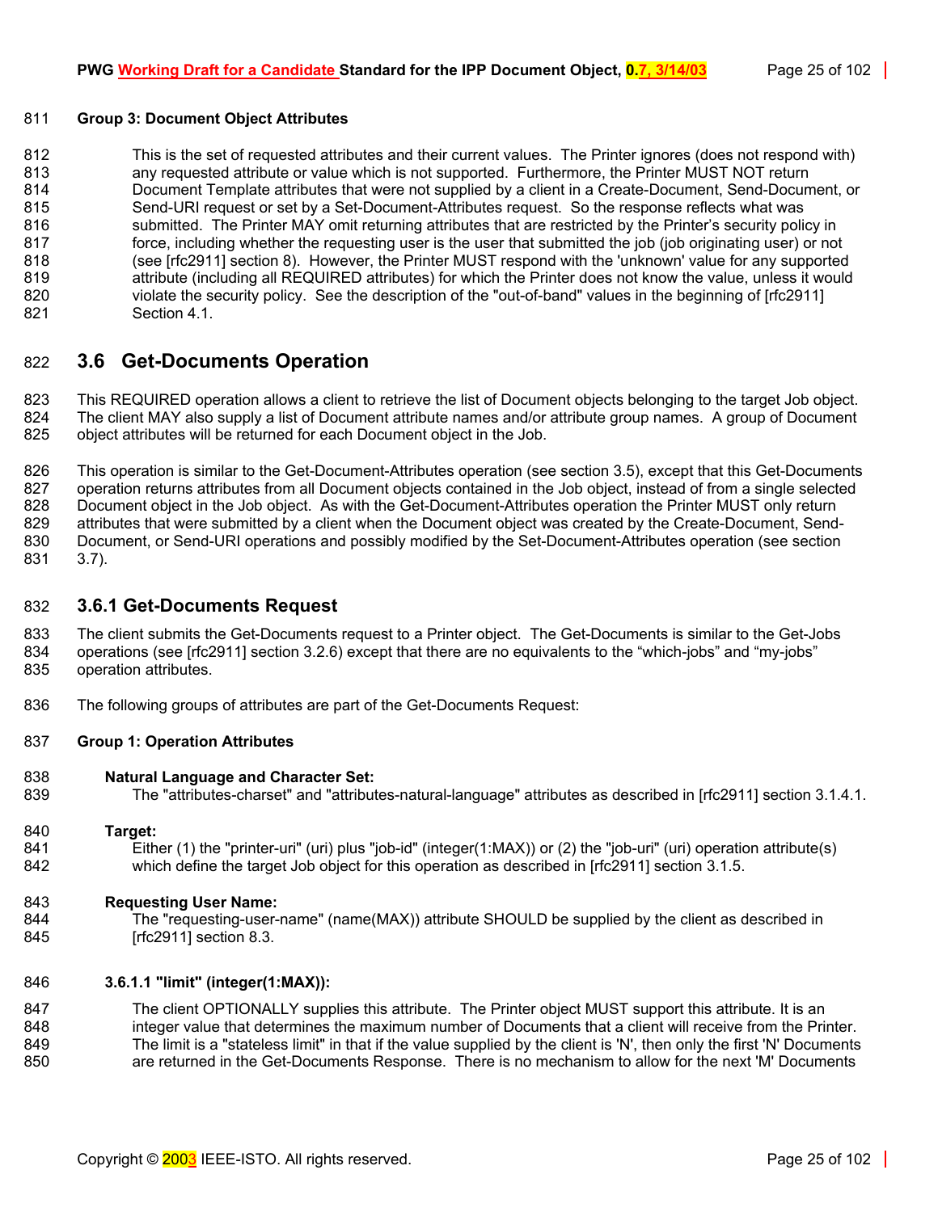**Group 3: Document Object Attributes**

This is the set of requested attributes and their current values. The Printer ignores (does not respond with) any requested attribute or value which is not supported. Furthermore, the Printer MUST NOT return Document Template attributes that were not supplied by a client in a Create-Document, Send-Document, or Send-URI request or set by a Set-Document-Attributes request. So the response reflects what was submitted. The Printer MAY omit returning attributes that are restricted by the Printer's security policy in force, including whether the requesting user is the user that submitted the job (job originating user) or not (see [rfc2911] section 8). However, the Printer MUST respond with the 'unknown' value for any supported attribute (including all REQUIRED attributes) for which the Printer does not know the value, unless it would violate the security policy. See the description of the "out-of-band" values in the beginning of [rfc2911] Section 4.1.

## 3.6 Get-Documents Operation

This REQUIRED operation allows a client to retrieve the list of Document objects belonging to the target Job object. The client MAY also supply a list of Document attribute names and/or attribute group names. A group of Document object attributes will be returned for each Document object in the Job.

This operation is similar to the Get-Document-Attributes operation (see section 3.5), except that this Get-Documents operation returns attributes from all Document objects contained in the Job object, instead of from a single selected Document object in the Job object. As with the Get-Document-Attributes operation the Printer MUST only return attributes that were submitted by a client when the Document object was created by the Create-Document, Send-Document, or Send-URI operations and possibly modified by the Set-Document-Attributes operation (see section 3.7).

### 3.6.1 Get-Documents Request

The client submits the Get-Documents request to a Printer object. The Get-Documents is similar to the Get-Jobs operations (see [rfc2911] section 3.2.6) except that there are no equivalents to the "which-jobs" and "my-jobs" operation attributes.

The following groups of attributes are part of the Get-Documents Request:

**Group 1: Operation Attributes**

**Natural Language and Character Set:**

The "attributes-charset" and "attributes-natural-language" attributes as described in [rfc2911] section 3.1.4.1.

**Target:**

Either (1) the "printer-uri" (uri) plus "job-id" (integer(1:MAX)) or (2) the "job-uri" (uri) operation attribute(s) which define the target Job object for this operation as described in [rfc2911] section 3.1.5.

**Requesting User Name:**

The "requesting-user-name" (name(MAX)) attribute SHOULD be supplied by the client as described in [rfc2911] section 8.3.

**3.6.1.1 "limit" (integer(1:MAX)):**

The client OPTIONALLY supplies this attribute. The Printer object MUST support this attribute. It is an integer value that determines the maximum number of Documents that a client will receive from the Printer. The limit is a "stateless limit" in that if the value supplied by the client is 'N', then only the first 'N' Documents are returned in the Get-Documents Response. There is no mechanism to allow for the next 'M' Documents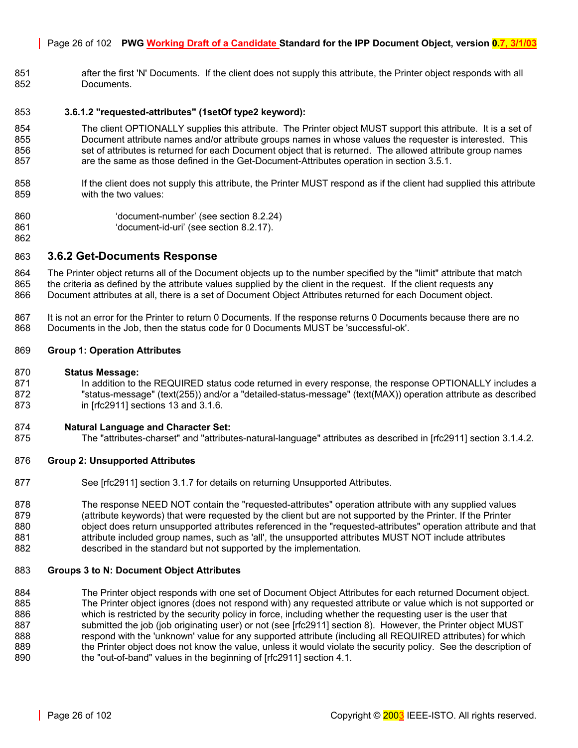after the first 'N' Documents. If the client does not supply this attribute, the Printer object responds with all Documents.

#### 3.6.1.2 "requested-attributes" (1setOf type2 keyword):

The client OPTIONALLY supplies this attribute. The Printer object MUST support this attribute. It is a set of Document attribute names and/or attribute groups names in whose values the requester is interested. This set of attributes is returned for each Document object that is returned. The allowed attribute group names are the same as those defined in the Get-Document-Attributes operation in section 3.5.1.

If the client does not supply this attribute, the Printer MUST respond as if the client had supplied this attribute with the two values:

'document-number' (see section 8.2.24)
'document-id-uri' (see section 8.2.17).

### 3.6.2 Get-Documents Response

The Printer object returns all of the Document objects up to the number specified by the "limit" attribute that match the criteria as defined by the attribute values supplied by the client in the request. If the client requests any Document attributes at all, there is a set of Document Object Attributes returned for each Document object.

It is not an error for the Printer to return 0 Documents. If the response returns 0 Documents because there are no Documents in the Job, then the status code for 0 Documents MUST be 'successful-ok'.

**Group 1: Operation Attributes**

**Status Message:**
In addition to the REQUIRED status code returned in every response, the response OPTIONALLY includes a "status-message" (text(255)) and/or a "detailed-status-message" (text(MAX)) operation attribute as described in [rfc2911] sections 13 and 3.1.6.

**Natural Language and Character Set:**
The "attributes-charset" and "attributes-natural-language" attributes as described in [rfc2911] section 3.1.4.2.

**Group 2: Unsupported Attributes**

See [rfc2911] section 3.1.7 for details on returning Unsupported Attributes.

The response NEED NOT contain the "requested-attributes" operation attribute with any supplied values (attribute keywords) that were requested by the client but are not supported by the Printer. If the Printer object does return unsupported attributes referenced in the "requested-attributes" operation attribute and that attribute included group names, such as 'all', the unsupported attributes MUST NOT include attributes described in the standard but not supported by the implementation.

**Groups 3 to N: Document Object Attributes**

The Printer object responds with one set of Document Object Attributes for each returned Document object. The Printer object ignores (does not respond with) any requested attribute or value which is not supported or which is restricted by the security policy in force, including whether the requesting user is the user that submitted the job (job originating user) or not (see [rfc2911] section 8). However, the Printer object MUST respond with the 'unknown' value for any supported attribute (including all REQUIRED attributes) for which the Printer object does not know the value, unless it would violate the security policy. See the description of the "out-of-band" values in the beginning of [rfc2911] section 4.1.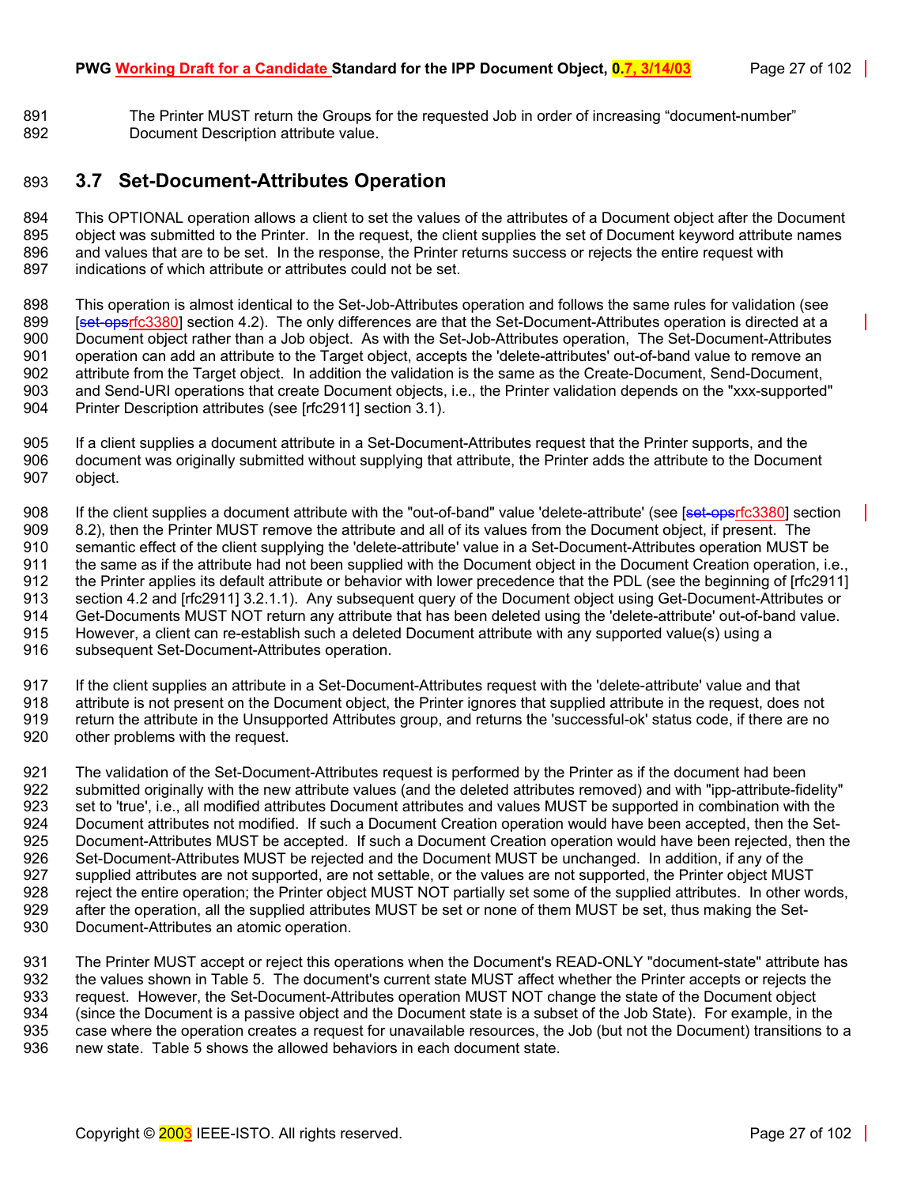The Printer MUST return the Groups for the requested Job in order of increasing "document-number" Document Description attribute value.

## 3.7 Set-Document-Attributes Operation

This OPTIONAL operation allows a client to set the values of the attributes of a Document object after the Document object was submitted to the Printer. In the request, the client supplies the set of Document keyword attribute names and values that are to be set. In the response, the Printer returns success or rejects the entire request with indications of which attribute or attributes could not be set.

This operation is almost identical to the Set-Job-Attributes operation and follows the same rules for validation (see [set-opsrfc3380] section 4.2). The only differences are that the Set-Document-Attributes operation is directed at a Document object rather than a Job object. As with the Set-Job-Attributes operation, The Set-Document-Attributes operation can add an attribute to the Target object, accepts the 'delete-attributes' out-of-band value to remove an attribute from the Target object. In addition the validation is the same as the Create-Document, Send-Document, and Send-URI operations that create Document objects, i.e., the Printer validation depends on the "xxx-supported" Printer Description attributes (see [rfc2911] section 3.1).

If a client supplies a document attribute in a Set-Document-Attributes request that the Printer supports, and the document was originally submitted without supplying that attribute, the Printer adds the attribute to the Document object.

If the client supplies a document attribute with the "out-of-band" value 'delete-attribute' (see [set-opsrfc3380] section 8.2), then the Printer MUST remove the attribute and all of its values from the Document object, if present. The semantic effect of the client supplying the 'delete-attribute' value in a Set-Document-Attributes operation MUST be the same as if the attribute had not been supplied with the Document object in the Document Creation operation, i.e., the Printer applies its default attribute or behavior with lower precedence that the PDL (see the beginning of [rfc2911] section 4.2 and [rfc2911] 3.2.1.1). Any subsequent query of the Document object using Get-Document-Attributes or Get-Documents MUST NOT return any attribute that has been deleted using the 'delete-attribute' out-of-band value. However, a client can re-establish such a deleted Document attribute with any supported value(s) using a subsequent Set-Document-Attributes operation.

If the client supplies an attribute in a Set-Document-Attributes request with the 'delete-attribute' value and that attribute is not present on the Document object, the Printer ignores that supplied attribute in the request, does not return the attribute in the Unsupported Attributes group, and returns the 'successful-ok' status code, if there are no other problems with the request.

The validation of the Set-Document-Attributes request is performed by the Printer as if the document had been submitted originally with the new attribute values (and the deleted attributes removed) and with "ipp-attribute-fidelity" set to 'true', i.e., all modified attributes Document attributes and values MUST be supported in combination with the Document attributes not modified. If such a Document Creation operation would have been accepted, then the Set-Document-Attributes MUST be accepted. If such a Document Creation operation would have been rejected, then the Set-Document-Attributes MUST be rejected and the Document MUST be unchanged. In addition, if any of the supplied attributes are not supported, are not settable, or the values are not supported, the Printer object MUST reject the entire operation; the Printer object MUST NOT partially set some of the supplied attributes. In other words, after the operation, all the supplied attributes MUST be set or none of them MUST be set, thus making the Set-Document-Attributes an atomic operation.

The Printer MUST accept or reject this operations when the Document's READ-ONLY "document-state" attribute has the values shown in Table 5. The document's current state MUST affect whether the Printer accepts or rejects the request. However, the Set-Document-Attributes operation MUST NOT change the state of the Document object (since the Document is a passive object and the Document state is a subset of the Job State). For example, in the case where the operation creates a request for unavailable resources, the Job (but not the Document) transitions to a new state. Table 5 shows the allowed behaviors in each document state.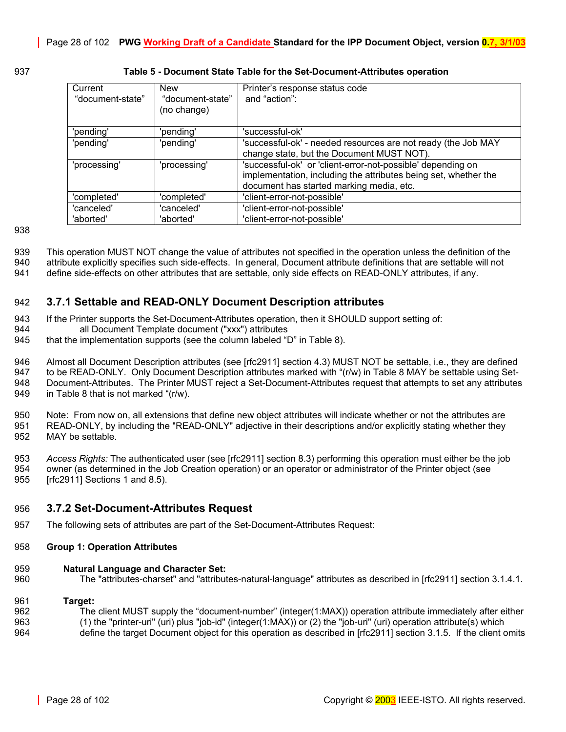**Table 5 - Document State Table for the Set-Document-Attributes operation**

| Current "document-state" | New "document-state" (no change) | Printer's response status code and "action": |
|---|---|---|
| 'pending' | 'pending' | 'successful-ok' |
| 'pending' | 'pending' | 'successful-ok' - needed resources are not ready (the Job MAY change state, but the Document MUST NOT). |
| 'processing' | 'processing' | 'successful-ok' or 'client-error-not-possible' depending on implementation, including the attributes being set, whether the document has started marking media, etc. |
| 'completed' | 'completed' | 'client-error-not-possible' |
| 'canceled' | 'canceled' | 'client-error-not-possible' |
| 'aborted' | 'aborted' | 'client-error-not-possible' |

This operation MUST NOT change the value of attributes not specified in the operation unless the definition of the attribute explicitly specifies such side-effects. In general, Document attribute definitions that are settable will not define side-effects on other attributes that are settable, only side effects on READ-ONLY attributes, if any.

### 3.7.1 Settable and READ-ONLY Document Description attributes

If the Printer supports the Set-Document-Attributes operation, then it SHOULD support setting of:
    all Document Template document ("xxx") attributes
that the implementation supports (see the column labeled "D" in Table 8).

Almost all Document Description attributes (see [rfc2911] section 4.3) MUST NOT be settable, i.e., they are defined to be READ-ONLY. Only Document Description attributes marked with "(r/w) in Table 8 MAY be settable using Set-Document-Attributes. The Printer MUST reject a Set-Document-Attributes request that attempts to set any attributes in Table 8 that is not marked "(r/w).

Note: From now on, all extensions that define new object attributes will indicate whether or not the attributes are READ-ONLY, by including the "READ-ONLY" adjective in their descriptions and/or explicitly stating whether they MAY be settable.

*Access Rights:* The authenticated user (see [rfc2911] section 8.3) performing this operation must either be the job owner (as determined in the Job Creation operation) or an operator or administrator of the Printer object (see [rfc2911] Sections 1 and 8.5).

### 3.7.2 Set-Document-Attributes Request

The following sets of attributes are part of the Set-Document-Attributes Request:

**Group 1: Operation Attributes**

**Natural Language and Character Set:**
The "attributes-charset" and "attributes-natural-language" attributes as described in [rfc2911] section 3.1.4.1.

**Target:**
The client MUST supply the "document-number" (integer(1:MAX)) operation attribute immediately after either (1) the "printer-uri" (uri) plus "job-id" (integer(1:MAX)) or (2) the "job-uri" (uri) operation attribute(s) which define the target Document object for this operation as described in [rfc2911] section 3.1.5. If the client omits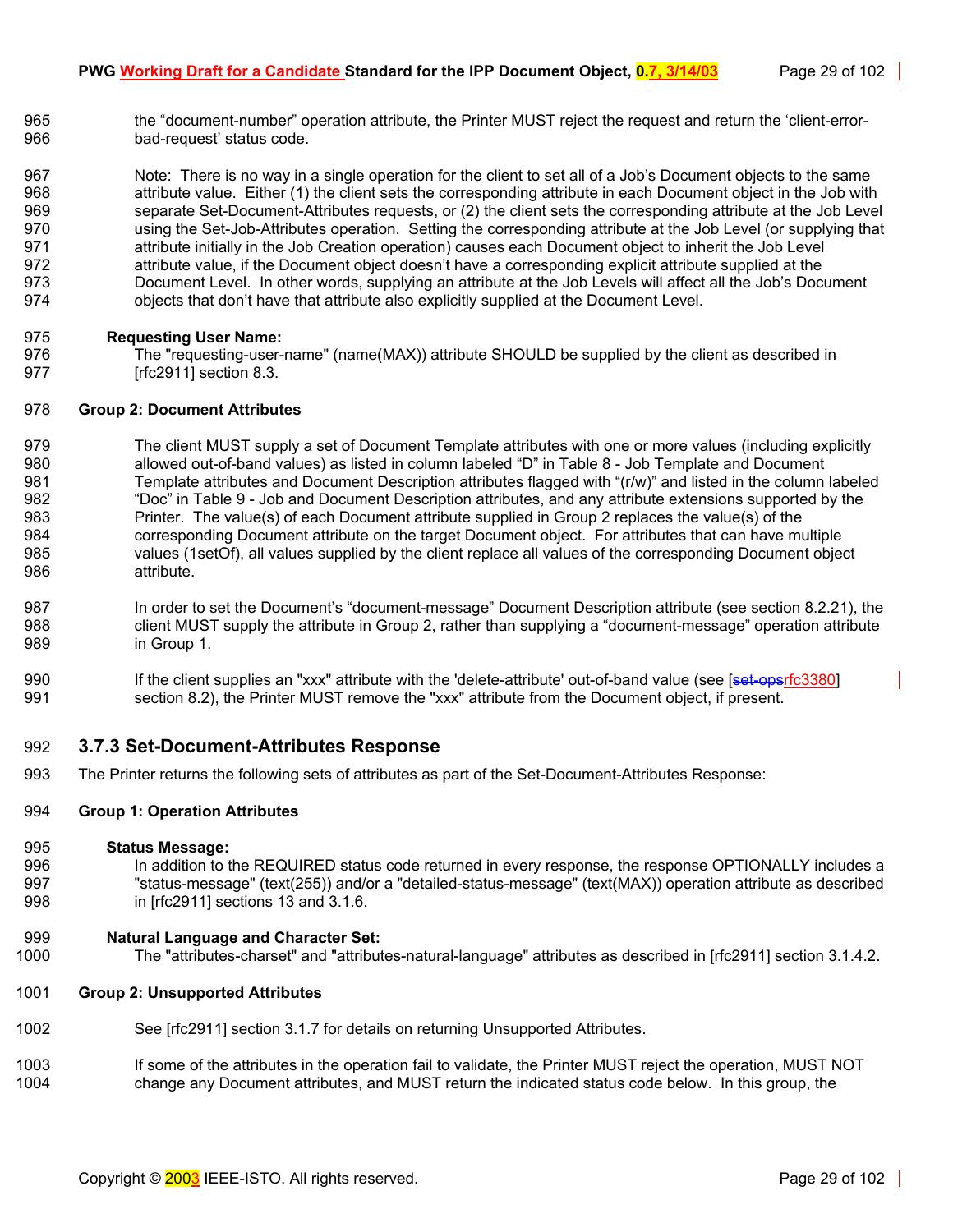the "document-number" operation attribute, the Printer MUST reject the request and return the 'client-error-bad-request' status code.

Note: There is no way in a single operation for the client to set all of a Job's Document objects to the same attribute value. Either (1) the client sets the corresponding attribute in each Document object in the Job with separate Set-Document-Attributes requests, or (2) the client sets the corresponding attribute at the Job Level using the Set-Job-Attributes operation. Setting the corresponding attribute at the Job Level (or supplying that attribute initially in the Job Creation operation) causes each Document object to inherit the Job Level attribute value, if the Document object doesn't have a corresponding explicit attribute supplied at the Document Level. In other words, supplying an attribute at the Job Levels will affect all the Job's Document objects that don't have that attribute also explicitly supplied at the Document Level.

**Requesting User Name:**
The "requesting-user-name" (name(MAX)) attribute SHOULD be supplied by the client as described in [rfc2911] section 8.3.

**Group 2: Document Attributes**

The client MUST supply a set of Document Template attributes with one or more values (including explicitly allowed out-of-band values) as listed in column labeled "D" in Table 8 - Job Template and Document Template attributes and Document Description attributes flagged with "(r/w)" and listed in the column labeled "Doc" in Table 9 - Job and Document Description attributes, and any attribute extensions supported by the Printer. The value(s) of each Document attribute supplied in Group 2 replaces the value(s) of the corresponding Document attribute on the target Document object. For attributes that can have multiple values (1setOf), all values supplied by the client replace all values of the corresponding Document object attribute.

In order to set the Document's "document-message" Document Description attribute (see section 8.2.21), the client MUST supply the attribute in Group 2, rather than supplying a "document-message" operation attribute in Group 1.

If the client supplies an "xxx" attribute with the 'delete-attribute' out-of-band value (see [~~set-ops~~rfc3380] section 8.2), the Printer MUST remove the "xxx" attribute from the Document object, if present.

### 3.7.3 Set-Document-Attributes Response

The Printer returns the following sets of attributes as part of the Set-Document-Attributes Response:

**Group 1: Operation Attributes**

**Status Message:**
In addition to the REQUIRED status code returned in every response, the response OPTIONALLY includes a "status-message" (text(255)) and/or a "detailed-status-message" (text(MAX)) operation attribute as described in [rfc2911] sections 13 and 3.1.6.

**Natural Language and Character Set:**
The "attributes-charset" and "attributes-natural-language" attributes as described in [rfc2911] section 3.1.4.2.

**Group 2: Unsupported Attributes**

See [rfc2911] section 3.1.7 for details on returning Unsupported Attributes.

If some of the attributes in the operation fail to validate, the Printer MUST reject the operation, MUST NOT change any Document attributes, and MUST return the indicated status code below. In this group, the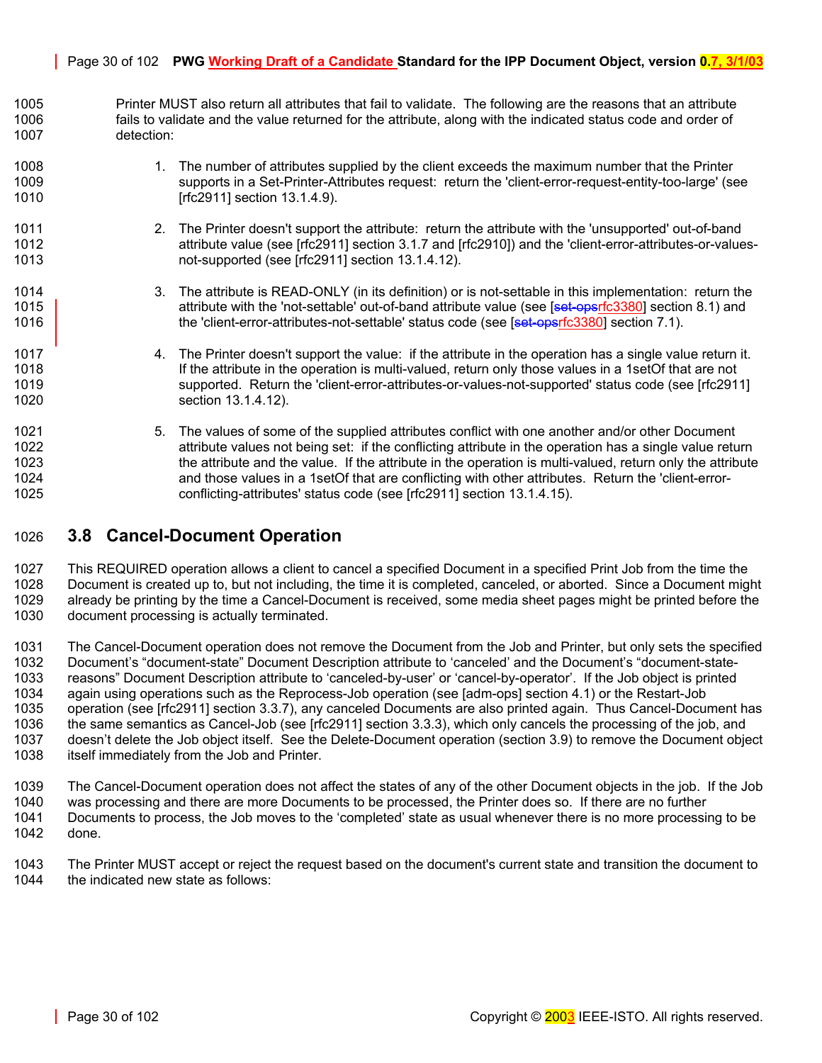Printer MUST also return all attributes that fail to validate. The following are the reasons that an attribute fails to validate and the value returned for the attribute, along with the indicated status code and order of detection:

1. The number of attributes supplied by the client exceeds the maximum number that the Printer supports in a Set-Printer-Attributes request: return the 'client-error-request-entity-too-large' (see [rfc2911] section 13.1.4.9).

2. The Printer doesn't support the attribute: return the attribute with the 'unsupported' out-of-band attribute value (see [rfc2911] section 3.1.7 and [rfc2910]) and the 'client-error-attributes-or-values-not-supported' (see [rfc2911] section 13.1.4.12).

3. The attribute is READ-ONLY (in its definition) or is not-settable in this implementation: return the attribute with the 'not-settable' out-of-band attribute value (see [~~set-ops~~rfc3380] section 8.1) and the 'client-error-attributes-not-settable' status code (see [~~set-ops~~rfc3380] section 7.1).

4. The Printer doesn't support the value: if the attribute in the operation has a single value return it. If the attribute in the operation is multi-valued, return only those values in a 1setOf that are not supported. Return the 'client-error-attributes-or-values-not-supported' status code (see [rfc2911] section 13.1.4.12).

5. The values of some of the supplied attributes conflict with one another and/or other Document attribute values not being set: if the conflicting attribute in the operation has a single value return the attribute and the value. If the attribute in the operation is multi-valued, return only the attribute and those values in a 1setOf that are conflicting with other attributes. Return the 'client-error-conflicting-attributes' status code (see [rfc2911] section 13.1.4.15).

## 3.8 Cancel-Document Operation

This REQUIRED operation allows a client to cancel a specified Document in a specified Print Job from the time the Document is created up to, but not including, the time it is completed, canceled, or aborted. Since a Document might already be printing by the time a Cancel-Document is received, some media sheet pages might be printed before the document processing is actually terminated.

The Cancel-Document operation does not remove the Document from the Job and Printer, but only sets the specified Document's "document-state" Document Description attribute to 'canceled' and the Document's "document-state-reasons" Document Description attribute to 'canceled-by-user' or 'cancel-by-operator'. If the Job object is printed again using operations such as the Reprocess-Job operation (see [adm-ops] section 4.1) or the Restart-Job operation (see [rfc2911] section 3.3.7), any canceled Documents are also printed again. Thus Cancel-Document has the same semantics as Cancel-Job (see [rfc2911] section 3.3.3), which only cancels the processing of the job, and doesn't delete the Job object itself. See the Delete-Document operation (section 3.9) to remove the Document object itself immediately from the Job and Printer.

The Cancel-Document operation does not affect the states of any of the other Document objects in the job. If the Job was processing and there are more Documents to be processed, the Printer does so. If there are no further Documents to process, the Job moves to the 'completed' state as usual whenever there is no more processing to be done.

The Printer MUST accept or reject the request based on the document's current state and transition the document to the indicated new state as follows: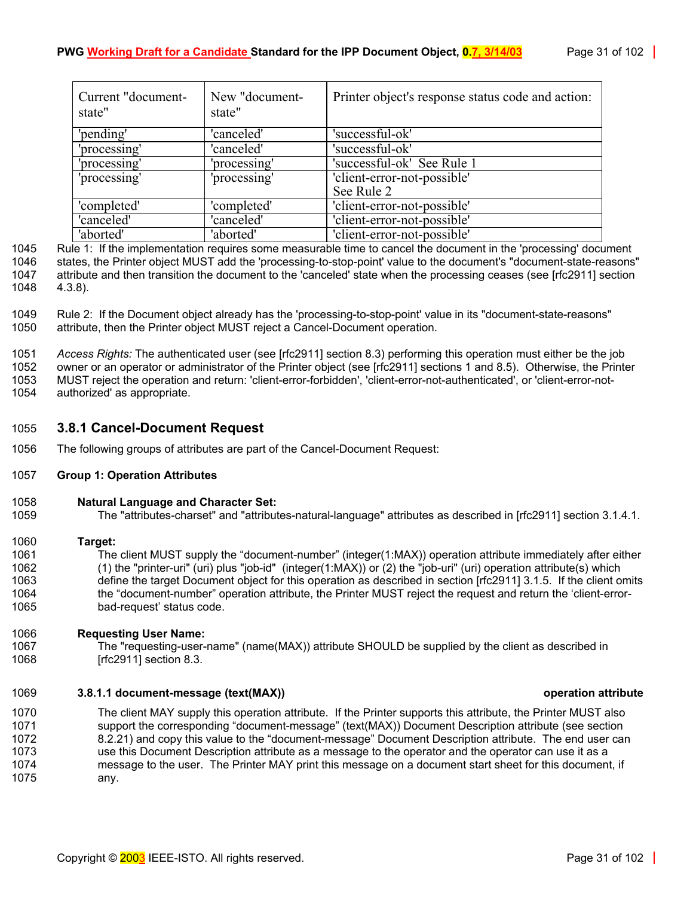| Current "document-state" | New "document-state" | Printer object's response status code and action: |
|---|---|---|
| 'pending' | 'canceled' | 'successful-ok' |
| 'processing' | 'canceled' | 'successful-ok' |
| 'processing' | 'processing' | 'successful-ok' See Rule 1 |
| 'processing' | 'processing' | 'client-error-not-possible' See Rule 2 |
| 'completed' | 'completed' | 'client-error-not-possible' |
| 'canceled' | 'canceled' | 'client-error-not-possible' |
| 'aborted' | 'aborted' | 'client-error-not-possible' |

Rule 1: If the implementation requires some measurable time to cancel the document in the 'processing' document states, the Printer object MUST add the 'processing-to-stop-point' value to the document's "document-state-reasons" attribute and then transition the document to the 'canceled' state when the processing ceases (see [rfc2911] section 4.3.8).

Rule 2: If the Document object already has the 'processing-to-stop-point' value in its "document-state-reasons" attribute, then the Printer object MUST reject a Cancel-Document operation.

*Access Rights:* The authenticated user (see [rfc2911] section 8.3) performing this operation must either be the job owner or an operator or administrator of the Printer object (see [rfc2911] sections 1 and 8.5). Otherwise, the Printer MUST reject the operation and return: 'client-error-forbidden', 'client-error-not-authenticated', or 'client-error-not-authorized' as appropriate.

### 3.8.1 Cancel-Document Request

The following groups of attributes are part of the Cancel-Document Request:

**Group 1: Operation Attributes**

**Natural Language and Character Set:**
The "attributes-charset" and "attributes-natural-language" attributes as described in [rfc2911] section 3.1.4.1.

**Target:**
The client MUST supply the “document-number” (integer(1:MAX)) operation attribute immediately after either (1) the "printer-uri" (uri) plus "job-id" (integer(1:MAX)) or (2) the "job-uri" (uri) operation attribute(s) which define the target Document object for this operation as described in section [rfc2911] 3.1.5. If the client omits the “document-number” operation attribute, the Printer MUST reject the request and return the ‘client-error-bad-request’ status code.

**Requesting User Name:**
The "requesting-user-name" (name(MAX)) attribute SHOULD be supplied by the client as described in [rfc2911] section 8.3.

#### 3.8.1.1 document-message (text(MAX)) — operation attribute

The client MAY supply this operation attribute. If the Printer supports this attribute, the Printer MUST also support the corresponding “document-message” (text(MAX)) Document Description attribute (see section 8.2.21) and copy this value to the “document-message” Document Description attribute. The end user can use this Document Description attribute as a message to the operator and the operator can use it as a message to the user. The Printer MAY print this message on a document start sheet for this document, if any.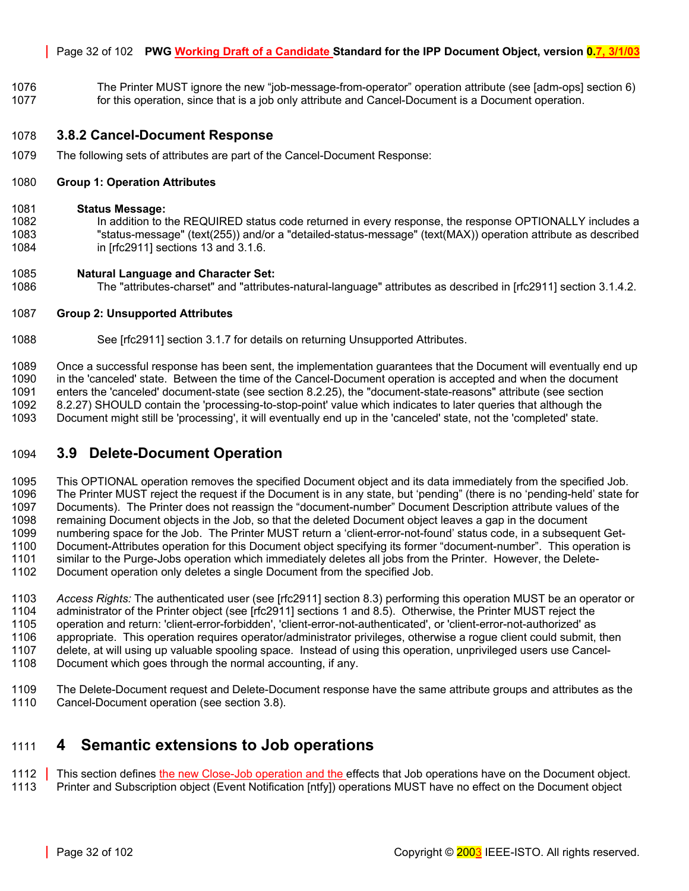The Printer MUST ignore the new "job-message-from-operator" operation attribute (see [adm-ops] section 6) for this operation, since that is a job only attribute and Cancel-Document is a Document operation.

### 3.8.2 Cancel-Document Response

The following sets of attributes are part of the Cancel-Document Response:

**Group 1: Operation Attributes**

**Status Message:**
In addition to the REQUIRED status code returned in every response, the response OPTIONALLY includes a "status-message" (text(255)) and/or a "detailed-status-message" (text(MAX)) operation attribute as described in [rfc2911] sections 13 and 3.1.6.

**Natural Language and Character Set:**
The "attributes-charset" and "attributes-natural-language" attributes as described in [rfc2911] section 3.1.4.2.

**Group 2: Unsupported Attributes**

See [rfc2911] section 3.1.7 for details on returning Unsupported Attributes.

Once a successful response has been sent, the implementation guarantees that the Document will eventually end up in the 'canceled' state. Between the time of the Cancel-Document operation is accepted and when the document enters the 'canceled' document-state (see section 8.2.25), the "document-state-reasons" attribute (see section 8.2.27) SHOULD contain the 'processing-to-stop-point' value which indicates to later queries that although the Document might still be 'processing', it will eventually end up in the 'canceled' state, not the 'completed' state.

## 3.9 Delete-Document Operation

This OPTIONAL operation removes the specified Document object and its data immediately from the specified Job. The Printer MUST reject the request if the Document is in any state, but 'pending" (there is no 'pending-held' state for Documents). The Printer does not reassign the "document-number" Document Description attribute values of the remaining Document objects in the Job, so that the deleted Document object leaves a gap in the document numbering space for the Job. The Printer MUST return a 'client-error-not-found' status code, in a subsequent Get-Document-Attributes operation for this Document object specifying its former "document-number". This operation is similar to the Purge-Jobs operation which immediately deletes all jobs from the Printer. However, the Delete-Document operation only deletes a single Document from the specified Job.

*Access Rights:* The authenticated user (see [rfc2911] section 8.3) performing this operation MUST be an operator or administrator of the Printer object (see [rfc2911] sections 1 and 8.5). Otherwise, the Printer MUST reject the operation and return: 'client-error-forbidden', 'client-error-not-authenticated', or 'client-error-not-authorized' as appropriate. This operation requires operator/administrator privileges, otherwise a rogue client could submit, then delete, at will using up valuable spooling space. Instead of using this operation, unprivileged users use Cancel-Document which goes through the normal accounting, if any.

The Delete-Document request and Delete-Document response have the same attribute groups and attributes as the Cancel-Document operation (see section 3.8).

# 4 Semantic extensions to Job operations

This section defines the new Close-Job operation and the effects that Job operations have on the Document object. Printer and Subscription object (Event Notification [ntfy]) operations MUST have no effect on the Document object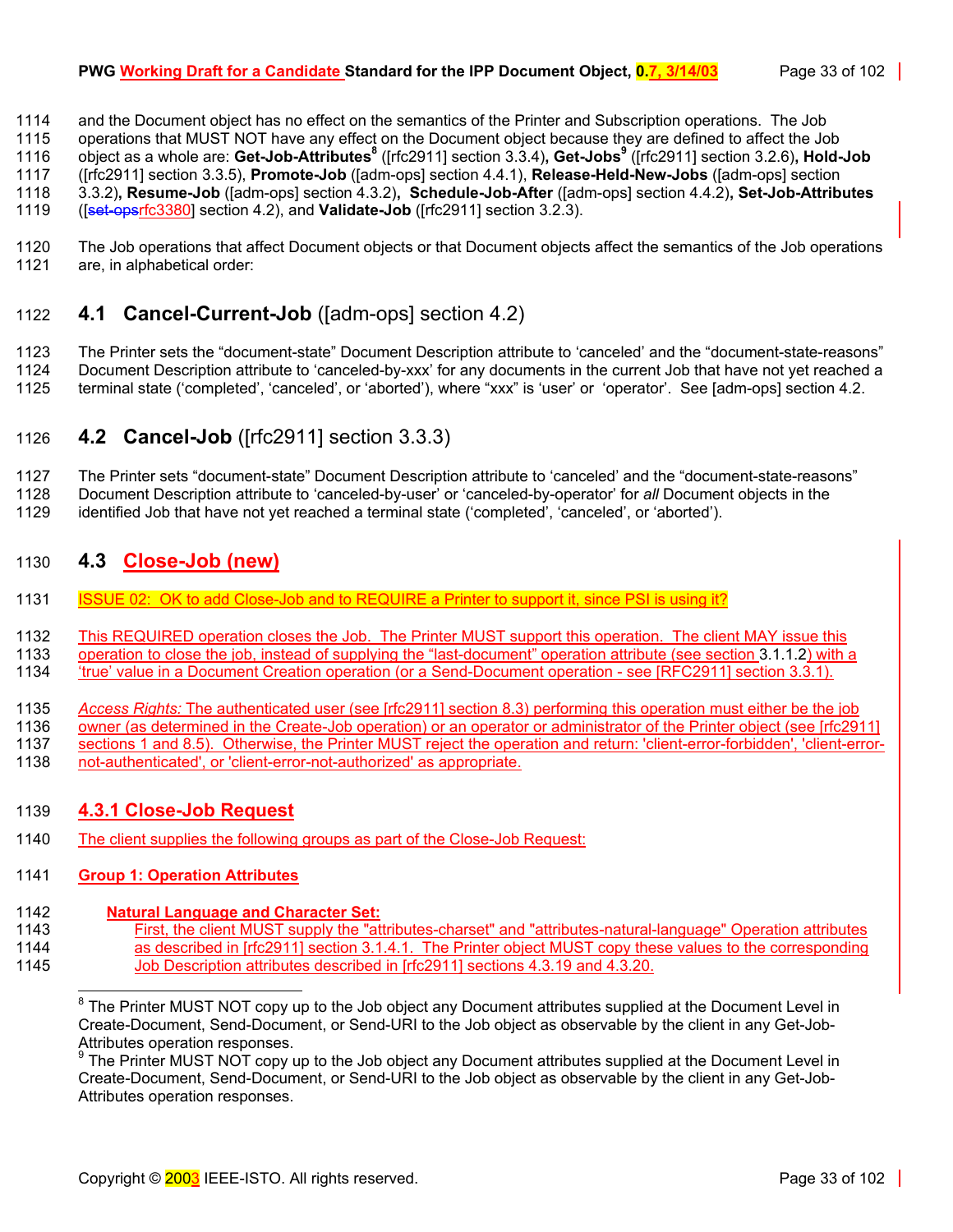and the Document object has no effect on the semantics of the Printer and Subscription operations. The Job operations that MUST NOT have any effect on the Document object because they are defined to affect the Job object as a whole are: **Get-Job-Attributes**[8] ([rfc2911] section 3.3.4), **Get-Jobs**[9] ([rfc2911] section 3.2.6), **Hold-Job** ([rfc2911] section 3.3.5), **Promote-Job** ([adm-ops] section 4.4.1), **Release-Held-New-Jobs** ([adm-ops] section 3.3.2), **Resume-Job** ([adm-ops] section 4.3.2), **Schedule-Job-After** ([adm-ops] section 4.4.2), **Set-Job-Attributes** ([~~set-ops~~rfc3380] section 4.2), and **Validate-Job** ([rfc2911] section 3.2.3).

The Job operations that affect Document objects or that Document objects affect the semantics of the Job operations are, in alphabetical order:

## 4.1 Cancel-Current-Job ([adm-ops] section 4.2)

The Printer sets the "document-state" Document Description attribute to 'canceled' and the "document-state-reasons" Document Description attribute to 'canceled-by-xxx' for any documents in the current Job that have not yet reached a terminal state ('completed', 'canceled', or 'aborted'), where "xxx" is 'user' or 'operator'. See [adm-ops] section 4.2.

## 4.2 Cancel-Job ([rfc2911] section 3.3.3)

The Printer sets "document-state" Document Description attribute to 'canceled' and the "document-state-reasons" Document Description attribute to 'canceled-by-user' or 'canceled-by-operator' for *all* Document objects in the identified Job that have not yet reached a terminal state ('completed', 'canceled', or 'aborted').

## 4.3 Close-Job (new)

ISSUE 02: OK to add Close-Job and to REQUIRE a Printer to support it, since PSI is using it?

This REQUIRED operation closes the Job. The Printer MUST support this operation. The client MAY issue this operation to close the job, instead of supplying the "last-document" operation attribute (see section 3.1.1.2) with a 'true' value in a Document Creation operation (or a Send-Document operation - see [RFC2911] section 3.3.1).

*Access Rights:* The authenticated user (see [rfc2911] section 8.3) performing this operation must either be the job owner (as determined in the Create-Job operation) or an operator or administrator of the Printer object (see [rfc2911] sections 1 and 8.5). Otherwise, the Printer MUST reject the operation and return: 'client-error-forbidden', 'client-error-not-authenticated', or 'client-error-not-authorized' as appropriate.

### 4.3.1 Close-Job Request

The client supplies the following groups as part of the Close-Job Request:

**Group 1: Operation Attributes**

**Natural Language and Character Set:**

First, the client MUST supply the "attributes-charset" and "attributes-natural-language" Operation attributes as described in [rfc2911] section 3.1.4.1. The Printer object MUST copy these values to the corresponding Job Description attributes described in [rfc2911] sections 4.3.19 and 4.3.20.

---

[8] The Printer MUST NOT copy up to the Job object any Document attributes supplied at the Document Level in Create-Document, Send-Document, or Send-URI to the Job object as observable by the client in any Get-Job-Attributes operation responses.

[9] The Printer MUST NOT copy up to the Job object any Document attributes supplied at the Document Level in Create-Document, Send-Document, or Send-URI to the Job object as observable by the client in any Get-Job-Attributes operation responses.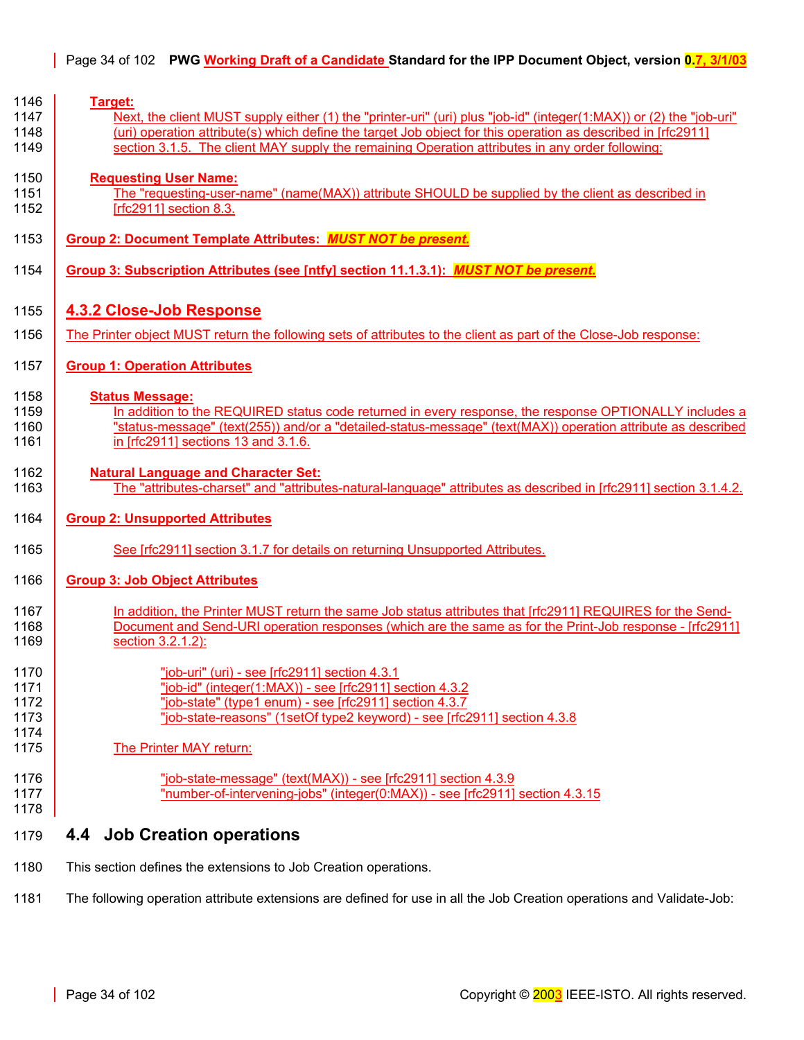**Target:**

Next, the client MUST supply either (1) the "printer-uri" (uri) plus "job-id" (integer(1:MAX)) or (2) the "job-uri" (uri) operation attribute(s) which define the target Job object for this operation as described in [rfc2911] section 3.1.5. The client MAY supply the remaining Operation attributes in any order following:

**Requesting User Name:**

The "requesting-user-name" (name(MAX)) attribute SHOULD be supplied by the client as described in [rfc2911] section 8.3.

**Group 2: Document Template Attributes:** ***MUST NOT be present.***

**Group 3: Subscription Attributes (see [ntfy] section 11.1.3.1):** ***MUST NOT be present.***

### 4.3.2 Close-Job Response

The Printer object MUST return the following sets of attributes to the client as part of the Close-Job response:

**Group 1: Operation Attributes**

**Status Message:**

In addition to the REQUIRED status code returned in every response, the response OPTIONALLY includes a "status-message" (text(255)) and/or a "detailed-status-message" (text(MAX)) operation attribute as described in [rfc2911] sections 13 and 3.1.6.

**Natural Language and Character Set:**

The "attributes-charset" and "attributes-natural-language" attributes as described in [rfc2911] section 3.1.4.2.

**Group 2: Unsupported Attributes**

See [rfc2911] section 3.1.7 for details on returning Unsupported Attributes.

**Group 3: Job Object Attributes**

In addition, the Printer MUST return the same Job status attributes that [rfc2911] REQUIRES for the Send-Document and Send-URI operation responses (which are the same as for the Print-Job response - [rfc2911] section 3.2.1.2):

"job-uri" (uri) - see [rfc2911] section 4.3.1
"job-id" (integer(1:MAX)) - see [rfc2911] section 4.3.2
"job-state" (type1 enum) - see [rfc2911] section 4.3.7
"job-state-reasons" (1setOf type2 keyword) - see [rfc2911] section 4.3.8

The Printer MAY return:

"job-state-message" (text(MAX)) - see [rfc2911] section 4.3.9
"number-of-intervening-jobs" (integer(0:MAX)) - see [rfc2911] section 4.3.15

## 4.4 Job Creation operations

This section defines the extensions to Job Creation operations.

The following operation attribute extensions are defined for use in all the Job Creation operations and Validate-Job: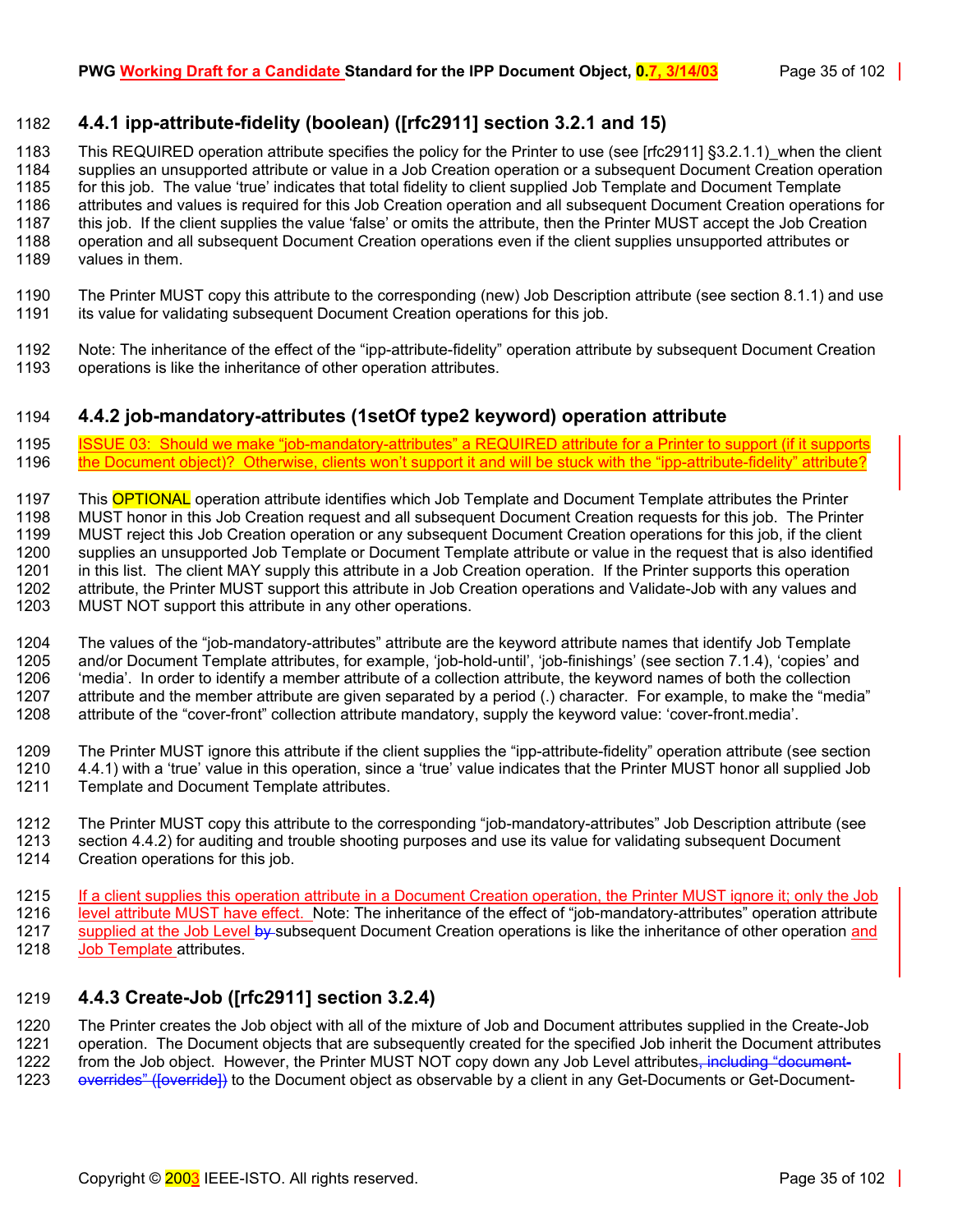### 4.4.1 ipp-attribute-fidelity (boolean) ([rfc2911] section 3.2.1 and 15)

This REQUIRED operation attribute specifies the policy for the Printer to use (see [rfc2911] §3.2.1.1) when the client supplies an unsupported attribute or value in a Job Creation operation or a subsequent Document Creation operation for this job. The value 'true' indicates that total fidelity to client supplied Job Template and Document Template attributes and values is required for this Job Creation operation and all subsequent Document Creation operations for this job. If the client supplies the value 'false' or omits the attribute, then the Printer MUST accept the Job Creation operation and all subsequent Document Creation operations even if the client supplies unsupported attributes or values in them.

The Printer MUST copy this attribute to the corresponding (new) Job Description attribute (see section 8.1.1) and use its value for validating subsequent Document Creation operations for this job.

Note: The inheritance of the effect of the "ipp-attribute-fidelity" operation attribute by subsequent Document Creation operations is like the inheritance of other operation attributes.

### 4.4.2 job-mandatory-attributes (1setOf type2 keyword) operation attribute

ISSUE 03: Should we make "job-mandatory-attributes" a REQUIRED attribute for a Printer to support (if it supports the Document object)? Otherwise, clients won't support it and will be stuck with the "ipp-attribute-fidelity" attribute?

This OPTIONAL operation attribute identifies which Job Template and Document Template attributes the Printer MUST honor in this Job Creation request and all subsequent Document Creation requests for this job. The Printer MUST reject this Job Creation operation or any subsequent Document Creation operations for this job, if the client supplies an unsupported Job Template or Document Template attribute or value in the request that is also identified in this list. The client MAY supply this attribute in a Job Creation operation. If the Printer supports this operation attribute, the Printer MUST support this attribute in Job Creation operations and Validate-Job with any values and MUST NOT support this attribute in any other operations.

The values of the "job-mandatory-attributes" attribute are the keyword attribute names that identify Job Template and/or Document Template attributes, for example, 'job-hold-until', 'job-finishings' (see section 7.1.4), 'copies' and 'media'. In order to identify a member attribute of a collection attribute, the keyword names of both the collection attribute and the member attribute are given separated by a period (.) character. For example, to make the "media" attribute of the "cover-front" collection attribute mandatory, supply the keyword value: 'cover-front.media'.

The Printer MUST ignore this attribute if the client supplies the "ipp-attribute-fidelity" operation attribute (see section 4.4.1) with a 'true' value in this operation, since a 'true' value indicates that the Printer MUST honor all supplied Job Template and Document Template attributes.

The Printer MUST copy this attribute to the corresponding "job-mandatory-attributes" Job Description attribute (see section 4.4.2) for auditing and trouble shooting purposes and use its value for validating subsequent Document Creation operations for this job.

If a client supplies this operation attribute in a Document Creation operation, the Printer MUST ignore it; only the Job level attribute MUST have effect. Note: The inheritance of the effect of "job-mandatory-attributes" operation attribute supplied at the Job Level ~~by~~ subsequent Document Creation operations is like the inheritance of other operation and Job Template attributes.

### 4.4.3 Create-Job ([rfc2911] section 3.2.4)

The Printer creates the Job object with all of the mixture of Job and Document attributes supplied in the Create-Job operation. The Document objects that are subsequently created for the specified Job inherit the Document attributes from the Job object. However, the Printer MUST NOT copy down any Job Level attributes~~, including "document-overrides" ([override])~~ to the Document object as observable by a client in any Get-Documents or Get-Document-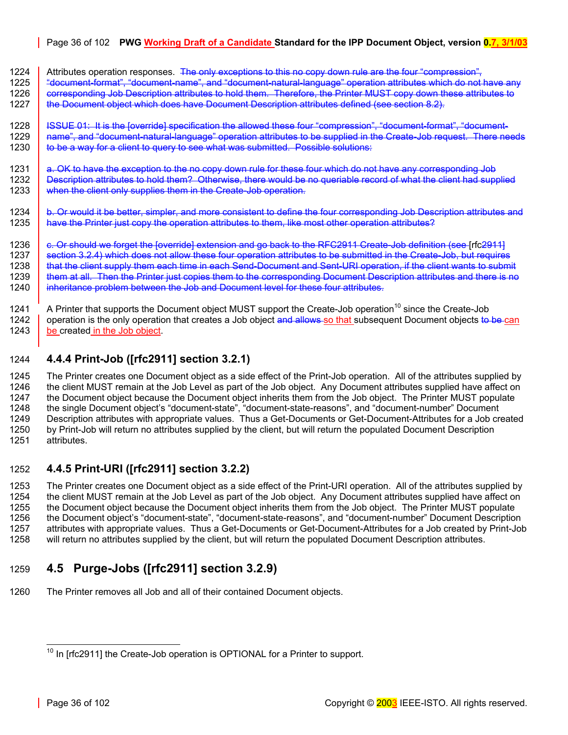Attributes operation responses. ~~The only exceptions to this no copy down rule are the four "compression", "document-format", "document-name", and "document-natural-language" operation attributes which do not have any corresponding Job Description attributes to hold them. Therefore, the Printer MUST copy down these attributes to the Document object which does have Document Description attributes defined (see section 8.2).~~

~~ISSUE 01: It is the [override] specification the allowed these four "compression", "document-format", "document-name", and "document-natural-language" operation attributes to be supplied in the Create-Job request. There needs to be a way for a client to query to see what was submitted. Possible solutions:~~

~~a. OK to have the exception to the no copy down rule for these four which do not have any corresponding Job Description attributes to hold them? Otherwise, there would be no queriable record of what the client had supplied when the client only supplies them in the Create-Job operation.~~

~~b. Or would it be better, simpler, and more consistent to define the four corresponding Job Description attributes and have the Printer just copy the operation attributes to them, like most other operation attributes?~~

~~c. Or should we forget the [override] extension and go back to the RFC2911 Create-Job definition (see [rfc2911] section 3.2.4) which does not allow these four operation attributes to be submitted in the Create-Job, but requires that the client supply them each time in each Send-Document and Sent-URI operation, if the client wants to submit them at all. Then the Printer just copies them to the corresponding Document Description attributes and there is no inheritance problem between the Job and Document level for these four attributes.~~

A Printer that supports the Document object MUST support the Create-Job operation[10] since the Create-Job operation is the only operation that creates a Job object ~~and allows~~ so that subsequent Document objects ~~to be~~ can be created in the Job object.

### 4.4.4 Print-Job ([rfc2911] section 3.2.1)

The Printer creates one Document object as a side effect of the Print-Job operation. All of the attributes supplied by the client MUST remain at the Job Level as part of the Job object. Any Document attributes supplied have affect on the Document object because the Document object inherits them from the Job object. The Printer MUST populate the single Document object's "document-state", "document-state-reasons", and "document-number" Document Description attributes with appropriate values. Thus a Get-Documents or Get-Document-Attributes for a Job created by Print-Job will return no attributes supplied by the client, but will return the populated Document Description attributes.

### 4.4.5 Print-URI ([rfc2911] section 3.2.2)

The Printer creates one Document object as a side effect of the Print-URI operation. All of the attributes supplied by the client MUST remain at the Job Level as part of the Job object. Any Document attributes supplied have affect on the Document object because the Document object inherits them from the Job object. The Printer MUST populate the Document object's "document-state", "document-state-reasons", and "document-number" Document Description attributes with appropriate values. Thus a Get-Documents or Get-Document-Attributes for a Job created by Print-Job will return no attributes supplied by the client, but will return the populated Document Description attributes.

## 4.5 Purge-Jobs ([rfc2911] section 3.2.9)

The Printer removes all Job and all of their contained Document objects.

---

[10] In [rfc2911] the Create-Job operation is OPTIONAL for a Printer to support.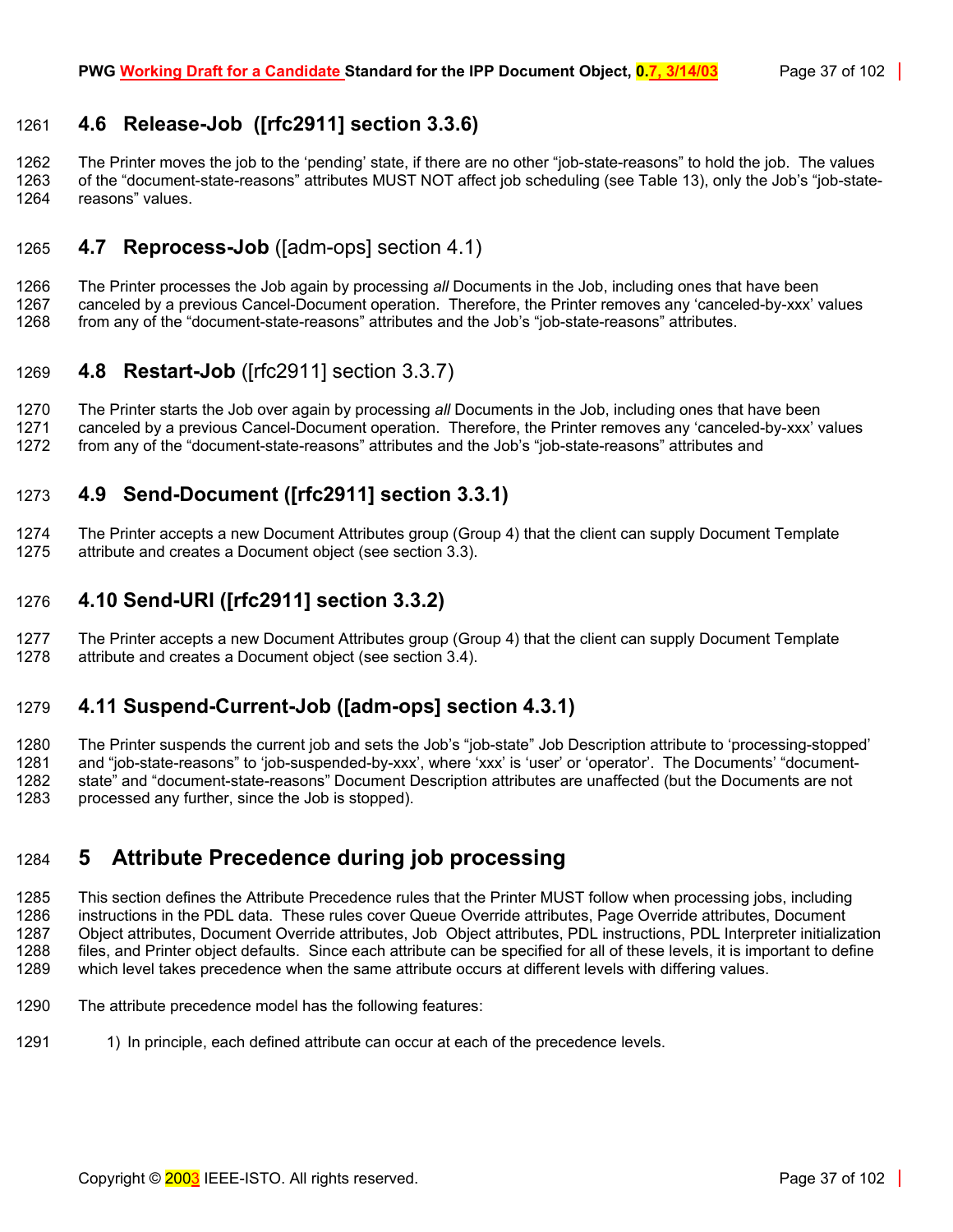## 4.6 Release-Job ([rfc2911] section 3.3.6)

The Printer moves the job to the 'pending' state, if there are no other "job-state-reasons" to hold the job. The values of the "document-state-reasons" attributes MUST NOT affect job scheduling (see Table 13), only the Job's "job-state-reasons" values.

## 4.7 Reprocess-Job ([adm-ops] section 4.1)

The Printer processes the Job again by processing *all* Documents in the Job, including ones that have been canceled by a previous Cancel-Document operation. Therefore, the Printer removes any 'canceled-by-xxx' values from any of the "document-state-reasons" attributes and the Job's "job-state-reasons" attributes.

## 4.8 Restart-Job ([rfc2911] section 3.3.7)

The Printer starts the Job over again by processing *all* Documents in the Job, including ones that have been canceled by a previous Cancel-Document operation. Therefore, the Printer removes any 'canceled-by-xxx' values from any of the "document-state-reasons" attributes and the Job's "job-state-reasons" attributes and

## 4.9 Send-Document ([rfc2911] section 3.3.1)

The Printer accepts a new Document Attributes group (Group 4) that the client can supply Document Template attribute and creates a Document object (see section 3.3).

## 4.10 Send-URI ([rfc2911] section 3.3.2)

The Printer accepts a new Document Attributes group (Group 4) that the client can supply Document Template attribute and creates a Document object (see section 3.4).

## 4.11 Suspend-Current-Job ([adm-ops] section 4.3.1)

The Printer suspends the current job and sets the Job's "job-state" Job Description attribute to 'processing-stopped' and "job-state-reasons" to 'job-suspended-by-xxx', where 'xxx' is 'user' or 'operator'. The Documents' "document-state" and "document-state-reasons" Document Description attributes are unaffected (but the Documents are not processed any further, since the Job is stopped).

# 5 Attribute Precedence during job processing

This section defines the Attribute Precedence rules that the Printer MUST follow when processing jobs, including instructions in the PDL data. These rules cover Queue Override attributes, Page Override attributes, Document Object attributes, Document Override attributes, Job Object attributes, PDL instructions, PDL Interpreter initialization files, and Printer object defaults. Since each attribute can be specified for all of these levels, it is important to define which level takes precedence when the same attribute occurs at different levels with differing values.

The attribute precedence model has the following features:

1) In principle, each defined attribute can occur at each of the precedence levels.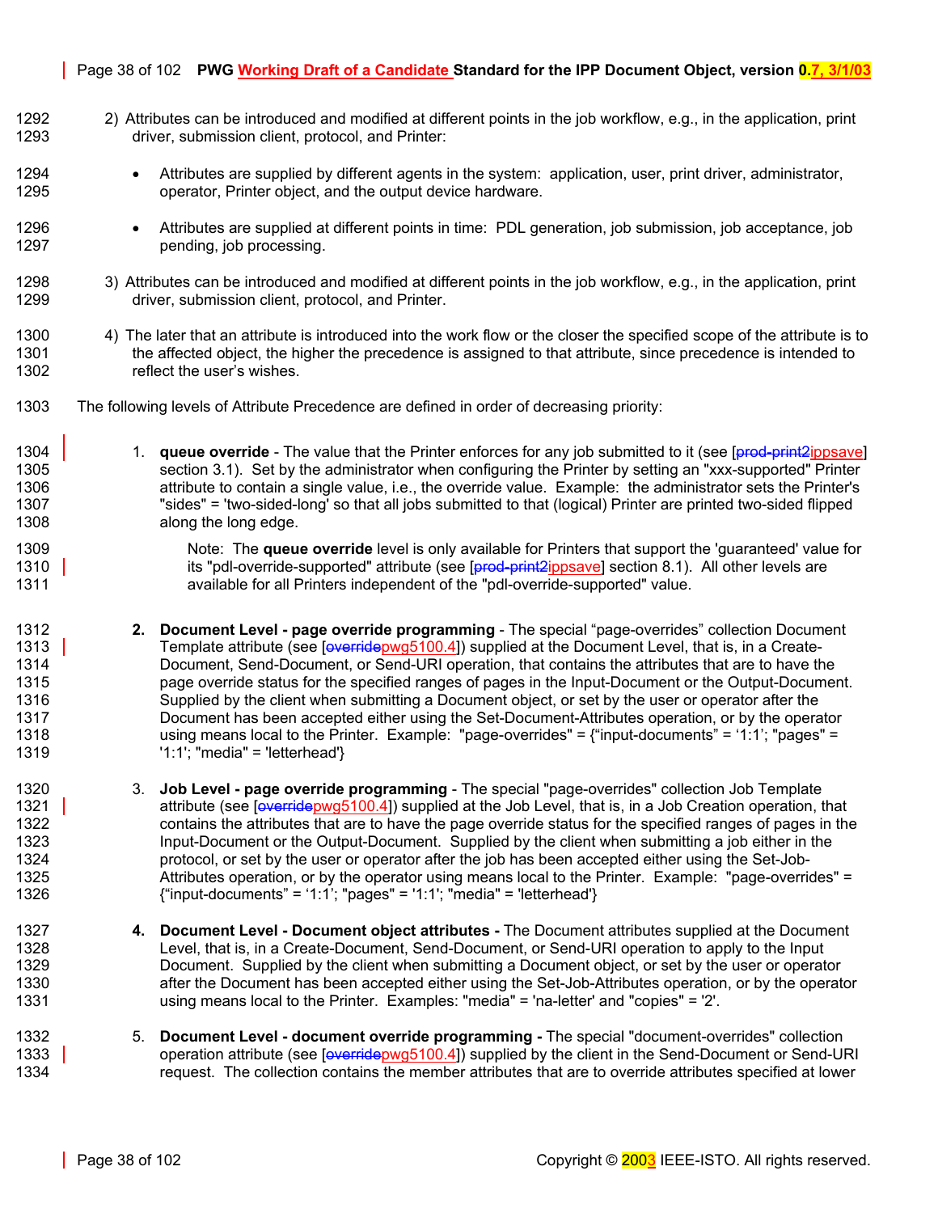2) Attributes can be introduced and modified at different points in the job workflow, e.g., in the application, print driver, submission client, protocol, and Printer:

- Attributes are supplied by different agents in the system: application, user, print driver, administrator, operator, Printer object, and the output device hardware.

- Attributes are supplied at different points in time: PDL generation, job submission, job acceptance, job pending, job processing.

3) Attributes can be introduced and modified at different points in the job workflow, e.g., in the application, print driver, submission client, protocol, and Printer.

4) The later that an attribute is introduced into the work flow or the closer the specified scope of the attribute is to the affected object, the higher the precedence is assigned to that attribute, since precedence is intended to reflect the user's wishes.

The following levels of Attribute Precedence are defined in order of decreasing priority:

1. **queue override** - The value that the Printer enforces for any job submitted to it (see [~~prod-print2~~ippsave] section 3.1). Set by the administrator when configuring the Printer by setting an "xxx-supported" Printer attribute to contain a single value, i.e., the override value. Example: the administrator sets the Printer's "sides" = 'two-sided-long' so that all jobs submitted to that (logical) Printer are printed two-sided flipped along the long edge.

   Note: The **queue override** level is only available for Printers that support the 'guaranteed' value for its "pdl-override-supported" attribute (see [~~prod-print2~~ippsave] section 8.1). All other levels are available for all Printers independent of the "pdl-override-supported" value.

2. **Document Level - page override programming** - The special "page-overrides" collection Document Template attribute (see [~~override~~pwg5100.4]) supplied at the Document Level, that is, in a Create-Document, Send-Document, or Send-URI operation, that contains the attributes that are to have the page override status for the specified ranges of pages in the Input-Document or the Output-Document. Supplied by the client when submitting a Document object, or set by the user or operator after the Document has been accepted either using the Set-Document-Attributes operation, or by the operator using means local to the Printer. Example: "page-overrides" = {"input-documents" = '1:1'; "pages" = '1:1'; "media" = 'letterhead'}

3. **Job Level - page override programming** - The special "page-overrides" collection Job Template attribute (see [~~override~~pwg5100.4]) supplied at the Job Level, that is, in a Job Creation operation, that contains the attributes that are to have the page override status for the specified ranges of pages in the Input-Document or the Output-Document. Supplied by the client when submitting a job either in the protocol, or set by the user or operator after the job has been accepted either using the Set-Job-Attributes operation, or by the operator using means local to the Printer. Example: "page-overrides" = {"input-documents" = '1:1'; "pages" = '1:1'; "media" = 'letterhead'}

4. **Document Level - Document object attributes -** The Document attributes supplied at the Document Level, that is, in a Create-Document, Send-Document, or Send-URI operation to apply to the Input Document. Supplied by the client when submitting a Document object, or set by the user or operator after the Document has been accepted either using the Set-Job-Attributes operation, or by the operator using means local to the Printer. Examples: "media" = 'na-letter' and "copies" = '2'.

5. **Document Level - document override programming -** The special "document-overrides" collection operation attribute (see [~~override~~pwg5100.4]) supplied by the client in the Send-Document or Send-URI request. The collection contains the member attributes that are to override attributes specified at lower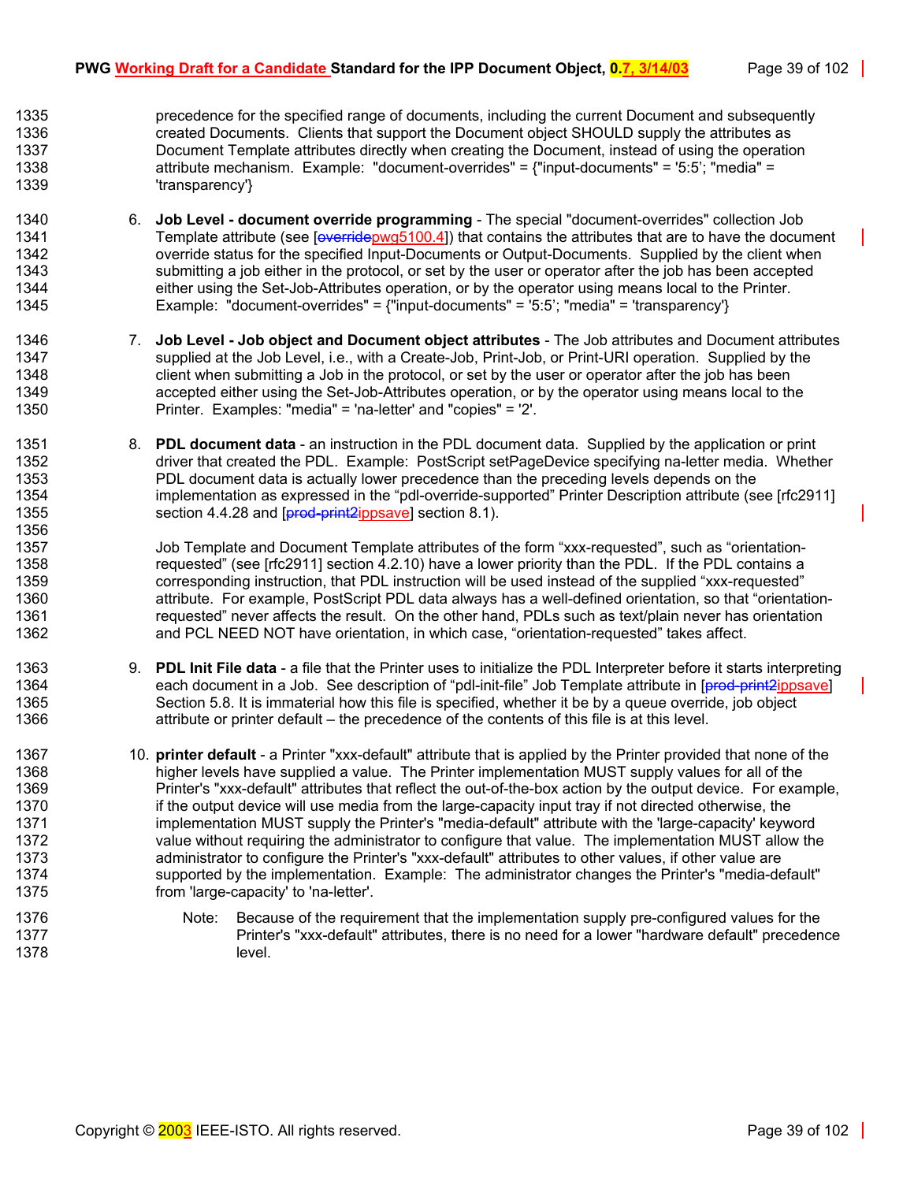precedence for the specified range of documents, including the current Document and subsequently created Documents. Clients that support the Document object SHOULD supply the attributes as Document Template attributes directly when creating the Document, instead of using the operation attribute mechanism. Example: "document-overrides" = {"input-documents" = '5:5'; "media" = 'transparency'}

6. **Job Level - document override programming** - The special "document-overrides" collection Job Template attribute (see [pwg5100.4]) that contains the attributes that are to have the document override status for the specified Input-Documents or Output-Documents. Supplied by the client when submitting a job either in the protocol, or set by the user or operator after the job has been accepted either using the Set-Job-Attributes operation, or by the operator using means local to the Printer. Example: "document-overrides" = {"input-documents" = '5:5'; "media" = 'transparency'}

7. **Job Level - Job object and Document object attributes** - The Job attributes and Document attributes supplied at the Job Level, i.e., with a Create-Job, Print-Job, or Print-URI operation. Supplied by the client when submitting a Job in the protocol, or set by the user or operator after the job has been accepted either using the Set-Job-Attributes operation, or by the operator using means local to the Printer. Examples: "media" = 'na-letter' and "copies" = '2'.

8. **PDL document data** - an instruction in the PDL document data. Supplied by the application or print driver that created the PDL. Example: PostScript setPageDevice specifying na-letter media. Whether PDL document data is actually lower precedence than the preceding levels depends on the implementation as expressed in the "pdl-override-supported" Printer Description attribute (see [rfc2911] section 4.4.28 and [ippsave] section 8.1).

   Job Template and Document Template attributes of the form "xxx-requested", such as "orientation-requested" (see [rfc2911] section 4.2.10) have a lower priority than the PDL. If the PDL contains a corresponding instruction, that PDL instruction will be used instead of the supplied "xxx-requested" attribute. For example, PostScript PDL data always has a well-defined orientation, so that "orientation-requested" never affects the result. On the other hand, PDLs such as text/plain never has orientation and PCL NEED NOT have orientation, in which case, "orientation-requested" takes affect.

9. **PDL Init File data** - a file that the Printer uses to initialize the PDL Interpreter before it starts interpreting each document in a Job. See description of "pdl-init-file" Job Template attribute in [ippsave] Section 5.8. It is immaterial how this file is specified, whether it be by a queue override, job object attribute or printer default – the precedence of the contents of this file is at this level.

10. **printer default** - a Printer "xxx-default" attribute that is applied by the Printer provided that none of the higher levels have supplied a value. The Printer implementation MUST supply values for all of the Printer's "xxx-default" attributes that reflect the out-of-the-box action by the output device. For example, if the output device will use media from the large-capacity input tray if not directed otherwise, the implementation MUST supply the Printer's "media-default" attribute with the 'large-capacity' keyword value without requiring the administrator to configure that value. The implementation MUST allow the administrator to configure the Printer's "xxx-default" attributes to other values, if other value are supported by the implementation. Example: The administrator changes the Printer's "media-default" from 'large-capacity' to 'na-letter'.

    Note: Because of the requirement that the implementation supply pre-configured values for the Printer's "xxx-default" attributes, there is no need for a lower "hardware default" precedence level.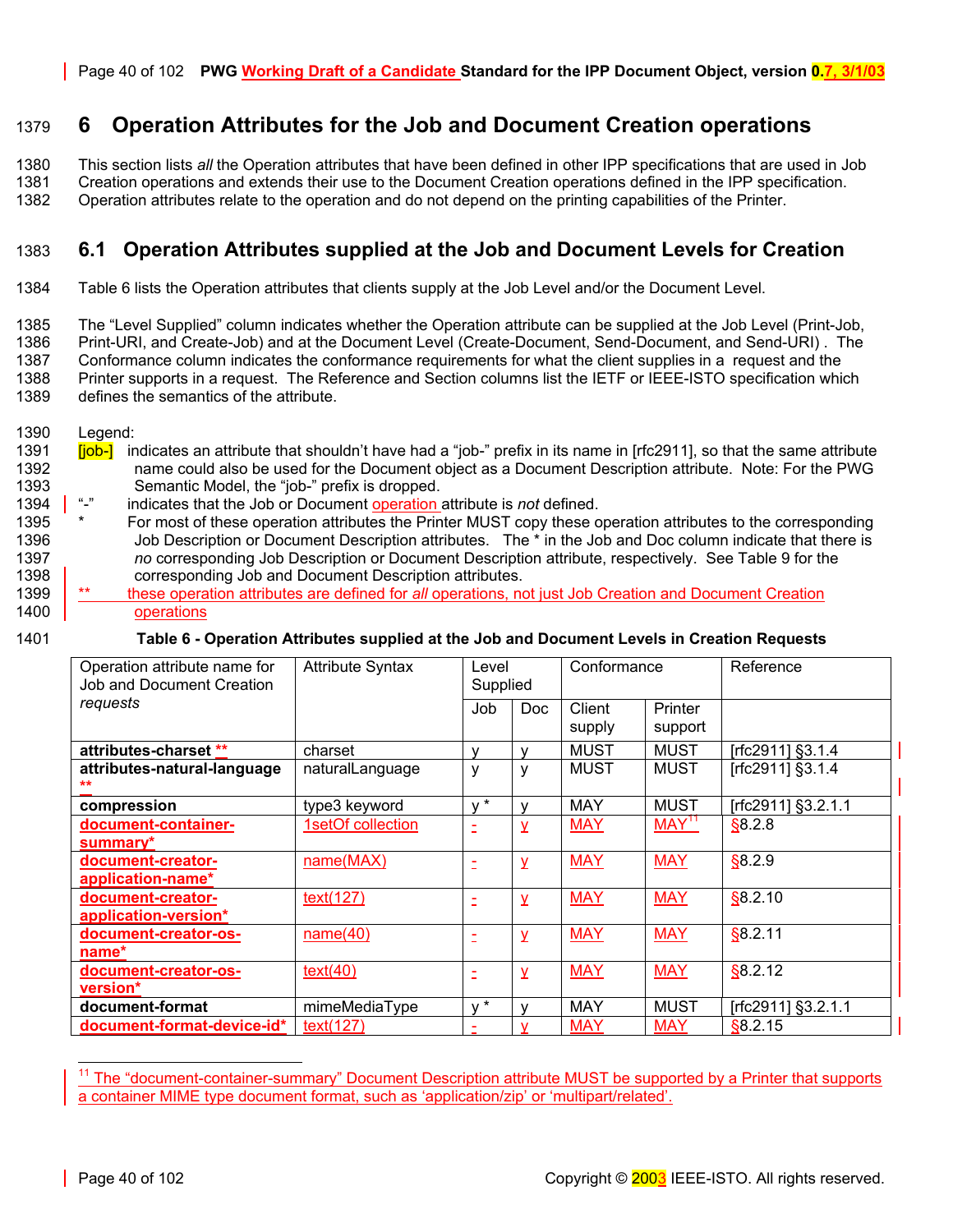# 6 Operation Attributes for the Job and Document Creation operations

This section lists *all* the Operation attributes that have been defined in other IPP specifications that are used in Job Creation operations and extends their use to the Document Creation operations defined in the IPP specification. Operation attributes relate to the operation and do not depend on the printing capabilities of the Printer.

## 6.1 Operation Attributes supplied at the Job and Document Levels for Creation

Table 6 lists the Operation attributes that clients supply at the Job Level and/or the Document Level.

The "Level Supplied" column indicates whether the Operation attribute can be supplied at the Job Level (Print-Job, Print-URI, and Create-Job) and at the Document Level (Create-Document, Send-Document, and Send-URI) . The Conformance column indicates the conformance requirements for what the client supplies in a request and the Printer supports in a request. The Reference and Section columns list the IETF or IEEE-ISTO specification which defines the semantics of the attribute.

Legend:

[job-] indicates an attribute that shouldn't have had a "job-" prefix in its name in [rfc2911], so that the same attribute name could also be used for the Document object as a Document Description attribute. Note: For the PWG Semantic Model, the "job-" prefix is dropped.

"-" indicates that the Job or Document operation attribute is *not* defined.

\* For most of these operation attributes the Printer MUST copy these operation attributes to the corresponding Job Description or Document Description attributes. The * in the Job and Doc column indicate that there is *no* corresponding Job Description or Document Description attribute, respectively. See Table 9 for the corresponding Job and Document Description attributes.

** these operation attributes are defined for *all* operations, not just Job Creation and Document Creation operations

**Table 6 - Operation Attributes supplied at the Job and Document Levels in Creation Requests**

| Operation attribute name for Job and Document Creation *requests* | Attribute Syntax | Level Supplied | | Conformance | | Reference |
|---|---|---|---|---|---|---|
| | | Job | Doc | Client supply | Printer support | |
| **attributes-charset \*\*** | charset | y | y | MUST | MUST | [rfc2911] §3.1.4 |
| **attributes-natural-language \*\*** | naturalLanguage | y | y | MUST | MUST | [rfc2911] §3.1.4 |
| **compression** | type3 keyword | y * | y | MAY | MUST | [rfc2911] §3.2.1.1 |
| **document-container-summary\*** | 1setOf collection | - | y | MAY | MAY[11] | §8.2.8 |
| **document-creator-application-name\*** | name(MAX) | - | y | MAY | MAY | §8.2.9 |
| **document-creator-application-version\*** | text(127) | - | y | MAY | MAY | §8.2.10 |
| **document-creator-os-name\*** | name(40) | - | y | MAY | MAY | §8.2.11 |
| **document-creator-os-version\*** | text(40) | - | y | MAY | MAY | §8.2.12 |
| **document-format** | mimeMediaType | y * | y | MAY | MUST | [rfc2911] §3.2.1.1 |
| **document-format-device-id\*** | text(127) | - | y | MAY | MAY | §8.2.15 |

[11] The "document-container-summary" Document Description attribute MUST be supported by a Printer that supports a container MIME type document format, such as 'application/zip' or 'multipart/related'.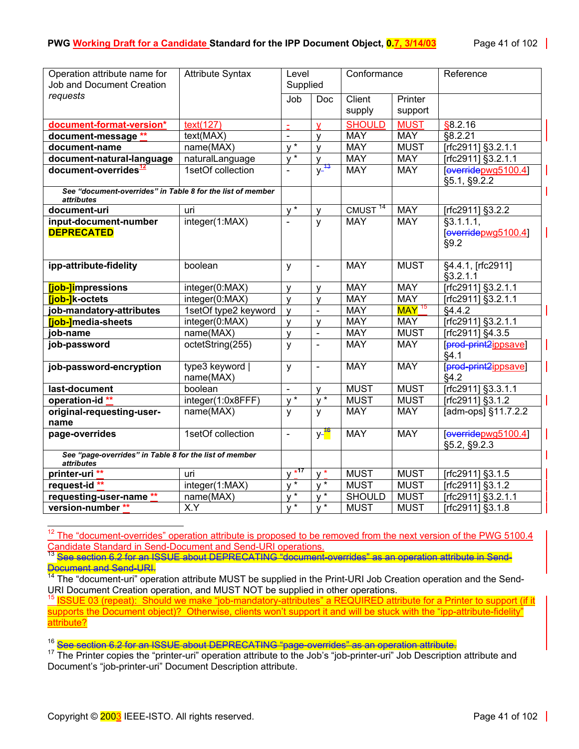| Operation attribute name for Job and Document Creation *requests* | Attribute Syntax | Level Supplied | | Conformance | | Reference |
|---|---|---|---|---|---|---|
| | | Job | Doc | Client supply | Printer support | |
| **document-format-version*** | text(127) | - | y | SHOULD | MUST | §8.2.16 |
| **document-message** ** | text(MAX) | - | y | MAY | MAY | §8.2.21 |
| **document-name** | name(MAX) | y * | y | MAY | MUST | [rfc2911] §3.2.1.1 |
| **document-natural-language** | naturalLanguage | y * | y | MAY | MAY | [rfc2911] §3.2.1.1 |
| **document-overrides**[12] | 1setOf collection | - | y-[13] | MAY | MAY | [overridepwg5100.4] §5.1, §9.2.2 |
| *See "document-overrides" in Table 8 for the list of member attributes* | | | | | | |
| **document-uri** | uri | y * | y | CMUST [14] | MAY | [rfc2911] §3.2.2 |
| **input-document-number DEPRECATED** | integer(1:MAX) | - | y | MAY | MAY | §3.1.1.1, [overridepwg5100.4] §9.2 |
| **ipp-attribute-fidelity** | boolean | y | - | MAY | MUST | §4.4.1, [rfc2911] §3.2.1.1 |
| **[job-]impressions** | integer(0:MAX) | y | y | MAY | MAY | [rfc2911] §3.2.1.1 |
| **[job-]k-octets** | integer(0:MAX) | y | y | MAY | MAY | [rfc2911] §3.2.1.1 |
| **job-mandatory-attributes** | 1setOf type2 keyword | y | - | MAY | MAY [15] | §4.4.2 |
| **[job-]media-sheets** | integer(0:MAX) | y | y | MAY | MAY | [rfc2911] §3.2.1.1 |
| **job-name** | name(MAX) | y | - | MAY | MUST | [rfc2911] §4.3.5 |
| **job-password** | octetString(255) | y | - | MAY | MAY | [prod-print2ippsave] §4.1 |
| **job-password-encryption** | type3 keyword \| name(MAX) | y | - | MAY | MAY | [prod-print2ippsave] §4.2 |
| **last-document** | boolean | - | y | MUST | MUST | [rfc2911] §3.3.1.1 |
| **operation-id** ** | integer(1:0x8FFF) | y * | y * | MUST | MUST | [rfc2911] §3.1.2 |
| **original-requesting-user-name** | name(MAX) | y | y | MAY | MAY | [adm-ops] §11.7.2.2 |
| **page-overrides** | 1setOf collection | - | y-[16] | MAY | MAY | [overridepwg5100.4] §5.2, §9.2.3 |
| *See "page-overrides" in Table 8 for the list of member attributes* | | | | | | |
| **printer-uri** ** | uri | y *[17] | y * | MUST | MUST | [rfc2911] §3.1.5 |
| **request-id** ** | integer(1:MAX) | y * | y * | MUST | MUST | [rfc2911] §3.1.2 |
| **requesting-user-name** ** | name(MAX) | y * | y * | SHOULD | MUST | [rfc2911] §3.2.1.1 |
| **version-number** ** | X.Y | y * | y * | MUST | MUST | [rfc2911] §3.1.8 |

[12] The "document-overrides" operation attribute is proposed to be removed from the next version of the PWG 5100.4 Candidate Standard in Send-Document and Send-URI operations.

[13] ~~See section 6.2 for an ISSUE about DEPRECATING "document-overrides" as an operation attribute in Send-Document and Send-URI.~~

[14] The "document-uri" operation attribute MUST be supplied in the Print-URI Job Creation operation and the Send-URI Document Creation operation, and MUST NOT be supplied in other operations.

[15] ISSUE 03 (repeat): Should we make "job-mandatory-attributes" a REQUIRED attribute for a Printer to support (if it supports the Document object)? Otherwise, clients won't support it and will be stuck with the "ipp-attribute-fidelity" attribute?

[16] ~~See section 6.2 for an ISSUE about DEPRECATING "page-overrides" as an operation attribute.~~

[17] The Printer copies the "printer-uri" operation attribute to the Job's "job-printer-uri" Job Description attribute and Document's "job-printer-uri" Document Description attribute.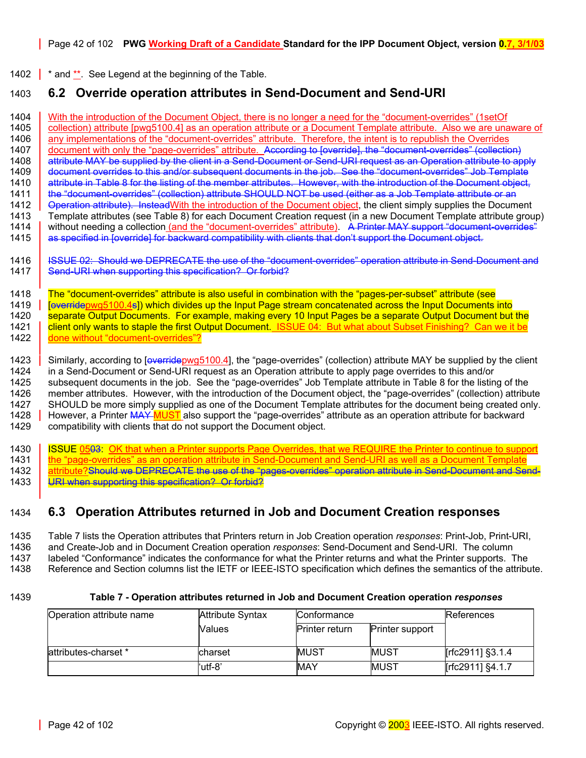* and **. See Legend at the beginning of the Table.

## 6.2 Override operation attributes in Send-Document and Send-URI

With the introduction of the Document Object, there is no longer a need for the "document-overrides" (1setOf collection) attribute [pwg5100.4] as an operation attribute or a Document Template attribute. Also we are unaware of any implementations of the "document-overrides" attribute. Therefore, the intent is to republish the Overrides document with only the "page-overrides" attribute. ~~According to [override], the "document-overrides" (collection) attribute MAY be supplied by the client in a Send-Document or Send-URI request as an Operation attribute to apply document overrides to this and/or subsequent documents in the job. See the "document-overrides" Job Template attribute in Table 8 for the listing of the member attributes. However, with the introduction of the Document object, the "document-overrides" (collection) attribute SHOULD NOT be used (either as a Job Template attribute or an Operation attribute). Instead~~With the introduction of the Document object, the client simply supplies the Document Template attributes (see Table 8) for each Document Creation request (in a new Document Template attribute group) without needing a collection (and the "document-overrides" attribute). ~~A Printer MAY support "document-overrides" as specified in [override] for backward compatibility with clients that don't support the Document object.~~

~~ISSUE 02: Should we DEPRECATE the use of the "document-overrides" operation attribute in Send-Document and Send-URI when supporting this specification? Or forbid?~~

The "document-overrides" attribute is also useful in combination with the "pages-per-subset" attribute (see [~~override~~pwg5100.4~~s~~]) which divides up the Input Page stream concatenated across the Input Documents into separate Output Documents. For example, making every 10 Input Pages be a separate Output Document but the client only wants to staple the first Output Document. ISSUE 04: But what about Subset Finishing? Can we it be done without "document-overrides"?

Similarly, according to [~~override~~pwg5100.4], the "page-overrides" (collection) attribute MAY be supplied by the client in a Send-Document or Send-URI request as an Operation attribute to apply page overrides to this and/or subsequent documents in the job. See the "page-overrides" Job Template attribute in Table 8 for the listing of the member attributes. However, with the introduction of the Document object, the "page-overrides" (collection) attribute SHOULD be more simply supplied as one of the Document Template attributes for the document being created only. However, a Printer ~~MAY~~ MUST also support the "page-overrides" attribute as an operation attribute for backward compatibility with clients that do not support the Document object.

ISSUE 05~~03~~: OK that when a Printer supports Page Overrides, that we REQUIRE the Printer to continue to support the "page-overrides" as an operation attribute in Send-Document and Send-URI as well as a Document Template attribute?~~Should we DEPRECATE the use of the "pages-overrides" operation attribute in Send-Document and Send-URI when supporting this specification? Or forbid?~~

## 6.3 Operation Attributes returned in Job and Document Creation responses

Table 7 lists the Operation attributes that Printers return in Job Creation operation *responses*: Print-Job, Print-URI, and Create-Job and in Document Creation operation *responses*: Send-Document and Send-URI. The column labeled "Conformance" indicates the conformance for what the Printer returns and what the Printer supports. The Reference and Section columns list the IETF or IEEE-ISTO specification which defines the semantics of the attribute.

**Table 7 - Operation attributes returned in Job and Document Creation operation *responses***

| Operation attribute name | Attribute Syntax Values | Conformance | | References |
|---|---|---|---|---|
| | | Printer return | Printer support | |
| attributes-charset * | charset | MUST | MUST | [rfc2911] §3.1.4 |
| | 'utf-8' | MAY | MUST | [rfc2911] §4.1.7 |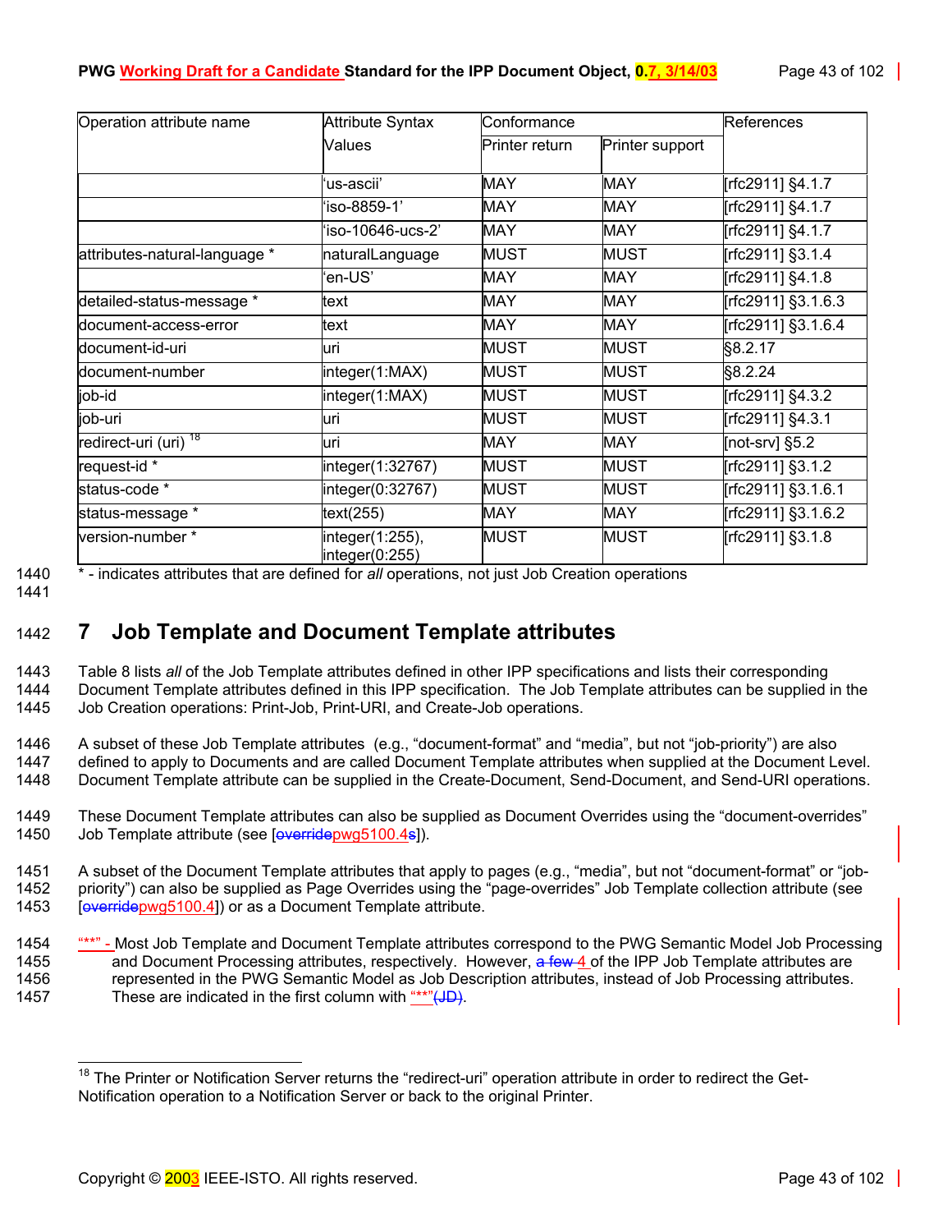| Operation attribute name | Attribute Syntax Values | Conformance | | References |
|---|---|---|---|---|
| | | Printer return | Printer support | |
| | 'us-ascii' | MAY | MAY | [rfc2911] §4.1.7 |
| | 'iso-8859-1' | MAY | MAY | [rfc2911] §4.1.7 |
| | 'iso-10646-ucs-2' | MAY | MAY | [rfc2911] §4.1.7 |
| attributes-natural-language * | naturalLanguage | MUST | MUST | [rfc2911] §3.1.4 |
| | 'en-US' | MAY | MAY | [rfc2911] §4.1.8 |
| detailed-status-message * | text | MAY | MAY | [rfc2911] §3.1.6.3 |
| document-access-error | text | MAY | MAY | [rfc2911] §3.1.6.4 |
| document-id-uri | uri | MUST | MUST | §8.2.17 |
| document-number | integer(1:MAX) | MUST | MUST | §8.2.24 |
| job-id | integer(1:MAX) | MUST | MUST | [rfc2911] §4.3.2 |
| job-uri | uri | MUST | MUST | [rfc2911] §4.3.1 |
| redirect-uri (uri) [18] | uri | MAY | MAY | [not-srv] §5.2 |
| request-id * | integer(1:32767) | MUST | MUST | [rfc2911] §3.1.2 |
| status-code * | integer(0:32767) | MUST | MUST | [rfc2911] §3.1.6.1 |
| status-message * | text(255) | MAY | MAY | [rfc2911] §3.1.6.2 |
| version-number * | integer(1:255), integer(0:255) | MUST | MUST | [rfc2911] §3.1.8 |

\* - indicates attributes that are defined for *all* operations, not just Job Creation operations

# 7 Job Template and Document Template attributes

Table 8 lists *all* of the Job Template attributes defined in other IPP specifications and lists their corresponding Document Template attributes defined in this IPP specification. The Job Template attributes can be supplied in the Job Creation operations: Print-Job, Print-URI, and Create-Job operations.

A subset of these Job Template attributes (e.g., "document-format" and "media", but not "job-priority") are also defined to apply to Documents and are called Document Template attributes when supplied at the Document Level. Document Template attribute can be supplied in the Create-Document, Send-Document, and Send-URI operations.

These Document Template attributes can also be supplied as Document Overrides using the "document-overrides" Job Template attribute (see [~~overrides~~pwg5100.4]).

A subset of the Document Template attributes that apply to pages (e.g., "media", but not "document-format" or "job-priority") can also be supplied as Page Overrides using the "page-overrides" Job Template collection attribute (see [~~override~~pwg5100.4]) or as a Document Template attribute.

"**" - Most Job Template and Document Template attributes correspond to the PWG Semantic Model Job Processing and Document Processing attributes, respectively. However, ~~a few~~ 4 of the IPP Job Template attributes are represented in the PWG Semantic Model as Job Description attributes, instead of Job Processing attributes. These are indicated in the first column with "**"~~(JD)~~.

[18] The Printer or Notification Server returns the "redirect-uri" operation attribute in order to redirect the Get-Notification operation to a Notification Server or back to the original Printer.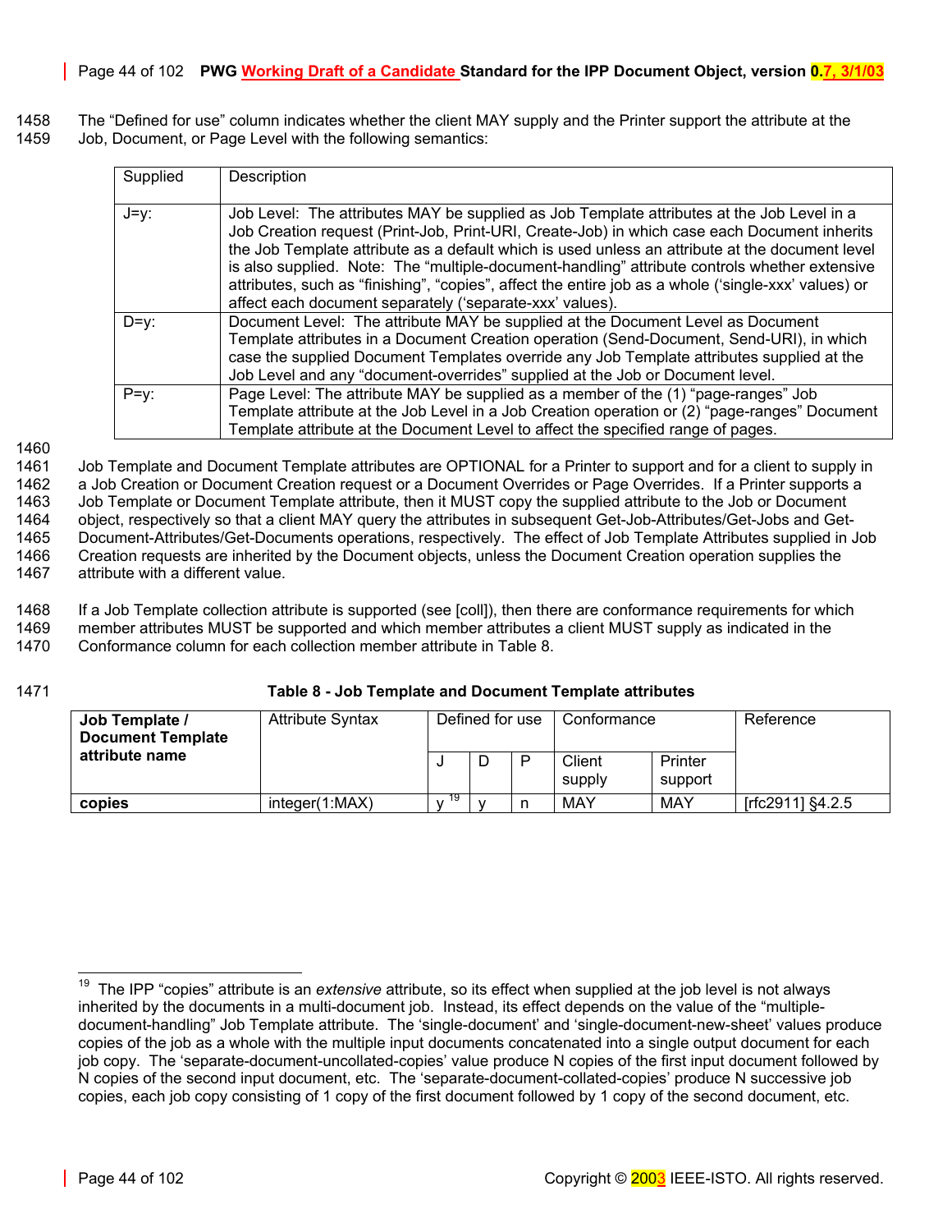The "Defined for use" column indicates whether the client MAY supply and the Printer support the attribute at the Job, Document, or Page Level with the following semantics:

| Supplied | Description |
|---|---|
| J=y: | Job Level: The attributes MAY be supplied as Job Template attributes at the Job Level in a Job Creation request (Print-Job, Print-URI, Create-Job) in which case each Document inherits the Job Template attribute as a default which is used unless an attribute at the document level is also supplied. Note: The "multiple-document-handling" attribute controls whether extensive attributes, such as "finishing", "copies", affect the entire job as a whole ('single-xxx' values) or affect each document separately ('separate-xxx' values). |
| D=y: | Document Level: The attribute MAY be supplied at the Document Level as Document Template attributes in a Document Creation operation (Send-Document, Send-URI), in which case the supplied Document Templates override any Job Template attributes supplied at the Job Level and any "document-overrides" supplied at the Job or Document level. |
| P=y: | Page Level: The attribute MAY be supplied as a member of the (1) "page-ranges" Job Template attribute at the Job Level in a Job Creation operation or (2) "page-ranges" Document Template attribute at the Document Level to affect the specified range of pages. |

Job Template and Document Template attributes are OPTIONAL for a Printer to support and for a client to supply in a Job Creation or Document Creation request or a Document Overrides or Page Overrides. If a Printer supports a Job Template or Document Template attribute, then it MUST copy the supplied attribute to the Job or Document object, respectively so that a client MAY query the attributes in subsequent Get-Job-Attributes/Get-Jobs and Get-Document-Attributes/Get-Documents operations, respectively. The effect of Job Template Attributes supplied in Job Creation requests are inherited by the Document objects, unless the Document Creation operation supplies the attribute with a different value.

If a Job Template collection attribute is supported (see [coll]), then there are conformance requirements for which member attributes MUST be supported and which member attributes a client MUST supply as indicated in the Conformance column for each collection member attribute in Table 8.

**Table 8 - Job Template and Document Template attributes**

| **Job Template / Document Template attribute name** | Attribute Syntax | Defined for use | | | Conformance | | Reference |
|---|---|---|---|---|---|---|---|
| | | J | D | P | Client supply | Printer support | |
| **copies** | integer(1:MAX) | y [19] | y | n | MAY | MAY | [rfc2911] §4.2.5 |

[19] The IPP "copies" attribute is an *extensive* attribute, so its effect when supplied at the job level is not always inherited by the documents in a multi-document job. Instead, its effect depends on the value of the "multiple-document-handling" Job Template attribute. The 'single-document' and 'single-document-new-sheet' values produce copies of the job as a whole with the multiple input documents concatenated into a single output document for each job copy. The 'separate-document-uncollated-copies' value produce N copies of the first input document followed by N copies of the second input document, etc. The 'separate-document-collated-copies' produce N successive job copies, each job copy consisting of 1 copy of the first document followed by 1 copy of the second document, etc.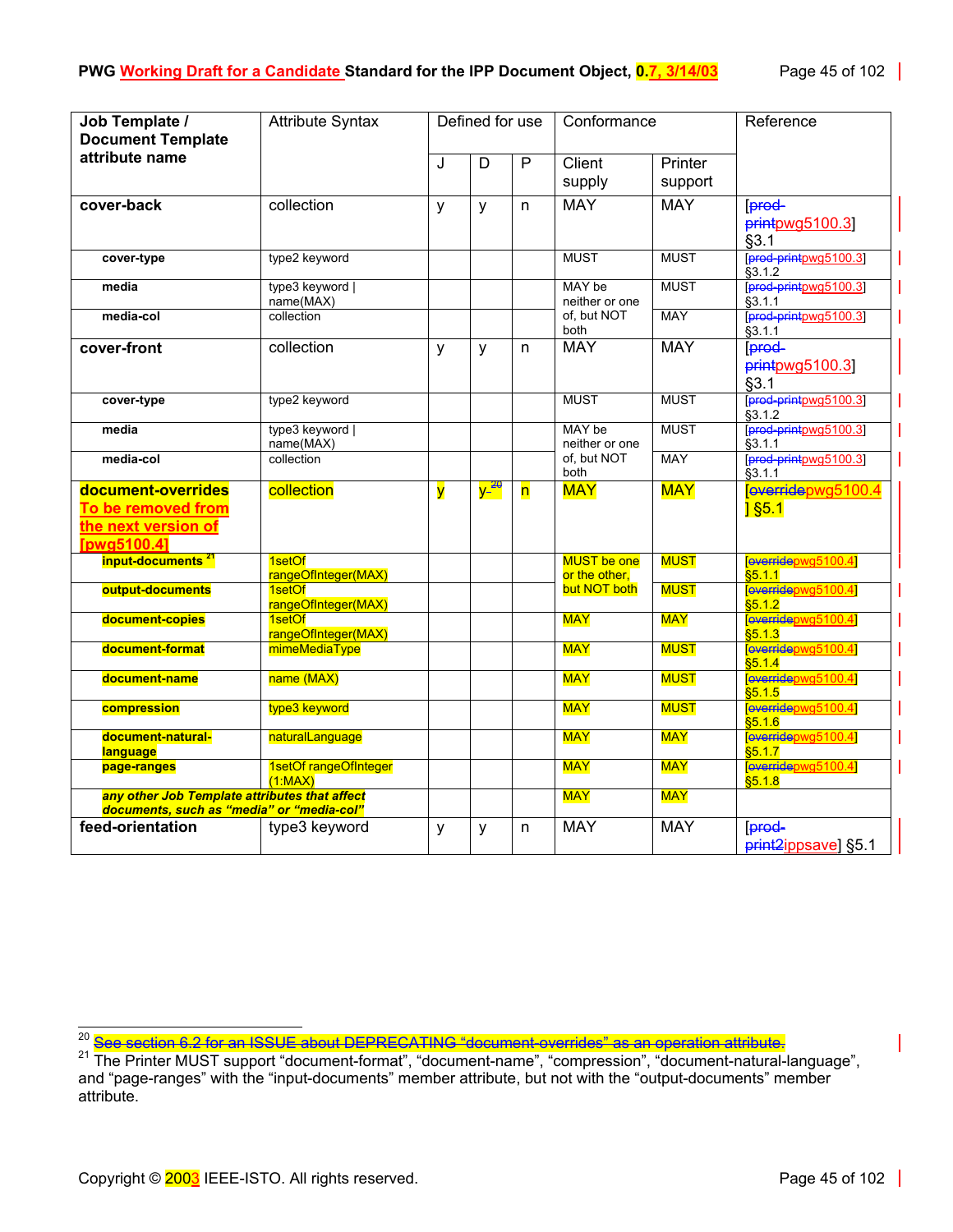| Job Template / Document Template attribute name | Attribute Syntax | Defined for use | | | Conformance | | Reference |
|---|---|---|---|---|---|---|---|
| | | J | D | P | Client supply | Printer support | |
| **cover-back** | collection | y | y | n | MAY | MAY | [prod-printpwg5100.3] §3.1 |
| **cover-type** | type2 keyword | | | | MUST | MUST | [prod-printpwg5100.3] §3.1.2 |
| **media** | type3 keyword \| name(MAX) | | | | MAY be neither or one of, but NOT both | MUST | [prod-printpwg5100.3] §3.1.1 |
| **media-col** | collection | | | | | MAY | [prod-printpwg5100.3] §3.1.1 |
| **cover-front** | collection | y | y | n | MAY | MAY | [prod-printpwg5100.3] §3.1 |
| **cover-type** | type2 keyword | | | | MUST | MUST | [prod-printpwg5100.3] §3.1.2 |
| **media** | type3 keyword \| name(MAX) | | | | MAY be neither or one of, but NOT both | MUST | [prod-printpwg5100.3] §3.1.1 |
| **media-col** | collection | | | | | MAY | [prod-printpwg5100.3] §3.1.1 |
| **document-overrides** To be removed from the next version of [pwg5100.4] | collection | y | y [20] | n | MAY | MAY | [overridepwg5100.4] §5.1 |
| **input-documents** [21] | 1setOf rangeOfInteger(MAX) | | | | MUST be one or the other, but NOT both | MUST | [overridepwg5100.4] §5.1.1 |
| **output-documents** | 1setOf rangeOfInteger(MAX) | | | | | MUST | [overridepwg5100.4] §5.1.2 |
| **document-copies** | 1setOf rangeOfInteger(MAX) | | | | MAY | MAY | [overridepwg5100.4] §5.1.3 |
| **document-format** | mimeMediaType | | | | MAY | MUST | [overridepwg5100.4] §5.1.4 |
| **document-name** | name (MAX) | | | | MAY | MUST | [overridepwg5100.4] §5.1.5 |
| **compression** | type3 keyword | | | | MAY | MUST | [overridepwg5100.4] §5.1.6 |
| **document-natural-language** | naturalLanguage | | | | MAY | MAY | [overridepwg5100.4] §5.1.7 |
| **page-ranges** | 1setOf rangeOfInteger (1:MAX) | | | | MAY | MAY | [overridepwg5100.4] §5.1.8 |
| ***any other Job Template attributes that affect documents, such as "media" or "media-col"*** | | | | | MAY | MAY | |
| **feed-orientation** | type3 keyword | y | y | n | MAY | MAY | [prod-print2ippsave] §5.1 |

[20] See section 6.2 for an ISSUE about DEPRECATING "document-overrides" as an operation attribute.

[21] The Printer MUST support "document-format", "document-name", "compression", "document-natural-language", and "page-ranges" with the "input-documents" member attribute, but not with the "output-documents" member attribute.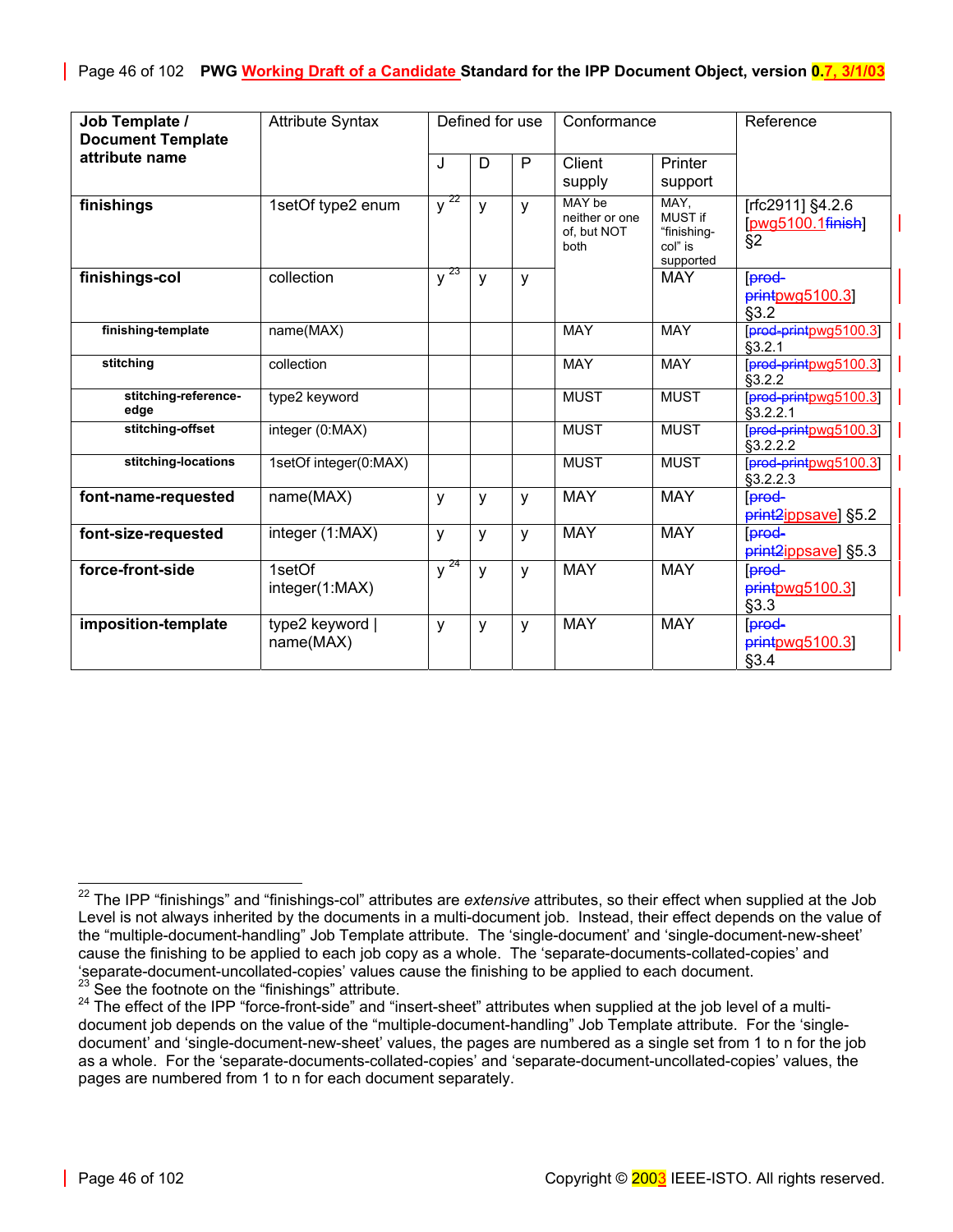| Job Template / Document Template attribute name | Attribute Syntax | Defined for use | | | Conformance | | Reference |
|---|---|---|---|---|---|---|---|
| | | J | D | P | Client supply | Printer support | |
| **finishings** | 1setOf type2 enum | y [22] | y | y | MAY be neither or one of, but NOT both | MAY, MUST if "finishing-col" is supported | [rfc2911] §4.2.6 [pwg5100.1finish] §2 |
| **finishings-col** | collection | y [23] | y | y | | MAY | [prod-printpwg5100.3] §3.2 |
| finishing-template | name(MAX) | | | | MAY | MAY | [prod-printpwg5100.3] §3.2.1 |
| stitching | collection | | | | MAY | MAY | [prod-printpwg5100.3] §3.2.2 |
| stitching-reference-edge | type2 keyword | | | | MUST | MUST | [prod-printpwg5100.3] §3.2.2.1 |
| stitching-offset | integer (0:MAX) | | | | MUST | MUST | [prod-printpwg5100.3] §3.2.2.2 |
| stitching-locations | 1setOf integer(0:MAX) | | | | MUST | MUST | [prod-printpwg5100.3] §3.2.2.3 |
| **font-name-requested** | name(MAX) | y | y | y | MAY | MAY | [prod-print2ippsave] §5.2 |
| **font-size-requested** | integer (1:MAX) | y | y | y | MAY | MAY | [prod-print2ippsave] §5.3 |
| **force-front-side** | 1setOf integer(1:MAX) | y [24] | y | y | MAY | MAY | [prod-printpwg5100.3] §3.3 |
| **imposition-template** | type2 keyword \| name(MAX) | y | y | y | MAY | MAY | [prod-printpwg5100.3] §3.4 |

[22] The IPP "finishings" and "finishings-col" attributes are *extensive* attributes, so their effect when supplied at the Job Level is not always inherited by the documents in a multi-document job. Instead, their effect depends on the value of the "multiple-document-handling" Job Template attribute. The 'single-document' and 'single-document-new-sheet' cause the finishing to be applied to each job copy as a whole. The 'separate-documents-collated-copies' and 'separate-document-uncollated-copies' values cause the finishing to be applied to each document.

[23] See the footnote on the "finishings" attribute.

[24] The effect of the IPP "force-front-side" and "insert-sheet" attributes when supplied at the job level of a multi-document job depends on the value of the "multiple-document-handling" Job Template attribute. For the 'single-document' and 'single-document-new-sheet' values, the pages are numbered as a single set from 1 to n for the job as a whole. For the 'separate-documents-collated-copies' and 'separate-document-uncollated-copies' values, the pages are numbered from 1 to n for each document separately.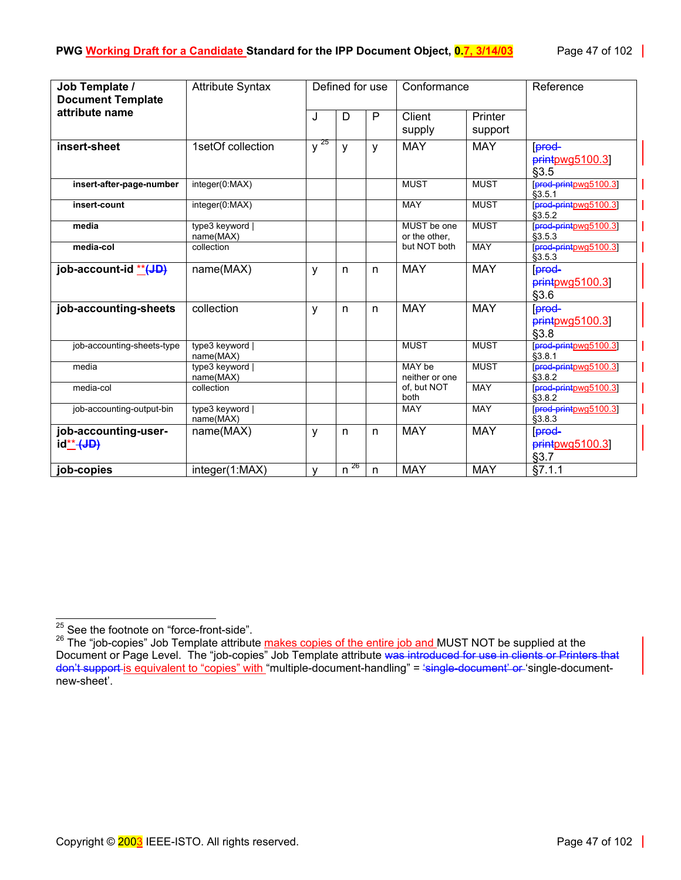| Job Template / Document Template attribute name | Attribute Syntax | Defined for use | | | Conformance | | Reference |
|---|---|---|---|---|---|---|---|
| | | J | D | P | Client supply | Printer support | |
| **insert-sheet** | 1setOf collection | y [25] | y | y | MAY | MAY | [prod-printpwg5100.3] §3.5 |
| **insert-after-page-number** | integer(0:MAX) | | | | MUST | MUST | [prod-printpwg5100.3] §3.5.1 |
| **insert-count** | integer(0:MAX) | | | | MAY | MUST | [prod-printpwg5100.3] §3.5.2 |
| **media** | type3 keyword \| name(MAX) | | | | MUST be one or the other, but NOT both | MUST | [prod-printpwg5100.3] §3.5.3 |
| **media-col** | collection | | | | | MAY | [prod-printpwg5100.3] §3.5.3 |
| **job-account-id** **(JD) | name(MAX) | y | n | n | MAY | MAY | [prod-printpwg5100.3] §3.6 |
| **job-accounting-sheets** | collection | y | n | n | MAY | MAY | [prod-printpwg5100.3] §3.8 |
| job-accounting-sheets-type | type3 keyword \| name(MAX) | | | | MUST | MUST | [prod-printpwg5100.3] §3.8.1 |
| media | type3 keyword \| name(MAX) | | | | MAY be neither or one of, but NOT both | MUST | [prod-printpwg5100.3] §3.8.2 |
| media-col | collection | | | | | MAY | [prod-printpwg5100.3] §3.8.2 |
| job-accounting-output-bin | type3 keyword \| name(MAX) | | | | MAY | MAY | [prod-printpwg5100.3] §3.8.3 |
| **job-accounting-user-id** ** (JD) | name(MAX) | y | n | n | MAY | MAY | [prod-printpwg5100.3] §3.7 |
| **job-copies** | integer(1:MAX) | y | n [26] | n | MAY | MAY | §7.1.1 |

[25] See the footnote on "force-front-side".

[26] The "job-copies" Job Template attribute makes copies of the entire job and MUST NOT be supplied at the Document or Page Level. The "job-copies" Job Template attribute was introduced for use in clients or Printers that don't support is equivalent to "copies" with "multiple-document-handling" = 'single-document' or 'single-document-new-sheet'.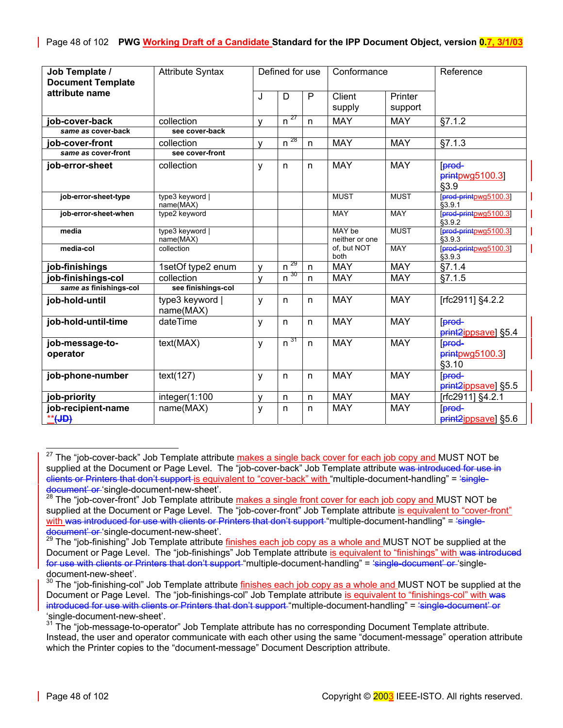| Job Template / Document Template attribute name | Attribute Syntax | Defined for use | | | Conformance | | Reference |
|---|---|---|---|---|---|---|---|
| | | J | D | P | Client supply | Printer support | |
| **job-cover-back** | collection | y | n [27] | n | MAY | MAY | §7.1.2 |
| ***same as* cover-back** | **see cover-back** | | | | | | |
| **job-cover-front** | collection | y | n [28] | n | MAY | MAY | §7.1.3 |
| ***same as* cover-front** | **see cover-front** | | | | | | |
| **job-error-sheet** | collection | y | n | n | MAY | MAY | [~~prod-print~~pwg5100.3] §3.9 |
| **job-error-sheet-type** | type3 keyword \| name(MAX) | | | | MUST | MUST | [~~prod-print~~pwg5100.3] §3.9.1 |
| **job-error-sheet-when** | type2 keyword | | | | MAY | MAY | [~~prod-print~~pwg5100.3] §3.9.2 |
| **media** | type3 keyword \| name(MAX) | | | | MAY be neither or one of, but NOT both | MUST | [~~prod-print~~pwg5100.3] §3.9.3 |
| **media-col** | collection | | | | | MAY | [~~prod-print~~pwg5100.3] §3.9.3 |
| **job-finishings** | 1setOf type2 enum | y | n [29] | n | MAY | MAY | §7.1.4 |
| **job-finishings-col** | collection | y | n [30] | n | MAY | MAY | §7.1.5 |
| ***same as* finishings-col** | **see finishings-col** | | | | | | |
| **job-hold-until** | type3 keyword \| name(MAX) | y | n | n | MAY | MAY | [rfc2911] §4.2.2 |
| **job-hold-until-time** | dateTime | y | n | n | MAY | MAY | [~~prod-print2~~ippsave] §5.4 |
| **job-message-to-operator** | text(MAX) | y | n [31] | n | MAY | MAY | [~~prod-print~~pwg5100.3] §3.10 |
| **job-phone-number** | text(127) | y | n | n | MAY | MAY | [~~prod-print2~~ippsave] §5.5 |
| **job-priority** | integer(1:100 | y | n | n | MAY | MAY | [rfc2911] §4.2.1 |
| **job-recipient-name** ~~**(JD)**~~ | name(MAX) | y | n | n | MAY | MAY | [~~prod-print2~~ippsave] §5.6 |

[27] The "job-cover-back" Job Template attribute makes a single back cover for each job copy and MUST NOT be supplied at the Document or Page Level. The "job-cover-back" Job Template attribute ~~was introduced for use in clients or Printers that don't support~~ is equivalent to "cover-back" with "multiple-document-handling" = ~~'single-document' or~~ 'single-document-new-sheet'.

[28] The "job-cover-front" Job Template attribute makes a single front cover for each job copy and MUST NOT be supplied at the Document or Page Level. The "job-cover-front" Job Template attribute is equivalent to "cover-front" with ~~was introduced for use with clients or Printers that don't support~~ "multiple-document-handling" = ~~'single-document' or~~ 'single-document-new-sheet'.

[29] The "job-finishing" Job Template attribute finishes each job copy as a whole and MUST NOT be supplied at the Document or Page Level. The "job-finishings" Job Template attribute is equivalent to "finishings" with ~~was introduced for use with clients or Printers that don't support~~ "multiple-document-handling" = ~~'single-document' or~~ 'single-document-new-sheet'.

[30] The "job-finishing-col" Job Template attribute finishes each job copy as a whole and MUST NOT be supplied at the Document or Page Level. The "job-finishings-col" Job Template attribute is equivalent to "finishings-col" with ~~was introduced for use with clients or Printers that don't support~~ "multiple-document-handling" = ~~'single-document' or~~ 'single-document-new-sheet'.

[31] The "job-message-to-operator" Job Template attribute has no corresponding Document Template attribute. Instead, the user and operator communicate with each other using the same "document-message" operation attribute which the Printer copies to the "document-message" Document Description attribute.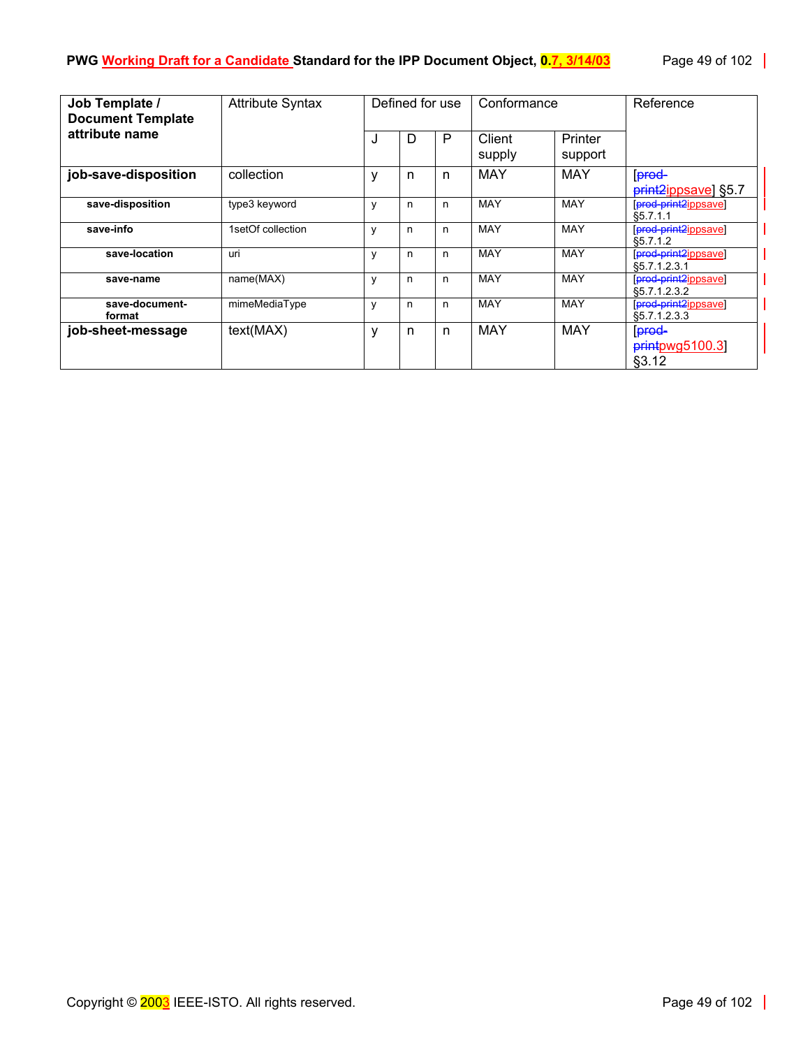| Job Template / Document Template attribute name | Attribute Syntax | Defined for use | | | Conformance | | Reference |
|---|---|---|---|---|---|---|---|
| | | J | D | P | Client supply | Printer support | |
| **job-save-disposition** | collection | y | n | n | MAY | MAY | [~~prod-print2~~ippsave] §5.7 |
| **save-disposition** | type3 keyword | y | n | n | MAY | MAY | [~~prod-print2~~ippsave] §5.7.1.1 |
| **save-info** | 1setOf collection | y | n | n | MAY | MAY | [~~prod-print2~~ippsave] §5.7.1.2 |
| **save-location** | uri | y | n | n | MAY | MAY | [~~prod-print2~~ippsave] §5.7.1.2.3.1 |
| **save-name** | name(MAX) | y | n | n | MAY | MAY | [~~prod-print2~~ippsave] §5.7.1.2.3.2 |
| **save-document-format** | mimeMediaType | y | n | n | MAY | MAY | [~~prod-print2~~ippsave] §5.7.1.2.3.3 |
| **job-sheet-message** | text(MAX) | y | n | n | MAY | MAY | [~~prod-print~~pwg5100.3] §3.12 |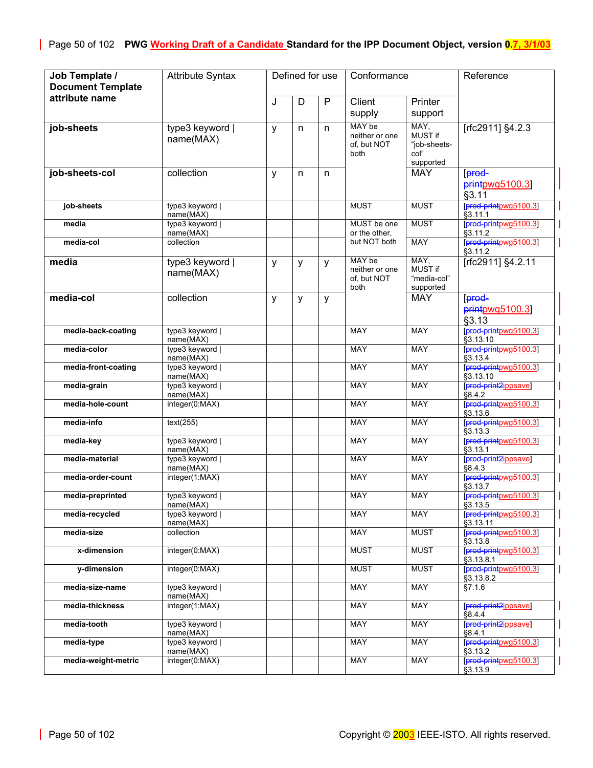| Job Template / Document Template attribute name | Attribute Syntax | Defined for use | | | Conformance | | Reference |
|---|---|---|---|---|---|---|---|
| | | J | D | P | Client supply | Printer support | |
| **job-sheets** | type3 keyword \| name(MAX) | y | n | n | MAY be neither or one of, but NOT both | MAY, MUST if "job-sheets-col" supported | [rfc2911] §4.2.3 |
| **job-sheets-col** | collection | y | n | n | | MAY | [prod-printpwg5100.3] §3.11 |
| **job-sheets** | type3 keyword \| name(MAX) | | | | MUST | MUST | [prod-printpwg5100.3] §3.11.1 |
| **media** | type3 keyword \| name(MAX) | | | | MUST be one or the other, but NOT both | MUST | [prod-printpwg5100.3] §3.11.2 |
| **media-col** | collection | | | | | MAY | [prod-printpwg5100.3] §3.11.2 |
| **media** | type3 keyword \| name(MAX) | y | y | y | MAY be neither or one of, but NOT both | MAY, MUST if "media-col" supported | [rfc2911] §4.2.11 |
| **media-col** | collection | y | y | y | | MAY | [prod-printpwg5100.3] §3.13 |
| **media-back-coating** | type3 keyword \| name(MAX) | | | | MAY | MAY | [prod-printpwg5100.3] §3.13.10 |
| **media-color** | type3 keyword \| name(MAX) | | | | MAY | MAY | [prod-printpwg5100.3] §3.13.4 |
| **media-front-coating** | type3 keyword \| name(MAX) | | | | MAY | MAY | [prod-printpwg5100.3] §3.13.10 |
| **media-grain** | type3 keyword \| name(MAX) | | | | MAY | MAY | [prod-print2ippsave] §8.4.2 |
| **media-hole-count** | integer(0:MAX) | | | | MAY | MAY | [prod-printpwg5100.3] §3.13.6 |
| **media-info** | text(255) | | | | MAY | MAY | [prod-printpwg5100.3] §3.13.3 |
| **media-key** | type3 keyword \| name(MAX) | | | | MAY | MAY | [prod-printpwg5100.3] §3.13.1 |
| **media-material** | type3 keyword \| name(MAX) | | | | MAY | MAY | [prod-print2ippsave] §8.4.3 |
| **media-order-count** | integer(1:MAX) | | | | MAY | MAY | [prod-printpwg5100.3] §3.13.7 |
| **media-preprinted** | type3 keyword \| name(MAX) | | | | MAY | MAY | [prod-printpwg5100.3] §3.13.5 |
| **media-recycled** | type3 keyword \| name(MAX) | | | | MAY | MAY | [prod-printpwg5100.3] §3.13.11 |
| **media-size** | collection | | | | MAY | MUST | [prod-printpwg5100.3] §3.13.8 |
| **x-dimension** | integer(0:MAX) | | | | MUST | MUST | [prod-printpwg5100.3] §3.13.8.1 |
| **y-dimension** | integer(0:MAX) | | | | MUST | MUST | [prod-printpwg5100.3] §3.13.8.2 |
| **media-size-name** | type3 keyword \| name(MAX) | | | | MAY | MAY | §7.1.6 |
| **media-thickness** | integer(1:MAX) | | | | MAY | MAY | [prod-print2ippsave] §8.4.4 |
| **media-tooth** | type3 keyword \| name(MAX) | | | | MAY | MAY | [prod-print2ippsave] §8.4.1 |
| **media-type** | type3 keyword \| name(MAX) | | | | MAY | MAY | [prod-printpwg5100.3] §3.13.2 |
| **media-weight-metric** | integer(0:MAX) | | | | MAY | MAY | [prod-printpwg5100.3] §3.13.9 |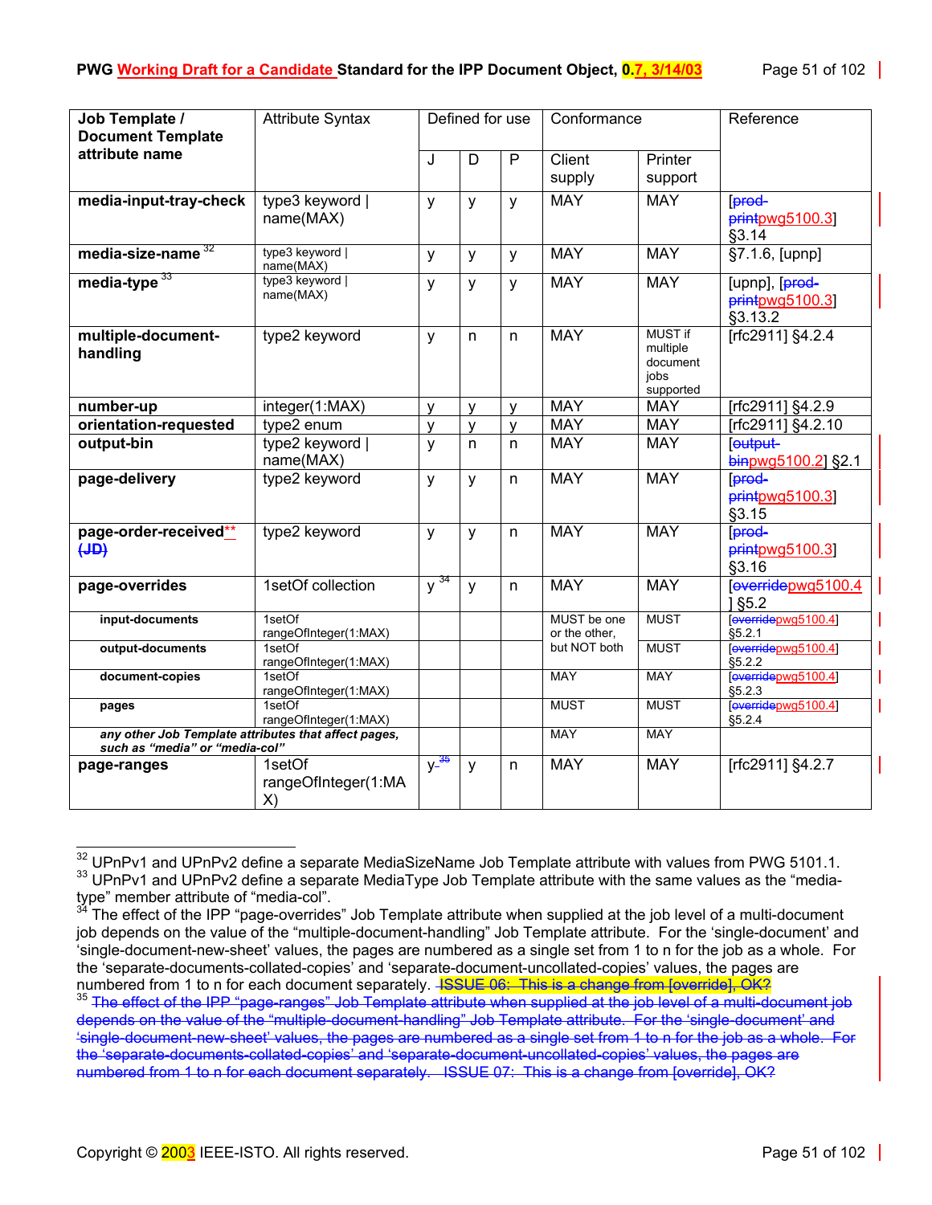| Job Template / Document Template attribute name | Attribute Syntax | Defined for use | | | Conformance | | Reference |
|---|---|---|---|---|---|---|---|
| | | J | D | P | Client supply | Printer support | |
| **media-input-tray-check** | type3 keyword \| name(MAX) | y | y | y | MAY | MAY | [prod-printpwg5100.3] §3.14 |
| **media-size-name** [32] | type3 keyword \| name(MAX) | y | y | y | MAY | MAY | §7.1.6, [upnp] |
| **media-type** [33] | type3 keyword \| name(MAX) | y | y | y | MAY | MAY | [upnp], [prod-printpwg5100.3] §3.13.2 |
| **multiple-document-handling** | type2 keyword | y | n | n | MAY | MUST if multiple document jobs supported | [rfc2911] §4.2.4 |
| **number-up** | integer(1:MAX) | y | y | y | MAY | MAY | [rfc2911] §4.2.9 |
| **orientation-requested** | type2 enum | y | y | y | MAY | MAY | [rfc2911] §4.2.10 |
| **output-bin** | type2 keyword \| name(MAX) | y | n | n | MAY | MAY | [output-binpwg5100.2] §2.1 |
| **page-delivery** | type2 keyword | y | y | n | MAY | MAY | [prod-printpwg5100.3] §3.15 |
| **page-order-received** ** (JD) | type2 keyword | y | y | n | MAY | MAY | [prod-printpwg5100.3] §3.16 |
| **page-overrides** | 1setOf collection | y [34] | y | n | MAY | MAY | [overridepwg5100.4] §5.2 |
| **input-documents** | 1setOf rangeOfInteger(1:MAX) | | | | MUST be one or the other, but NOT both | MUST | [overridepwg5100.4] §5.2.1 |
| **output-documents** | 1setOf rangeOfInteger(1:MAX) | | | | | MUST | [overridepwg5100.4] §5.2.2 |
| **document-copies** | 1setOf rangeOfInteger(1:MAX) | | | | MAY | MAY | [overridepwg5100.4] §5.2.3 |
| **pages** | 1setOf rangeOfInteger(1:MAX) | | | | MUST | MUST | [overridepwg5100.4] §5.2.4 |
| ***any other Job Template attributes that affect pages, such as "media" or "media-col"*** | | | | | MAY | MAY | |
| **page-ranges** | 1setOf rangeOfInteger(1:MAX) | y [35] | y | n | MAY | MAY | [rfc2911] §4.2.7 |

[32] UPnPv1 and UPnPv2 define a separate MediaSizeName Job Template attribute with values from PWG 5101.1.

[33] UPnPv1 and UPnPv2 define a separate MediaType Job Template attribute with the same values as the "media-type" member attribute of "media-col".

[34] The effect of the IPP "page-overrides" Job Template attribute when supplied at the job level of a multi-document job depends on the value of the "multiple-document-handling" Job Template attribute. For the 'single-document' and 'single-document-new-sheet' values, the pages are numbered as a single set from 1 to n for the job as a whole. For the 'separate-documents-collated-copies' and 'separate-document-uncollated-copies' values, the pages are numbered from 1 to n for each document separately. ISSUE 06: This is a change from [override], OK?

[35] The effect of the IPP "page-ranges" Job Template attribute when supplied at the job level of a multi-document job depends on the value of the "multiple-document-handling" Job Template attribute. For the 'single-document' and 'single-document-new-sheet' values, the pages are numbered as a single set from 1 to n for the job as a whole. For the 'separate-documents-collated-copies' and 'separate-document-uncollated-copies' values, the pages are numbered from 1 to n for each document separately. ISSUE 07: This is a change from [override], OK?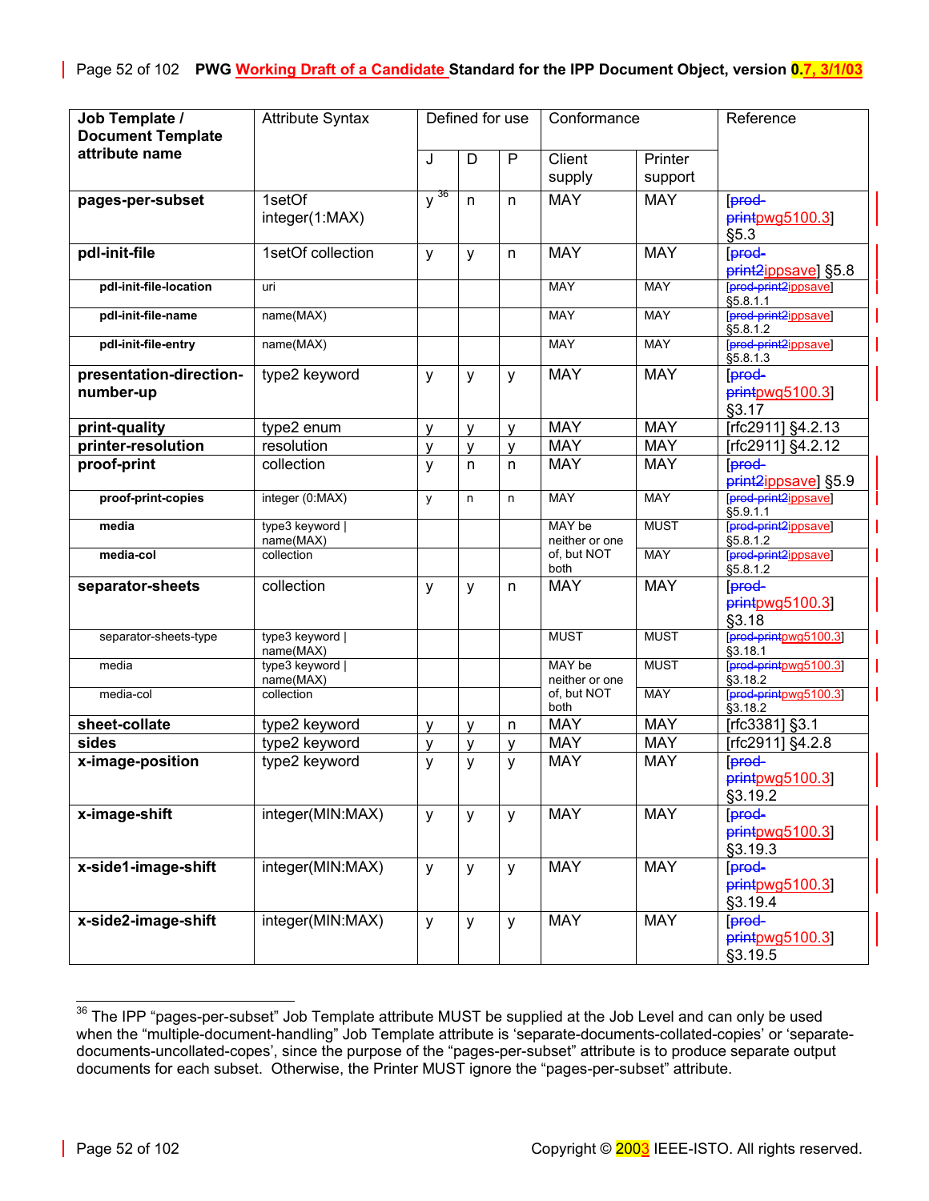| Job Template / Document Template attribute name | Attribute Syntax | Defined for use | | | Conformance | | Reference |
|---|---|---|---|---|---|---|---|
| | | J | D | P | Client supply | Printer support | |
| **pages-per-subset** | 1setOf integer(1:MAX) | y [36] | n | n | MAY | MAY | [prod-printpwg5100.3] §5.3 |
| **pdl-init-file** | 1setOf collection | y | y | n | MAY | MAY | [prod-print2ippsave] §5.8 |
| pdl-init-file-location | uri | | | | MAY | MAY | [prod-print2ippsave] §5.8.1.1 |
| pdl-init-file-name | name(MAX) | | | | MAY | MAY | [prod-print2ippsave] §5.8.1.2 |
| pdl-init-file-entry | name(MAX) | | | | MAY | MAY | [prod-print2ippsave] §5.8.1.3 |
| **presentation-direction-number-up** | type2 keyword | y | y | y | MAY | MAY | [prod-printpwg5100.3] §3.17 |
| **print-quality** | type2 enum | y | y | y | MAY | MAY | [rfc2911] §4.2.13 |
| **printer-resolution** | resolution | y | y | y | MAY | MAY | [rfc2911] §4.2.12 |
| **proof-print** | collection | y | n | n | MAY | MAY | [prod-print2ippsave] §5.9 |
| proof-print-copies | integer (0:MAX) | y | n | n | MAY | MAY | [prod-print2ippsave] §5.9.1.1 |
| media | type3 keyword \| name(MAX) | | | | MAY be neither or one of, but NOT both | MUST | [prod-print2ippsave] §5.8.1.2 |
| media-col | collection | | | | | MAY | [prod-print2ippsave] §5.8.1.2 |
| **separator-sheets** | collection | y | y | n | MAY | MAY | [prod-printpwg5100.3] §3.18 |
| separator-sheets-type | type3 keyword \| name(MAX) | | | | MUST | MUST | [prod-printpwg5100.3] §3.18.1 |
| media | type3 keyword \| name(MAX) | | | | MAY be neither or one of, but NOT both | MUST | [prod-printpwg5100.3] §3.18.2 |
| media-col | collection | | | | | MAY | [prod-printpwg5100.3] §3.18.2 |
| **sheet-collate** | type2 keyword | y | y | n | MAY | MAY | [rfc3381] §3.1 |
| **sides** | type2 keyword | y | y | y | MAY | MAY | [rfc2911] §4.2.8 |
| **x-image-position** | type2 keyword | y | y | y | MAY | MAY | [prod-printpwg5100.3] §3.19.2 |
| **x-image-shift** | integer(MIN:MAX) | y | y | y | MAY | MAY | [prod-printpwg5100.3] §3.19.3 |
| **x-side1-image-shift** | integer(MIN:MAX) | y | y | y | MAY | MAY | [prod-printpwg5100.3] §3.19.4 |
| **x-side2-image-shift** | integer(MIN:MAX) | y | y | y | MAY | MAY | [prod-printpwg5100.3] §3.19.5 |

[36] The IPP "pages-per-subset" Job Template attribute MUST be supplied at the Job Level and can only be used when the "multiple-document-handling" Job Template attribute is 'separate-documents-collated-copies' or 'separate-documents-uncollated-copes', since the purpose of the "pages-per-subset" attribute is to produce separate output documents for each subset. Otherwise, the Printer MUST ignore the "pages-per-subset" attribute.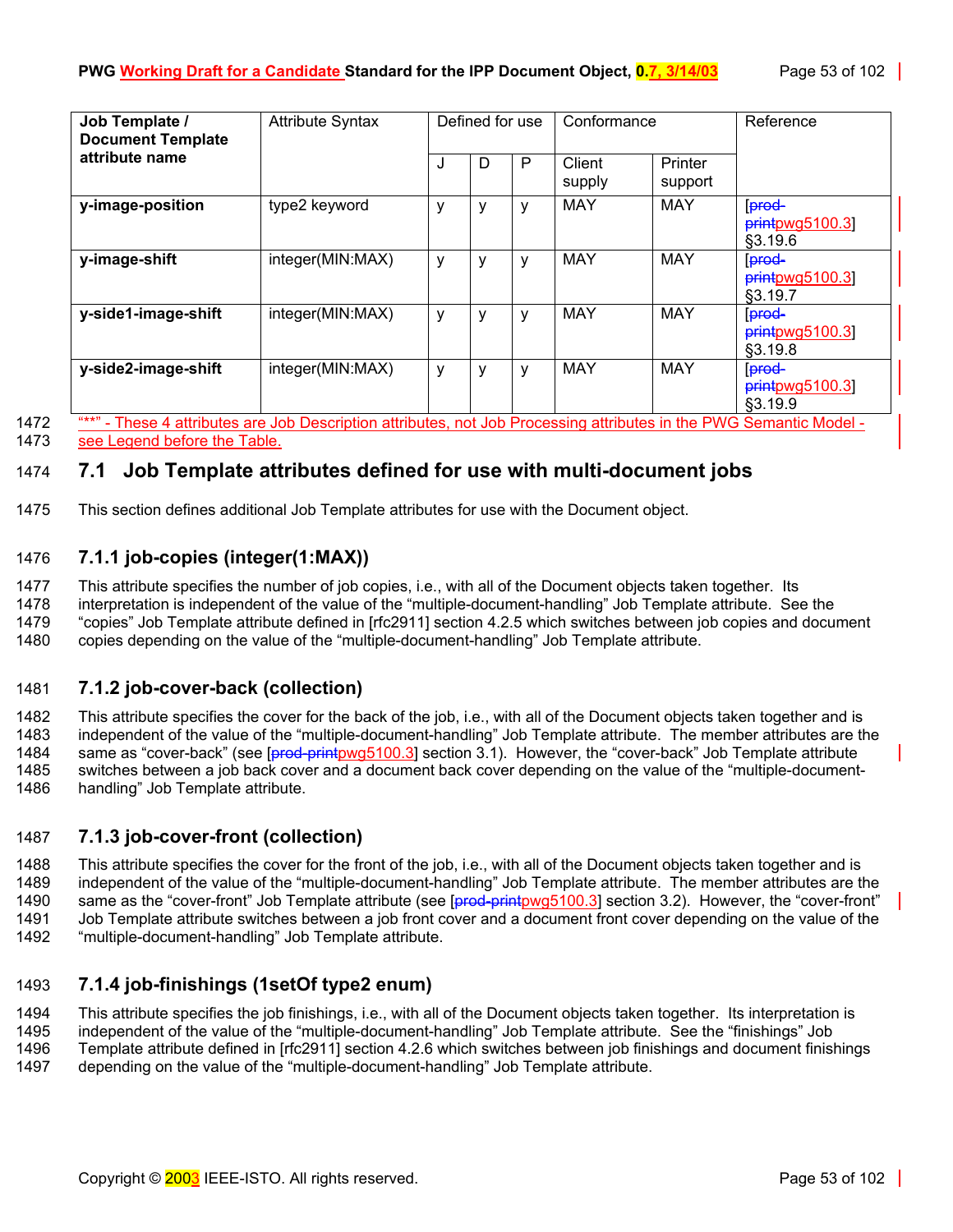| Job Template / Document Template attribute name | Attribute Syntax | Defined for use | | | Conformance | | Reference |
|---|---|---|---|---|---|---|---|
| | | J | D | P | Client supply | Printer support | |
| **y-image-position** | type2 keyword | y | y | y | MAY | MAY | [prod-printpwg5100.3] §3.19.6 |
| **y-image-shift** | integer(MIN:MAX) | y | y | y | MAY | MAY | [prod-printpwg5100.3] §3.19.7 |
| **y-side1-image-shift** | integer(MIN:MAX) | y | y | y | MAY | MAY | [prod-printpwg5100.3] §3.19.8 |
| **y-side2-image-shift** | integer(MIN:MAX) | y | y | y | MAY | MAY | [prod-printpwg5100.3] §3.19.9 |

"**" - These 4 attributes are Job Description attributes, not Job Processing attributes in the PWG Semantic Model - see Legend before the Table.

## 7.1 Job Template attributes defined for use with multi-document jobs

This section defines additional Job Template attributes for use with the Document object.

### 7.1.1 job-copies (integer(1:MAX))

This attribute specifies the number of job copies, i.e., with all of the Document objects taken together. Its interpretation is independent of the value of the "multiple-document-handling" Job Template attribute. See the "copies" Job Template attribute defined in [rfc2911] section 4.2.5 which switches between job copies and document copies depending on the value of the "multiple-document-handling" Job Template attribute.

### 7.1.2 job-cover-back (collection)

This attribute specifies the cover for the back of the job, i.e., with all of the Document objects taken together and is independent of the value of the "multiple-document-handling" Job Template attribute. The member attributes are the same as "cover-back" (see [prod-printpwg5100.3] section 3.1). However, the "cover-back" Job Template attribute switches between a job back cover and a document back cover depending on the value of the "multiple-document-handling" Job Template attribute.

### 7.1.3 job-cover-front (collection)

This attribute specifies the cover for the front of the job, i.e., with all of the Document objects taken together and is independent of the value of the "multiple-document-handling" Job Template attribute. The member attributes are the same as the "cover-front" Job Template attribute (see [prod-printpwg5100.3] section 3.2). However, the "cover-front" Job Template attribute switches between a job front cover and a document front cover depending on the value of the "multiple-document-handling" Job Template attribute.

### 7.1.4 job-finishings (1setOf type2 enum)

This attribute specifies the job finishings, i.e., with all of the Document objects taken together. Its interpretation is independent of the value of the "multiple-document-handling" Job Template attribute. See the "finishings" Job Template attribute defined in [rfc2911] section 4.2.6 which switches between job finishings and document finishings depending on the value of the "multiple-document-handling" Job Template attribute.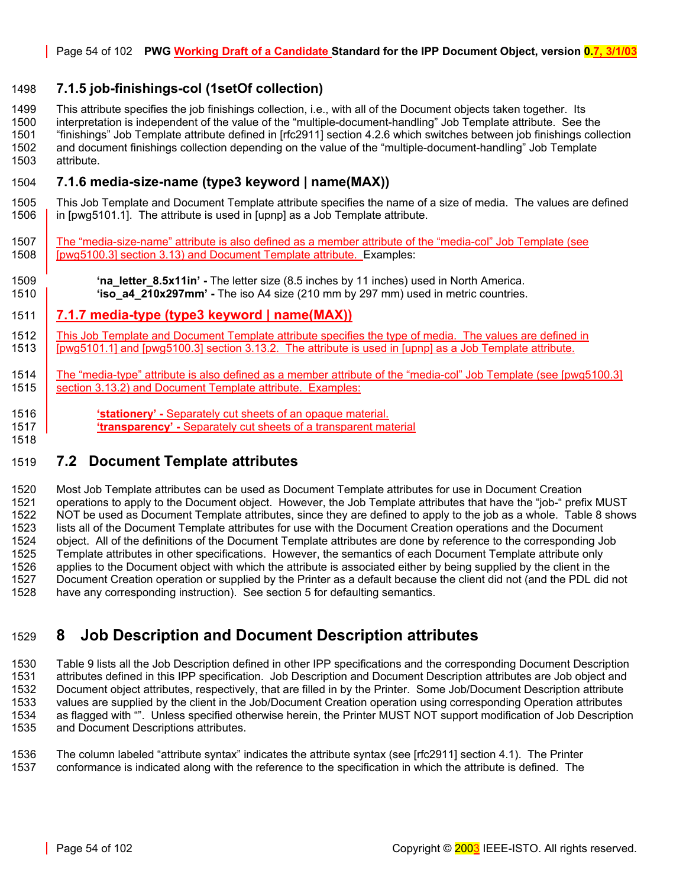### 7.1.5 job-finishings-col (1setOf collection)

This attribute specifies the job finishings collection, i.e., with all of the Document objects taken together. Its interpretation is independent of the value of the "multiple-document-handling" Job Template attribute. See the "finishings" Job Template attribute defined in [rfc2911] section 4.2.6 which switches between job finishings collection and document finishings collection depending on the value of the "multiple-document-handling" Job Template attribute.

### 7.1.6 media-size-name (type3 keyword | name(MAX))

This Job Template and Document Template attribute specifies the name of a size of media. The values are defined in [pwg5101.1]. The attribute is used in [upnp] as a Job Template attribute.

The "media-size-name" attribute is also defined as a member attribute of the "media-col" Job Template (see [pwg5100.3] section 3.13) and Document Template attribute. Examples:

> **'na_letter_8.5x11in' -** The letter size (8.5 inches by 11 inches) used in North America.
> **'iso_a4_210x297mm' -** The iso A4 size (210 mm by 297 mm) used in metric countries.

### 7.1.7 media-type (type3 keyword | name(MAX))

This Job Template and Document Template attribute specifies the type of media. The values are defined in [pwg5101.1] and [pwg5100.3] section 3.13.2. The attribute is used in [upnp] as a Job Template attribute.

The "media-type" attribute is also defined as a member attribute of the "media-col" Job Template (see [pwg5100.3] section 3.13.2) and Document Template attribute. Examples:

> **'stationery' -** Separately cut sheets of an opaque material.
> **'transparency' -** Separately cut sheets of a transparent material

## 7.2 Document Template attributes

Most Job Template attributes can be used as Document Template attributes for use in Document Creation operations to apply to the Document object. However, the Job Template attributes that have the "job-" prefix MUST NOT be used as Document Template attributes, since they are defined to apply to the job as a whole. Table 8 shows lists all of the Document Template attributes for use with the Document Creation operations and the Document object. All of the definitions of the Document Template attributes are done by reference to the corresponding Job Template attributes in other specifications. However, the semantics of each Document Template attribute only applies to the Document object with which the attribute is associated either by being supplied by the client in the Document Creation operation or supplied by the Printer as a default because the client did not (and the PDL did not have any corresponding instruction). See section 5 for defaulting semantics.

# 8 Job Description and Document Description attributes

Table 9 lists all the Job Description defined in other IPP specifications and the corresponding Document Description attributes defined in this IPP specification. Job Description and Document Description attributes are Job object and Document object attributes, respectively, that are filled in by the Printer. Some Job/Document Description attribute values are supplied by the client in the Job/Document Creation operation using corresponding Operation attributes as flagged with "". Unless specified otherwise herein, the Printer MUST NOT support modification of Job Description and Document Descriptions attributes.

The column labeled "attribute syntax" indicates the attribute syntax (see [rfc2911] section 4.1). The Printer conformance is indicated along with the reference to the specification in which the attribute is defined. The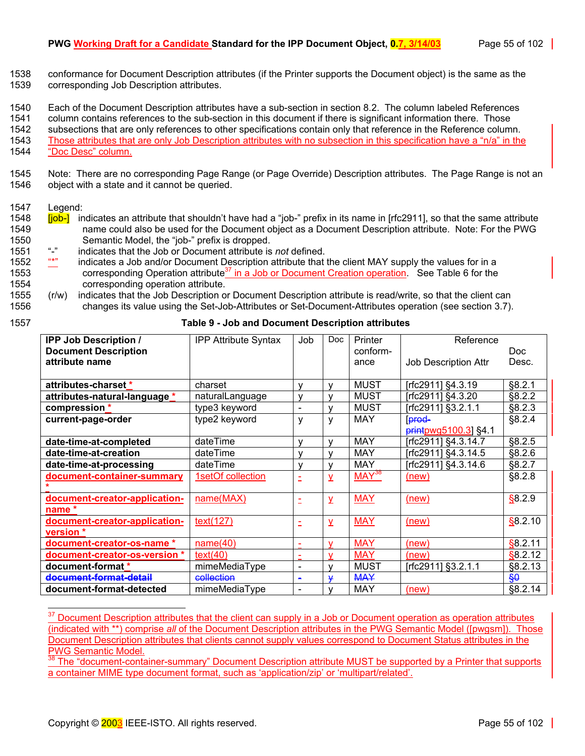1538 conformance for Document Description attributes (if the Printer supports the Document object) is the same as the
1539 corresponding Job Description attributes.

1540 Each of the Document Description attributes have a sub-section in section 8.2. The column labeled References
1541 column contains references to the sub-section in this document if there is significant information there. Those
1542 subsections that are only references to other specifications contain only that reference in the Reference column.
1543 Those attributes that are only Job Description attributes with no subsection in this specification have a "n/a" in the
1544 "Doc Desc" column.

1545 Note: There are no corresponding Page Range (or Page Override) Description attributes. The Page Range is not an
1546 object with a state and it cannot be queried.

1547 Legend:
1548 [job-] indicates an attribute that shouldn't have had a "job-" prefix in its name in [rfc2911], so that the same attribute
1549 name could also be used for the Document object as a Document Description attribute. Note: For the PWG
1550 Semantic Model, the "job-" prefix is dropped.
1551 "-" indicates that the Job or Document attribute is *not* defined.
1552 "*" indicates a Job and/or Document Description attribute that the client MAY supply the values for in a
1553 corresponding Operation attribute[37] in a Job or Document Creation operation. See Table 6 for the
1554 corresponding operation attribute.
1555 (r/w) indicates that the Job Description or Document Description attribute is read/write, so that the client can
1556 changes its value using the Set-Job-Attributes or Set-Document-Attributes operation (see section 3.7).

1557 **Table 9 - Job and Document Description attributes**

| IPP Job Description / Document Description attribute name | IPP Attribute Syntax | Job | Doc | Printer conform-ance | Reference: Job Description Attr | Reference: Doc Desc. |
|---|---|---|---|---|---|---|
| **attributes-charset** * | charset | y | y | MUST | [rfc2911] §4.3.19 | §8.2.1 |
| **attributes-natural-language** * | naturalLanguage | y | y | MUST | [rfc2911] §4.3.20 | §8.2.2 |
| **compression** * | type3 keyword | - | y | MUST | [rfc2911] §3.2.1.1 | §8.2.3 |
| **current-page-order** | type2 keyword | y | y | MAY | [~~prod-print~~pwg5100.3] §4.1 | §8.2.4 |
| **date-time-at-completed** | dateTime | y | y | MAY | [rfc2911] §4.3.14.7 | §8.2.5 |
| **date-time-at-creation** | dateTime | y | y | MAY | [rfc2911] §4.3.14.5 | §8.2.6 |
| **date-time-at-processing** | dateTime | y | y | MAY | [rfc2911] §4.3.14.6 | §8.2.7 |
| **document-container-summary** * | 1setOf collection | - | y | MAY[38] | (new) | §8.2.8 |
| **document-creator-application-name** * | name(MAX) | - | y | MAY | (new) | §8.2.9 |
| **document-creator-application-version** * | text(127) | - | y | MAY | (new) | §8.2.10 |
| **document-creator-os-name** * | name(40) | - | y | MAY | (new) | §8.2.11 |
| **document-creator-os-version** * | text(40) | - | y | MAY | (new) | §8.2.12 |
| **document-format** * | mimeMediaType | - | y | MUST | [rfc2911] §3.2.1.1 | §8.2.13 |
| ~~**document-format-detail**~~ | ~~collection~~ | ~~-~~ | ~~y~~ | ~~MAY~~ | | ~~§0~~ |
| **document-format-detected** | mimeMediaType | - | y | MAY | (new) | §8.2.14 |

[37] Document Description attributes that the client can supply in a Job or Document operation as operation attributes (indicated with **) comprise *all* of the Document Description attributes in the PWG Semantic Model ([pwgsm]). Those Document Description attributes that clients cannot supply values correspond to Document Status attributes in the PWG Semantic Model.

[38] The "document-container-summary" Document Description attribute MUST be supported by a Printer that supports a container MIME type document format, such as 'application/zip' or 'multipart/related'.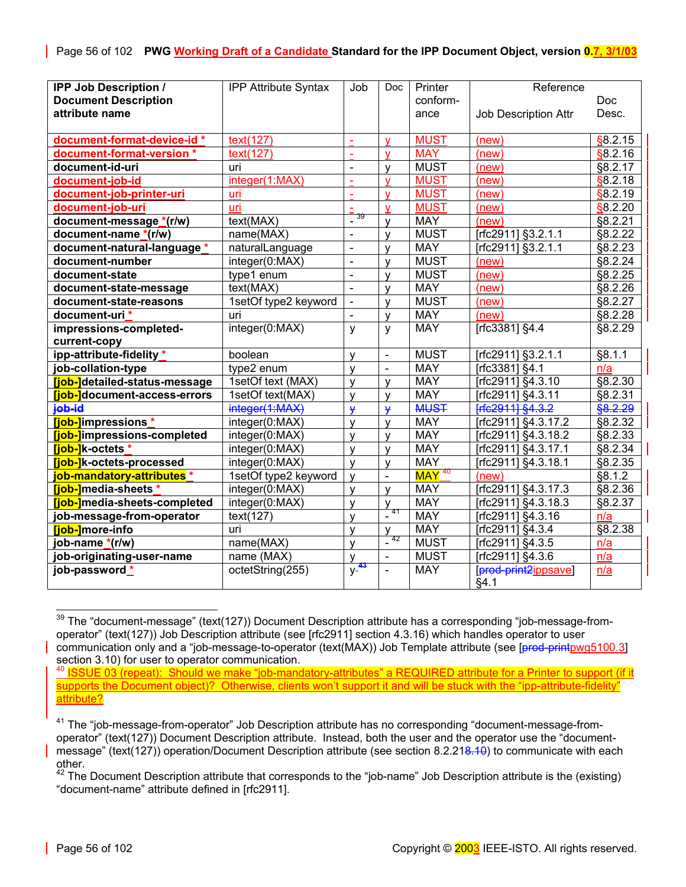| IPP Job Description / Document Description attribute name | IPP Attribute Syntax | Job | Doc | Printer conform-ance | Reference Job Description Attr | Doc Desc. |
|---|---|---|---|---|---|---|
| **document-format-device-id *** | text(127) | - | y | MUST | (new) | §8.2.15 |
| **document-format-version *** | text(127) | - | y | MAY | (new) | §8.2.16 |
| **document-id-uri** | uri | - | y | MUST | (new) | §8.2.17 |
| **document-job-id** | integer(1:MAX) | - | y | MUST | (new) | §8.2.18 |
| **document-job-printer-uri** | uri | - | y | MUST | (new) | §8.2.19 |
| **document-job-uri** | uri | - | y | MUST | (new) | §8.2.20 |
| **document-message *(r/w)** | text(MAX) | - [39] | y | MAY | (new) | §8.2.21 |
| **document-name *(r/w)** | name(MAX) | - | y | MUST | [rfc2911] §3.2.1.1 | §8.2.22 |
| **document-natural-language *** | naturalLanguage | - | y | MAY | [rfc2911] §3.2.1.1 | §8.2.23 |
| **document-number** | integer(0:MAX) | - | y | MUST | (new) | §8.2.24 |
| **document-state** | type1 enum | - | y | MUST | (new) | §8.2.25 |
| **document-state-message** | text(MAX) | - | y | MAY | (new) | §8.2.26 |
| **document-state-reasons** | 1setOf type2 keyword | - | y | MUST | (new) | §8.2.27 |
| **document-uri *** | uri | - | y | MAY | (new) | §8.2.28 |
| **impressions-completed-current-copy** | integer(0:MAX) | y | y | MAY | [rfc3381] §4.4 | §8.2.29 |
| **ipp-attribute-fidelity *** | boolean | y | - | MUST | [rfc2911] §3.2.1.1 | §8.1.1 |
| **job-collation-type** | type2 enum | y | - | MAY | [rfc3381] §4.1 | n/a |
| **[job-]detailed-status-message** | 1setOf text (MAX) | y | y | MAY | [rfc2911] §4.3.10 | §8.2.30 |
| **[job-]document-access-errors** | 1setOf text(MAX) | y | y | MAY | [rfc2911] §4.3.11 | §8.2.31 |
| ~~**job-id**~~ | ~~integer(1:MAX)~~ | ~~y~~ | ~~y~~ | ~~MUST~~ | ~~[rfc2911] §4.3.2~~ | ~~§8.2.29~~ |
| **[job-]impressions *** | integer(0:MAX) | y | y | MAY | [rfc2911] §4.3.17.2 | §8.2.32 |
| **[job-]impressions-completed** | integer(0:MAX) | y | y | MAY | [rfc2911] §4.3.18.2 | §8.2.33 |
| **[job-]k-octets *** | integer(0:MAX) | y | y | MAY | [rfc2911] §4.3.17.1 | §8.2.34 |
| **[job-]k-octets-processed** | integer(0:MAX) | y | y | MAY | [rfc2911] §4.3.18.1 | §8.2.35 |
| **job-mandatory-attributes *** | 1setOf type2 keyword | y | - | MAY [40] | (new) | §8.1.2 |
| **[job-]media-sheets *** | integer(0:MAX) | y | y | MAY | [rfc2911] §4.3.17.3 | §8.2.36 |
| **[job-]media-sheets-completed** | integer(0:MAX) | y | y | MAY | [rfc2911] §4.3.18.3 | §8.2.37 |
| **job-message-from-operator** | text(127) | y | - [41] | MAY | [rfc2911] §4.3.16 | n/a |
| **[job-]more-info** | uri | y | y | MAY | [rfc2911] §4.3.4 | §8.2.38 |
| **job-name *(r/w)** | name(MAX) | y | - [42] | MUST | [rfc2911] §4.3.5 | n/a |
| **job-originating-user-name** | name (MAX) | y | - | MUST | [rfc2911] §4.3.6 | n/a |
| **job-password *** | octetString(255) | y-[43] | - | MAY | [~~prod-print2~~ippsave] §4.1 | n/a |

[39] The "document-message" (text(127)) Document Description attribute has a corresponding "job-message-from-operator" (text(127)) Job Description attribute (see [rfc2911] section 4.3.16) which handles operator to user communication only and a "job-message-to-operator (text(MAX)) Job Template attribute (see [~~prod-print~~pwg5100.3] section 3.10) for user to operator communication.

[40] ISSUE 03 (repeat): Should we make "job-mandatory-attributes" a REQUIRED attribute for a Printer to support (if it supports the Document object)? Otherwise, clients won't support it and will be stuck with the "ipp-attribute-fidelity" attribute?

[41] The "job-message-from-operator" Job Description attribute has no corresponding "document-message-from-operator" (text(127)) Document Description attribute. Instead, both the user and the operator use the "document-message" (text(127)) operation/Document Description attribute (see section 8.2.21~~8.10~~) to communicate with each other.

[42] The Document Description attribute that corresponds to the "job-name" Job Description attribute is the (existing) "document-name" attribute defined in [rfc2911].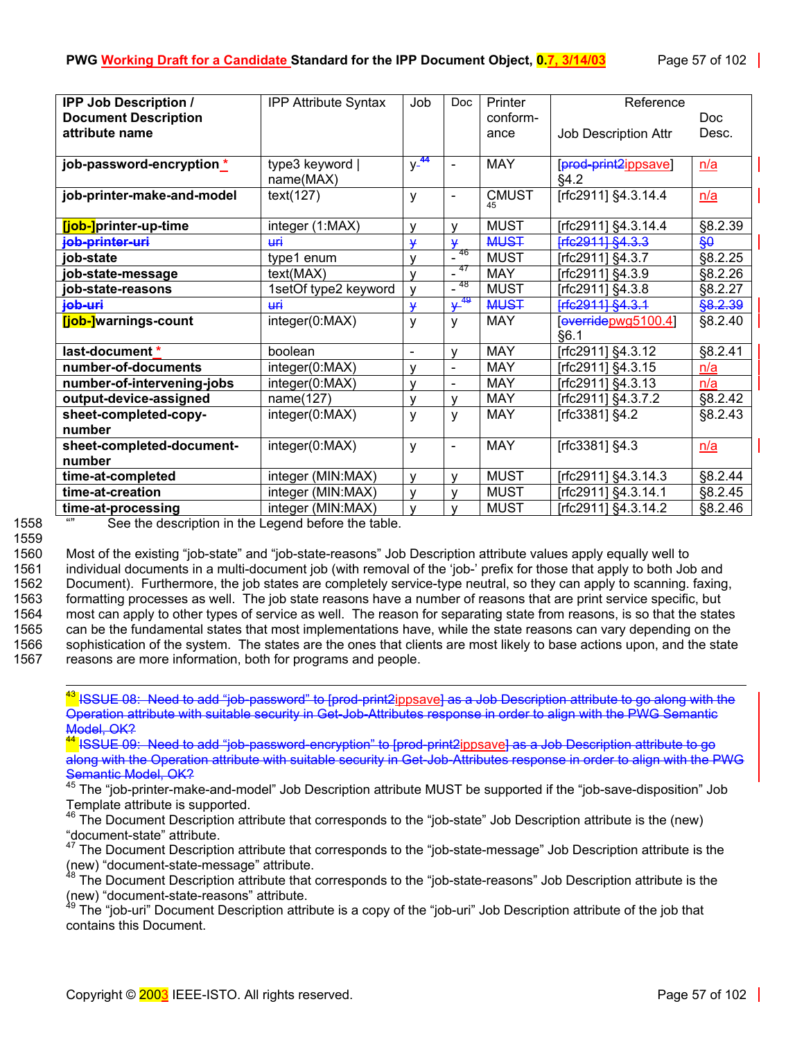| IPP Job Description / Document Description attribute name | IPP Attribute Syntax | Job | Doc | Printer conform-ance | Reference Job Description Attr | Doc Desc. |
|---|---|---|---|---|---|---|
| **job-password-encryption** * | type3 keyword \| name(MAX) | y-[44] | - | MAY | [prod-print2ippsave] §4.2 | n/a |
| **job-printer-make-and-model** | text(127) | y | - | CMUST [45] | [rfc2911] §4.3.14.4 | n/a |
| **[job-]printer-up-time** | integer (1:MAX) | y | y | MUST | [rfc2911] §4.3.14.4 | §8.2.39 |
| ~~**job-printer-uri**~~ | ~~uri~~ | ~~y~~ | ~~y~~ | ~~MUST~~ | ~~[rfc2911] §4.3.3~~ | ~~§0~~ |
| **job-state** | type1 enum | y | - [46] | MUST | [rfc2911] §4.3.7 | §8.2.25 |
| **job-state-message** | text(MAX) | y | - [47] | MAY | [rfc2911] §4.3.9 | §8.2.26 |
| **job-state-reasons** | 1setOf type2 keyword | y | - [48] | MUST | [rfc2911] §4.3.8 | §8.2.27 |
| ~~**job-uri**~~ | ~~uri~~ | ~~y~~ | ~~y~~ [49] | ~~MUST~~ | ~~[rfc2911] §4.3.1~~ | ~~§8.2.39~~ |
| **[job-]warnings-count** | integer(0:MAX) | y | y | MAY | [overridepwg5100.4] §6.1 | §8.2.40 |
| **last-document** * | boolean | - | y | MAY | [rfc2911] §4.3.12 | §8.2.41 |
| **number-of-documents** | integer(0:MAX) | y | - | MAY | [rfc2911] §4.3.15 | n/a |
| **number-of-intervening-jobs** | integer(0:MAX) | y | - | MAY | [rfc2911] §4.3.13 | n/a |
| **output-device-assigned** | name(127) | y | y | MAY | [rfc2911] §4.3.7.2 | §8.2.42 |
| **sheet-completed-copy-number** | integer(0:MAX) | y | y | MAY | [rfc3381] §4.2 | §8.2.43 |
| **sheet-completed-document-number** | integer(0:MAX) | y | - | MAY | [rfc3381] §4.3 | n/a |
| **time-at-completed** | integer (MIN:MAX) | y | y | MUST | [rfc2911] §4.3.14.3 | §8.2.44 |
| **time-at-creation** | integer (MIN:MAX) | y | y | MUST | [rfc2911] §4.3.14.1 | §8.2.45 |
| **time-at-processing** | integer (MIN:MAX) | y | y | MUST | [rfc2911] §4.3.14.2 | §8.2.46 |

"" See the description in the Legend before the table.

Most of the existing "job-state" and "job-state-reasons" Job Description attribute values apply equally well to individual documents in a multi-document job (with removal of the 'job-' prefix for those that apply to both Job and Document). Furthermore, the job states are completely service-type neutral, so they can apply to scanning. faxing, formatting processes as well. The job state reasons have a number of reasons that are print service specific, but most can apply to other types of service as well. The reason for separating state from reasons, is so that the states can be the fundamental states that most implementations have, while the state reasons can vary depending on the sophistication of the system. The states are the ones that clients are most likely to base actions upon, and the state reasons are more information, both for programs and people.

---

[43] ~~ISSUE 08: Need to add "job-password" to [prod-print2ippsave] as a Job Description attribute to go along with the Operation attribute with suitable security in Get-Job-Attributes response in order to align with the PWG Semantic Model, OK?~~

[44] ~~ISSUE 09: Need to add "job-password-encryption" to [prod-print2ippsave] as a Job Description attribute to go along with the Operation attribute with suitable security in Get-Job-Attributes response in order to align with the PWG Semantic Model, OK?~~

[45] The "job-printer-make-and-model" Job Description attribute MUST be supported if the "job-save-disposition" Job Template attribute is supported.

[46] The Document Description attribute that corresponds to the "job-state" Job Description attribute is the (new) "document-state" attribute.

[47] The Document Description attribute that corresponds to the "job-state-message" Job Description attribute is the (new) "document-state-message" attribute.

[48] The Document Description attribute that corresponds to the "job-state-reasons" Job Description attribute is the (new) "document-state-reasons" attribute.

[49] The "job-uri" Document Description attribute is a copy of the "job-uri" Job Description attribute of the job that contains this Document.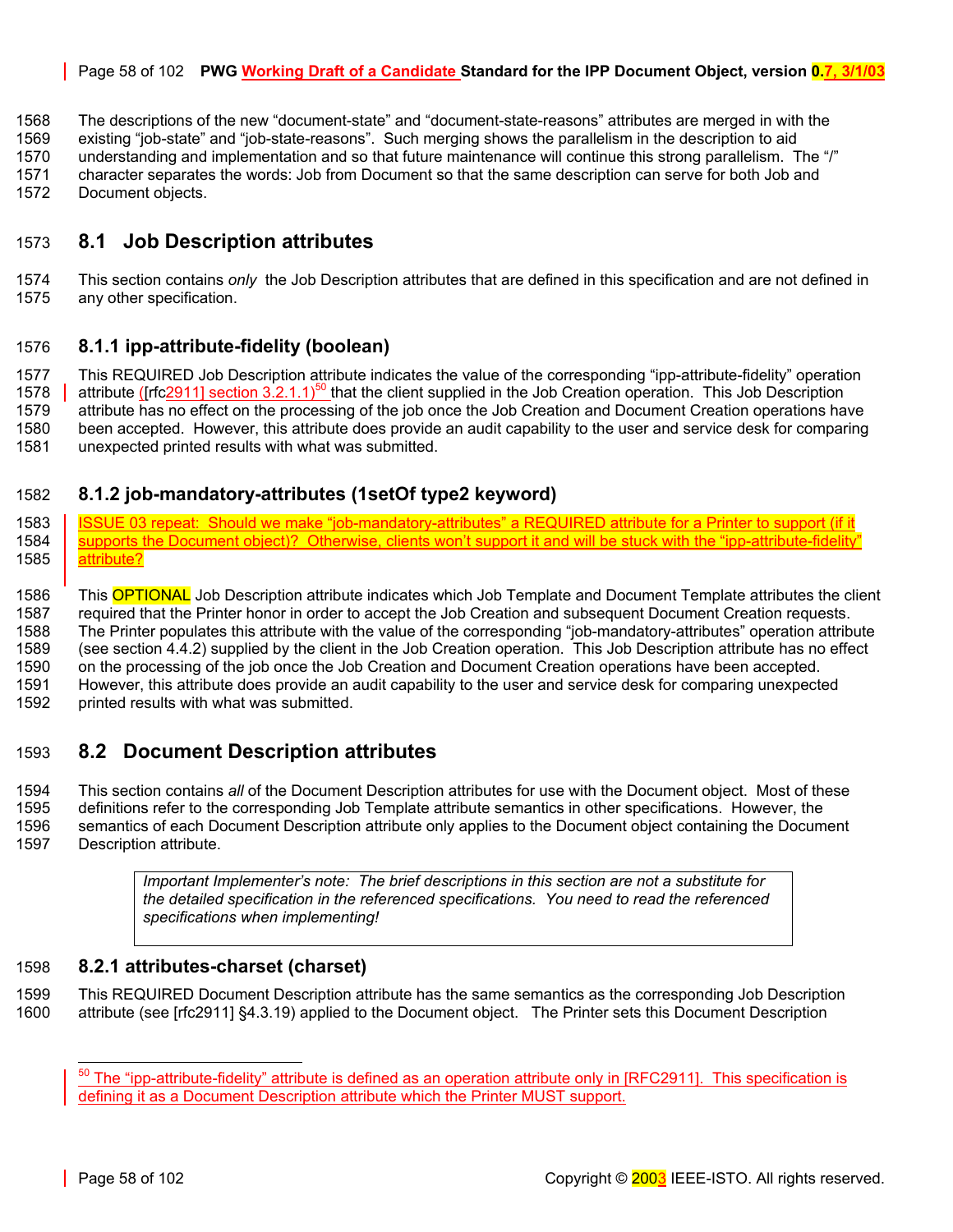The descriptions of the new “document-state” and “document-state-reasons” attributes are merged in with the existing “job-state” and “job-state-reasons”. Such merging shows the parallelism in the description to aid understanding and implementation and so that future maintenance will continue this strong parallelism. The “/” character separates the words: Job from Document so that the same description can serve for both Job and Document objects.

## 8.1 Job Description attributes

This section contains *only* the Job Description attributes that are defined in this specification and are not defined in any other specification.

### 8.1.1 ipp-attribute-fidelity (boolean)

This REQUIRED Job Description attribute indicates the value of the corresponding “ipp-attribute-fidelity” operation attribute ([rfc2911] section 3.2.1.1)[50] that the client supplied in the Job Creation operation. This Job Description attribute has no effect on the processing of the job once the Job Creation and Document Creation operations have been accepted. However, this attribute does provide an audit capability to the user and service desk for comparing unexpected printed results with what was submitted.

### 8.1.2 job-mandatory-attributes (1setOf type2 keyword)

ISSUE 03 repeat: Should we make “job-mandatory-attributes” a REQUIRED attribute for a Printer to support (if it supports the Document object)? Otherwise, clients won’t support it and will be stuck with the “ipp-attribute-fidelity” attribute?

This OPTIONAL Job Description attribute indicates which Job Template and Document Template attributes the client required that the Printer honor in order to accept the Job Creation and subsequent Document Creation requests. The Printer populates this attribute with the value of the corresponding “job-mandatory-attributes” operation attribute (see section 4.4.2) supplied by the client in the Job Creation operation. This Job Description attribute has no effect on the processing of the job once the Job Creation and Document Creation operations have been accepted. However, this attribute does provide an audit capability to the user and service desk for comparing unexpected printed results with what was submitted.

## 8.2 Document Description attributes

This section contains *all* of the Document Description attributes for use with the Document object. Most of these definitions refer to the corresponding Job Template attribute semantics in other specifications. However, the semantics of each Document Description attribute only applies to the Document object containing the Document Description attribute.

> *Important Implementer’s note: The brief descriptions in this section are not a substitute for the detailed specification in the referenced specifications. You need to read the referenced specifications when implementing!*

### 8.2.1 attributes-charset (charset)

This REQUIRED Document Description attribute has the same semantics as the corresponding Job Description attribute (see [rfc2911] §4.3.19) applied to the Document object. The Printer sets this Document Description

---

[50] The “ipp-attribute-fidelity” attribute is defined as an operation attribute only in [RFC2911]. This specification is defining it as a Document Description attribute which the Printer MUST support.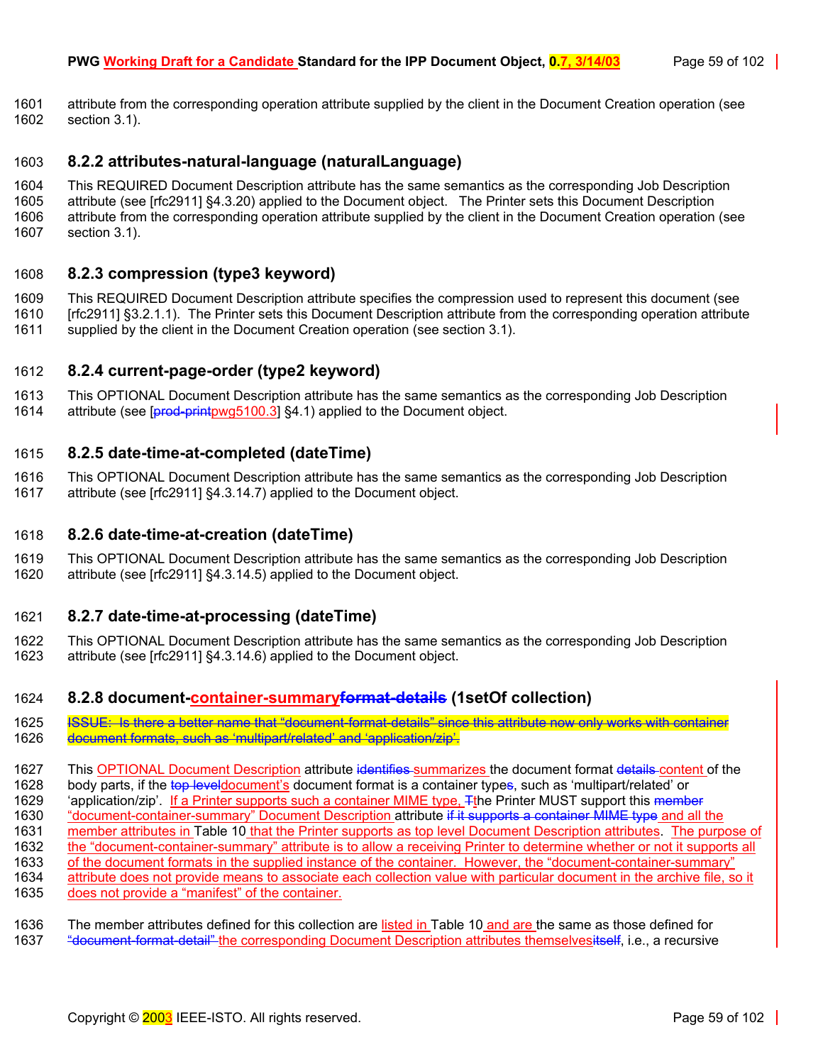attribute from the corresponding operation attribute supplied by the client in the Document Creation operation (see section 3.1).

### 8.2.2 attributes-natural-language (naturalLanguage)

This REQUIRED Document Description attribute has the same semantics as the corresponding Job Description attribute (see [rfc2911] §4.3.20) applied to the Document object. The Printer sets this Document Description attribute from the corresponding operation attribute supplied by the client in the Document Creation operation (see section 3.1).

### 8.2.3 compression (type3 keyword)

This REQUIRED Document Description attribute specifies the compression used to represent this document (see [rfc2911] §3.2.1.1). The Printer sets this Document Description attribute from the corresponding operation attribute supplied by the client in the Document Creation operation (see section 3.1).

### 8.2.4 current-page-order (type2 keyword)

This OPTIONAL Document Description attribute has the same semantics as the corresponding Job Description attribute (see [~~prod-print~~pwg5100.3] §4.1) applied to the Document object.

### 8.2.5 date-time-at-completed (dateTime)

This OPTIONAL Document Description attribute has the same semantics as the corresponding Job Description attribute (see [rfc2911] §4.3.14.7) applied to the Document object.

### 8.2.6 date-time-at-creation (dateTime)

This OPTIONAL Document Description attribute has the same semantics as the corresponding Job Description attribute (see [rfc2911] §4.3.14.5) applied to the Document object.

### 8.2.7 date-time-at-processing (dateTime)

This OPTIONAL Document Description attribute has the same semantics as the corresponding Job Description attribute (see [rfc2911] §4.3.14.6) applied to the Document object.

### 8.2.8 document-container-summary~~format-details~~ (1setOf collection)

~~ISSUE: Is there a better name that "document-format-details" since this attribute now only works with container document formats, such as 'multipart/related' and 'application/zip'.~~

This OPTIONAL Document Description attribute ~~identifies~~ summarizes the document format ~~details~~ content of the body parts, if the ~~top level~~document's document format is a container type~~s~~, such as 'multipart/related' or 'application/zip'. If a Printer supports such a container MIME type, ~~T~~the Printer MUST support this ~~member~~ "document-container-summary" Document Description attribute ~~if it supports a container MIME type~~ and all the member attributes in Table 10 that the Printer supports as top level Document Description attributes. The purpose of the "document-container-summary" attribute is to allow a receiving Printer to determine whether or not it supports all of the document formats in the supplied instance of the container. However, the "document-container-summary" attribute does not provide means to associate each collection value with particular document in the archive file, so it does not provide a "manifest" of the container.

The member attributes defined for this collection are listed in Table 10 and are the same as those defined for ~~"document-format-detail"~~ the corresponding Document Description attributes themselves~~itself~~, i.e., a recursive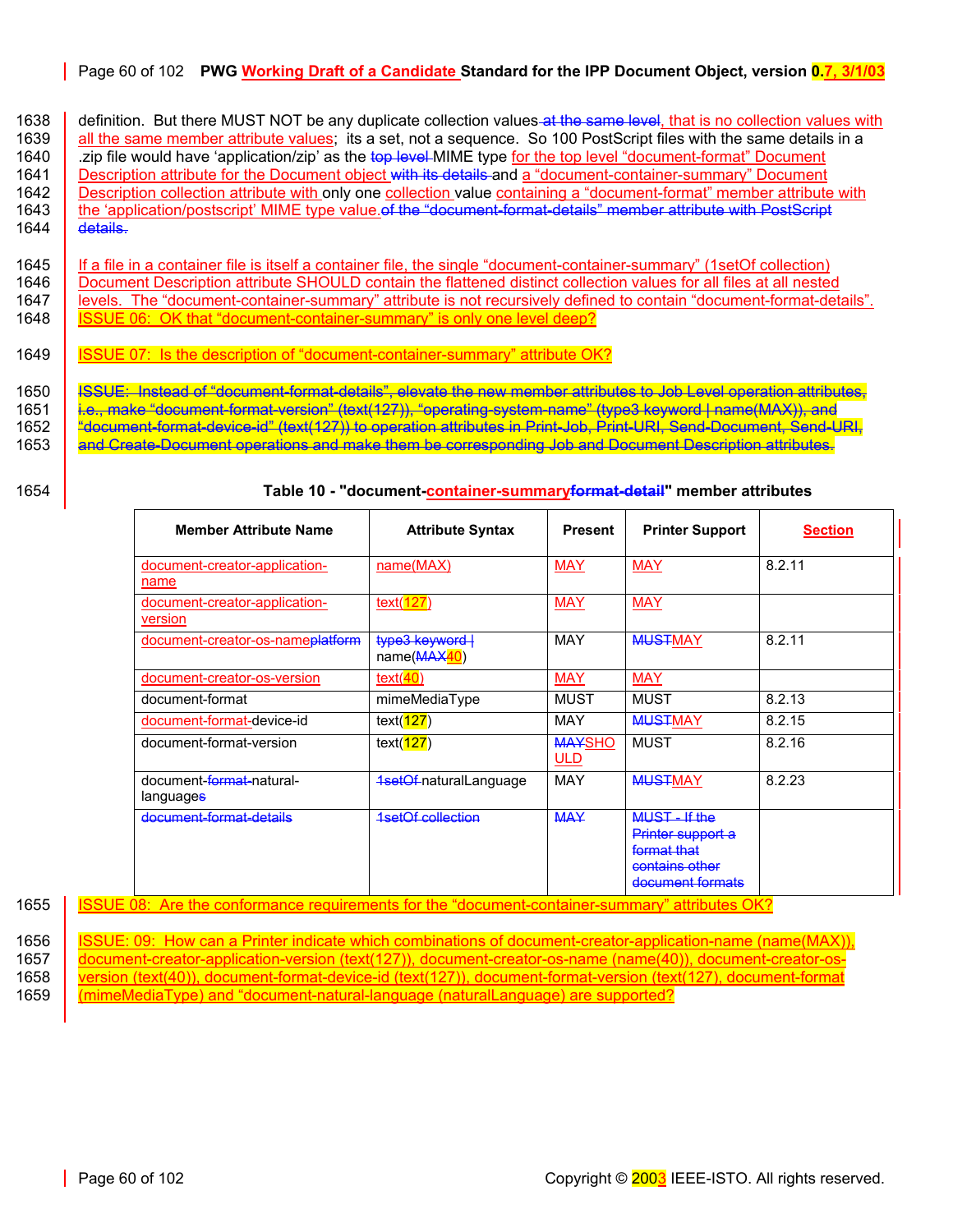definition. But there MUST NOT be any duplicate collection values~~ at the same level~~, that is no collection values with all the same member attribute values; its a set, not a sequence. So 100 PostScript files with the same details in a .zip file would have 'application/zip' as the ~~top level~~ MIME type for the top level "document-format" Document Description attribute for the Document object ~~with its details~~ and a "document-container-summary" Document Description collection attribute with only one collection value containing a "document-format" member attribute with the 'application/postscript' MIME type value.~~of the "document-format-details" member attribute with PostScript details.~~

If a file in a container file is itself a container file, the single "document-container-summary" (1setOf collection) Document Description attribute SHOULD contain the flattened distinct collection values for all files at all nested levels. The "document-container-summary" attribute is not recursively defined to contain "document-format-details".

ISSUE 06: OK that "document-container-summary" is only one level deep?

ISSUE 07: Is the description of "document-container-summary" attribute OK?

~~ISSUE: Instead of "document-format-details", elevate the new member attributes to Job Level operation attributes, i.e., make "document-format-version" (text(127)), "operating-system-name" (type3 keyword | name(MAX)), and "document-format-device-id" (text(127)) to operation attributes in Print-Job, Print-URI, Send-Document, Send-URI, and Create-Document operations and make them be corresponding Job and Document Description attributes.~~

**Table 10 - "document-container-summary~~format-detail~~" member attributes**

| Member Attribute Name | Attribute Syntax | Present | Printer Support | Section |
|---|---|---|---|---|
| document-creator-application-name | name(MAX) | MAY | MAY | 8.2.11 |
| document-creator-application-version | text(127) | MAY | MAY | |
| document-creator-os-name~~platform~~ | ~~type3 keyword \|~~ name(~~MAX~~40) | MAY | ~~MUST~~MAY | 8.2.11 |
| document-creator-os-version | text(40) | MAY | MAY | |
| document-format | mimeMediaType | MUST | MUST | 8.2.13 |
| document-format-device-id | text(127) | MAY | ~~MUST~~MAY | 8.2.15 |
| document-format-version | text(127) | ~~MAY~~SHOULD | MUST | 8.2.16 |
| document-~~format-~~natural-language~~s~~ | ~~1setOf~~ naturalLanguage | MAY | ~~MUST~~MAY | 8.2.23 |
| ~~document-format-details~~ | ~~1setOf collection~~ | ~~MAY~~ | ~~MUST - If the Printer support a format that contains other document formats~~ | |

ISSUE 08: Are the conformance requirements for the "document-container-summary" attributes OK?

ISSUE: 09: How can a Printer indicate which combinations of document-creator-application-name (name(MAX)), document-creator-application-version (text(127)), document-creator-os-name (name(40)), document-creator-os-version (text(40)), document-format-device-id (text(127)), document-format-version (text(127), document-format (mimeMediaType) and "document-natural-language (naturalLanguage) are supported?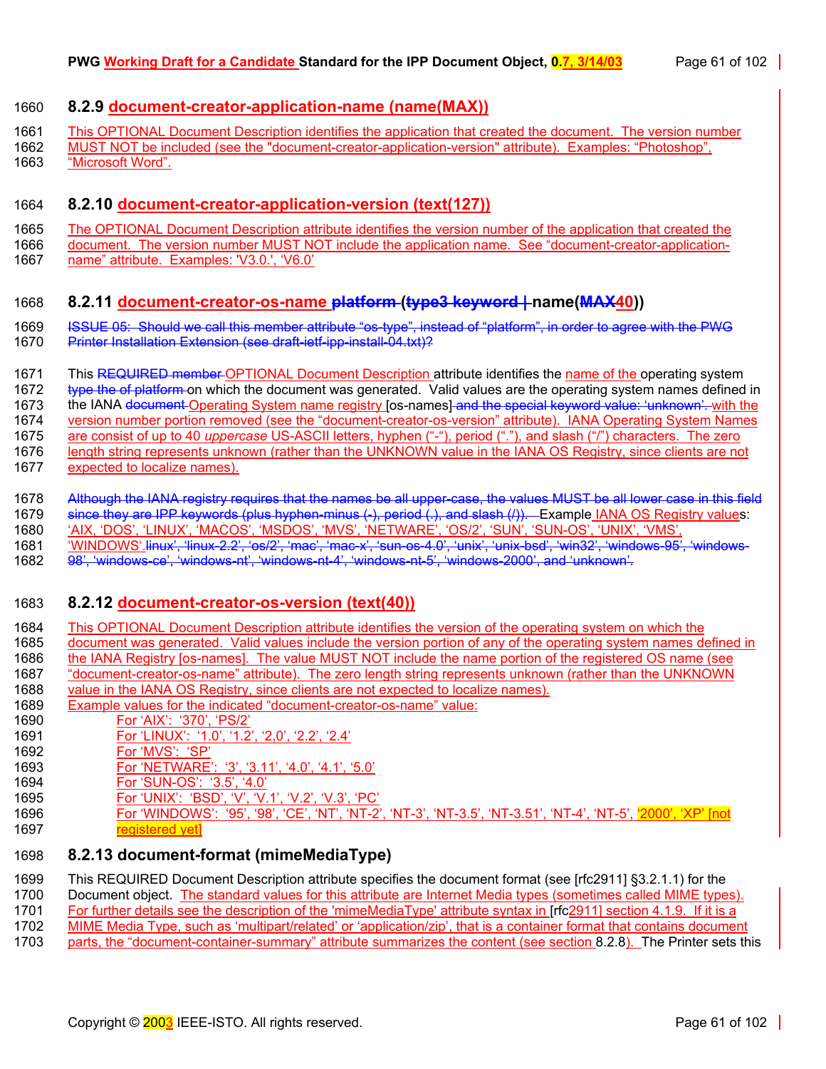### 8.2.9 document-creator-application-name (name(MAX))

This OPTIONAL Document Description identifies the application that created the document. The version number MUST NOT be included (see the "document-creator-application-version" attribute). Examples: “Photoshop”, “Microsoft Word”.

### 8.2.10 document-creator-application-version (text(127))

The OPTIONAL Document Description attribute identifies the version number of the application that created the document. The version number MUST NOT include the application name. See “document-creator-application-name” attribute. Examples: 'V3.0.', ‘V6.0’

### 8.2.11 document-creator-os-name ~~platform~~ (~~type3 keyword |~~ name(~~MAX~~40))

~~ISSUE 05: Should we call this member attribute “os-type”, instead of “platform”, in order to agree with the PWG Printer Installation Extension (see draft-ietf-ipp-install-04.txt)?~~

This ~~REQUIRED member~~ OPTIONAL Document Description attribute identifies the name of the operating system ~~type the of platform~~ on which the document was generated. Valid values are the operating system names defined in the IANA ~~document~~ Operating System name registry [os-names] ~~and the special keyword value: ‘unknown’.~~ with the version number portion removed (see the “document-creator-os-version” attribute). IANA Operating System Names are consist of up to 40 *uppercase* US-ASCII letters, hyphen (“-“), period (“.”), and slash (“/”) characters. The zero length string represents unknown (rather than the UNKNOWN value in the IANA OS Registry, since clients are not expected to localize names).

~~Although the IANA registry requires that the names be all upper-case, the values MUST be all lower case in this field since they are IPP keywords (plus hyphen-minus (-), period (.), and slash (/)).~~ Example IANA OS Registry values: ‘AIX, ‘DOS’, ‘LINUX’, ‘MACOS’, ‘MSDOS’, ‘MVS’, ‘NETWARE’, ‘OS/2’, ‘SUN’, ‘SUN-OS’, ‘UNIX’, ‘VMS’, ‘WINDOWS’.~~linux’, ‘linux-2.2’, ‘os/2’, ‘mac’, ‘mac-x’, ‘sun-os-4.0’, ‘unix’, ‘unix-bsd’, ‘win32’, ‘windows-95’, ‘windows-98’, ‘windows-ce’, ‘windows-nt’, ‘windows-nt-4’, ‘windows-nt-5’, ‘windows-2000’, and ‘unknown’.~~

### 8.2.12 document-creator-os-version (text(40))

This OPTIONAL Document Description attribute identifies the version of the operating system on which the document was generated. Valid values include the version portion of any of the operating system names defined in the IANA Registry [os-names]. The value MUST NOT include the name portion of the registered OS name (see “document-creator-os-name” attribute). The zero length string represents unknown (rather than the UNKNOWN value in the IANA OS Registry, since clients are not expected to localize names).

Example values for the indicated “document-creator-os-name” value:

- For ‘AIX’: ‘370’, ‘PS/2’
- For ‘LINUX’: ‘1.0’, ‘1.2’, ‘2,0’, ‘2.2’, ‘2.4’
- For ‘MVS’: ‘SP’
- For ‘NETWARE’: ‘3’, ‘3.11’, ‘4.0’, ‘4.1’, ‘5.0’
- For ‘SUN-OS’: ‘3.5’, ‘4.0’
- For ‘UNIX’: ‘BSD’, ‘V’, ‘V.1’, ‘V.2’, ‘V.3’, ‘PC’
- For ‘WINDOWS’: ‘95’, ‘98’, ‘CE’, ‘NT’, ‘NT-2’, ‘NT-3’, ‘NT-3.5’, ‘NT-3.51’, ‘NT-4’, ‘NT-5’, ‘2000’, ‘XP’ [not registered yet]

### 8.2.13 document-format (mimeMediaType)

This REQUIRED Document Description attribute specifies the document format (see [rfc2911] §3.2.1.1) for the Document object. The standard values for this attribute are Internet Media types (sometimes called MIME types). For further details see the description of the 'mimeMediaType' attribute syntax in [rfc2911] section 4.1.9. If it is a MIME Media Type, such as ‘multipart/related’ or ‘application/zip’, that is a container format that contains document parts, the “document-container-summary” attribute summarizes the content (see section 8.2.8). The Printer sets this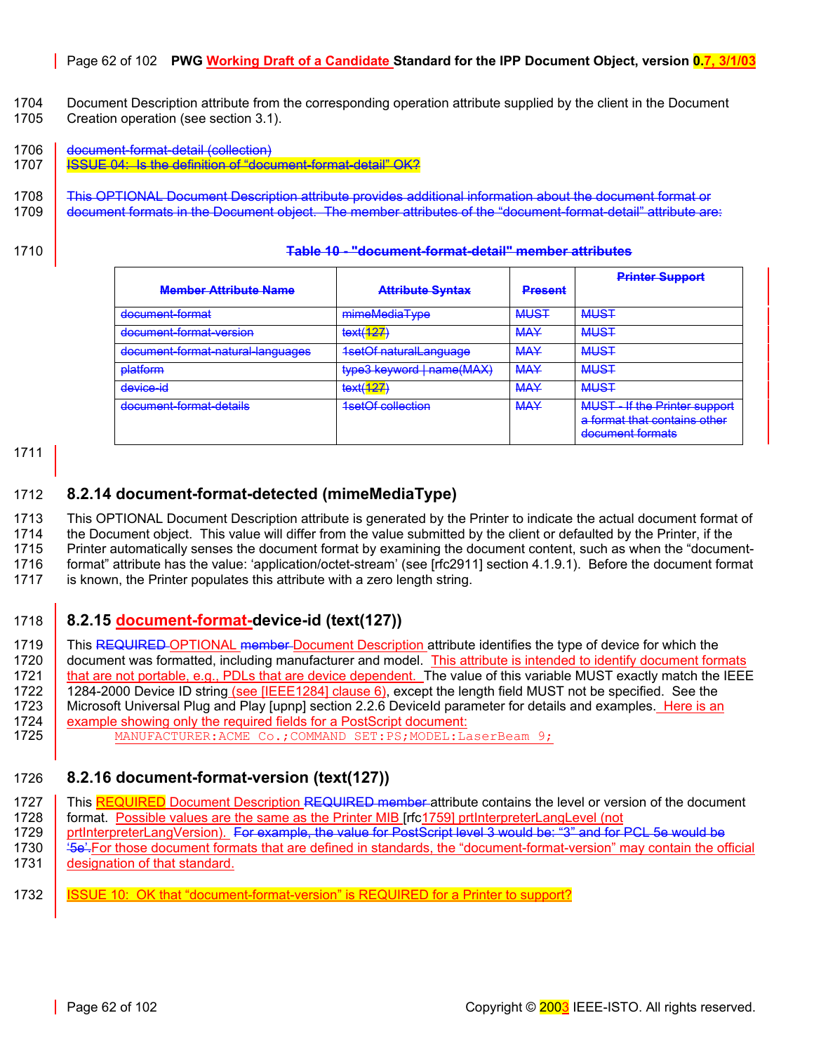Document Description attribute from the corresponding operation attribute supplied by the client in the Document Creation operation (see section 3.1).

document-format-detail (collection)

ISSUE 04: Is the definition of "document-format-detail" OK?

This OPTIONAL Document Description attribute provides additional information about the document format or document formats in the Document object. The member attributes of the "document-format-detail" attribute are:

**Table 10 - "document-format-detail" member attributes**

| Member Attribute Name | Attribute Syntax | Present | Printer Support |
|---|---|---|---|
| document-format | mimeMediaType | MUST | MUST |
| document-format-version | text(127) | MAY | MUST |
| document-format-natural-languages | 1setOf naturalLanguage | MAY | MUST |
| platform | type3 keyword \| name(MAX) | MAY | MUST |
| device-id | text(127) | MAY | MUST |
| document-format-details | 1setOf collection | MAY | MUST - If the Printer support a format that contains other document formats |

### 8.2.14 document-format-detected (mimeMediaType)

This OPTIONAL Document Description attribute is generated by the Printer to indicate the actual document format of the Document object. This value will differ from the value submitted by the client or defaulted by the Printer, if the Printer automatically senses the document format by examining the document content, such as when the "document-format" attribute has the value: 'application/octet-stream' (see [rfc2911] section 4.1.9.1). Before the document format is known, the Printer populates this attribute with a zero length string.

### 8.2.15 document-format-device-id (text(127))

This REQUIRED OPTIONAL member Document Description attribute identifies the type of device for which the document was formatted, including manufacturer and model. This attribute is intended to identify document formats that are not portable, e.g., PDLs that are device dependent. The value of this variable MUST exactly match the IEEE 1284-2000 Device ID string (see [IEEE1284] clause 6), except the length field MUST not be specified. See the Microsoft Universal Plug and Play [upnp] section 2.2.6 DeviceId parameter for details and examples. Here is an example showing only the required fields for a PostScript document:

```
MANUFACTURER:ACME Co.;COMMAND SET:PS;MODEL:LaserBeam 9;
```

### 8.2.16 document-format-version (text(127))

This REQUIRED Document Description REQUIRED member attribute contains the level or version of the document format. Possible values are the same as the Printer MIB [rfc1759] prtInterpreterLangLevel (not prtInterpreterLangVersion). For example, the value for PostScript level 3 would be: "3" and for PCL 5e would be '5e'.For those document formats that are defined in standards, the "document-format-version" may contain the official designation of that standard.

ISSUE 10: OK that "document-format-version" is REQUIRED for a Printer to support?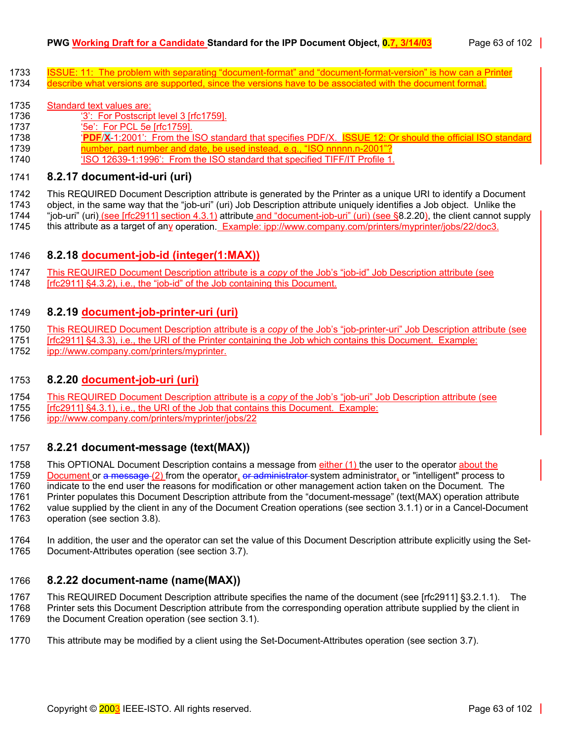ISSUE: 11: The problem with separating "document-format" and "document-format-version" is how can a Printer describe what versions are supported, since the versions have to be associated with the document format.

Standard text values are:

- '3': For Postscript level 3 [rfc1759].
- '5e': For PCL 5e [rfc1759].
- 'PDF/X-1:2001': From the ISO standard that specifies PDF/X. ISSUE 12: Or should the official ISO standard number, part number and date, be used instead, e.g., "ISO nnnnn.n-2001"?
- 'ISO 12639-1:1996': From the ISO standard that specified TIFF/IT Profile 1.

### 8.2.17 document-id-uri (uri)

This REQUIRED Document Description attribute is generated by the Printer as a unique URI to identify a Document object, in the same way that the "job-uri" (uri) Job Description attribute uniquely identifies a Job object. Unlike the "job-uri" (uri) (see [rfc2911] section 4.3.1) attribute and "document-job-uri" (uri) (see §8.2.20), the client cannot supply this attribute as a target of any operation. Example: ipp://www.company.com/printers/myprinter/jobs/22/doc3.

### 8.2.18 document-job-id (integer(1:MAX))

This REQUIRED Document Description attribute is a *copy* of the Job's "job-id" Job Description attribute (see [rfc2911] §4.3.2), i.e., the "job-id" of the Job containing this Document.

### 8.2.19 document-job-printer-uri (uri)

This REQUIRED Document Description attribute is a *copy* of the Job's "job-printer-uri" Job Description attribute (see [rfc2911] §4.3.3), i.e., the URI of the Printer containing the Job which contains this Document. Example: ipp://www.company.com/printers/myprinter.

### 8.2.20 document-job-uri (uri)

This REQUIRED Document Description attribute is a *copy* of the Job's "job-uri" Job Description attribute (see [rfc2911] §4.3.1), i.e., the URI of the Job that contains this Document. Example: ipp://www.company.com/printers/myprinter/jobs/22

### 8.2.21 document-message (text(MAX))

This OPTIONAL Document Description contains a message from either (1) the user to the operator about the Document or (2) from the operator, system administrator, or "intelligent" process to indicate to the end user the reasons for modification or other management action taken on the Document. The Printer populates this Document Description attribute from the "document-message" (text(MAX) operation attribute value supplied by the client in any of the Document Creation operations (see section 3.1.1) or in a Cancel-Document operation (see section 3.8).

In addition, the user and the operator can set the value of this Document Description attribute explicitly using the Set-Document-Attributes operation (see section 3.7).

### 8.2.22 document-name (name(MAX))

This REQUIRED Document Description attribute specifies the name of the document (see [rfc2911] §3.2.1.1). The Printer sets this Document Description attribute from the corresponding operation attribute supplied by the client in the Document Creation operation (see section 3.1).

This attribute may be modified by a client using the Set-Document-Attributes operation (see section 3.7).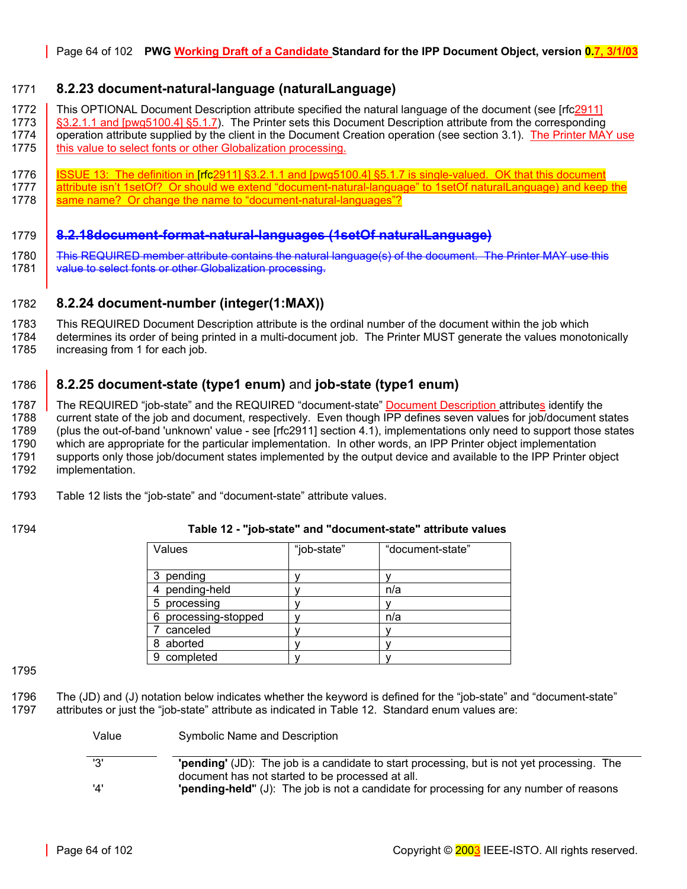### 8.2.23 document-natural-language (naturalLanguage)

This OPTIONAL Document Description attribute specified the natural language of the document (see [rfc2911] §3.2.1.1 and [pwg5100.4] §5.1.7). The Printer sets this Document Description attribute from the corresponding operation attribute supplied by the client in the Document Creation operation (see section 3.1). The Printer MAY use this value to select fonts or other Globalization processing.

ISSUE 13: The definition in [rfc2911] §3.2.1.1 and [pwg5100.4] §5.1.7 is single-valued. OK that this document attribute isn't 1setOf? Or should we extend "document-natural-language" to 1setOf naturalLanguage) and keep the same name? Or change the name to "document-natural-languages"?

### ~~8.2.18document-format-natural-languages (1setOf naturalLanguage)~~

~~This REQUIRED member attribute contains the natural language(s) of the document. The Printer MAY use this value to select fonts or other Globalization processing.~~

### 8.2.24 document-number (integer(1:MAX))

This REQUIRED Document Description attribute is the ordinal number of the document within the job which determines its order of being printed in a multi-document job. The Printer MUST generate the values monotonically increasing from 1 for each job.

### 8.2.25 document-state (type1 enum) and job-state (type1 enum)

The REQUIRED "job-state" and the REQUIRED "document-state" Document Description attributes identify the current state of the job and document, respectively. Even though IPP defines seven values for job/document states (plus the out-of-band 'unknown' value - see [rfc2911] section 4.1), implementations only need to support those states which are appropriate for the particular implementation. In other words, an IPP Printer object implementation supports only those job/document states implemented by the output device and available to the IPP Printer object implementation.

Table 12 lists the "job-state" and "document-state" attribute values.

**Table 12 - "job-state" and "document-state" attribute values**

| Values | "job-state" | "document-state" |
|---|---|---|
| 3 pending | y | y |
| 4 pending-held | y | n/a |
| 5 processing | y | y |
| 6 processing-stopped | y | n/a |
| 7 canceled | y | y |
| 8 aborted | y | y |
| 9 completed | y | y |

The (JD) and (J) notation below indicates whether the keyword is defined for the "job-state" and "document-state" attributes or just the "job-state" attribute as indicated in Table 12. Standard enum values are:

| Value | Symbolic Name and Description |
|---|---|
| '3' | **'pending'** (JD): The job is a candidate to start processing, but is not yet processing. The document has not started to be processed at all. |
| '4' | **'pending-held"** (J): The job is not a candidate for processing for any number of reasons |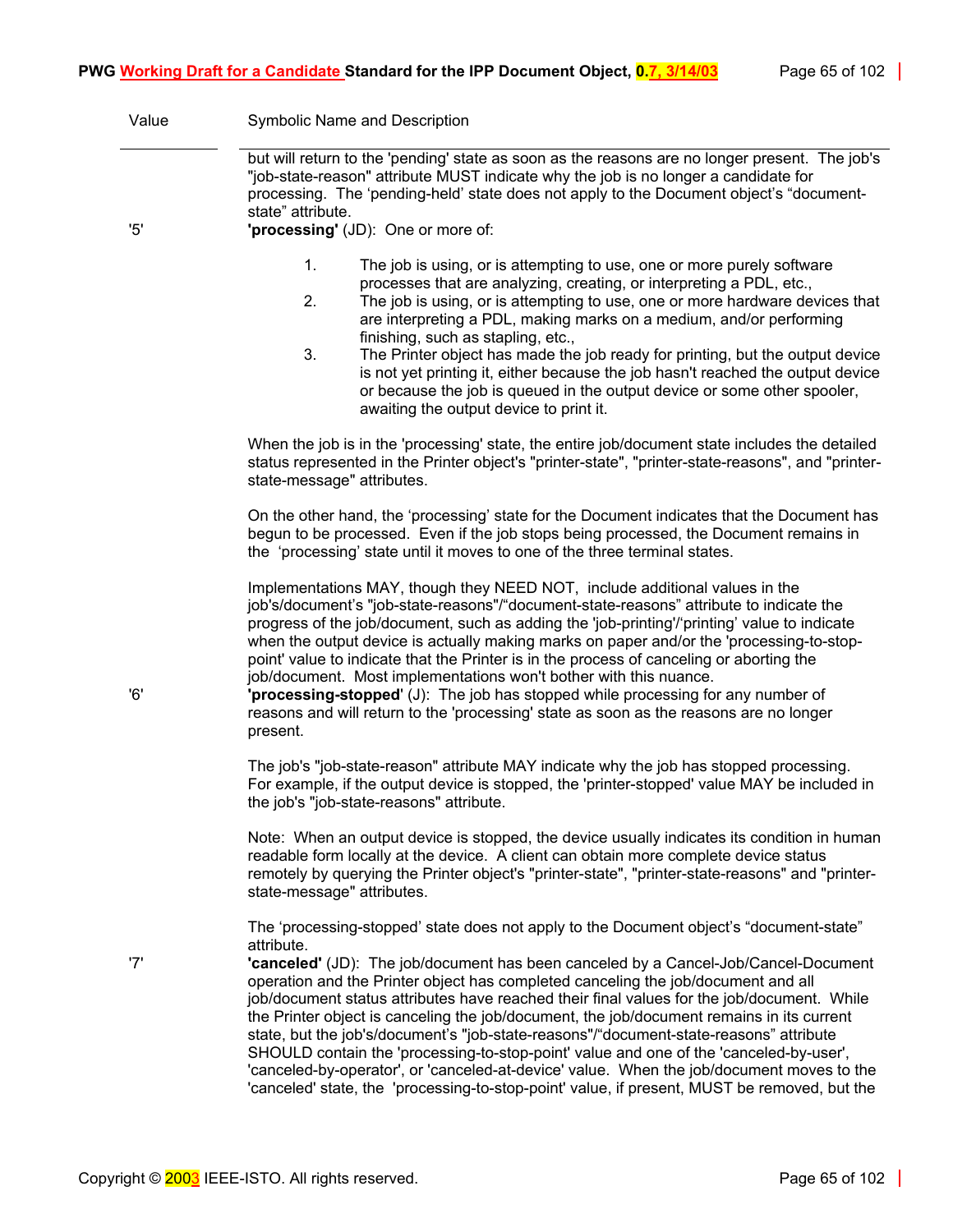| Value | Symbolic Name and Description |
|---|---|
| | but will return to the 'pending' state as soon as the reasons are no longer present. The job's "job-state-reason" attribute MUST indicate why the job is no longer a candidate for processing. The 'pending-held' state does not apply to the Document object's "document-state" attribute. |
| '5' | **'processing'** (JD): One or more of:<br><br>1. The job is using, or is attempting to use, one or more purely software processes that are analyzing, creating, or interpreting a PDL, etc.,<br>2. The job is using, or is attempting to use, one or more hardware devices that are interpreting a PDL, making marks on a medium, and/or performing finishing, such as stapling, etc.,<br>3. The Printer object has made the job ready for printing, but the output device is not yet printing it, either because the job hasn't reached the output device or because the job is queued in the output device or some other spooler, awaiting the output device to print it.<br><br>When the job is in the 'processing' state, the entire job/document state includes the detailed status represented in the Printer object's "printer-state", "printer-state-reasons", and "printer-state-message" attributes.<br><br>On the other hand, the 'processing' state for the Document indicates that the Document has begun to be processed. Even if the job stops being processed, the Document remains in the 'processing' state until it moves to one of the three terminal states.<br><br>Implementations MAY, though they NEED NOT, include additional values in the job's/document's "job-state-reasons"/"document-state-reasons" attribute to indicate the progress of the job/document, such as adding the 'job-printing'/'printing' value to indicate when the output device is actually making marks on paper and/or the 'processing-to-stop-point' value to indicate that the Printer is in the process of canceling or aborting the job/document. Most implementations won't bother with this nuance. |
| '6' | **'processing-stopped'** (J): The job has stopped while processing for any number of reasons and will return to the 'processing' state as soon as the reasons are no longer present.<br><br>The job's "job-state-reason" attribute MAY indicate why the job has stopped processing. For example, if the output device is stopped, the 'printer-stopped' value MAY be included in the job's "job-state-reasons" attribute.<br><br>Note: When an output device is stopped, the device usually indicates its condition in human readable form locally at the device. A client can obtain more complete device status remotely by querying the Printer object's "printer-state", "printer-state-reasons" and "printer-state-message" attributes.<br><br>The 'processing-stopped' state does not apply to the Document object's "document-state" attribute. |
| '7' | **'canceled'** (JD): The job/document has been canceled by a Cancel-Job/Cancel-Document operation and the Printer object has completed canceling the job/document and all job/document status attributes have reached their final values for the job/document. While the Printer object is canceling the job/document, the job/document remains in its current state, but the job's/document's "job-state-reasons"/"document-state-reasons" attribute SHOULD contain the 'processing-to-stop-point' value and one of the 'canceled-by-user', 'canceled-by-operator', or 'canceled-at-device' value. When the job/document moves to the 'canceled' state, the 'processing-to-stop-point' value, if present, MUST be removed, but the |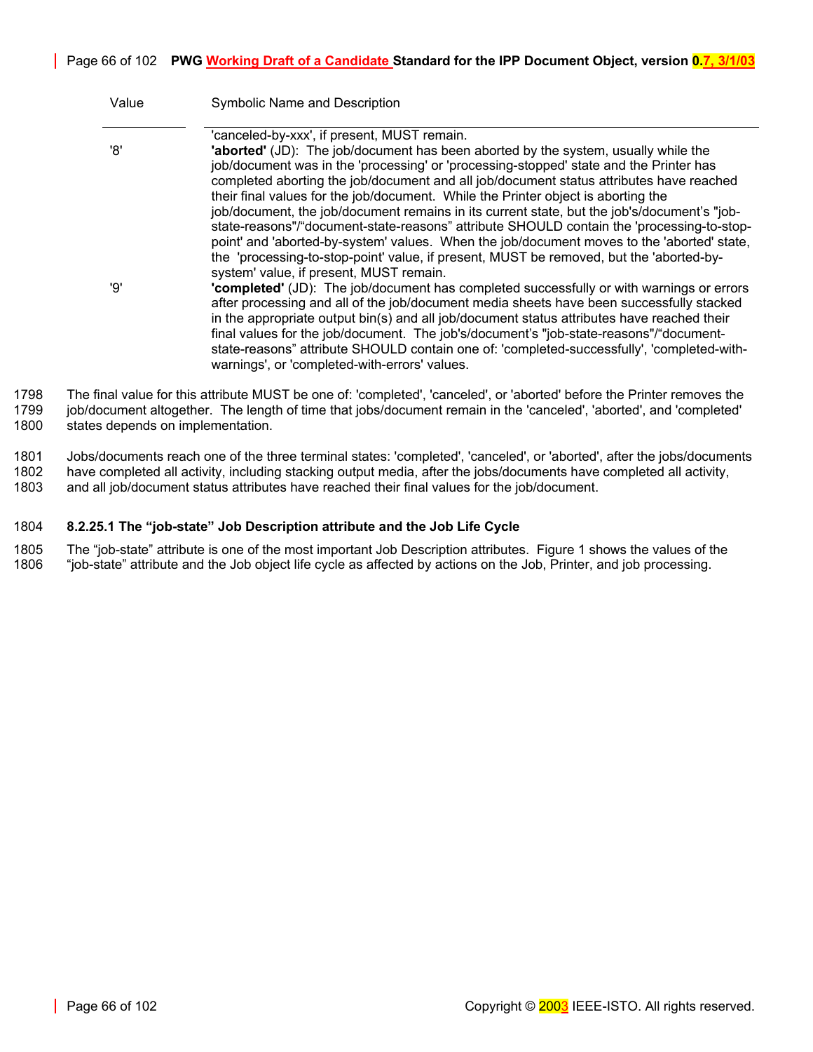| Value | Symbolic Name and Description |
| --- | --- |
| | 'canceled-by-xxx', if present, MUST remain. |
| '8' | **'aborted'** (JD): The job/document has been aborted by the system, usually while the job/document was in the 'processing' or 'processing-stopped' state and the Printer has completed aborting the job/document and all job/document status attributes have reached their final values for the job/document. While the Printer object is aborting the job/document, the job/document remains in its current state, but the job's/document's "job-state-reasons"/"document-state-reasons" attribute SHOULD contain the 'processing-to-stop-point' and 'aborted-by-system' values. When the job/document moves to the 'aborted' state, the 'processing-to-stop-point' value, if present, MUST be removed, but the 'aborted-by-system' value, if present, MUST remain. |
| '9' | **'completed'** (JD): The job/document has completed successfully or with warnings or errors after processing and all of the job/document media sheets have been successfully stacked in the appropriate output bin(s) and all job/document status attributes have reached their final values for the job/document. The job's/document's "job-state-reasons"/"document-state-reasons" attribute SHOULD contain one of: 'completed-successfully', 'completed-with-warnings', or 'completed-with-errors' values. |

1798 The final value for this attribute MUST be one of: 'completed', 'canceled', or 'aborted' before the Printer removes the
1799 job/document altogether. The length of time that jobs/document remain in the 'canceled', 'aborted', and 'completed'
1800 states depends on implementation.

1801 Jobs/documents reach one of the three terminal states: 'completed', 'canceled', or 'aborted', after the jobs/documents
1802 have completed all activity, including stacking output media, after the jobs/documents have completed all activity,
1803 and all job/document status attributes have reached their final values for the job/document.

1804 **8.2.25.1 The "job-state" Job Description attribute and the Job Life Cycle**

1805 The "job-state" attribute is one of the most important Job Description attributes. Figure 1 shows the values of the
1806 "job-state" attribute and the Job object life cycle as affected by actions on the Job, Printer, and job processing.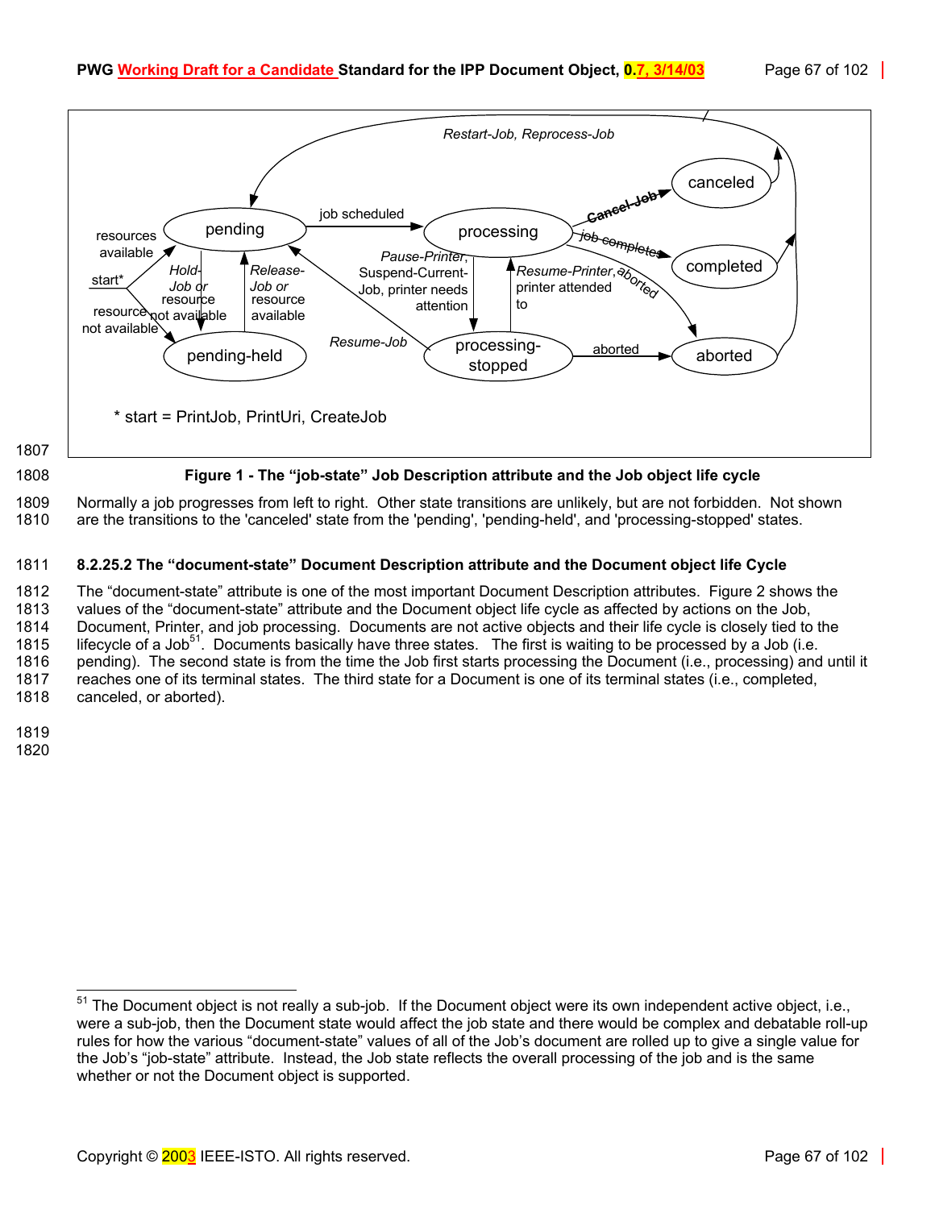Restart-Job, Reprocess-Job

canceled

Cancel-Job

job scheduled

pending

processing

job completes

completed

resources available

start*

Hold-Job or resource not available

Release-Job or resource available

Pause-Printer, Suspend-Current-Job, printer needs attention

Resume-Printer, printer attended to

aborted

resource not available

Resume-Job

pending-held

processing-stopped

aborted

aborted

\* start = PrintJob, PrintUri, CreateJob

**Figure 1 - The "job-state" Job Description attribute and the Job object life cycle**

Normally a job progresses from left to right. Other state transitions are unlikely, but are not forbidden. Not shown are the transitions to the 'canceled' state from the 'pending', 'pending-held', and 'processing-stopped' states.

### 8.2.25.2 The "document-state" Document Description attribute and the Document object life Cycle

The "document-state" attribute is one of the most important Document Description attributes. Figure 2 shows the values of the "document-state" attribute and the Document object life cycle as affected by actions on the Job, Document, Printer, and job processing. Documents are not active objects and their life cycle is closely tied to the lifecycle of a Job[51]. Documents basically have three states. The first is waiting to be processed by a Job (i.e. pending). The second state is from the time the Job first starts processing the Document (i.e., processing) and until it reaches one of its terminal states. The third state for a Document is one of its terminal states (i.e., completed, canceled, or aborted).

---

[51] The Document object is not really a sub-job. If the Document object were its own independent active object, i.e., were a sub-job, then the Document state would affect the job state and there would be complex and debatable roll-up rules for how the various "document-state" values of all of the Job's document are rolled up to give a single value for the Job's "job-state" attribute. Instead, the Job state reflects the overall processing of the job and is the same whether or not the Document object is supported.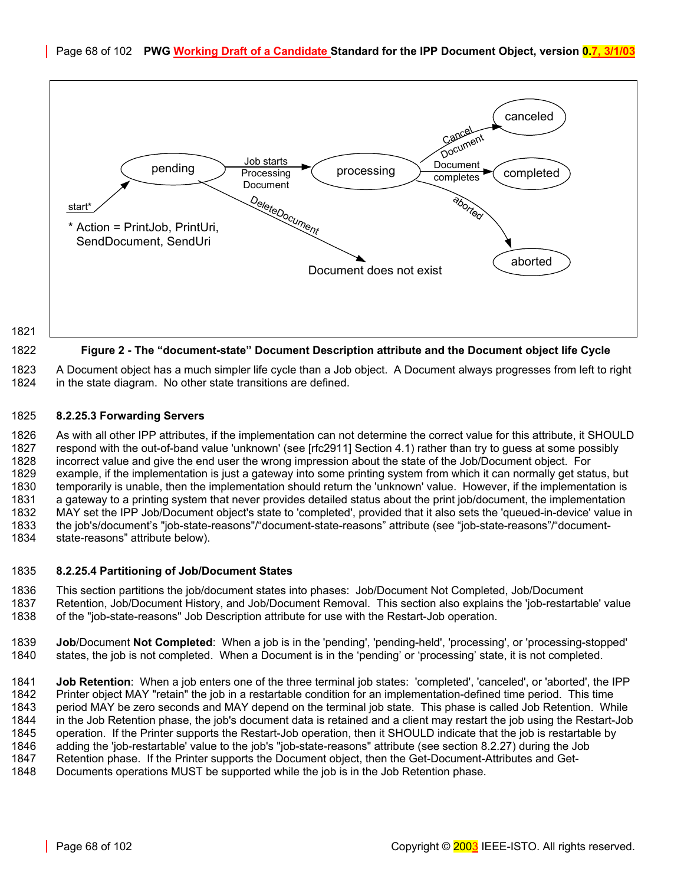**Figure 2 - The "document-state" Document Description attribute and the Document object life Cycle**

A Document object has a much simpler life cycle than a Job object. A Document always progresses from left to right in the state diagram. No other state transitions are defined.

#### 8.2.25.3 Forwarding Servers

As with all other IPP attributes, if the implementation can not determine the correct value for this attribute, it SHOULD respond with the out-of-band value 'unknown' (see [rfc2911] Section 4.1) rather than try to guess at some possibly incorrect value and give the end user the wrong impression about the state of the Job/Document object. For example, if the implementation is just a gateway into some printing system from which it can normally get status, but temporarily is unable, then the implementation should return the 'unknown' value. However, if the implementation is a gateway to a printing system that never provides detailed status about the print job/document, the implementation MAY set the IPP Job/Document object's state to 'completed', provided that it also sets the 'queued-in-device' value in the job's/document's "job-state-reasons"/"document-state-reasons" attribute (see "job-state-reasons"/"document-state-reasons" attribute below).

#### 8.2.25.4 Partitioning of Job/Document States

This section partitions the job/document states into phases: Job/Document Not Completed, Job/Document Retention, Job/Document History, and Job/Document Removal. This section also explains the 'job-restartable' value of the "job-state-reasons" Job Description attribute for use with the Restart-Job operation.

**Job**/Document **Not Completed**: When a job is in the 'pending', 'pending-held', 'processing', or 'processing-stopped' states, the job is not completed. When a Document is in the 'pending' or 'processing' state, it is not completed.

**Job Retention**: When a job enters one of the three terminal job states: 'completed', 'canceled', or 'aborted', the IPP Printer object MAY "retain" the job in a restartable condition for an implementation-defined time period. This time period MAY be zero seconds and MAY depend on the terminal job state. This phase is called Job Retention. While in the Job Retention phase, the job's document data is retained and a client may restart the job using the Restart-Job operation. If the Printer supports the Restart-Job operation, then it SHOULD indicate that the job is restartable by adding the 'job-restartable' value to the job's "job-state-reasons" attribute (see section 8.2.27) during the Job Retention phase. If the Printer supports the Document object, then the Get-Document-Attributes and Get-Documents operations MUST be supported while the job is in the Job Retention phase.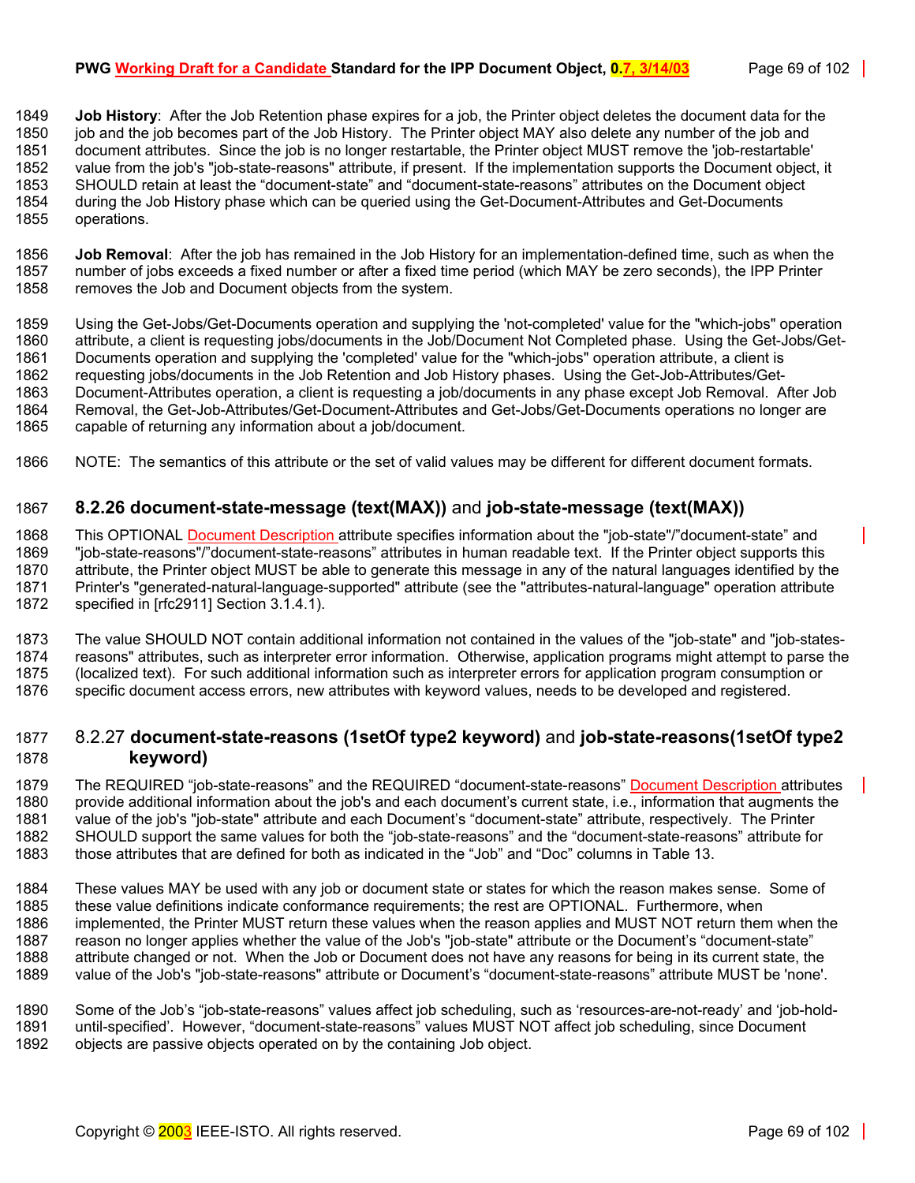**Job History**: After the Job Retention phase expires for a job, the Printer object deletes the document data for the job and the job becomes part of the Job History. The Printer object MAY also delete any number of the job and document attributes. Since the job is no longer restartable, the Printer object MUST remove the 'job-restartable' value from the job's "job-state-reasons" attribute, if present. If the implementation supports the Document object, it SHOULD retain at least the "document-state" and "document-state-reasons" attributes on the Document object during the Job History phase which can be queried using the Get-Document-Attributes and Get-Documents operations.

**Job Removal**: After the job has remained in the Job History for an implementation-defined time, such as when the number of jobs exceeds a fixed number or after a fixed time period (which MAY be zero seconds), the IPP Printer removes the Job and Document objects from the system.

Using the Get-Jobs/Get-Documents operation and supplying the 'not-completed' value for the "which-jobs" operation attribute, a client is requesting jobs/documents in the Job/Document Not Completed phase. Using the Get-Jobs/Get-Documents operation and supplying the 'completed' value for the "which-jobs" operation attribute, a client is requesting jobs/documents in the Job Retention and Job History phases. Using the Get-Job-Attributes/Get-Document-Attributes operation, a client is requesting a job/documents in any phase except Job Removal. After Job Removal, the Get-Job-Attributes/Get-Document-Attributes and Get-Jobs/Get-Documents operations no longer are capable of returning any information about a job/document.

NOTE: The semantics of this attribute or the set of valid values may be different for different document formats.

### 8.2.26 document-state-message (text(MAX)) and job-state-message (text(MAX))

This OPTIONAL Document Description attribute specifies information about the "job-state"/"document-state" and "job-state-reasons"/"document-state-reasons" attributes in human readable text. If the Printer object supports this attribute, the Printer object MUST be able to generate this message in any of the natural languages identified by the Printer's "generated-natural-language-supported" attribute (see the "attributes-natural-language" operation attribute specified in [rfc2911] Section 3.1.4.1).

The value SHOULD NOT contain additional information not contained in the values of the "job-state" and "job-states-reasons" attributes, such as interpreter error information. Otherwise, application programs might attempt to parse the (localized text). For such additional information such as interpreter errors for application program consumption or specific document access errors, new attributes with keyword values, needs to be developed and registered.

### 8.2.27 document-state-reasons (1setOf type2 keyword) and job-state-reasons(1setOf type2 keyword)

The REQUIRED "job-state-reasons" and the REQUIRED "document-state-reasons" Document Description attributes provide additional information about the job's and each document's current state, i.e., information that augments the value of the job's "job-state" attribute and each Document's "document-state" attribute, respectively. The Printer SHOULD support the same values for both the "job-state-reasons" and the "document-state-reasons" attribute for those attributes that are defined for both as indicated in the "Job" and "Doc" columns in Table 13.

These values MAY be used with any job or document state or states for which the reason makes sense. Some of these value definitions indicate conformance requirements; the rest are OPTIONAL. Furthermore, when implemented, the Printer MUST return these values when the reason applies and MUST NOT return them when the reason no longer applies whether the value of the Job's "job-state" attribute or the Document's "document-state" attribute changed or not. When the Job or Document does not have any reasons for being in its current state, the value of the Job's "job-state-reasons" attribute or Document's "document-state-reasons" attribute MUST be 'none'.

Some of the Job's "job-state-reasons" values affect job scheduling, such as 'resources-are-not-ready' and 'job-hold-until-specified'. However, "document-state-reasons" values MUST NOT affect job scheduling, since Document objects are passive objects operated on by the containing Job object.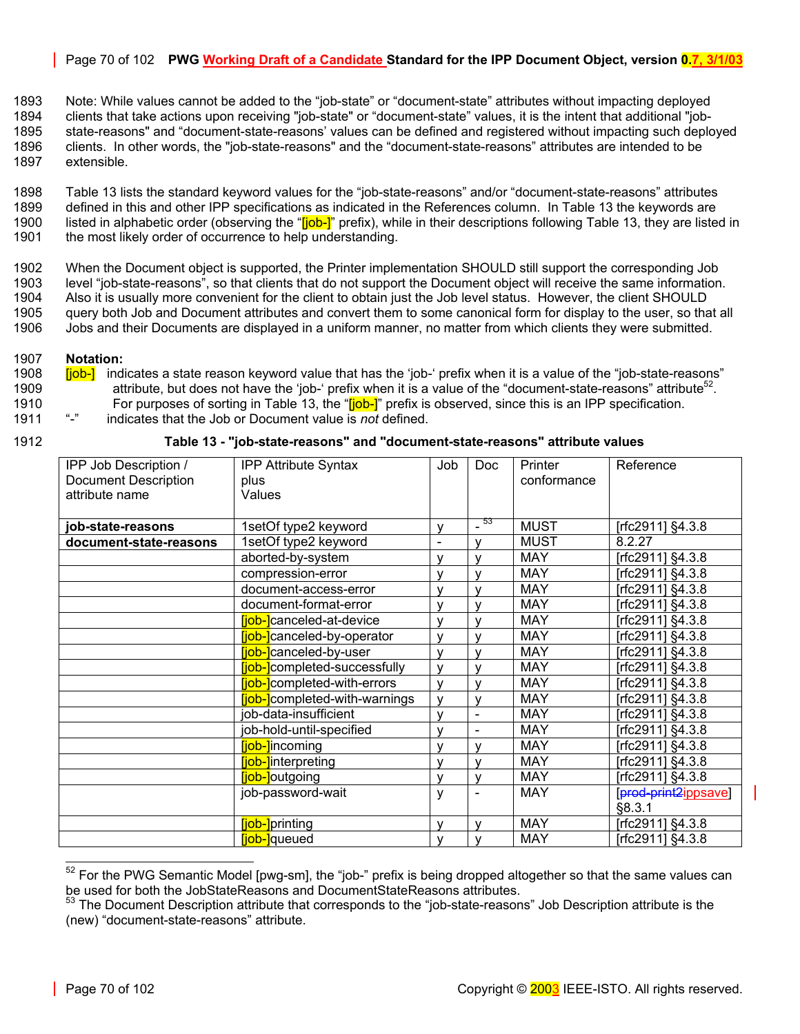Note: While values cannot be added to the "job-state" or "document-state" attributes without impacting deployed clients that take actions upon receiving "job-state" or "document-state" values, it is the intent that additional "job-state-reasons" and "document-state-reasons' values can be defined and registered without impacting such deployed clients. In other words, the "job-state-reasons" and the "document-state-reasons" attributes are intended to be extensible.

Table 13 lists the standard keyword values for the "job-state-reasons" and/or "document-state-reasons" attributes defined in this and other IPP specifications as indicated in the References column. In Table 13 the keywords are listed in alphabetic order (observing the "[job-]" prefix), while in their descriptions following Table 13, they are listed in the most likely order of occurrence to help understanding.

When the Document object is supported, the Printer implementation SHOULD still support the corresponding Job level "job-state-reasons", so that clients that do not support the Document object will receive the same information. Also it is usually more convenient for the client to obtain just the Job level status. However, the client SHOULD query both Job and Document attributes and convert them to some canonical form for display to the user, so that all Jobs and their Documents are displayed in a uniform manner, no matter from which clients they were submitted.

**Notation:**

[job-] indicates a state reason keyword value that has the 'job-' prefix when it is a value of the "job-state-reasons" attribute, but does not have the 'job-' prefix when it is a value of the "document-state-reasons" attribute[52]. For purposes of sorting in Table 13, the "[job-]" prefix is observed, since this is an IPP specification.

"-" indicates that the Job or Document value is *not* defined.

**Table 13 - "job-state-reasons" and "document-state-reasons" attribute values**

| IPP Job Description / Document Description attribute name | IPP Attribute Syntax plus Values | Job | Doc | Printer conformance | Reference |
|---|---|---|---|---|---|
| **job-state-reasons** | 1setOf type2 keyword | y | - [53] | MUST | [rfc2911] §4.3.8 |
| **document-state-reasons** | 1setOf type2 keyword | - | y | MUST | 8.2.27 |
| | aborted-by-system | y | y | MAY | [rfc2911] §4.3.8 |
| | compression-error | y | y | MAY | [rfc2911] §4.3.8 |
| | document-access-error | y | y | MAY | [rfc2911] §4.3.8 |
| | document-format-error | y | y | MAY | [rfc2911] §4.3.8 |
| | [job-]canceled-at-device | y | y | MAY | [rfc2911] §4.3.8 |
| | [job-]canceled-by-operator | y | y | MAY | [rfc2911] §4.3.8 |
| | [job-]canceled-by-user | y | y | MAY | [rfc2911] §4.3.8 |
| | [job-]completed-successfully | y | y | MAY | [rfc2911] §4.3.8 |
| | [job-]completed-with-errors | y | y | MAY | [rfc2911] §4.3.8 |
| | [job-]completed-with-warnings | y | y | MAY | [rfc2911] §4.3.8 |
| | job-data-insufficient | y | - | MAY | [rfc2911] §4.3.8 |
| | job-hold-until-specified | y | - | MAY | [rfc2911] §4.3.8 |
| | [job-]incoming | y | y | MAY | [rfc2911] §4.3.8 |
| | [job-]interpreting | y | y | MAY | [rfc2911] §4.3.8 |
| | [job-]outgoing | y | y | MAY | [rfc2911] §4.3.8 |
| | job-password-wait | y | - | MAY | [~~prod-print2~~ippsave] §8.3.1 |
| | [job-]printing | y | y | MAY | [rfc2911] §4.3.8 |
| | [job-]queued | y | y | MAY | [rfc2911] §4.3.8 |

[52] For the PWG Semantic Model [pwg-sm], the "job-" prefix is being dropped altogether so that the same values can be used for both the JobStateReasons and DocumentStateReasons attributes.

[53] The Document Description attribute that corresponds to the "job-state-reasons" Job Description attribute is the (new) "document-state-reasons" attribute.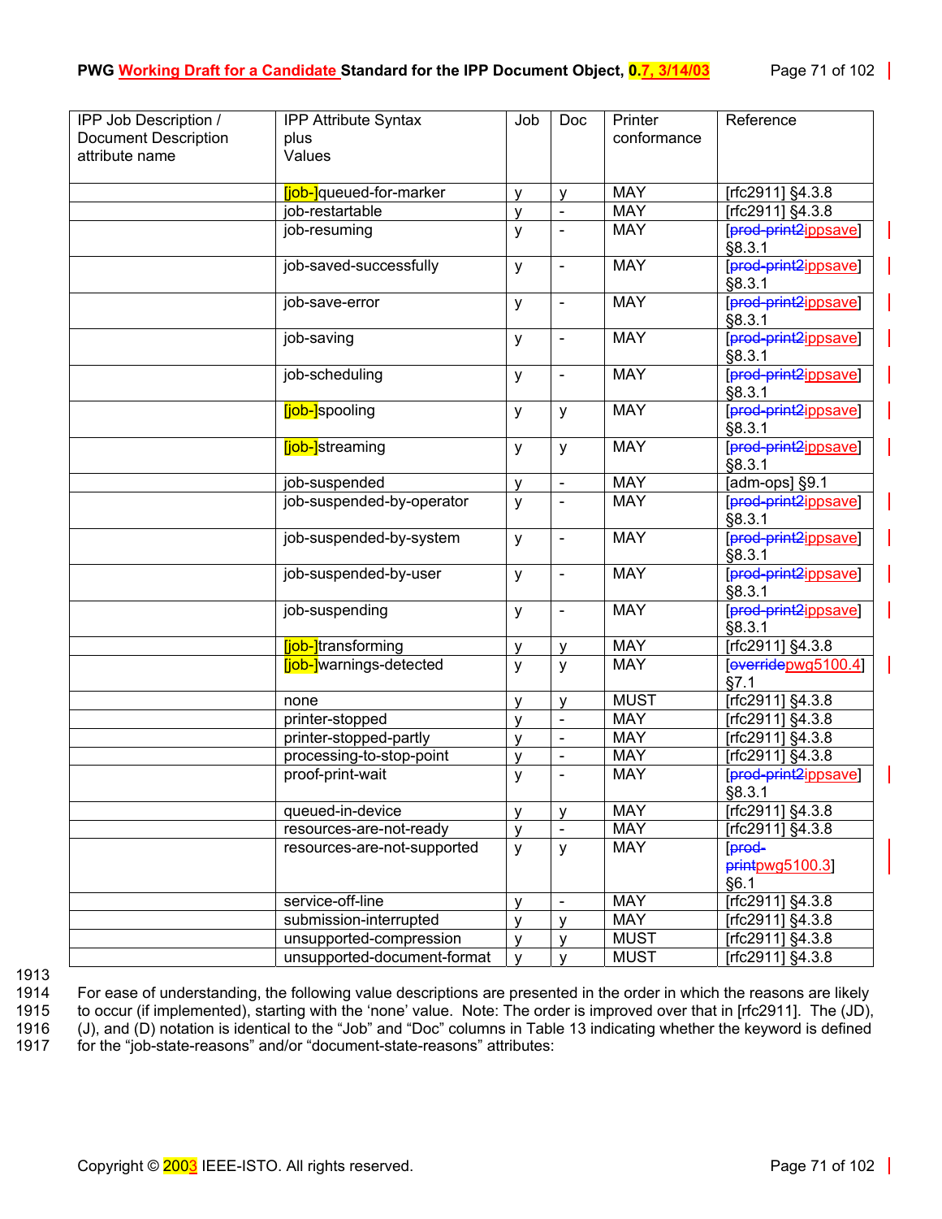| IPP Job Description / Document Description attribute name | IPP Attribute Syntax plus Values | Job | Doc | Printer conformance | Reference |
|---|---|---|---|---|---|
| | [job-]queued-for-marker | y | y | MAY | [rfc2911] §4.3.8 |
| | job-restartable | y | - | MAY | [rfc2911] §4.3.8 |
| | job-resuming | y | - | MAY | [prod-print2ippsave] §8.3.1 |
| | job-saved-successfully | y | - | MAY | [prod-print2ippsave] §8.3.1 |
| | job-save-error | y | - | MAY | [prod-print2ippsave] §8.3.1 |
| | job-saving | y | - | MAY | [prod-print2ippsave] §8.3.1 |
| | job-scheduling | y | - | MAY | [prod-print2ippsave] §8.3.1 |
| | [job-]spooling | y | y | MAY | [prod-print2ippsave] §8.3.1 |
| | [job-]streaming | y | y | MAY | [prod-print2ippsave] §8.3.1 |
| | job-suspended | y | - | MAY | [adm-ops] §9.1 |
| | job-suspended-by-operator | y | - | MAY | [prod-print2ippsave] §8.3.1 |
| | job-suspended-by-system | y | - | MAY | [prod-print2ippsave] §8.3.1 |
| | job-suspended-by-user | y | - | MAY | [prod-print2ippsave] §8.3.1 |
| | job-suspending | y | - | MAY | [prod-print2ippsave] §8.3.1 |
| | [job-]transforming | y | y | MAY | [rfc2911] §4.3.8 |
| | [job-]warnings-detected | y | y | MAY | [overridepwg5100.4] §7.1 |
| | none | y | y | MUST | [rfc2911] §4.3.8 |
| | printer-stopped | y | - | MAY | [rfc2911] §4.3.8 |
| | printer-stopped-partly | y | - | MAY | [rfc2911] §4.3.8 |
| | processing-to-stop-point | y | - | MAY | [rfc2911] §4.3.8 |
| | proof-print-wait | y | - | MAY | [prod-print2ippsave] §8.3.1 |
| | queued-in-device | y | y | MAY | [rfc2911] §4.3.8 |
| | resources-are-not-ready | y | - | MAY | [rfc2911] §4.3.8 |
| | resources-are-not-supported | y | y | MAY | [prod-printpwg5100.3] §6.1 |
| | service-off-line | y | - | MAY | [rfc2911] §4.3.8 |
| | submission-interrupted | y | y | MAY | [rfc2911] §4.3.8 |
| | unsupported-compression | y | y | MUST | [rfc2911] §4.3.8 |
| | unsupported-document-format | y | y | MUST | [rfc2911] §4.3.8 |

For ease of understanding, the following value descriptions are presented in the order in which the reasons are likely to occur (if implemented), starting with the 'none' value. Note: The order is improved over that in [rfc2911]. The (JD), (J), and (D) notation is identical to the "Job" and "Doc" columns in Table 13 indicating whether the keyword is defined for the "job-state-reasons" and/or "document-state-reasons" attributes: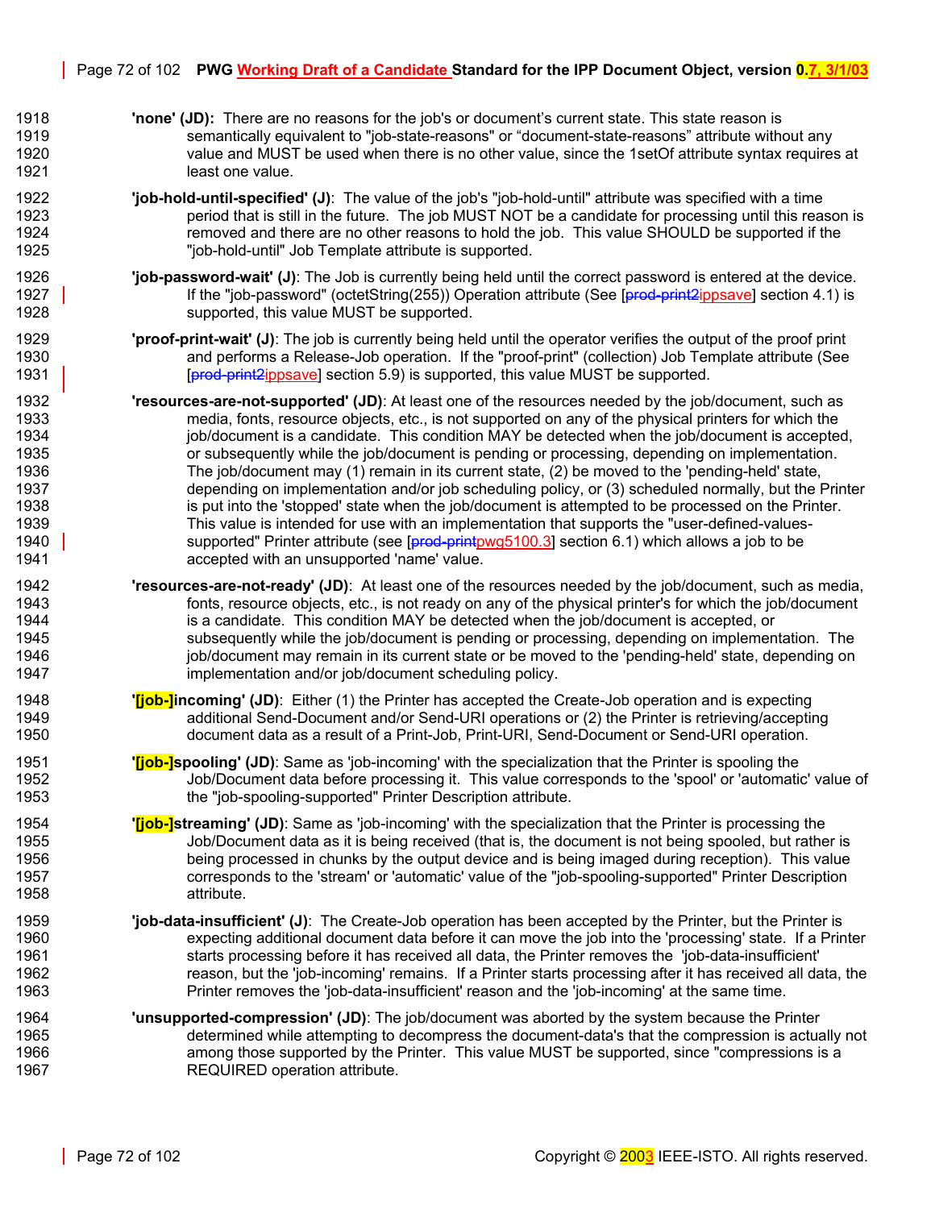**'none' (JD):** There are no reasons for the job's or document's current state. This state reason is semantically equivalent to "job-state-reasons" or "document-state-reasons" attribute without any value and MUST be used when there is no other value, since the 1setOf attribute syntax requires at least one value.

**'job-hold-until-specified' (J)**: The value of the job's "job-hold-until" attribute was specified with a time period that is still in the future. The job MUST NOT be a candidate for processing until this reason is removed and there are no other reasons to hold the job. This value SHOULD be supported if the "job-hold-until" Job Template attribute is supported.

**'job-password-wait' (J)**: The Job is currently being held until the correct password is entered at the device. If the "job-password" (octetString(255)) Operation attribute (See [~~prod-print2~~ippsave] section 4.1) is supported, this value MUST be supported.

**'proof-print-wait' (J)**: The job is currently being held until the operator verifies the output of the proof print and performs a Release-Job operation. If the "proof-print" (collection) Job Template attribute (See [~~prod-print2~~ippsave] section 5.9) is supported, this value MUST be supported.

**'resources-are-not-supported' (JD)**: At least one of the resources needed by the job/document, such as media, fonts, resource objects, etc., is not supported on any of the physical printers for which the job/document is a candidate. This condition MAY be detected when the job/document is accepted, or subsequently while the job/document is pending or processing, depending on implementation. The job/document may (1) remain in its current state, (2) be moved to the 'pending-held' state, depending on implementation and/or job scheduling policy, or (3) scheduled normally, but the Printer is put into the 'stopped' state when the job/document is attempted to be processed on the Printer. This value is intended for use with an implementation that supports the "user-defined-values-supported" Printer attribute (see [~~prod-print~~pwg5100.3] section 6.1) which allows a job to be accepted with an unsupported 'name' value.

**'resources-are-not-ready' (JD)**: At least one of the resources needed by the job/document, such as media, fonts, resource objects, etc., is not ready on any of the physical printer's for which the job/document is a candidate. This condition MAY be detected when the job/document is accepted, or subsequently while the job/document is pending or processing, depending on implementation. The job/document may remain in its current state or be moved to the 'pending-held' state, depending on implementation and/or job/document scheduling policy.

**'[job-]incoming' (JD)**: Either (1) the Printer has accepted the Create-Job operation and is expecting additional Send-Document and/or Send-URI operations or (2) the Printer is retrieving/accepting document data as a result of a Print-Job, Print-URI, Send-Document or Send-URI operation.

**'[job-]spooling' (JD)**: Same as 'job-incoming' with the specialization that the Printer is spooling the Job/Document data before processing it. This value corresponds to the 'spool' or 'automatic' value of the "job-spooling-supported" Printer Description attribute.

**'[job-]streaming' (JD)**: Same as 'job-incoming' with the specialization that the Printer is processing the Job/Document data as it is being received (that is, the document is not being spooled, but rather is being processed in chunks by the output device and is being imaged during reception). This value corresponds to the 'stream' or 'automatic' value of the "job-spooling-supported" Printer Description attribute.

**'job-data-insufficient' (J)**: The Create-Job operation has been accepted by the Printer, but the Printer is expecting additional document data before it can move the job into the 'processing' state. If a Printer starts processing before it has received all data, the Printer removes the 'job-data-insufficient' reason, but the 'job-incoming' remains. If a Printer starts processing after it has received all data, the Printer removes the 'job-data-insufficient' reason and the 'job-incoming' at the same time.

**'unsupported-compression' (JD)**: The job/document was aborted by the system because the Printer determined while attempting to decompress the document-data's that the compression is actually not among those supported by the Printer. This value MUST be supported, since "compressions is a REQUIRED operation attribute.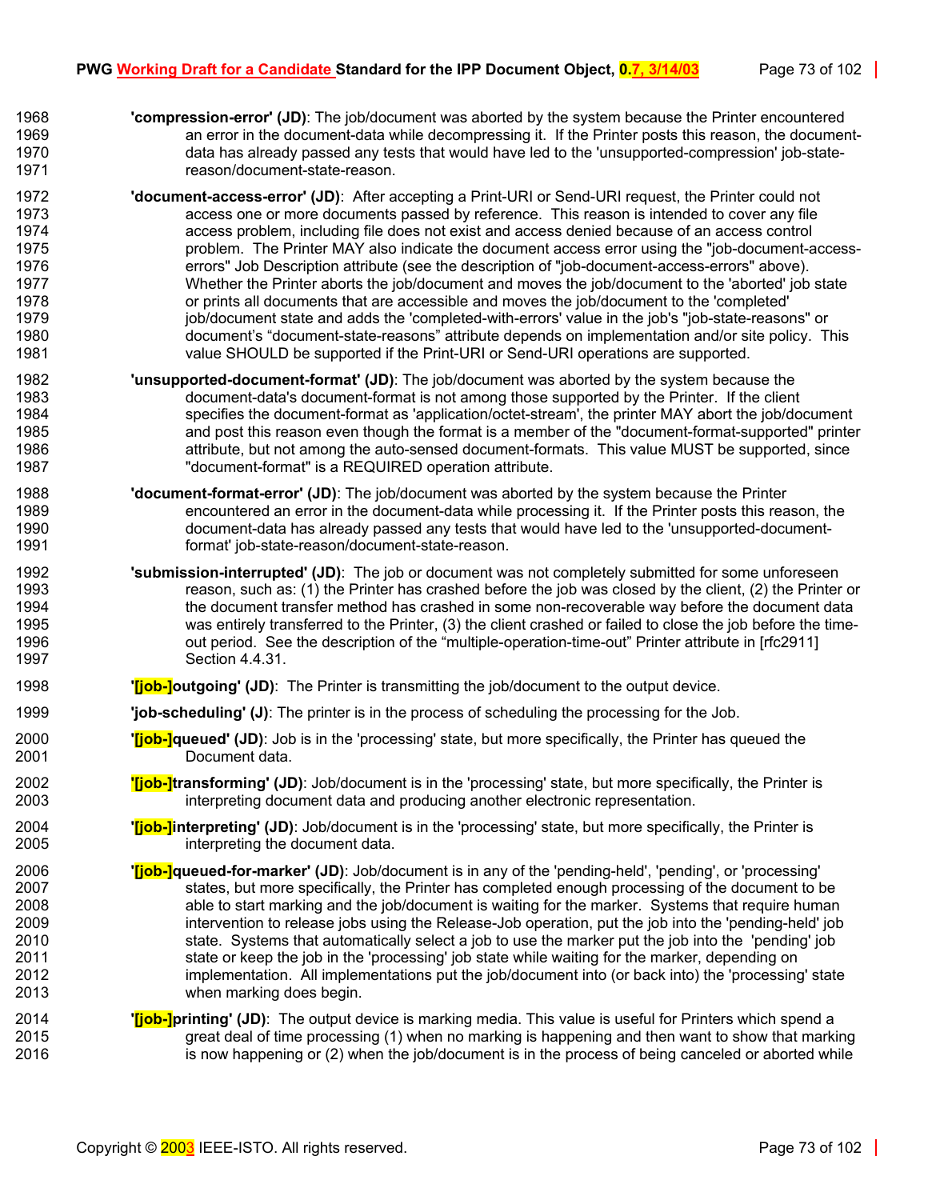**'compression-error' (JD)**: The job/document was aborted by the system because the Printer encountered an error in the document-data while decompressing it. If the Printer posts this reason, the document-data has already passed any tests that would have led to the 'unsupported-compression' job-state-reason/document-state-reason.

**'document-access-error' (JD)**: After accepting a Print-URI or Send-URI request, the Printer could not access one or more documents passed by reference. This reason is intended to cover any file access problem, including file does not exist and access denied because of an access control problem. The Printer MAY also indicate the document access error using the "job-document-access-errors" Job Description attribute (see the description of "job-document-access-errors" above). Whether the Printer aborts the job/document and moves the job/document to the 'aborted' job state or prints all documents that are accessible and moves the job/document to the 'completed' job/document state and adds the 'completed-with-errors' value in the job's "job-state-reasons" or document's "document-state-reasons" attribute depends on implementation and/or site policy. This value SHOULD be supported if the Print-URI or Send-URI operations are supported.

**'unsupported-document-format' (JD)**: The job/document was aborted by the system because the document-data's document-format is not among those supported by the Printer. If the client specifies the document-format as 'application/octet-stream', the printer MAY abort the job/document and post this reason even though the format is a member of the "document-format-supported" printer attribute, but not among the auto-sensed document-formats. This value MUST be supported, since "document-format" is a REQUIRED operation attribute.

**'document-format-error' (JD)**: The job/document was aborted by the system because the Printer encountered an error in the document-data while processing it. If the Printer posts this reason, the document-data has already passed any tests that would have led to the 'unsupported-document-format' job-state-reason/document-state-reason.

**'submission-interrupted' (JD)**: The job or document was not completely submitted for some unforeseen reason, such as: (1) the Printer has crashed before the job was closed by the client, (2) the Printer or the document transfer method has crashed in some non-recoverable way before the document data was entirely transferred to the Printer, (3) the client crashed or failed to close the job before the time-out period. See the description of the "multiple-operation-time-out" Printer attribute in [rfc2911] Section 4.4.31.

**'[job-]outgoing' (JD)**: The Printer is transmitting the job/document to the output device.

**'job-scheduling' (J)**: The printer is in the process of scheduling the processing for the Job.

**'[job-]queued' (JD)**: Job is in the 'processing' state, but more specifically, the Printer has queued the Document data.

**'[job-]transforming' (JD)**: Job/document is in the 'processing' state, but more specifically, the Printer is interpreting document data and producing another electronic representation.

**'[job-]interpreting' (JD)**: Job/document is in the 'processing' state, but more specifically, the Printer is interpreting the document data.

**'[job-]queued-for-marker' (JD)**: Job/document is in any of the 'pending-held', 'pending', or 'processing' states, but more specifically, the Printer has completed enough processing of the document to be able to start marking and the job/document is waiting for the marker. Systems that require human intervention to release jobs using the Release-Job operation, put the job into the 'pending-held' job state. Systems that automatically select a job to use the marker put the job into the 'pending' job state or keep the job in the 'processing' job state while waiting for the marker, depending on implementation. All implementations put the job/document into (or back into) the 'processing' state when marking does begin.

**'[job-]printing' (JD)**: The output device is marking media. This value is useful for Printers which spend a great deal of time processing (1) when no marking is happening and then want to show that marking is now happening or (2) when the job/document is in the process of being canceled or aborted while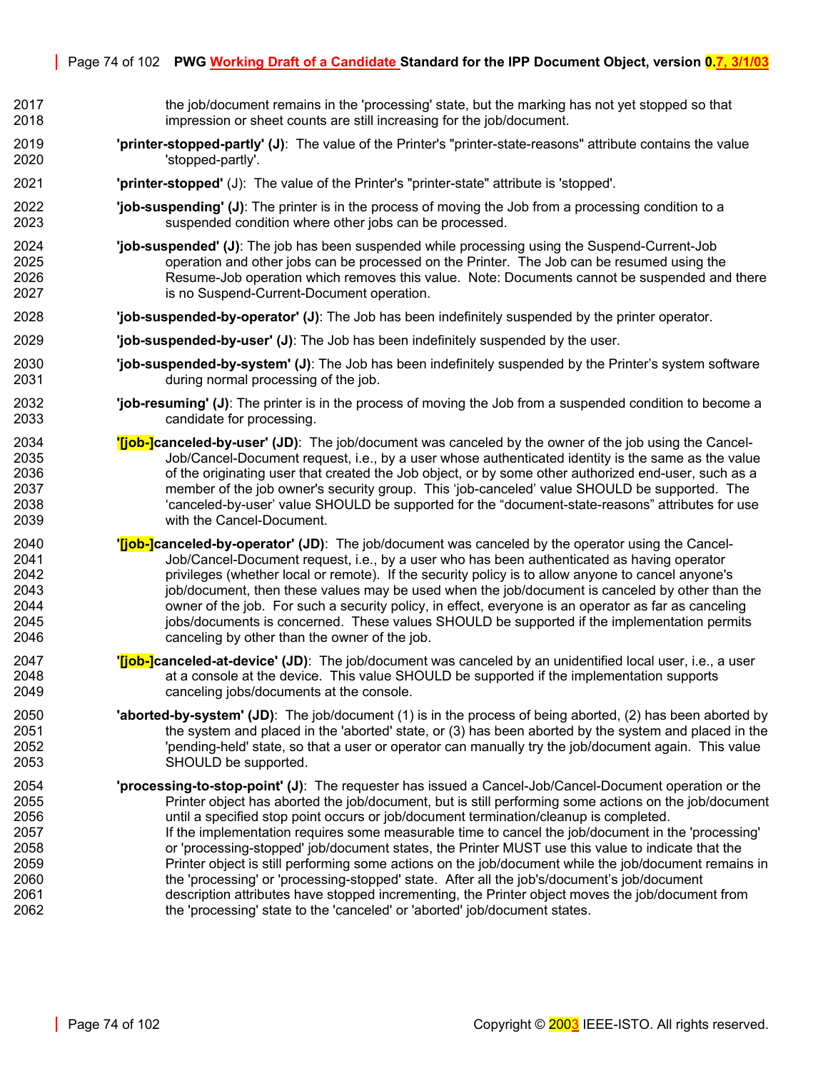the job/document remains in the 'processing' state, but the marking has not yet stopped so that impression or sheet counts are still increasing for the job/document.

**'printer-stopped-partly' (J)**: The value of the Printer's "printer-state-reasons" attribute contains the value 'stopped-partly'.

**'printer-stopped'** (J): The value of the Printer's "printer-state" attribute is 'stopped'.

**'job-suspending' (J)**: The printer is in the process of moving the Job from a processing condition to a suspended condition where other jobs can be processed.

**'job-suspended' (J)**: The job has been suspended while processing using the Suspend-Current-Job operation and other jobs can be processed on the Printer. The Job can be resumed using the Resume-Job operation which removes this value. Note: Documents cannot be suspended and there is no Suspend-Current-Document operation.

**'job-suspended-by-operator' (J)**: The Job has been indefinitely suspended by the printer operator.

**'job-suspended-by-user' (J)**: The Job has been indefinitely suspended by the user.

**'job-suspended-by-system' (J)**: The Job has been indefinitely suspended by the Printer's system software during normal processing of the job.

**'job-resuming' (J)**: The printer is in the process of moving the Job from a suspended condition to become a candidate for processing.

**'[job-]canceled-by-user' (JD)**: The job/document was canceled by the owner of the job using the Cancel-Job/Cancel-Document request, i.e., by a user whose authenticated identity is the same as the value of the originating user that created the Job object, or by some other authorized end-user, such as a member of the job owner's security group. This 'job-canceled' value SHOULD be supported. The 'canceled-by-user' value SHOULD be supported for the "document-state-reasons" attributes for use with the Cancel-Document.

**'[job-]canceled-by-operator' (JD)**: The job/document was canceled by the operator using the Cancel-Job/Cancel-Document request, i.e., by a user who has been authenticated as having operator privileges (whether local or remote). If the security policy is to allow anyone to cancel anyone's job/document, then these values may be used when the job/document is canceled by other than the owner of the job. For such a security policy, in effect, everyone is an operator as far as canceling jobs/documents is concerned. These values SHOULD be supported if the implementation permits canceling by other than the owner of the job.

**'[job-]canceled-at-device' (JD)**: The job/document was canceled by an unidentified local user, i.e., a user at a console at the device. This value SHOULD be supported if the implementation supports canceling jobs/documents at the console.

**'aborted-by-system' (JD)**: The job/document (1) is in the process of being aborted, (2) has been aborted by the system and placed in the 'aborted' state, or (3) has been aborted by the system and placed in the 'pending-held' state, so that a user or operator can manually try the job/document again. This value SHOULD be supported.

**'processing-to-stop-point' (J)**: The requester has issued a Cancel-Job/Cancel-Document operation or the Printer object has aborted the job/document, but is still performing some actions on the job/document until a specified stop point occurs or job/document termination/cleanup is completed.
If the implementation requires some measurable time to cancel the job/document in the 'processing' or 'processing-stopped' job/document states, the Printer MUST use this value to indicate that the Printer object is still performing some actions on the job/document while the job/document remains in the 'processing' or 'processing-stopped' state. After all the job's/document's job/document description attributes have stopped incrementing, the Printer object moves the job/document from the 'processing' state to the 'canceled' or 'aborted' job/document states.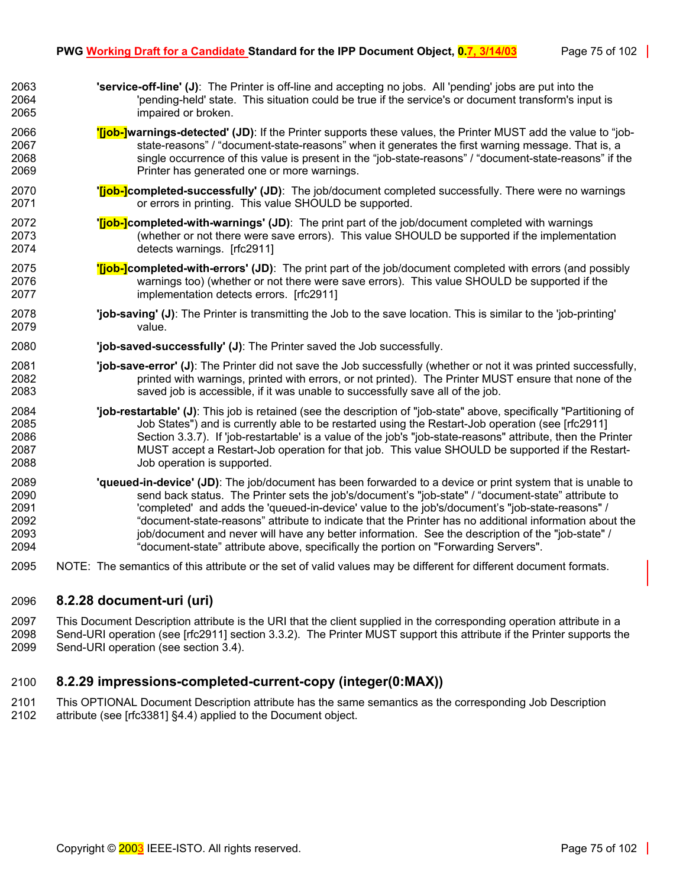**'service-off-line' (J)**: The Printer is off-line and accepting no jobs. All 'pending' jobs are put into the 'pending-held' state. This situation could be true if the service's or document transform's input is impaired or broken.

**'[job-]warnings-detected' (JD)**: If the Printer supports these values, the Printer MUST add the value to "job-state-reasons" / "document-state-reasons" when it generates the first warning message. That is, a single occurrence of this value is present in the "job-state-reasons" / "document-state-reasons" if the Printer has generated one or more warnings.

**'[job-]completed-successfully' (JD)**: The job/document completed successfully. There were no warnings or errors in printing. This value SHOULD be supported.

**'[job-]completed-with-warnings' (JD)**: The print part of the job/document completed with warnings (whether or not there were save errors). This value SHOULD be supported if the implementation detects warnings. [rfc2911]

**'[job-]completed-with-errors' (JD)**: The print part of the job/document completed with errors (and possibly warnings too) (whether or not there were save errors). This value SHOULD be supported if the implementation detects errors. [rfc2911]

**'job-saving' (J)**: The Printer is transmitting the Job to the save location. This is similar to the 'job-printing' value.

**'job-saved-successfully' (J)**: The Printer saved the Job successfully.

**'job-save-error' (J)**: The Printer did not save the Job successfully (whether or not it was printed successfully, printed with warnings, printed with errors, or not printed). The Printer MUST ensure that none of the saved job is accessible, if it was unable to successfully save all of the job.

**'job-restartable' (J)**: This job is retained (see the description of "job-state" above, specifically "Partitioning of Job States") and is currently able to be restarted using the Restart-Job operation (see [rfc2911] Section 3.3.7). If 'job-restartable' is a value of the job's "job-state-reasons" attribute, then the Printer MUST accept a Restart-Job operation for that job. This value SHOULD be supported if the Restart-Job operation is supported.

**'queued-in-device' (JD)**: The job/document has been forwarded to a device or print system that is unable to send back status. The Printer sets the job's/document's "job-state" / "document-state" attribute to 'completed' and adds the 'queued-in-device' value to the job's/document's "job-state-reasons" / "document-state-reasons" attribute to indicate that the Printer has no additional information about the job/document and never will have any better information. See the description of the "job-state" / "document-state" attribute above, specifically the portion on "Forwarding Servers".

NOTE: The semantics of this attribute or the set of valid values may be different for different document formats.

### 8.2.28 document-uri (uri)

This Document Description attribute is the URI that the client supplied in the corresponding operation attribute in a Send-URI operation (see [rfc2911] section 3.3.2). The Printer MUST support this attribute if the Printer supports the Send-URI operation (see section 3.4).

### 8.2.29 impressions-completed-current-copy (integer(0:MAX))

This OPTIONAL Document Description attribute has the same semantics as the corresponding Job Description attribute (see [rfc3381] §4.4) applied to the Document object.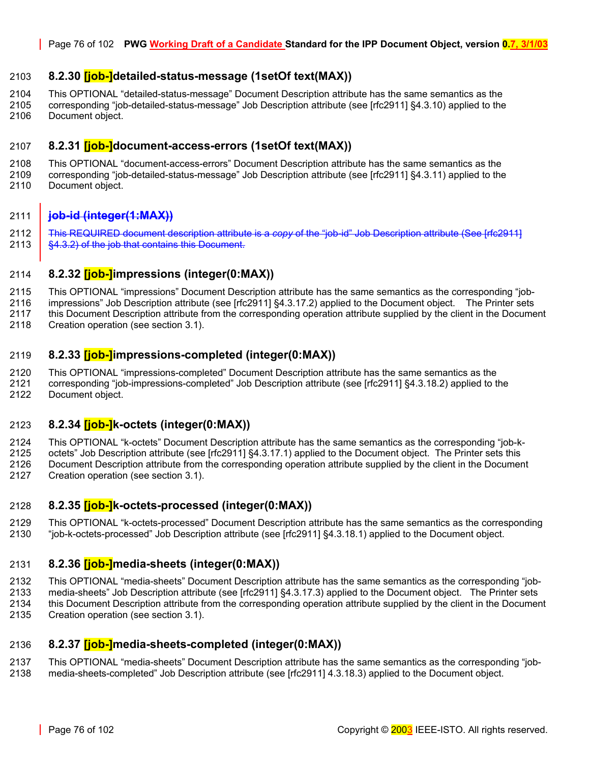### 8.2.30 [job-]detailed-status-message (1setOf text(MAX))

This OPTIONAL “detailed-status-message” Document Description attribute has the same semantics as the corresponding “job-detailed-status-message” Job Description attribute (see [rfc2911] §4.3.10) applied to the Document object.

### 8.2.31 [job-]document-access-errors (1setOf text(MAX))

This OPTIONAL “document-access-errors” Document Description attribute has the same semantics as the corresponding “job-detailed-status-message” Job Description attribute (see [rfc2911] §4.3.11) applied to the Document object.

### ~~job-id (integer(1:MAX))~~

~~This REQUIRED document description attribute is a *copy* of the “job-id” Job Description attribute (See [rfc2911] §4.3.2) of the job that contains this Document.~~

### 8.2.32 [job-]impressions (integer(0:MAX))

This OPTIONAL “impressions” Document Description attribute has the same semantics as the corresponding “job-impressions” Job Description attribute (see [rfc2911] §4.3.17.2) applied to the Document object. The Printer sets this Document Description attribute from the corresponding operation attribute supplied by the client in the Document Creation operation (see section 3.1).

### 8.2.33 [job-]impressions-completed (integer(0:MAX))

This OPTIONAL “impressions-completed” Document Description attribute has the same semantics as the corresponding “job-impressions-completed” Job Description attribute (see [rfc2911] §4.3.18.2) applied to the Document object.

### 8.2.34 [job-]k-octets (integer(0:MAX))

This OPTIONAL “k-octets” Document Description attribute has the same semantics as the corresponding “job-k-octets” Job Description attribute (see [rfc2911] §4.3.17.1) applied to the Document object. The Printer sets this Document Description attribute from the corresponding operation attribute supplied by the client in the Document Creation operation (see section 3.1).

### 8.2.35 [job-]k-octets-processed (integer(0:MAX))

This OPTIONAL “k-octets-processed” Document Description attribute has the same semantics as the corresponding “job-k-octets-processed” Job Description attribute (see [rfc2911] §4.3.18.1) applied to the Document object.

### 8.2.36 [job-]media-sheets (integer(0:MAX))

This OPTIONAL “media-sheets” Document Description attribute has the same semantics as the corresponding “job-media-sheets” Job Description attribute (see [rfc2911] §4.3.17.3) applied to the Document object. The Printer sets this Document Description attribute from the corresponding operation attribute supplied by the client in the Document Creation operation (see section 3.1).

### 8.2.37 [job-]media-sheets-completed (integer(0:MAX))

This OPTIONAL “media-sheets” Document Description attribute has the same semantics as the corresponding “job-media-sheets-completed” Job Description attribute (see [rfc2911] 4.3.18.3) applied to the Document object.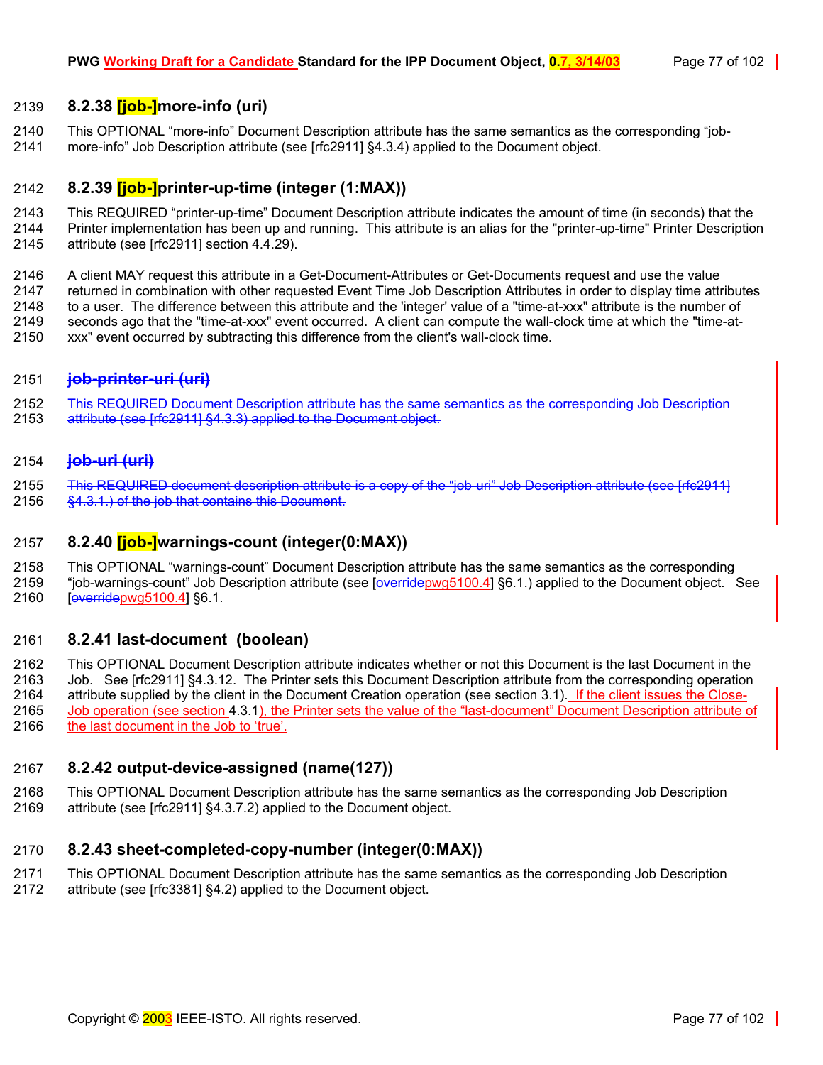### 8.2.38 [job-]more-info (uri)

This OPTIONAL "more-info" Document Description attribute has the same semantics as the corresponding "job-more-info" Job Description attribute (see [rfc2911] §4.3.4) applied to the Document object.

### 8.2.39 [job-]printer-up-time (integer (1:MAX))

This REQUIRED "printer-up-time" Document Description attribute indicates the amount of time (in seconds) that the Printer implementation has been up and running. This attribute is an alias for the "printer-up-time" Printer Description attribute (see [rfc2911] section 4.4.29).

A client MAY request this attribute in a Get-Document-Attributes or Get-Documents request and use the value returned in combination with other requested Event Time Job Description Attributes in order to display time attributes to a user. The difference between this attribute and the 'integer' value of a "time-at-xxx" attribute is the number of seconds ago that the "time-at-xxx" event occurred. A client can compute the wall-clock time at which the "time-at-xxx" event occurred by subtracting this difference from the client's wall-clock time.

### ~~job-printer-uri (uri)~~

~~This REQUIRED Document Description attribute has the same semantics as the corresponding Job Description attribute (see [rfc2911] §4.3.3) applied to the Document object.~~

### ~~job-uri (uri)~~

~~This REQUIRED document description attribute is a copy of the "job-uri" Job Description attribute (see [rfc2911] §4.3.1.) of the job that contains this Document.~~

### 8.2.40 [job-]warnings-count (integer(0:MAX))

This OPTIONAL "warnings-count" Document Description attribute has the same semantics as the corresponding "job-warnings-count" Job Description attribute (see [~~override~~pwg5100.4] §6.1.) applied to the Document object. See [~~override~~pwg5100.4] §6.1.

### 8.2.41 last-document (boolean)

This OPTIONAL Document Description attribute indicates whether or not this Document is the last Document in the Job. See [rfc2911] §4.3.12. The Printer sets this Document Description attribute from the corresponding operation attribute supplied by the client in the Document Creation operation (see section 3.1). If the client issues the Close-Job operation (see section 4.3.1), the Printer sets the value of the "last-document" Document Description attribute of the last document in the Job to 'true'.

### 8.2.42 output-device-assigned (name(127))

This OPTIONAL Document Description attribute has the same semantics as the corresponding Job Description attribute (see [rfc2911] §4.3.7.2) applied to the Document object.

### 8.2.43 sheet-completed-copy-number (integer(0:MAX))

This OPTIONAL Document Description attribute has the same semantics as the corresponding Job Description attribute (see [rfc3381] §4.2) applied to the Document object.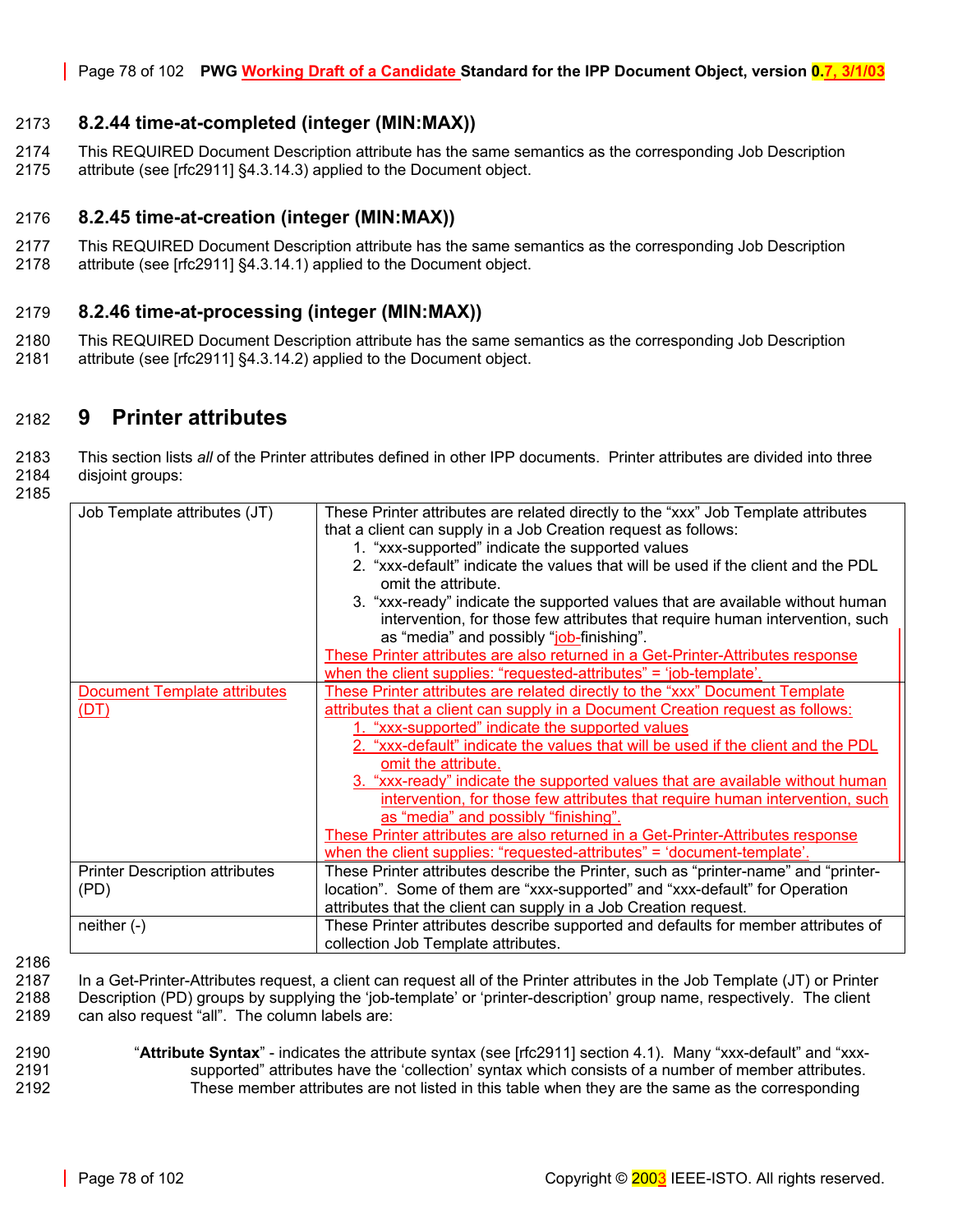### 8.2.44 time-at-completed (integer (MIN:MAX))

This REQUIRED Document Description attribute has the same semantics as the corresponding Job Description attribute (see [rfc2911] §4.3.14.3) applied to the Document object.

### 8.2.45 time-at-creation (integer (MIN:MAX))

This REQUIRED Document Description attribute has the same semantics as the corresponding Job Description attribute (see [rfc2911] §4.3.14.1) applied to the Document object.

### 8.2.46 time-at-processing (integer (MIN:MAX))

This REQUIRED Document Description attribute has the same semantics as the corresponding Job Description attribute (see [rfc2911] §4.3.14.2) applied to the Document object.

## 9 Printer attributes

This section lists *all* of the Printer attributes defined in other IPP documents. Printer attributes are divided into three disjoint groups:

| | |
|---|---|
| Job Template attributes (JT) | These Printer attributes are related directly to the "xxx" Job Template attributes that a client can supply in a Job Creation request as follows:<br>1. "xxx-supported" indicate the supported values<br>2. "xxx-default" indicate the values that will be used if the client and the PDL omit the attribute.<br>3. "xxx-ready" indicate the supported values that are available without human intervention, for those few attributes that require human intervention, such as "media" and possibly "job-finishing".<br>These Printer attributes are also returned in a Get-Printer-Attributes response when the client supplies: "requested-attributes" = 'job-template'. |
| Document Template attributes (DT) | These Printer attributes are related directly to the "xxx" Document Template attributes that a client can supply in a Document Creation request as follows:<br>1. "xxx-supported" indicate the supported values<br>2. "xxx-default" indicate the values that will be used if the client and the PDL omit the attribute.<br>3. "xxx-ready" indicate the supported values that are available without human intervention, for those few attributes that require human intervention, such as "media" and possibly "finishing".<br>These Printer attributes are also returned in a Get-Printer-Attributes response when the client supplies: "requested-attributes" = 'document-template'. |
| Printer Description attributes (PD) | These Printer attributes describe the Printer, such as "printer-name" and "printer-location". Some of them are "xxx-supported" and "xxx-default" for Operation attributes that the client can supply in a Job Creation request. |
| neither (-) | These Printer attributes describe supported and defaults for member attributes of collection Job Template attributes. |

In a Get-Printer-Attributes request, a client can request all of the Printer attributes in the Job Template (JT) or Printer Description (PD) groups by supplying the 'job-template' or 'printer-description' group name, respectively. The client can also request "all". The column labels are:

"**Attribute Syntax**" - indicates the attribute syntax (see [rfc2911] section 4.1). Many "xxx-default" and "xxx-supported" attributes have the 'collection' syntax which consists of a number of member attributes. These member attributes are not listed in this table when they are the same as the corresponding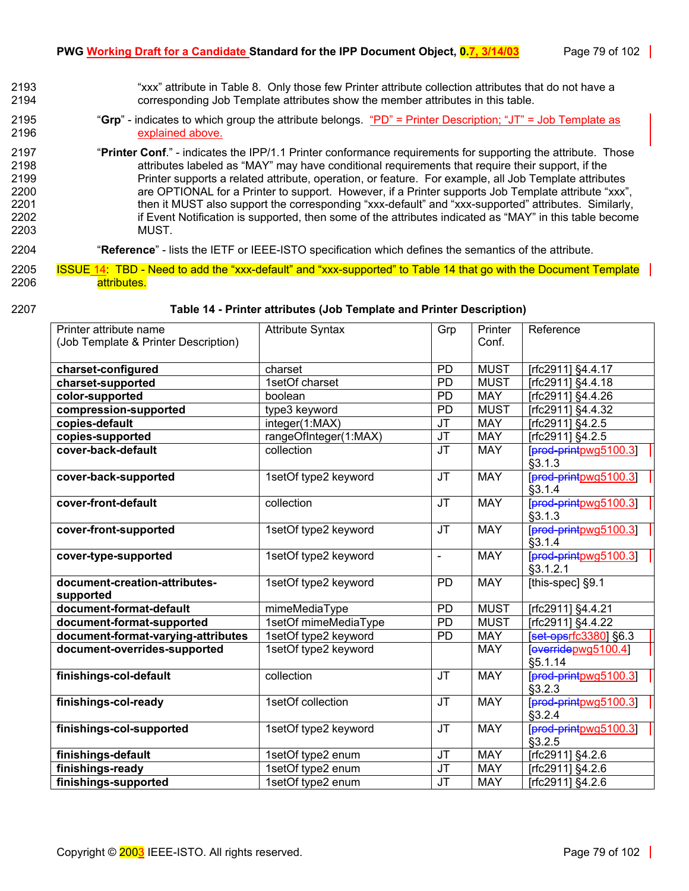"xxx" attribute in Table 8. Only those few Printer attribute collection attributes that do not have a corresponding Job Template attributes show the member attributes in this table.

"**Grp**" - indicates to which group the attribute belongs. "PD" = Printer Description; "JT" = Job Template as explained above.

"**Printer Conf**." - indicates the IPP/1.1 Printer conformance requirements for supporting the attribute. Those attributes labeled as "MAY" may have conditional requirements that require their support, if the Printer supports a related attribute, operation, or feature. For example, all Job Template attributes are OPTIONAL for a Printer to support. However, if a Printer supports Job Template attribute "xxx", then it MUST also support the corresponding "xxx-default" and "xxx-supported" attributes. Similarly, if Event Notification is supported, then some of the attributes indicated as "MAY" in this table become MUST.

"**Reference**" - lists the IETF or IEEE-ISTO specification which defines the semantics of the attribute.

ISSUE 14: TBD - Need to add the "xxx-default" and "xxx-supported" to Table 14 that go with the Document Template attributes.

**Table 14 - Printer attributes (Job Template and Printer Description)**

| Printer attribute name (Job Template & Printer Description) | Attribute Syntax | Grp | Printer Conf. | Reference |
|---|---|---|---|---|
| **charset-configured** | charset | PD | MUST | [rfc2911] §4.4.17 |
| **charset-supported** | 1setOf charset | PD | MUST | [rfc2911] §4.4.18 |
| **color-supported** | boolean | PD | MAY | [rfc2911] §4.4.26 |
| **compression-supported** | type3 keyword | PD | MUST | [rfc2911] §4.4.32 |
| **copies-default** | integer(1:MAX) | JT | MAY | [rfc2911] §4.2.5 |
| **copies-supported** | rangeOfInteger(1:MAX) | JT | MAY | [rfc2911] §4.2.5 |
| **cover-back-default** | collection | JT | MAY | [~~prod-print~~pwg5100.3] §3.1.3 |
| **cover-back-supported** | 1setOf type2 keyword | JT | MAY | [~~prod-print~~pwg5100.3] §3.1.4 |
| **cover-front-default** | collection | JT | MAY | [~~prod-print~~pwg5100.3] §3.1.3 |
| **cover-front-supported** | 1setOf type2 keyword | JT | MAY | [~~prod-print~~pwg5100.3] §3.1.4 |
| **cover-type-supported** | 1setOf type2 keyword | - | MAY | [~~prod-print~~pwg5100.3] §3.1.2.1 |
| **document-creation-attributes-supported** | 1setOf type2 keyword | PD | MAY | [this-spec] §9.1 |
| **document-format-default** | mimeMediaType | PD | MUST | [rfc2911] §4.4.21 |
| **document-format-supported** | 1setOf mimeMediaType | PD | MUST | [rfc2911] §4.4.22 |
| **document-format-varying-attributes** | 1setOf type2 keyword | PD | MAY | [~~set-ops~~rfc3380] §6.3 |
| **document-overrides-supported** | 1setOf type2 keyword | | MAY | [~~override~~pwg5100.4] §5.1.14 |
| **finishings-col-default** | collection | JT | MAY | [~~prod-print~~pwg5100.3] §3.2.3 |
| **finishings-col-ready** | 1setOf collection | JT | MAY | [~~prod-print~~pwg5100.3] §3.2.4 |
| **finishings-col-supported** | 1setOf type2 keyword | JT | MAY | [~~prod-print~~pwg5100.3] §3.2.5 |
| **finishings-default** | 1setOf type2 enum | JT | MAY | [rfc2911] §4.2.6 |
| **finishings-ready** | 1setOf type2 enum | JT | MAY | [rfc2911] §4.2.6 |
| **finishings-supported** | 1setOf type2 enum | JT | MAY | [rfc2911] §4.2.6 |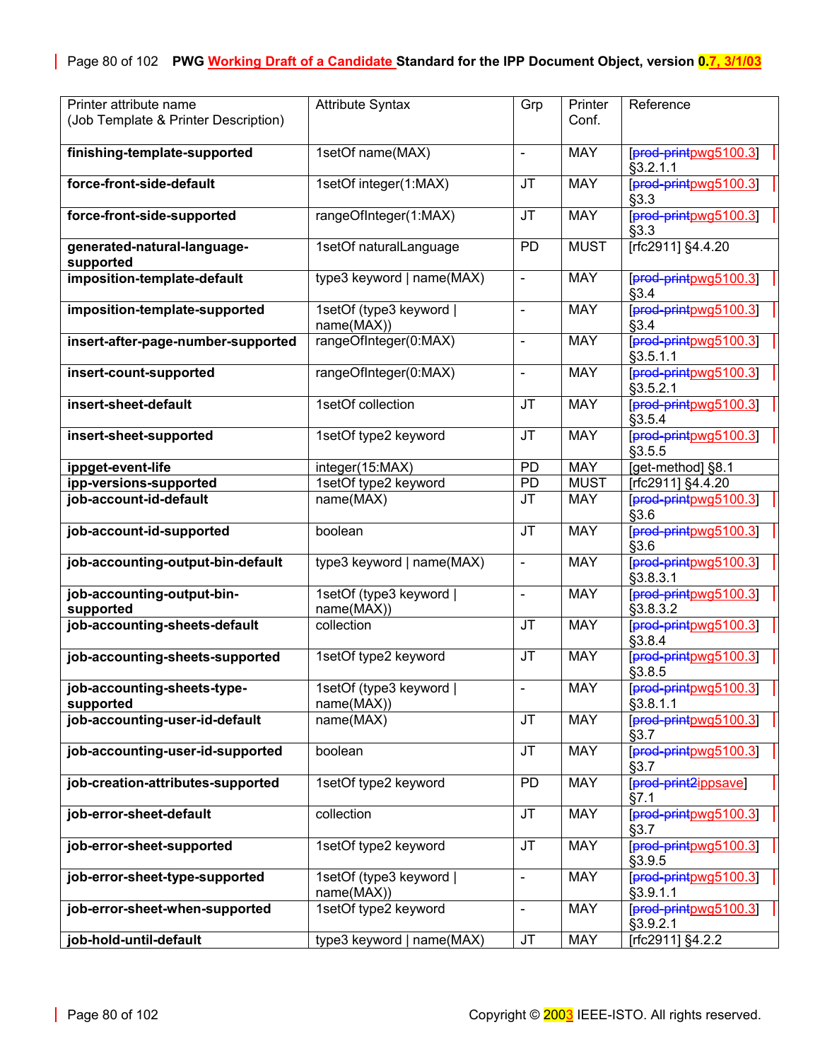| Printer attribute name (Job Template & Printer Description) | Attribute Syntax | Grp | Printer Conf. | Reference |
|---|---|---|---|---|
| **finishing-template-supported** | 1setOf name(MAX) | - | MAY | [~~prod-print~~pwg5100.3] §3.2.1.1 |
| **force-front-side-default** | 1setOf integer(1:MAX) | JT | MAY | [~~prod-print~~pwg5100.3] §3.3 |
| **force-front-side-supported** | rangeOfInteger(1:MAX) | JT | MAY | [~~prod-print~~pwg5100.3] §3.3 |
| **generated-natural-language-supported** | 1setOf naturalLanguage | PD | MUST | [rfc2911] §4.4.20 |
| **imposition-template-default** | type3 keyword \| name(MAX) | - | MAY | [~~prod-print~~pwg5100.3] §3.4 |
| **imposition-template-supported** | 1setOf (type3 keyword \| name(MAX)) | - | MAY | [~~prod-print~~pwg5100.3] §3.4 |
| **insert-after-page-number-supported** | rangeOfInteger(0:MAX) | - | MAY | [~~prod-print~~pwg5100.3] §3.5.1.1 |
| **insert-count-supported** | rangeOfInteger(0:MAX) | - | MAY | [~~prod-print~~pwg5100.3] §3.5.2.1 |
| **insert-sheet-default** | 1setOf collection | JT | MAY | [~~prod-print~~pwg5100.3] §3.5.4 |
| **insert-sheet-supported** | 1setOf type2 keyword | JT | MAY | [~~prod-print~~pwg5100.3] §3.5.5 |
| **ippget-event-life** | integer(15:MAX) | PD | MAY | [get-method] §8.1 |
| **ipp-versions-supported** | 1setOf type2 keyword | PD | MUST | [rfc2911] §4.4.20 |
| **job-account-id-default** | name(MAX) | JT | MAY | [~~prod-print~~pwg5100.3] §3.6 |
| **job-account-id-supported** | boolean | JT | MAY | [~~prod-print~~pwg5100.3] §3.6 |
| **job-accounting-output-bin-default** | type3 keyword \| name(MAX) | - | MAY | [~~prod-print~~pwg5100.3] §3.8.3.1 |
| **job-accounting-output-bin-supported** | 1setOf (type3 keyword \| name(MAX)) | - | MAY | [~~prod-print~~pwg5100.3] §3.8.3.2 |
| **job-accounting-sheets-default** | collection | JT | MAY | [~~prod-print~~pwg5100.3] §3.8.4 |
| **job-accounting-sheets-supported** | 1setOf type2 keyword | JT | MAY | [~~prod-print~~pwg5100.3] §3.8.5 |
| **job-accounting-sheets-type-supported** | 1setOf (type3 keyword \| name(MAX)) | - | MAY | [~~prod-print~~pwg5100.3] §3.8.1.1 |
| **job-accounting-user-id-default** | name(MAX) | JT | MAY | [~~prod-print~~pwg5100.3] §3.7 |
| **job-accounting-user-id-supported** | boolean | JT | MAY | [~~prod-print~~pwg5100.3] §3.7 |
| **job-creation-attributes-supported** | 1setOf type2 keyword | PD | MAY | [~~prod-print2~~ippsave] §7.1 |
| **job-error-sheet-default** | collection | JT | MAY | [~~prod-print~~pwg5100.3] §3.7 |
| **job-error-sheet-supported** | 1setOf type2 keyword | JT | MAY | [~~prod-print~~pwg5100.3] §3.9.5 |
| **job-error-sheet-type-supported** | 1setOf (type3 keyword \| name(MAX)) | - | MAY | [~~prod-print~~pwg5100.3] §3.9.1.1 |
| **job-error-sheet-when-supported** | 1setOf type2 keyword | - | MAY | [~~prod-print~~pwg5100.3] §3.9.2.1 |
| **job-hold-until-default** | type3 keyword \| name(MAX) | JT | MAY | [rfc2911] §4.2.2 |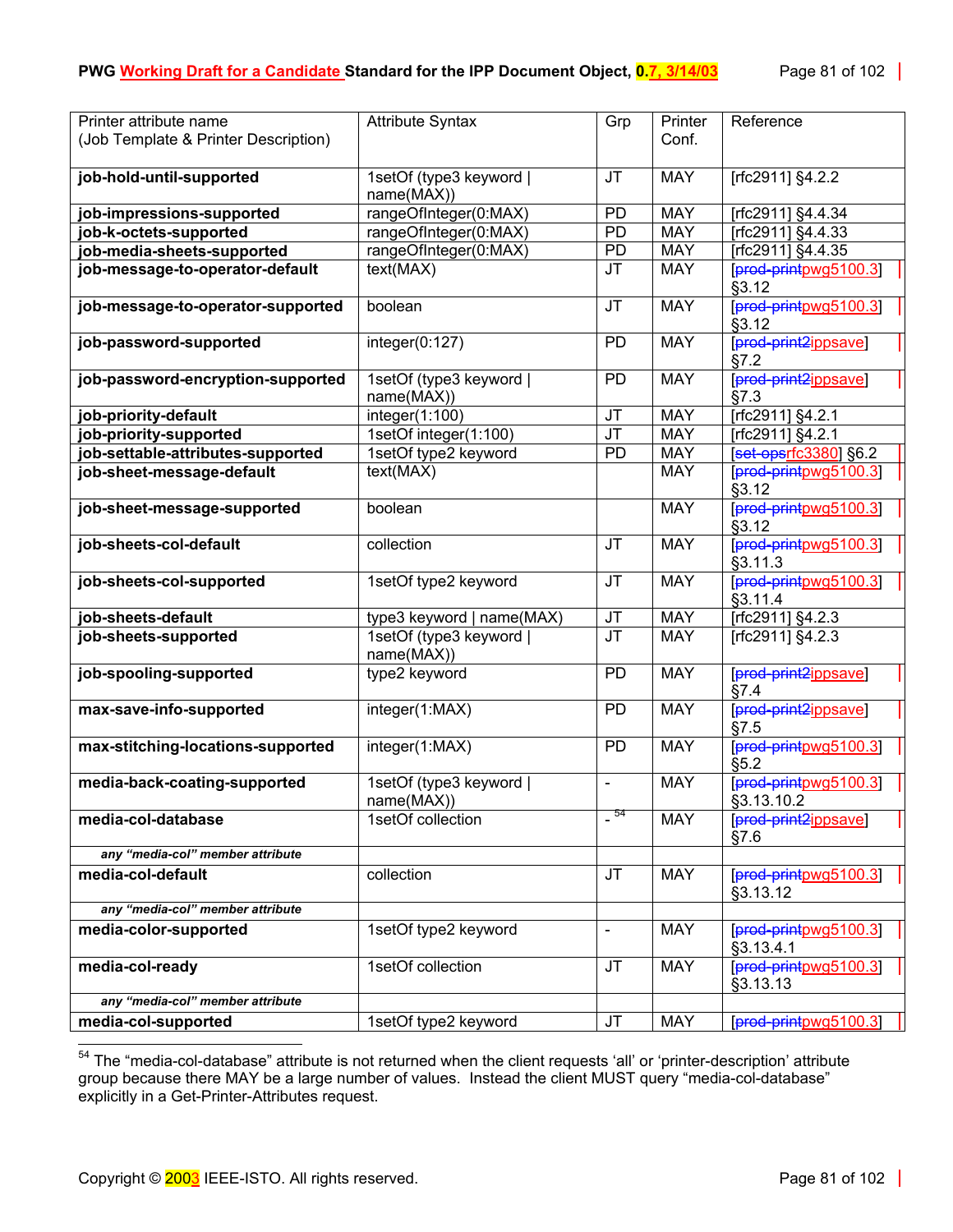| Printer attribute name (Job Template & Printer Description) | Attribute Syntax | Grp | Printer Conf. | Reference |
|---|---|---|---|---|
| **job-hold-until-supported** | 1setOf (type3 keyword \| name(MAX)) | JT | MAY | [rfc2911] §4.2.2 |
| **job-impressions-supported** | rangeOfInteger(0:MAX) | PD | MAY | [rfc2911] §4.4.34 |
| **job-k-octets-supported** | rangeOfInteger(0:MAX) | PD | MAY | [rfc2911] §4.4.33 |
| **job-media-sheets-supported** | rangeOfInteger(0:MAX) | PD | MAY | [rfc2911] §4.4.35 |
| **job-message-to-operator-default** | text(MAX) | JT | MAY | [~~prod-print~~pwg5100.3] §3.12 |
| **job-message-to-operator-supported** | boolean | JT | MAY | [~~prod-print~~pwg5100.3] §3.12 |
| **job-password-supported** | integer(0:127) | PD | MAY | [~~prod-print2~~ippsave] §7.2 |
| **job-password-encryption-supported** | 1setOf (type3 keyword \| name(MAX)) | PD | MAY | [~~prod-print2~~ippsave] §7.3 |
| **job-priority-default** | integer(1:100) | JT | MAY | [rfc2911] §4.2.1 |
| **job-priority-supported** | 1setOf integer(1:100) | JT | MAY | [rfc2911] §4.2.1 |
| **job-settable-attributes-supported** | 1setOf type2 keyword | PD | MAY | [~~set-ops~~rfc3380] §6.2 |
| **job-sheet-message-default** | text(MAX) | | MAY | [~~prod-print~~pwg5100.3] §3.12 |
| **job-sheet-message-supported** | boolean | | MAY | [~~prod-print~~pwg5100.3] §3.12 |
| **job-sheets-col-default** | collection | JT | MAY | [~~prod-print~~pwg5100.3] §3.11.3 |
| **job-sheets-col-supported** | 1setOf type2 keyword | JT | MAY | [~~prod-print~~pwg5100.3] §3.11.4 |
| **job-sheets-default** | type3 keyword \| name(MAX) | JT | MAY | [rfc2911] §4.2.3 |
| **job-sheets-supported** | 1setOf (type3 keyword \| name(MAX)) | JT | MAY | [rfc2911] §4.2.3 |
| **job-spooling-supported** | type2 keyword | PD | MAY | [~~prod-print2~~ippsave] §7.4 |
| **max-save-info-supported** | integer(1:MAX) | PD | MAY | [~~prod-print2~~ippsave] §7.5 |
| **max-stitching-locations-supported** | integer(1:MAX) | PD | MAY | [~~prod-print~~pwg5100.3] §5.2 |
| **media-back-coating-supported** | 1setOf (type3 keyword \| name(MAX)) | - | MAY | [~~prod-print~~pwg5100.3] §3.13.10.2 |
| **media-col-database** | 1setOf collection | - [54] | MAY | [~~prod-print2~~ippsave] §7.6 |
| *any "media-col" member attribute* | | | | |
| **media-col-default** | collection | JT | MAY | [~~prod-print~~pwg5100.3] §3.13.12 |
| *any "media-col" member attribute* | | | | |
| **media-color-supported** | 1setOf type2 keyword | - | MAY | [~~prod-print~~pwg5100.3] §3.13.4.1 |
| **media-col-ready** | 1setOf collection | JT | MAY | [~~prod-print~~pwg5100.3] §3.13.13 |
| *any "media-col" member attribute* | | | | |
| **media-col-supported** | 1setOf type2 keyword | JT | MAY | [~~prod-print~~pwg5100.3] |

[54] The "media-col-database" attribute is not returned when the client requests 'all' or 'printer-description' attribute group because there MAY be a large number of values. Instead the client MUST query "media-col-database" explicitly in a Get-Printer-Attributes request.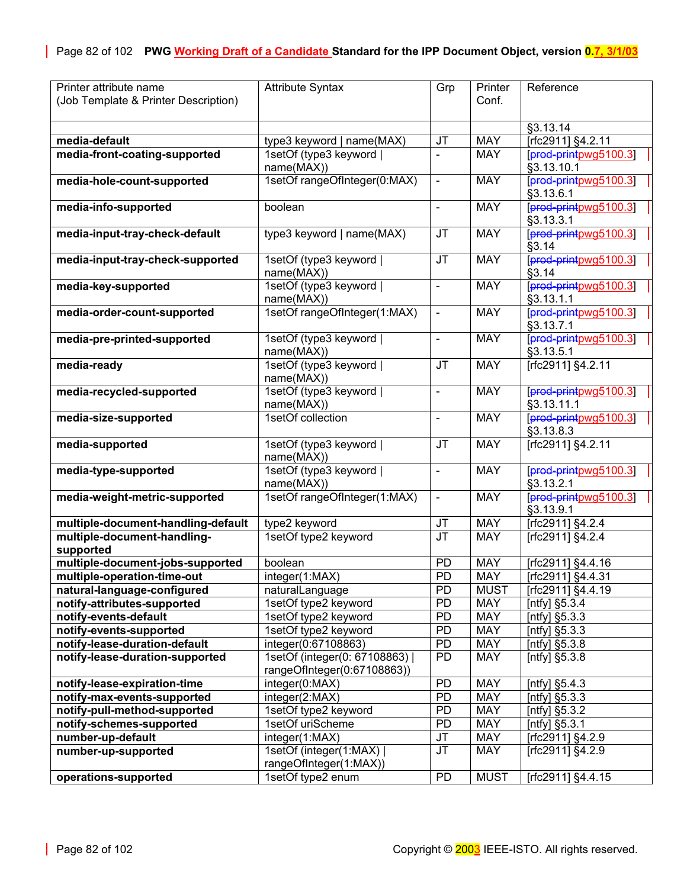| Printer attribute name (Job Template & Printer Description) | Attribute Syntax | Grp | Printer Conf. | Reference |
|---|---|---|---|---|
| | | | | §3.13.14 |
| **media-default** | type3 keyword \| name(MAX) | JT | MAY | [rfc2911] §4.2.11 |
| **media-front-coating-supported** | 1setOf (type3 keyword \| name(MAX)) | - | MAY | [~~prod-print~~pwg5100.3] §3.13.10.1 |
| **media-hole-count-supported** | 1setOf rangeOfInteger(0:MAX) | - | MAY | [~~prod-print~~pwg5100.3] §3.13.6.1 |
| **media-info-supported** | boolean | - | MAY | [~~prod-print~~pwg5100.3] §3.13.3.1 |
| **media-input-tray-check-default** | type3 keyword \| name(MAX) | JT | MAY | [~~prod-print~~pwg5100.3] §3.14 |
| **media-input-tray-check-supported** | 1setOf (type3 keyword \| name(MAX)) | JT | MAY | [~~prod-print~~pwg5100.3] §3.14 |
| **media-key-supported** | 1setOf (type3 keyword \| name(MAX)) | - | MAY | [~~prod-print~~pwg5100.3] §3.13.1.1 |
| **media-order-count-supported** | 1setOf rangeOfInteger(1:MAX) | - | MAY | [~~prod-print~~pwg5100.3] §3.13.7.1 |
| **media-pre-printed-supported** | 1setOf (type3 keyword \| name(MAX)) | - | MAY | [~~prod-print~~pwg5100.3] §3.13.5.1 |
| **media-ready** | 1setOf (type3 keyword \| name(MAX)) | JT | MAY | [rfc2911] §4.2.11 |
| **media-recycled-supported** | 1setOf (type3 keyword \| name(MAX)) | - | MAY | [~~prod-print~~pwg5100.3] §3.13.11.1 |
| **media-size-supported** | 1setOf collection | - | MAY | [~~prod-print~~pwg5100.3] §3.13.8.3 |
| **media-supported** | 1setOf (type3 keyword \| name(MAX)) | JT | MAY | [rfc2911] §4.2.11 |
| **media-type-supported** | 1setOf (type3 keyword \| name(MAX)) | - | MAY | [~~prod-print~~pwg5100.3] §3.13.2.1 |
| **media-weight-metric-supported** | 1setOf rangeOfInteger(1:MAX) | - | MAY | [~~prod-print~~pwg5100.3] §3.13.9.1 |
| **multiple-document-handling-default** | type2 keyword | JT | MAY | [rfc2911] §4.2.4 |
| **multiple-document-handling-supported** | 1setOf type2 keyword | JT | MAY | [rfc2911] §4.2.4 |
| **multiple-document-jobs-supported** | boolean | PD | MAY | [rfc2911] §4.4.16 |
| **multiple-operation-time-out** | integer(1:MAX) | PD | MAY | [rfc2911] §4.4.31 |
| **natural-language-configured** | naturalLanguage | PD | MUST | [rfc2911] §4.4.19 |
| **notify-attributes-supported** | 1setOf type2 keyword | PD | MAY | [ntfy] §5.3.4 |
| **notify-events-default** | 1setOf type2 keyword | PD | MAY | [ntfy] §5.3.3 |
| **notify-events-supported** | 1setOf type2 keyword | PD | MAY | [ntfy] §5.3.3 |
| **notify-lease-duration-default** | integer(0:67108863) | PD | MAY | [ntfy] §5.3.8 |
| **notify-lease-duration-supported** | 1setOf (integer(0: 67108863) \| rangeOfInteger(0:67108863)) | PD | MAY | [ntfy] §5.3.8 |
| **notify-lease-expiration-time** | integer(0:MAX) | PD | MAY | [ntfy] §5.4.3 |
| **notify-max-events-supported** | integer(2:MAX) | PD | MAY | [ntfy] §5.3.3 |
| **notify-pull-method-supported** | 1setOf type2 keyword | PD | MAY | [ntfy] §5.3.2 |
| **notify-schemes-supported** | 1setOf uriScheme | PD | MAY | [ntfy] §5.3.1 |
| **number-up-default** | integer(1:MAX) | JT | MAY | [rfc2911] §4.2.9 |
| **number-up-supported** | 1setOf (integer(1:MAX) \| rangeOfInteger(1:MAX)) | JT | MAY | [rfc2911] §4.2.9 |
| **operations-supported** | 1setOf type2 enum | PD | MUST | [rfc2911] §4.4.15 |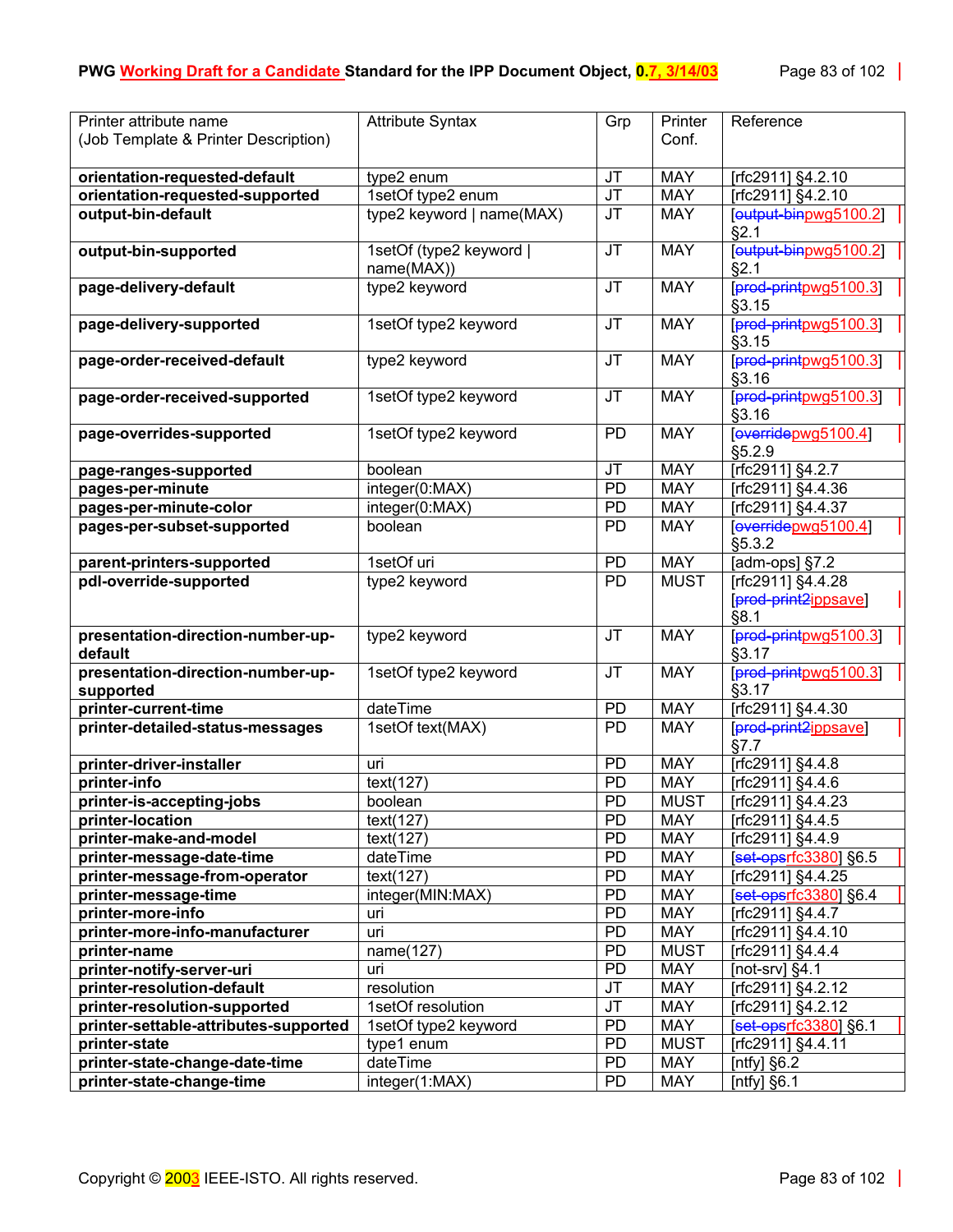| Printer attribute name (Job Template & Printer Description) | Attribute Syntax | Grp | Printer Conf. | Reference |
|---|---|---|---|---|
| **orientation-requested-default** | type2 enum | JT | MAY | [rfc2911] §4.2.10 |
| **orientation-requested-supported** | 1setOf type2 enum | JT | MAY | [rfc2911] §4.2.10 |
| **output-bin-default** | type2 keyword \| name(MAX) | JT | MAY | [~~output-bin~~pwg5100.2] §2.1 |
| **output-bin-supported** | 1setOf (type2 keyword \| name(MAX)) | JT | MAY | [~~output-bin~~pwg5100.2] §2.1 |
| **page-delivery-default** | type2 keyword | JT | MAY | [~~prod-print~~pwg5100.3] §3.15 |
| **page-delivery-supported** | 1setOf type2 keyword | JT | MAY | [~~prod-print~~pwg5100.3] §3.15 |
| **page-order-received-default** | type2 keyword | JT | MAY | [~~prod-print~~pwg5100.3] §3.16 |
| **page-order-received-supported** | 1setOf type2 keyword | JT | MAY | [~~prod-print~~pwg5100.3] §3.16 |
| **page-overrides-supported** | 1setOf type2 keyword | PD | MAY | [~~override~~pwg5100.4] §5.2.9 |
| **page-ranges-supported** | boolean | JT | MAY | [rfc2911] §4.2.7 |
| **pages-per-minute** | integer(0:MAX) | PD | MAY | [rfc2911] §4.4.36 |
| **pages-per-minute-color** | integer(0:MAX) | PD | MAY | [rfc2911] §4.4.37 |
| **pages-per-subset-supported** | boolean | PD | MAY | [~~override~~pwg5100.4] §5.3.2 |
| **parent-printers-supported** | 1setOf uri | PD | MAY | [adm-ops] §7.2 |
| **pdl-override-supported** | type2 keyword | PD | MUST | [rfc2911] §4.4.28 [~~prod-print2~~ippsave] §8.1 |
| **presentation-direction-number-up-default** | type2 keyword | JT | MAY | [~~prod-print~~pwg5100.3] §3.17 |
| **presentation-direction-number-up-supported** | 1setOf type2 keyword | JT | MAY | [~~prod-print~~pwg5100.3] §3.17 |
| **printer-current-time** | dateTime | PD | MAY | [rfc2911] §4.4.30 |
| **printer-detailed-status-messages** | 1setOf text(MAX) | PD | MAY | [~~prod-print2~~ippsave] §7.7 |
| **printer-driver-installer** | uri | PD | MAY | [rfc2911] §4.4.8 |
| **printer-info** | text(127) | PD | MAY | [rfc2911] §4.4.6 |
| **printer-is-accepting-jobs** | boolean | PD | MUST | [rfc2911] §4.4.23 |
| **printer-location** | text(127) | PD | MAY | [rfc2911] §4.4.5 |
| **printer-make-and-model** | text(127) | PD | MAY | [rfc2911] §4.4.9 |
| **printer-message-date-time** | dateTime | PD | MAY | [~~set-ops~~rfc3380] §6.5 |
| **printer-message-from-operator** | text(127) | PD | MAY | [rfc2911] §4.4.25 |
| **printer-message-time** | integer(MIN:MAX) | PD | MAY | [~~set-ops~~rfc3380] §6.4 |
| **printer-more-info** | uri | PD | MAY | [rfc2911] §4.4.7 |
| **printer-more-info-manufacturer** | uri | PD | MAY | [rfc2911] §4.4.10 |
| **printer-name** | name(127) | PD | MUST | [rfc2911] §4.4.4 |
| **printer-notify-server-uri** | uri | PD | MAY | [not-srv] §4.1 |
| **printer-resolution-default** | resolution | JT | MAY | [rfc2911] §4.2.12 |
| **printer-resolution-supported** | 1setOf resolution | JT | MAY | [rfc2911] §4.2.12 |
| **printer-settable-attributes-supported** | 1setOf type2 keyword | PD | MAY | [~~set-ops~~rfc3380] §6.1 |
| **printer-state** | type1 enum | PD | MUST | [rfc2911] §4.4.11 |
| **printer-state-change-date-time** | dateTime | PD | MAY | [ntfy] §6.2 |
| **printer-state-change-time** | integer(1:MAX) | PD | MAY | [ntfy] §6.1 |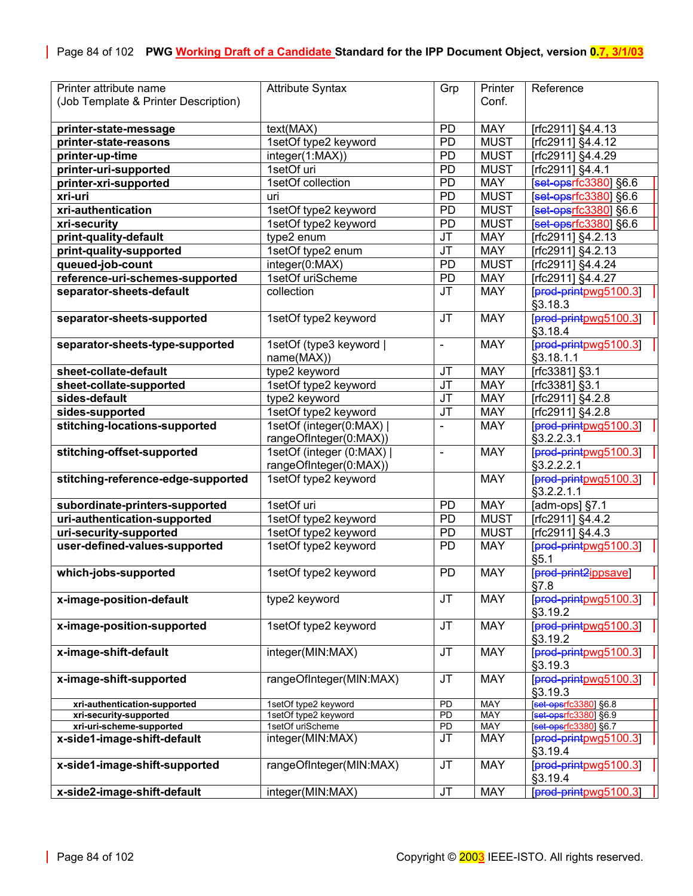| Printer attribute name (Job Template & Printer Description) | Attribute Syntax | Grp | Printer Conf. | Reference |
|---|---|---|---|---|
| **printer-state-message** | text(MAX) | PD | MAY | [rfc2911] §4.4.13 |
| **printer-state-reasons** | 1setOf type2 keyword | PD | MUST | [rfc2911] §4.4.12 |
| **printer-up-time** | integer(1:MAX)) | PD | MUST | [rfc2911] §4.4.29 |
| **printer-uri-supported** | 1setOf uri | PD | MUST | [rfc2911] §4.4.1 |
| **printer-xri-supported** | 1setOf collection | PD | MAY | [~~set-ops~~rfc3380] §6.6 |
| **xri-uri** | uri | PD | MUST | [~~set-ops~~rfc3380] §6.6 |
| **xri-authentication** | 1setOf type2 keyword | PD | MUST | [~~set-ops~~rfc3380] §6.6 |
| **xri-security** | 1setOf type2 keyword | PD | MUST | [~~set-ops~~rfc3380] §6.6 |
| **print-quality-default** | type2 enum | JT | MAY | [rfc2911] §4.2.13 |
| **print-quality-supported** | 1setOf type2 enum | JT | MAY | [rfc2911] §4.2.13 |
| **queued-job-count** | integer(0:MAX) | PD | MUST | [rfc2911] §4.4.24 |
| **reference-uri-schemes-supported** | 1setOf uriScheme | PD | MAY | [rfc2911] §4.4.27 |
| **separator-sheets-default** | collection | JT | MAY | [~~prod-print~~pwg5100.3] §3.18.3 |
| **separator-sheets-supported** | 1setOf type2 keyword | JT | MAY | [~~prod-print~~pwg5100.3] §3.18.4 |
| **separator-sheets-type-supported** | 1setOf (type3 keyword \| name(MAX)) | - | MAY | [~~prod-print~~pwg5100.3] §3.18.1.1 |
| **sheet-collate-default** | type2 keyword | JT | MAY | [rfc3381] §3.1 |
| **sheet-collate-supported** | 1setOf type2 keyword | JT | MAY | [rfc3381] §3.1 |
| **sides-default** | type2 keyword | JT | MAY | [rfc2911] §4.2.8 |
| **sides-supported** | 1setOf type2 keyword | JT | MAY | [rfc2911] §4.2.8 |
| **stitching-locations-supported** | 1setOf (integer(0:MAX) \| rangeOfInteger(0:MAX)) | - | MAY | [~~prod-print~~pwg5100.3] §3.2.2.3.1 |
| **stitching-offset-supported** | 1setOf (integer (0:MAX) \| rangeOfInteger(0:MAX)) | - | MAY | [~~prod-print~~pwg5100.3] §3.2.2.2.1 |
| **stitching-reference-edge-supported** | 1setOf type2 keyword | | MAY | [~~prod-print~~pwg5100.3] §3.2.2.1.1 |
| **subordinate-printers-supported** | 1setOf uri | PD | MAY | [adm-ops] §7.1 |
| **uri-authentication-supported** | 1setOf type2 keyword | PD | MUST | [rfc2911] §4.4.2 |
| **uri-security-supported** | 1setOf type2 keyword | PD | MUST | [rfc2911] §4.4.3 |
| **user-defined-values-supported** | 1setOf type2 keyword | PD | MAY | [~~prod-print~~pwg5100.3] §5.1 |
| **which-jobs-supported** | 1setOf type2 keyword | PD | MAY | [~~prod-print2~~ippsave] §7.8 |
| **x-image-position-default** | type2 keyword | JT | MAY | [~~prod-print~~pwg5100.3] §3.19.2 |
| **x-image-position-supported** | 1setOf type2 keyword | JT | MAY | [~~prod-print~~pwg5100.3] §3.19.2 |
| **x-image-shift-default** | integer(MIN:MAX) | JT | MAY | [~~prod-print~~pwg5100.3] §3.19.3 |
| **x-image-shift-supported** | rangeOfInteger(MIN:MAX) | JT | MAY | [~~prod-print~~pwg5100.3] §3.19.3 |
| **xri-authentication-supported** | 1setOf type2 keyword | PD | MAY | [~~set-ops~~rfc3380] §6.8 |
| **xri-security-supported** | 1setOf type2 keyword | PD | MAY | [~~set-ops~~rfc3380] §6.9 |
| **xri-uri-scheme-supported** | 1setOf uriScheme | PD | MAY | [~~set-ops~~rfc3380] §6.7 |
| **x-side1-image-shift-default** | integer(MIN:MAX) | JT | MAY | [~~prod-print~~pwg5100.3] §3.19.4 |
| **x-side1-image-shift-supported** | rangeOfInteger(MIN:MAX) | JT | MAY | [~~prod-print~~pwg5100.3] §3.19.4 |
| **x-side2-image-shift-default** | integer(MIN:MAX) | JT | MAY | [~~prod-print~~pwg5100.3] |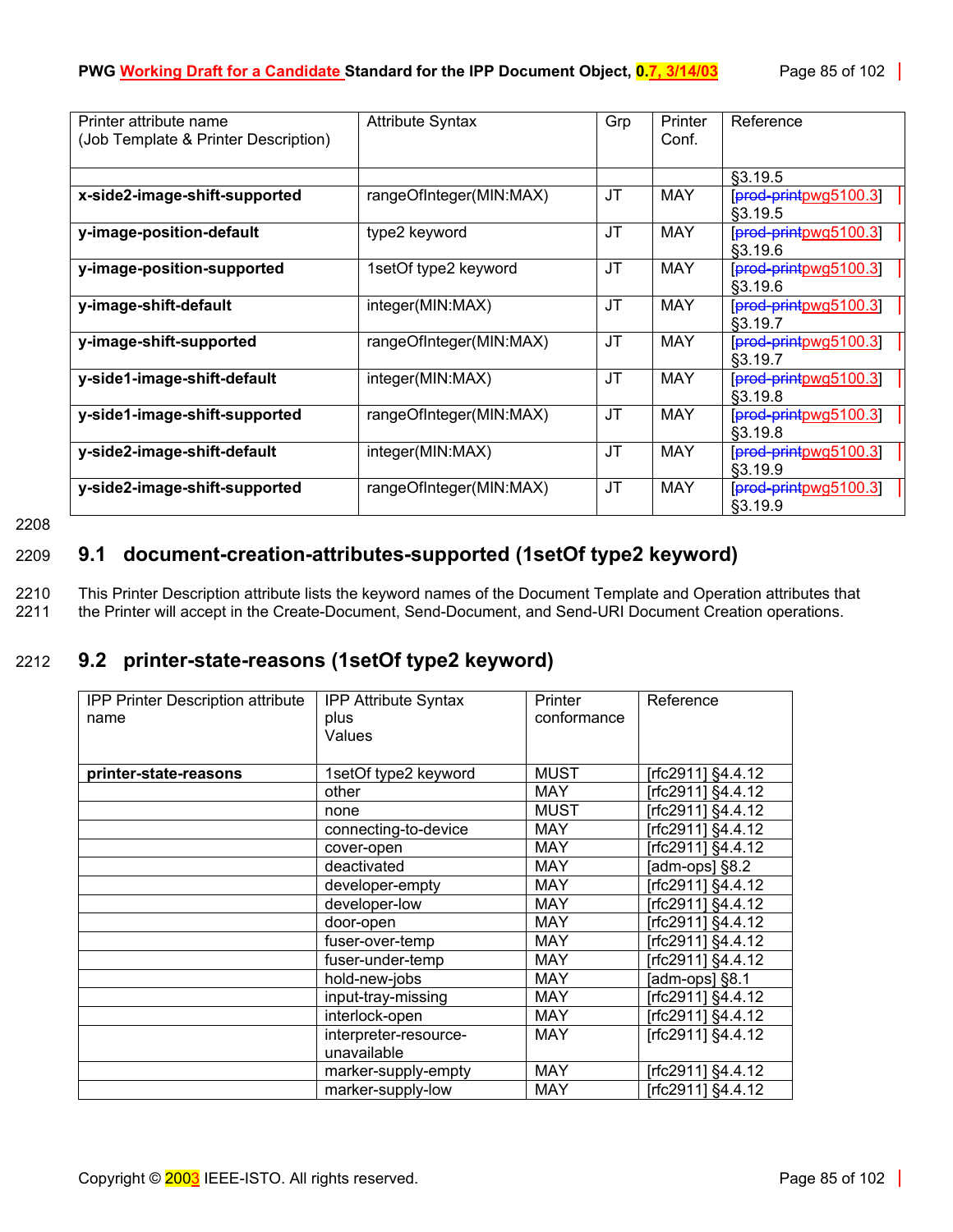| Printer attribute name (Job Template & Printer Description) | Attribute Syntax | Grp | Printer Conf. | Reference |
|---|---|---|---|---|
| | | | | §3.19.5 |
| **x-side2-image-shift-supported** | rangeOfInteger(MIN:MAX) | JT | MAY | [~~prod-print~~pwg5100.3] §3.19.5 |
| **y-image-position-default** | type2 keyword | JT | MAY | [~~prod-print~~pwg5100.3] §3.19.6 |
| **y-image-position-supported** | 1setOf type2 keyword | JT | MAY | [~~prod-print~~pwg5100.3] §3.19.6 |
| **y-image-shift-default** | integer(MIN:MAX) | JT | MAY | [~~prod-print~~pwg5100.3] §3.19.7 |
| **y-image-shift-supported** | rangeOfInteger(MIN:MAX) | JT | MAY | [~~prod-print~~pwg5100.3] §3.19.7 |
| **y-side1-image-shift-default** | integer(MIN:MAX) | JT | MAY | [~~prod-print~~pwg5100.3] §3.19.8 |
| **y-side1-image-shift-supported** | rangeOfInteger(MIN:MAX) | JT | MAY | [~~prod-print~~pwg5100.3] §3.19.8 |
| **y-side2-image-shift-default** | integer(MIN:MAX) | JT | MAY | [~~prod-print~~pwg5100.3] §3.19.9 |
| **y-side2-image-shift-supported** | rangeOfInteger(MIN:MAX) | JT | MAY | [~~prod-print~~pwg5100.3] §3.19.9 |

## 9.1 document-creation-attributes-supported (1setOf type2 keyword)

This Printer Description attribute lists the keyword names of the Document Template and Operation attributes that the Printer will accept in the Create-Document, Send-Document, and Send-URI Document Creation operations.

## 9.2 printer-state-reasons (1setOf type2 keyword)

| IPP Printer Description attribute name | IPP Attribute Syntax plus Values | Printer conformance | Reference |
|---|---|---|---|
| **printer-state-reasons** | 1setOf type2 keyword | MUST | [rfc2911] §4.4.12 |
| | other | MAY | [rfc2911] §4.4.12 |
| | none | MUST | [rfc2911] §4.4.12 |
| | connecting-to-device | MAY | [rfc2911] §4.4.12 |
| | cover-open | MAY | [rfc2911] §4.4.12 |
| | deactivated | MAY | [adm-ops] §8.2 |
| | developer-empty | MAY | [rfc2911] §4.4.12 |
| | developer-low | MAY | [rfc2911] §4.4.12 |
| | door-open | MAY | [rfc2911] §4.4.12 |
| | fuser-over-temp | MAY | [rfc2911] §4.4.12 |
| | fuser-under-temp | MAY | [rfc2911] §4.4.12 |
| | hold-new-jobs | MAY | [adm-ops] §8.1 |
| | input-tray-missing | MAY | [rfc2911] §4.4.12 |
| | interlock-open | MAY | [rfc2911] §4.4.12 |
| | interpreter-resource-unavailable | MAY | [rfc2911] §4.4.12 |
| | marker-supply-empty | MAY | [rfc2911] §4.4.12 |
| | marker-supply-low | MAY | [rfc2911] §4.4.12 |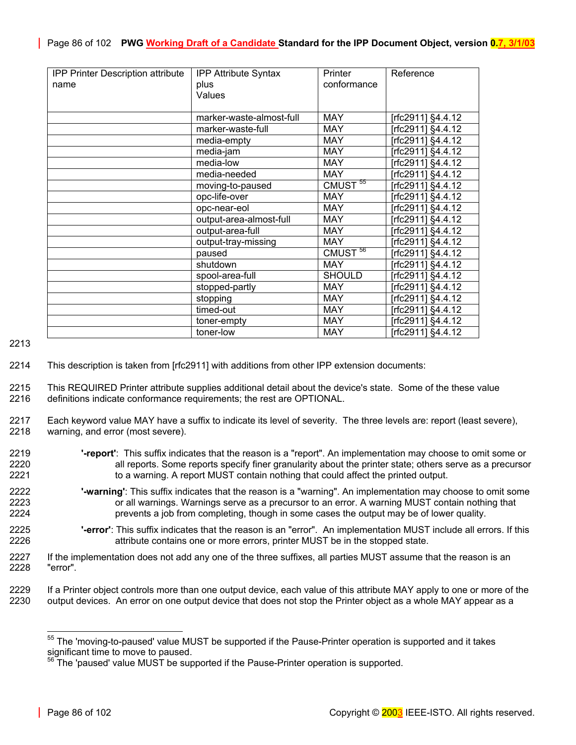| IPP Printer Description attribute name | IPP Attribute Syntax plus Values | Printer conformance | Reference |
|---|---|---|---|
| | marker-waste-almost-full | MAY | [rfc2911] §4.4.12 |
| | marker-waste-full | MAY | [rfc2911] §4.4.12 |
| | media-empty | MAY | [rfc2911] §4.4.12 |
| | media-jam | MAY | [rfc2911] §4.4.12 |
| | media-low | MAY | [rfc2911] §4.4.12 |
| | media-needed | MAY | [rfc2911] §4.4.12 |
| | moving-to-paused | CMUST [55] | [rfc2911] §4.4.12 |
| | opc-life-over | MAY | [rfc2911] §4.4.12 |
| | opc-near-eol | MAY | [rfc2911] §4.4.12 |
| | output-area-almost-full | MAY | [rfc2911] §4.4.12 |
| | output-area-full | MAY | [rfc2911] §4.4.12 |
| | output-tray-missing | MAY | [rfc2911] §4.4.12 |
| | paused | CMUST [56] | [rfc2911] §4.4.12 |
| | shutdown | MAY | [rfc2911] §4.4.12 |
| | spool-area-full | SHOULD | [rfc2911] §4.4.12 |
| | stopped-partly | MAY | [rfc2911] §4.4.12 |
| | stopping | MAY | [rfc2911] §4.4.12 |
| | timed-out | MAY | [rfc2911] §4.4.12 |
| | toner-empty | MAY | [rfc2911] §4.4.12 |
| | toner-low | MAY | [rfc2911] §4.4.12 |

2213

2214 This description is taken from [rfc2911] with additions from other IPP extension documents:

2215 This REQUIRED Printer attribute supplies additional detail about the device's state. Some of the these value
2216 definitions indicate conformance requirements; the rest are OPTIONAL.

2217 Each keyword value MAY have a suffix to indicate its level of severity. The three levels are: report (least severe),
2218 warning, and error (most severe).

2219 **'-report'**: This suffix indicates that the reason is a "report". An implementation may choose to omit some or
2220 all reports. Some reports specify finer granularity about the printer state; others serve as a precursor
2221 to a warning. A report MUST contain nothing that could affect the printed output.

2222 **'-warning'**: This suffix indicates that the reason is a "warning". An implementation may choose to omit some
2223 or all warnings. Warnings serve as a precursor to an error. A warning MUST contain nothing that
2224 prevents a job from completing, though in some cases the output may be of lower quality.

2225 **'-error'**: This suffix indicates that the reason is an "error". An implementation MUST include all errors. If this
2226 attribute contains one or more errors, printer MUST be in the stopped state.

2227 If the implementation does not add any one of the three suffixes, all parties MUST assume that the reason is an
2228 "error".

2229 If a Printer object controls more than one output device, each value of this attribute MAY apply to one or more of the
2230 output devices. An error on one output device that does not stop the Printer object as a whole MAY appear as a

---

[55] The 'moving-to-paused' value MUST be supported if the Pause-Printer operation is supported and it takes significant time to move to paused.

[56] The 'paused' value MUST be supported if the Pause-Printer operation is supported.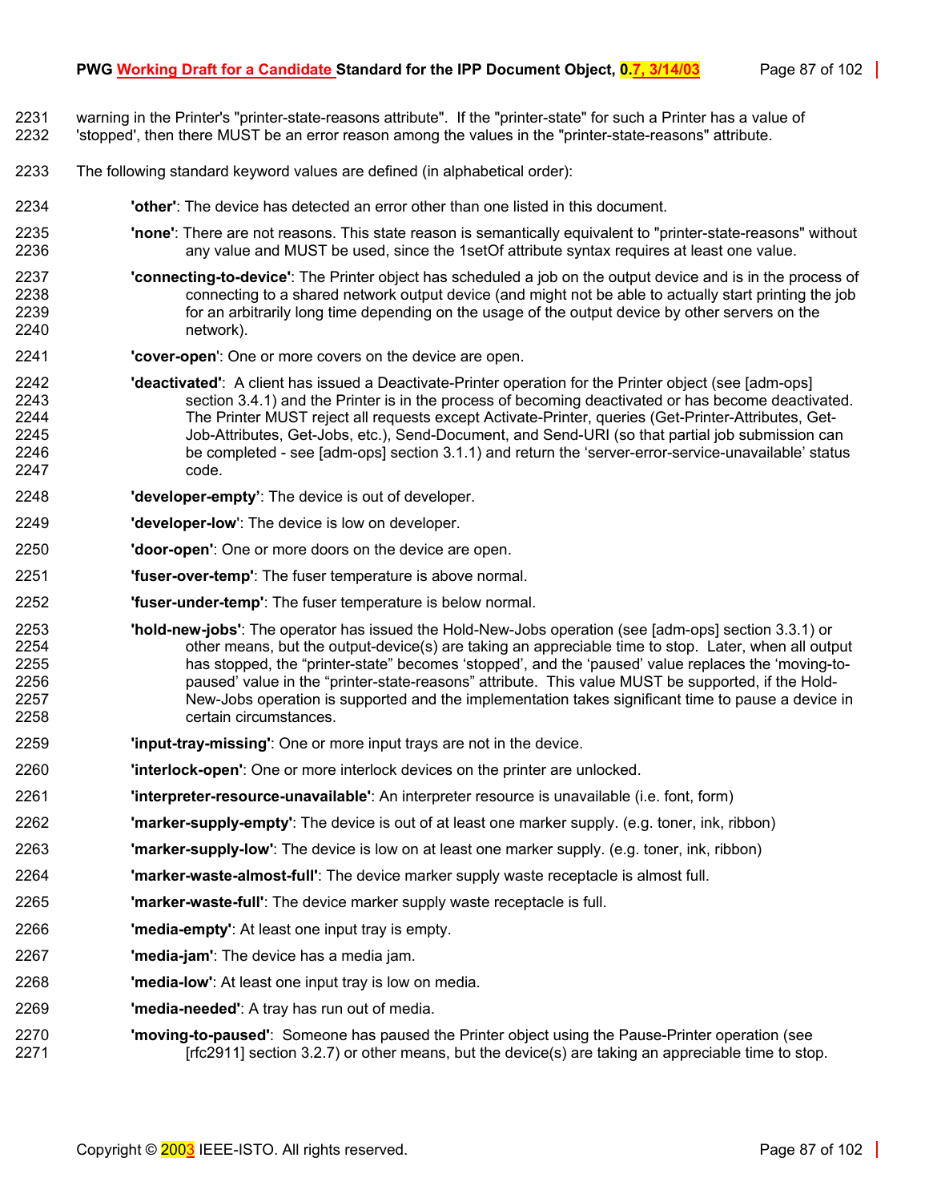warning in the Printer's "printer-state-reasons attribute". If the "printer-state" for such a Printer has a value of 'stopped', then there MUST be an error reason among the values in the "printer-state-reasons" attribute.

The following standard keyword values are defined (in alphabetical order):

**'other'**: The device has detected an error other than one listed in this document.

**'none'**: There are not reasons. This state reason is semantically equivalent to "printer-state-reasons" without any value and MUST be used, since the 1setOf attribute syntax requires at least one value.

**'connecting-to-device'**: The Printer object has scheduled a job on the output device and is in the process of connecting to a shared network output device (and might not be able to actually start printing the job for an arbitrarily long time depending on the usage of the output device by other servers on the network).

**'cover-open'**: One or more covers on the device are open.

**'deactivated'**: A client has issued a Deactivate-Printer operation for the Printer object (see [adm-ops] section 3.4.1) and the Printer is in the process of becoming deactivated or has become deactivated. The Printer MUST reject all requests except Activate-Printer, queries (Get-Printer-Attributes, Get-Job-Attributes, Get-Jobs, etc.), Send-Document, and Send-URI (so that partial job submission can be completed - see [adm-ops] section 3.1.1) and return the 'server-error-service-unavailable' status code.

**'developer-empty'**: The device is out of developer.

**'developer-low'**: The device is low on developer.

**'door-open'**: One or more doors on the device are open.

**'fuser-over-temp'**: The fuser temperature is above normal.

**'fuser-under-temp'**: The fuser temperature is below normal.

**'hold-new-jobs'**: The operator has issued the Hold-New-Jobs operation (see [adm-ops] section 3.3.1) or other means, but the output-device(s) are taking an appreciable time to stop. Later, when all output has stopped, the "printer-state" becomes 'stopped', and the 'paused' value replaces the 'moving-to-paused' value in the "printer-state-reasons" attribute. This value MUST be supported, if the Hold-New-Jobs operation is supported and the implementation takes significant time to pause a device in certain circumstances.

**'input-tray-missing'**: One or more input trays are not in the device.

**'interlock-open'**: One or more interlock devices on the printer are unlocked.

**'interpreter-resource-unavailable'**: An interpreter resource is unavailable (i.e. font, form)

**'marker-supply-empty'**: The device is out of at least one marker supply. (e.g. toner, ink, ribbon)

**'marker-supply-low'**: The device is low on at least one marker supply. (e.g. toner, ink, ribbon)

**'marker-waste-almost-full'**: The device marker supply waste receptacle is almost full.

**'marker-waste-full'**: The device marker supply waste receptacle is full.

**'media-empty'**: At least one input tray is empty.

**'media-jam'**: The device has a media jam.

**'media-low'**: At least one input tray is low on media.

**'media-needed'**: A tray has run out of media.

**'moving-to-paused'**: Someone has paused the Printer object using the Pause-Printer operation (see [rfc2911] section 3.2.7) or other means, but the device(s) are taking an appreciable time to stop.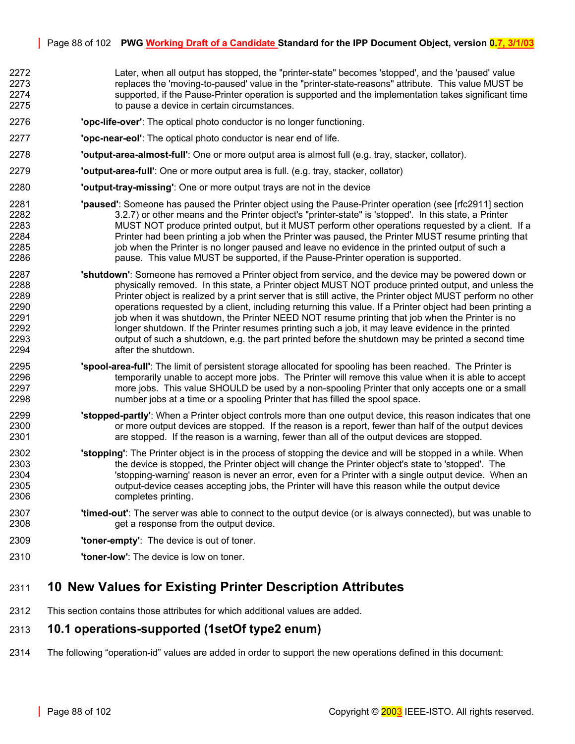Later, when all output has stopped, the "printer-state" becomes 'stopped', and the 'paused' value replaces the 'moving-to-paused' value in the "printer-state-reasons" attribute. This value MUST be supported, if the Pause-Printer operation is supported and the implementation takes significant time to pause a device in certain circumstances.

**'opc-life-over'**: The optical photo conductor is no longer functioning.

**'opc-near-eol'**: The optical photo conductor is near end of life.

**'output-area-almost-full'**: One or more output area is almost full (e.g. tray, stacker, collator).

**'output-area-full'**: One or more output area is full. (e.g. tray, stacker, collator)

**'output-tray-missing'**: One or more output trays are not in the device

**'paused'**: Someone has paused the Printer object using the Pause-Printer operation (see [rfc2911] section 3.2.7) or other means and the Printer object's "printer-state" is 'stopped'. In this state, a Printer MUST NOT produce printed output, but it MUST perform other operations requested by a client. If a Printer had been printing a job when the Printer was paused, the Printer MUST resume printing that job when the Printer is no longer paused and leave no evidence in the printed output of such a pause. This value MUST be supported, if the Pause-Printer operation is supported.

**'shutdown'**: Someone has removed a Printer object from service, and the device may be powered down or physically removed. In this state, a Printer object MUST NOT produce printed output, and unless the Printer object is realized by a print server that is still active, the Printer object MUST perform no other operations requested by a client, including returning this value. If a Printer object had been printing a job when it was shutdown, the Printer NEED NOT resume printing that job when the Printer is no longer shutdown. If the Printer resumes printing such a job, it may leave evidence in the printed output of such a shutdown, e.g. the part printed before the shutdown may be printed a second time after the shutdown.

**'spool-area-full'**: The limit of persistent storage allocated for spooling has been reached. The Printer is temporarily unable to accept more jobs. The Printer will remove this value when it is able to accept more jobs. This value SHOULD be used by a non-spooling Printer that only accepts one or a small number jobs at a time or a spooling Printer that has filled the spool space.

**'stopped-partly'**: When a Printer object controls more than one output device, this reason indicates that one or more output devices are stopped. If the reason is a report, fewer than half of the output devices are stopped. If the reason is a warning, fewer than all of the output devices are stopped.

**'stopping'**: The Printer object is in the process of stopping the device and will be stopped in a while. When the device is stopped, the Printer object will change the Printer object's state to 'stopped'. The 'stopping-warning' reason is never an error, even for a Printer with a single output device. When an output-device ceases accepting jobs, the Printer will have this reason while the output device completes printing.

**'timed-out'**: The server was able to connect to the output device (or is always connected), but was unable to get a response from the output device.

**'toner-empty'**: The device is out of toner.

**'toner-low'**: The device is low on toner.

# 10 New Values for Existing Printer Description Attributes

This section contains those attributes for which additional values are added.

## 10.1 operations-supported (1setOf type2 enum)

The following "operation-id" values are added in order to support the new operations defined in this document: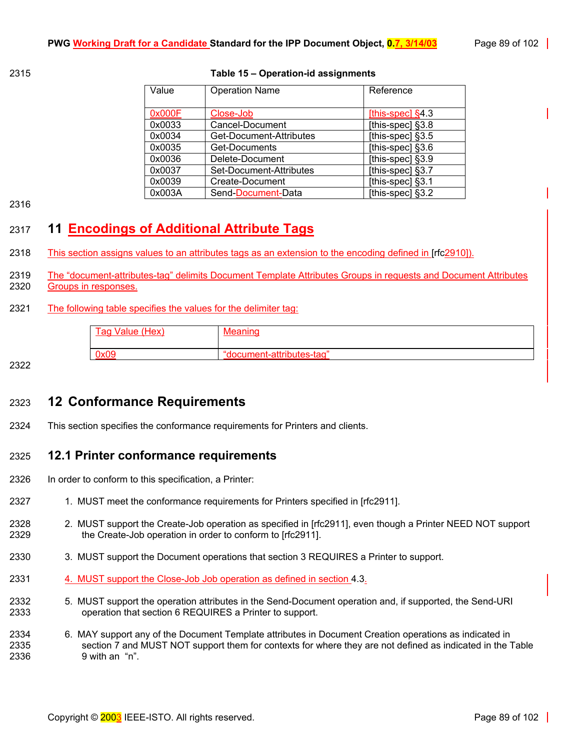Table 15 – Operation-id assignments

| Value | Operation Name | Reference |
|---|---|---|
| 0x000F | Close-Job | [this-spec] §4.3 |
| 0x0033 | Cancel-Document | [this-spec] §3.8 |
| 0x0034 | Get-Document-Attributes | [this-spec] §3.5 |
| 0x0035 | Get-Documents | [this-spec] §3.6 |
| 0x0036 | Delete-Document | [this-spec] §3.9 |
| 0x0037 | Set-Document-Attributes | [this-spec] §3.7 |
| 0x0039 | Create-Document | [this-spec] §3.1 |
| 0x003A | Send-Document-Data | [this-spec] §3.2 |

# 11 Encodings of Additional Attribute Tags

This section assigns values to an attributes tags as an extension to the encoding defined in [rfc2910]).

The "document-attributes-tag" delimits Document Template Attributes Groups in requests and Document Attributes Groups in responses.

The following table specifies the values for the delimiter tag:

| Tag Value (Hex) | Meaning |
|---|---|
| 0x09 | "document-attributes-tag" |

# 12 Conformance Requirements

This section specifies the conformance requirements for Printers and clients.

## 12.1 Printer conformance requirements

In order to conform to this specification, a Printer:

1. MUST meet the conformance requirements for Printers specified in [rfc2911].
2. MUST support the Create-Job operation as specified in [rfc2911], even though a Printer NEED NOT support the Create-Job operation in order to conform to [rfc2911].
3. MUST support the Document operations that section 3 REQUIRES a Printer to support.
4. MUST support the Close-Job Job operation as defined in section 4.3.
5. MUST support the operation attributes in the Send-Document operation and, if supported, the Send-URI operation that section 6 REQUIRES a Printer to support.
6. MAY support any of the Document Template attributes in Document Creation operations as indicated in section 7 and MUST NOT support them for contexts for where they are not defined as indicated in the Table 9 with an "n".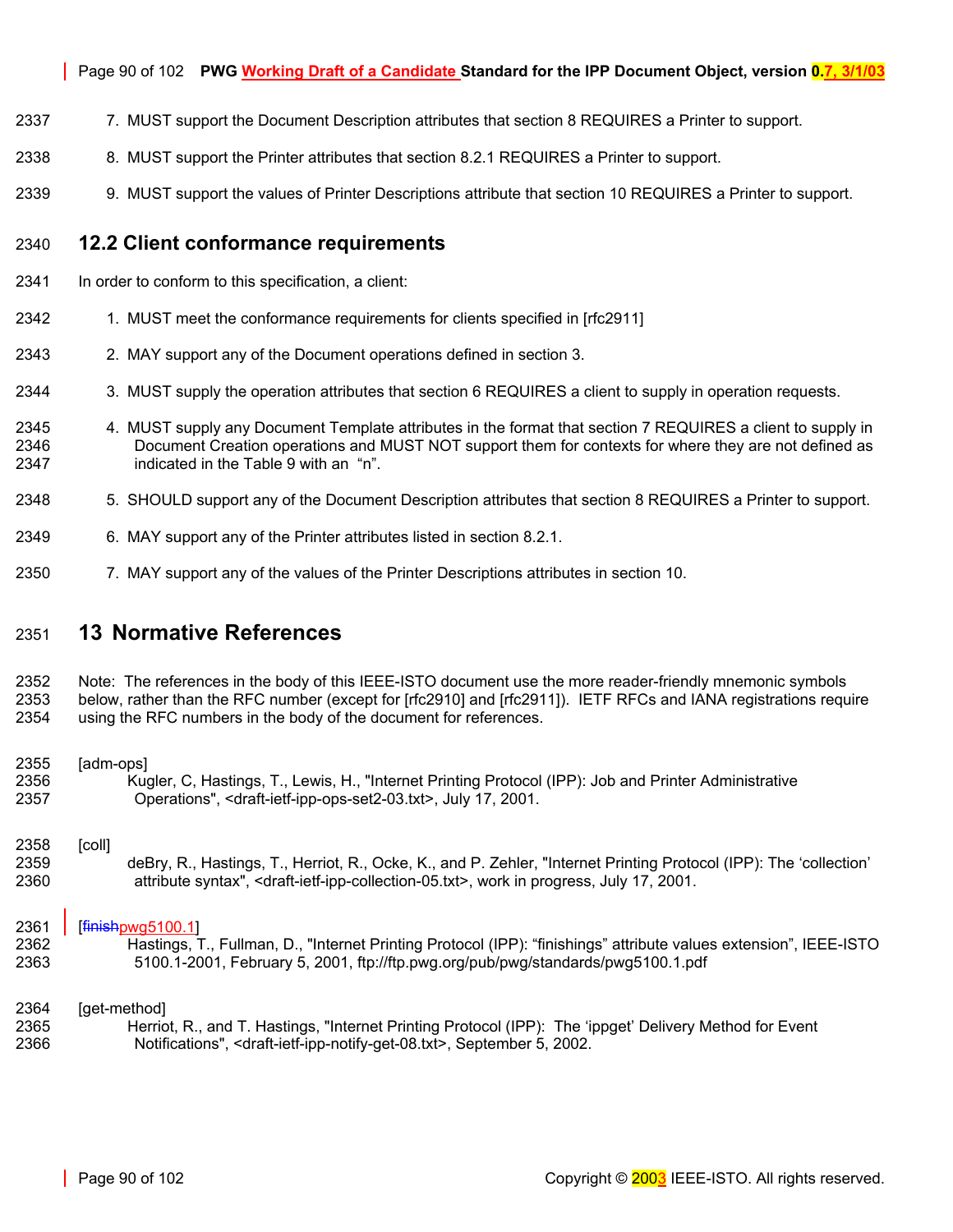7. MUST support the Document Description attributes that section 8 REQUIRES a Printer to support.
8. MUST support the Printer attributes that section 8.2.1 REQUIRES a Printer to support.
9. MUST support the values of Printer Descriptions attribute that section 10 REQUIRES a Printer to support.

## 12.2 Client conformance requirements

In order to conform to this specification, a client:

1. MUST meet the conformance requirements for clients specified in [rfc2911]
2. MAY support any of the Document operations defined in section 3.
3. MUST supply the operation attributes that section 6 REQUIRES a client to supply in operation requests.
4. MUST supply any Document Template attributes in the format that section 7 REQUIRES a client to supply in Document Creation operations and MUST NOT support them for contexts for where they are not defined as indicated in the Table 9 with an "n".
5. SHOULD support any of the Document Description attributes that section 8 REQUIRES a Printer to support.
6. MAY support any of the Printer attributes listed in section 8.2.1.
7. MAY support any of the values of the Printer Descriptions attributes in section 10.

# 13 Normative References

Note: The references in the body of this IEEE-ISTO document use the more reader-friendly mnemonic symbols below, rather than the RFC number (except for [rfc2910] and [rfc2911]). IETF RFCs and IANA registrations require using the RFC numbers in the body of the document for references.

[adm-ops]
Kugler, C, Hastings, T., Lewis, H., "Internet Printing Protocol (IPP): Job and Printer Administrative Operations", <draft-ietf-ipp-ops-set2-03.txt>, July 17, 2001.

[coll]
deBry, R., Hastings, T., Herriot, R., Ocke, K., and P. Zehler, "Internet Printing Protocol (IPP): The 'collection' attribute syntax", <draft-ietf-ipp-collection-05.txt>, work in progress, July 17, 2001.

[~~finish~~pwg5100.1]
Hastings, T., Fullman, D., "Internet Printing Protocol (IPP): "finishings" attribute values extension", IEEE-ISTO 5100.1-2001, February 5, 2001, ftp://ftp.pwg.org/pub/pwg/standards/pwg5100.1.pdf

[get-method]
Herriot, R., and T. Hastings, "Internet Printing Protocol (IPP): The 'ippget' Delivery Method for Event Notifications", <draft-ietf-ipp-notify-get-08.txt>, September 5, 2002.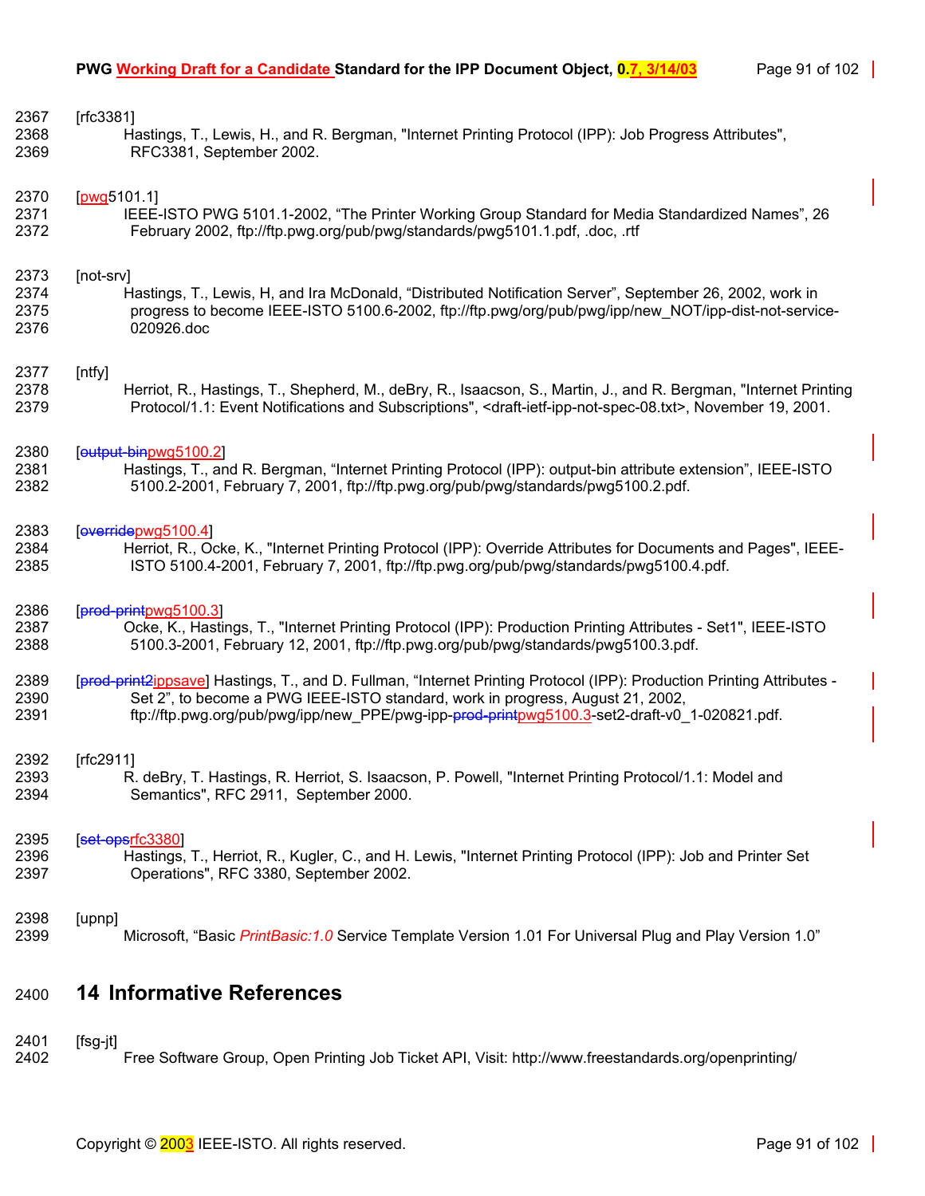[rfc3381]
Hastings, T., Lewis, H., and R. Bergman, "Internet Printing Protocol (IPP): Job Progress Attributes", RFC3381, September 2002.

[pwg5101.1]
IEEE-ISTO PWG 5101.1-2002, "The Printer Working Group Standard for Media Standardized Names", 26 February 2002, ftp://ftp.pwg.org/pub/pwg/standards/pwg5101.1.pdf, .doc, .rtf

[not-srv]
Hastings, T., Lewis, H, and Ira McDonald, "Distributed Notification Server", September 26, 2002, work in progress to become IEEE-ISTO 5100.6-2002, ftp://ftp.pwg/org/pub/pwg/ipp/new_NOT/ipp-dist-not-service-020926.doc

[ntfy]
Herriot, R., Hastings, T., Shepherd, M., deBry, R., Isaacson, S., Martin, J., and R. Bergman, "Internet Printing Protocol/1.1: Event Notifications and Subscriptions", <draft-ietf-ipp-not-spec-08.txt>, November 19, 2001.

[~~output-bin~~pwg5100.2]
Hastings, T., and R. Bergman, "Internet Printing Protocol (IPP): output-bin attribute extension", IEEE-ISTO 5100.2-2001, February 7, 2001, ftp://ftp.pwg.org/pub/pwg/standards/pwg5100.2.pdf.

[~~override~~pwg5100.4]
Herriot, R., Ocke, K., "Internet Printing Protocol (IPP): Override Attributes for Documents and Pages", IEEE-ISTO 5100.4-2001, February 7, 2001, ftp://ftp.pwg.org/pub/pwg/standards/pwg5100.4.pdf.

[~~prod-print~~pwg5100.3]
Ocke, K., Hastings, T., "Internet Printing Protocol (IPP): Production Printing Attributes - Set1", IEEE-ISTO 5100.3-2001, February 12, 2001, ftp://ftp.pwg.org/pub/pwg/standards/pwg5100.3.pdf.

[~~prod-print2~~ippsave] Hastings, T., and D. Fullman, "Internet Printing Protocol (IPP): Production Printing Attributes - Set 2", to become a PWG IEEE-ISTO standard, work in progress, August 21, 2002, ftp://ftp.pwg.org/pub/pwg/ipp/new_PPE/pwg-ipp-~~prod-print~~pwg5100.3-set2-draft-v0_1-020821.pdf.

[rfc2911]
R. deBry, T. Hastings, R. Herriot, S. Isaacson, P. Powell, "Internet Printing Protocol/1.1: Model and Semantics", RFC 2911, September 2000.

[~~set-ops~~rfc3380]
Hastings, T., Herriot, R., Kugler, C., and H. Lewis, "Internet Printing Protocol (IPP): Job and Printer Set Operations", RFC 3380, September 2002.

[upnp]
Microsoft, "Basic *PrintBasic:1.0* Service Template Version 1.01 For Universal Plug and Play Version 1.0"

# 14 Informative References

[fsg-jt]
Free Software Group, Open Printing Job Ticket API, Visit: http://www.freestandards.org/openprinting/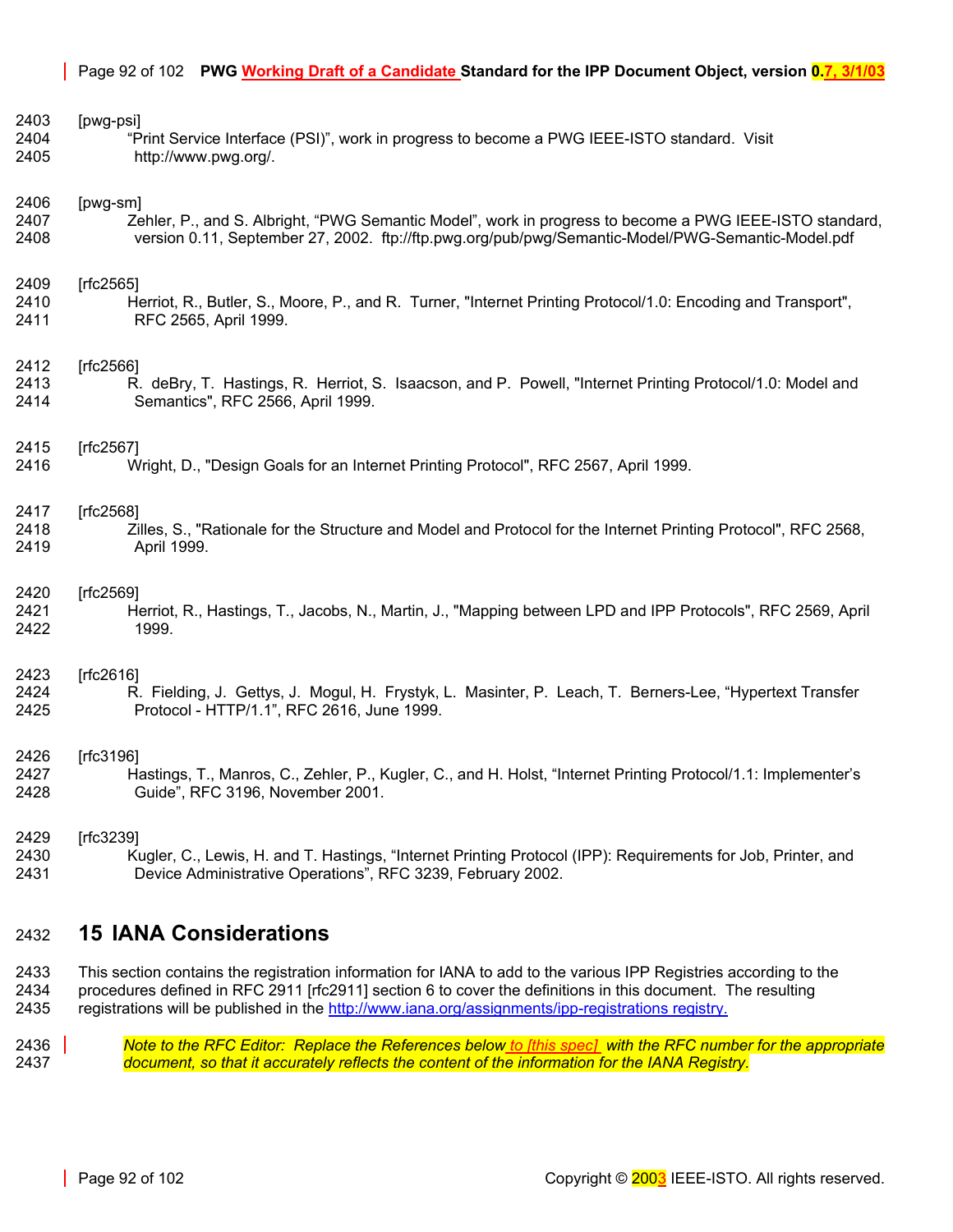[pwg-psi]

"Print Service Interface (PSI)", work in progress to become a PWG IEEE-ISTO standard. Visit http://www.pwg.org/.

[pwg-sm]

Zehler, P., and S. Albright, "PWG Semantic Model", work in progress to become a PWG IEEE-ISTO standard, version 0.11, September 27, 2002. ftp://ftp.pwg.org/pub/pwg/Semantic-Model/PWG-Semantic-Model.pdf

[rfc2565]

Herriot, R., Butler, S., Moore, P., and R. Turner, "Internet Printing Protocol/1.0: Encoding and Transport", RFC 2565, April 1999.

[rfc2566]

R. deBry, T. Hastings, R. Herriot, S. Isaacson, and P. Powell, "Internet Printing Protocol/1.0: Model and Semantics", RFC 2566, April 1999.

[rfc2567]

Wright, D., "Design Goals for an Internet Printing Protocol", RFC 2567, April 1999.

[rfc2568]

Zilles, S., "Rationale for the Structure and Model and Protocol for the Internet Printing Protocol", RFC 2568, April 1999.

[rfc2569]

Herriot, R., Hastings, T., Jacobs, N., Martin, J., "Mapping between LPD and IPP Protocols", RFC 2569, April 1999.

[rfc2616]

R. Fielding, J. Gettys, J. Mogul, H. Frystyk, L. Masinter, P. Leach, T. Berners-Lee, "Hypertext Transfer Protocol - HTTP/1.1", RFC 2616, June 1999.

[rfc3196]

Hastings, T., Manros, C., Zehler, P., Kugler, C., and H. Holst, "Internet Printing Protocol/1.1: Implementer's Guide", RFC 3196, November 2001.

[rfc3239]

Kugler, C., Lewis, H. and T. Hastings, "Internet Printing Protocol (IPP): Requirements for Job, Printer, and Device Administrative Operations", RFC 3239, February 2002.

# 15 IANA Considerations

This section contains the registration information for IANA to add to the various IPP Registries according to the procedures defined in RFC 2911 [rfc2911] section 6 to cover the definitions in this document. The resulting registrations will be published in the http://www.iana.org/assignments/ipp-registrations registry.

*Note to the RFC Editor: Replace the References below to [this spec] with the RFC number for the appropriate document, so that it accurately reflects the content of the information for the IANA Registry.*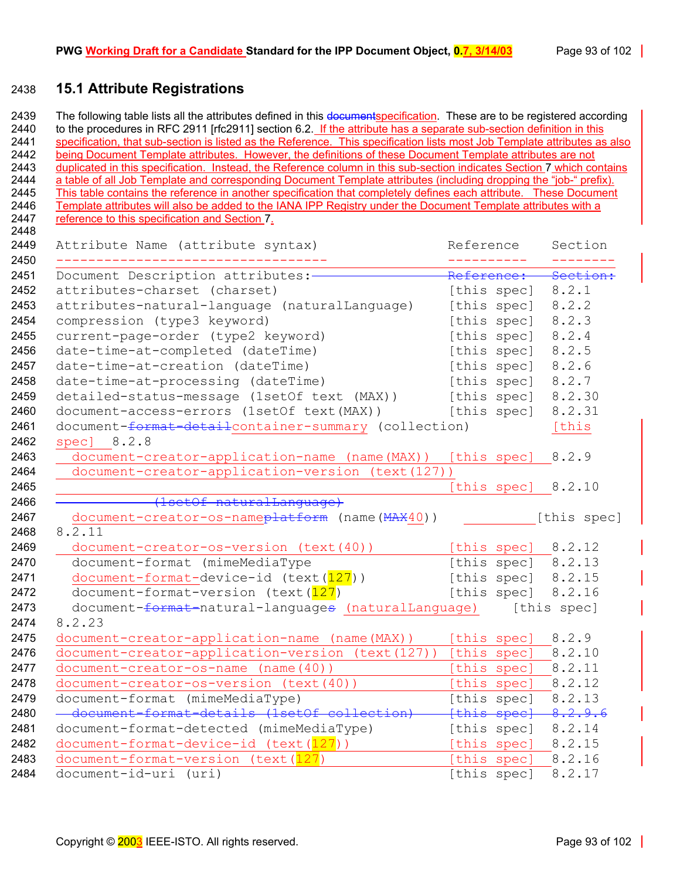## 15.1 Attribute Registrations

The following table lists all the attributes defined in this documentspecification. These are to be registered according to the procedures in RFC 2911 [rfc2911] section 6.2. If the attribute has a separate sub-section definition in this specification, that sub-section is listed as the Reference. This specification lists most Job Template attributes as also being Document Template attributes. However, the definitions of these Document Template attributes are not duplicated in this specification. Instead, the Reference column in this sub-section indicates Section 7 which contains a table of all Job Template and corresponding Document Template attributes (including dropping the "job-" prefix). This table contains the reference in another specification that completely defines each attribute. These Document Template attributes will also be added to the IANA IPP Registry under the Document Template attributes with a reference to this specification and Section 7.

```
Attribute Name (attribute syntax)                      Reference     Section
----------------------------------                     ----------    --------
Document Description attributes:                       Reference:    Section:
attributes-charset (charset)                           [this spec]   8.2.1
attributes-natural-language (naturalLanguage)          [this spec]   8.2.2
compression (type3 keyword)                            [this spec]   8.2.3
current-page-order (type2 keyword)                     [this spec]   8.2.4
date-time-at-completed (dateTime)                      [this spec]   8.2.5
date-time-at-creation (dateTime)                       [this spec]   8.2.6
date-time-at-processing (dateTime)                     [this spec]   8.2.7
detailed-status-message (1setOf text (MAX))            [this spec]   8.2.30
document-access-errors (1setOf text(MAX))              [this spec]   8.2.31
document-format-detailcontainer-summary (collection)         [this
spec]   8.2.8
  document-creator-application-name (name(MAX))        [this spec]   8.2.9
  document-creator-application-version (text(127))
                                                       [this spec]   8.2.10
              (1setOf naturalLanguage)
  document-creator-os-nameplatform (name(MAX40))       [this spec]
8.2.11
  document-creator-os-version (text(40))               [this spec]   8.2.12
  document-format (mimeMediaType                       [this spec]   8.2.13
  document-format-device-id (text(127))                [this spec]   8.2.15
  document-format-version (text(127)                   [this spec]   8.2.16
  document-format-natural-languages (naturalLanguage)     [this spec]
8.2.23
document-creator-application-name (name(MAX))          [this spec]   8.2.9
document-creator-application-version (text(127))       [this spec]   8.2.10
document-creator-os-name (name(40))                    [this spec]   8.2.11
document-creator-os-version (text(40))                 [this spec]   8.2.12
document-format (mimeMediaType)                        [this spec]   8.2.13
  document-format-details (1setOf collection)          [this spec]   8.2.9.6
document-format-detected (mimeMediaType)               [this spec]   8.2.14
document-format-device-id (text(127))                  [this spec]   8.2.15
document-format-version (text(127)                     [this spec]   8.2.16
document-id-uri (uri)                                  [this spec]   8.2.17
```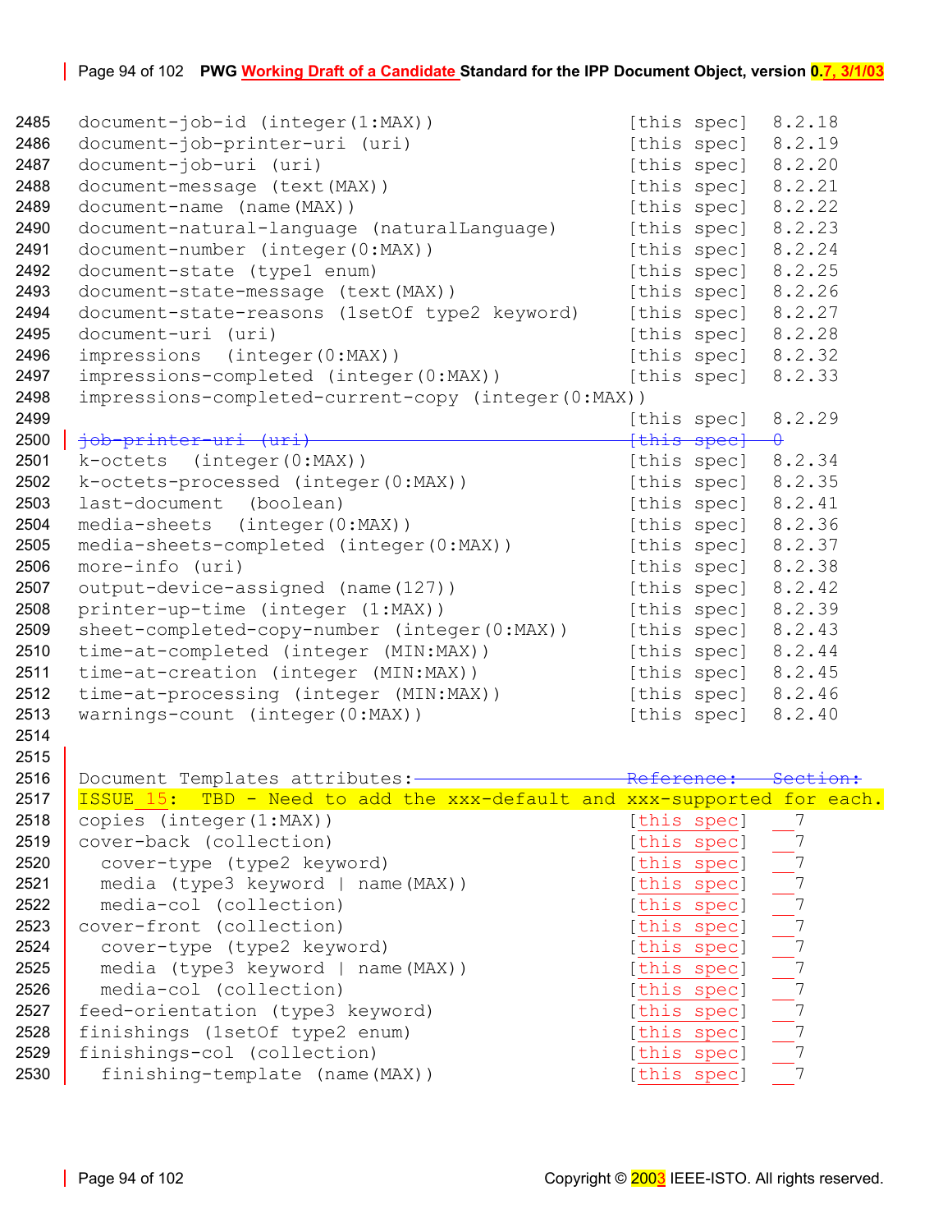```
document-job-id (integer(1:MAX))                  [this spec]  8.2.18
document-job-printer-uri (uri)                    [this spec]  8.2.19
document-job-uri (uri)                            [this spec]  8.2.20
document-message (text(MAX))                      [this spec]  8.2.21
document-name (name(MAX))                         [this spec]  8.2.22
document-natural-language (naturalLanguage)       [this spec]  8.2.23
document-number (integer(0:MAX))                  [this spec]  8.2.24
document-state (type1 enum)                       [this spec]  8.2.25
document-state-message (text(MAX))                [this spec]  8.2.26
document-state-reasons (1setOf type2 keyword)     [this spec]  8.2.27
document-uri (uri)                                [this spec]  8.2.28
impressions  (integer(0:MAX))                     [this spec]  8.2.32
impressions-completed (integer(0:MAX))            [this spec]  8.2.33
impressions-completed-current-copy (integer(0:MAX))
                                                  [this spec]  8.2.29
job-printer-uri (uri)                             [this spec]  0
k-octets  (integer(0:MAX))                        [this spec]  8.2.34
k-octets-processed (integer(0:MAX))               [this spec]  8.2.35
last-document  (boolean)                          [this spec]  8.2.41
media-sheets  (integer(0:MAX))                    [this spec]  8.2.36
media-sheets-completed (integer(0:MAX))           [this spec]  8.2.37
more-info (uri)                                   [this spec]  8.2.38
output-device-assigned (name(127))                [this spec]  8.2.42
printer-up-time (integer (1:MAX))                 [this spec]  8.2.39
sheet-completed-copy-number (integer(0:MAX))      [this spec]  8.2.43
time-at-completed (integer (MIN:MAX))             [this spec]  8.2.44
time-at-creation (integer (MIN:MAX))              [this spec]  8.2.45
time-at-processing (integer (MIN:MAX))            [this spec]  8.2.46
warnings-count (integer(0:MAX))                   [this spec]  8.2.40


Document Templates attributes:                    Reference:   Section:
ISSUE 15:  TBD - Need to add the xxx-default and xxx-supported for each.
copies (integer(1:MAX))                           [this spec]  7
cover-back (collection)                           [this spec]  7
  cover-type (type2 keyword)                      [this spec]  7
  media (type3 keyword | name(MAX))               [this spec]  7
  media-col (collection)                          [this spec]  7
cover-front (collection)                          [this spec]  7
  cover-type (type2 keyword)                      [this spec]  7
  media (type3 keyword | name(MAX))               [this spec]  7
  media-col (collection)                          [this spec]  7
feed-orientation (type3 keyword)                  [this spec]  7
finishings (1setOf type2 enum)                    [this spec]  7
finishings-col (collection)                       [this spec]  7
  finishing-template (name(MAX))                  [this spec]  7
```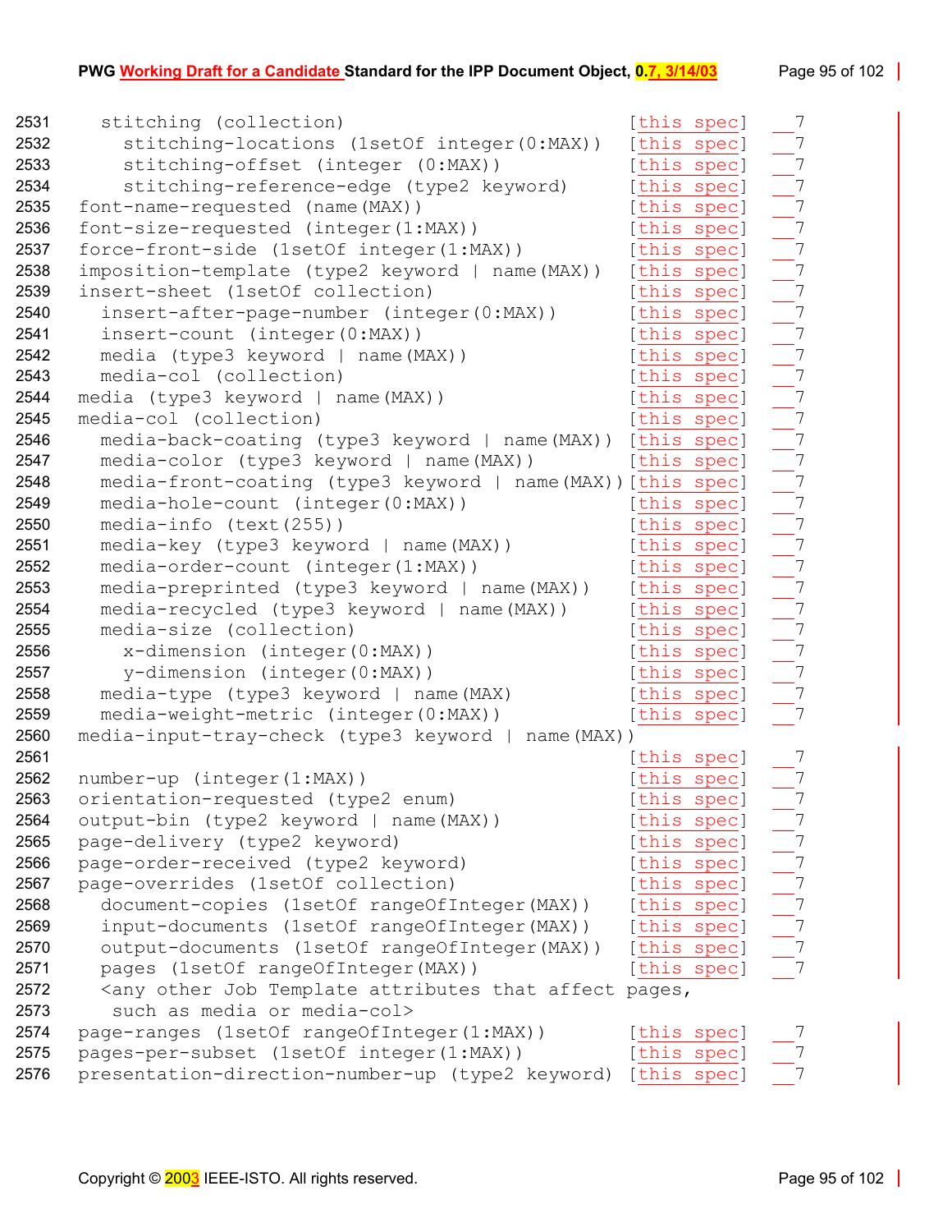```
2531   stitching (collection)                                [this spec]   __7
2532     stitching-locations (1setOf integer(0:MAX))         [this spec]   __7
2533     stitching-offset (integer (0:MAX))                  [this spec]   __7
2534     stitching-reference-edge (type2 keyword)            [this spec]   __7
2535 font-name-requested (name(MAX))                          [this spec]   __7
2536 font-size-requested (integer(1:MAX))                     [this spec]   __7
2537 force-front-side (1setOf integer(1:MAX))                 [this spec]   __7
2538 imposition-template (type2 keyword | name(MAX))          [this spec]   __7
2539 insert-sheet (1setOf collection)                         [this spec]   __7
2540   insert-after-page-number (integer(0:MAX))              [this spec]   __7
2541   insert-count (integer(0:MAX))                          [this spec]   __7
2542   media (type3 keyword | name(MAX))                      [this spec]   __7
2543   media-col (collection)                                 [this spec]   __7
2544 media (type3 keyword | name(MAX))                        [this spec]   __7
2545 media-col (collection)                                   [this spec]   __7
2546   media-back-coating (type3 keyword | name(MAX))         [this spec]   __7
2547   media-color (type3 keyword | name(MAX))                [this spec]   __7
2548   media-front-coating (type3 keyword | name(MAX))[this spec]   __7
2549   media-hole-count (integer(0:MAX))                      [this spec]   __7
2550   media-info (text(255))                                 [this spec]   __7
2551   media-key (type3 keyword | name(MAX))                  [this spec]   __7
2552   media-order-count (integer(1:MAX))                     [this spec]   __7
2553   media-preprinted (type3 keyword | name(MAX))           [this spec]   __7
2554   media-recycled (type3 keyword | name(MAX))             [this spec]   __7
2555   media-size (collection)                                [this spec]   __7
2556     x-dimension (integer(0:MAX))                         [this spec]   __7
2557     y-dimension (integer(0:MAX))                         [this spec]   __7
2558   media-type (type3 keyword | name(MAX)                  [this spec]   __7
2559   media-weight-metric (integer(0:MAX))                   [this spec]   __7
2560 media-input-tray-check (type3 keyword | name(MAX))
2561                                                          [this spec]   __7
2562 number-up (integer(1:MAX))                               [this spec]   __7
2563 orientation-requested (type2 enum)                       [this spec]   __7
2564 output-bin (type2 keyword | name(MAX))                   [this spec]   __7
2565 page-delivery (type2 keyword)                            [this spec]   __7
2566 page-order-received (type2 keyword)                      [this spec]   __7
2567 page-overrides (1setOf collection)                       [this spec]   __7
2568   document-copies (1setOf rangeOfInteger(MAX))           [this spec]   __7
2569   input-documents (1setOf rangeOfInteger(MAX))           [this spec]   __7
2570   output-documents (1setOf rangeOfInteger(MAX))          [this spec]   __7
2571   pages (1setOf rangeOfInteger(MAX))                     [this spec]   __7
2572   <any other Job Template attributes that affect pages,
2573    such as media or media-col>
2574 page-ranges (1setOf rangeOfInteger(1:MAX))               [this spec]   __7
2575 pages-per-subset (1setOf integer(1:MAX))                 [this spec]   __7
2576 presentation-direction-number-up (type2 keyword)         [this spec]   __7
```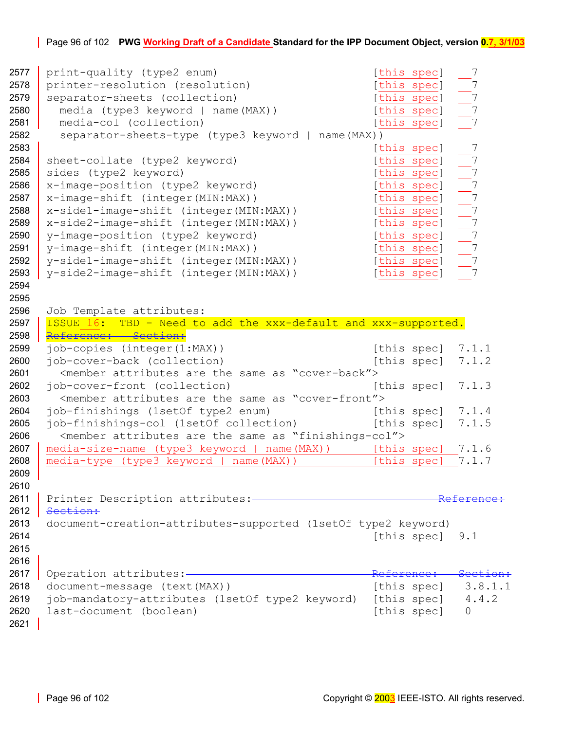```
print-quality (type2 enum)                          [this spec]    7
printer-resolution (resolution)                     [this spec]    7
separator-sheets (collection)                       [this spec]    7
  media (type3 keyword | name(MAX))                 [this spec]    7
  media-col (collection)                            [this spec]    7
  separator-sheets-type (type3 keyword | name(MAX))
                                                    [this spec]    7
sheet-collate (type2 keyword)                       [this spec]    7
sides (type2 keyword)                               [this spec]    7
x-image-position (type2 keyword)                    [this spec]    7
x-image-shift (integer(MIN:MAX))                    [this spec]    7
x-side1-image-shift (integer(MIN:MAX))              [this spec]    7
x-side2-image-shift (integer(MIN:MAX))              [this spec]    7
y-image-position (type2 keyword)                    [this spec]    7
y-image-shift (integer(MIN:MAX))                    [this spec]    7
y-side1-image-shift (integer(MIN:MAX))              [this spec]    7
y-side2-image-shift (integer(MIN:MAX))              [this spec]    7


Job Template attributes:
ISSUE 16:  TBD - Need to add the xxx-default and xxx-supported.
Reference:   Section:
job-copies (integer(1:MAX))                         [this spec]  7.1.1
job-cover-back (collection)                         [this spec]  7.1.2
  <member attributes are the same as "cover-back">
job-cover-front (collection)                        [this spec]  7.1.3
  <member attributes are the same as "cover-front">
job-finishings (1setOf type2 enum)                  [this spec]  7.1.4
job-finishings-col (1setOf collection)              [this spec]  7.1.5
  <member attributes are the same as "finishings-col">
media-size-name (type3 keyword | name(MAX))         [this spec]  7.1.6
media-type (type3 keyword | name(MAX))              [this spec]  7.1.7


Printer Description attributes:                                  Reference:
Section:
document-creation-attributes-supported (1setOf type2 keyword)
                                                    [this spec]  9.1


Operation attributes:                               Reference:   Section:
document-message (text(MAX))                        [this spec]   3.8.1.1
job-mandatory-attributes (1setOf type2 keyword)     [this spec]   4.4.2
last-document (boolean)                             [this spec]   0
```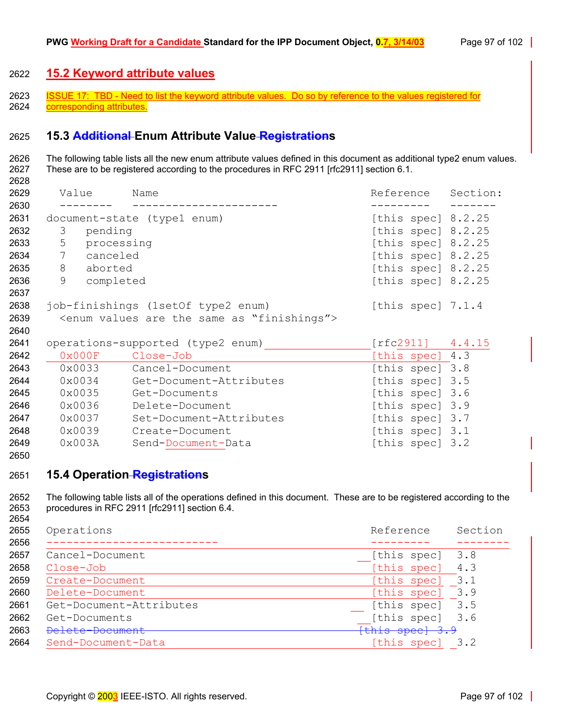## 15.2 Keyword attribute values

ISSUE 17: TBD - Need to list the keyword attribute values. Do so by reference to the values registered for corresponding attributes.

## 15.3 Enum Attribute Values

The following table lists all the new enum attribute values defined in this document as additional type2 enum values. These are to be registered according to the procedures in RFC 2911 [rfc2911] section 6.1.

```
  Value      Name                                  Reference   Section:
  --------   ----------------------                ---------   -------
document-state (type1 enum)                        [this spec] 8.2.25
  3   pending                                      [this spec] 8.2.25
  5   processing                                   [this spec] 8.2.25
  7   canceled                                     [this spec] 8.2.25
  8   aborted                                      [this spec] 8.2.25
  9   completed                                    [this spec] 8.2.25

job-finishings (1setOf type2 enum)                 [this spec] 7.1.4
  <enum values are the same as "finishings">

operations-supported (type2 enum)                  [rfc2911]   4.4.15
  0x000F     Close-Job                             [this spec] 4.3
  0x0033     Cancel-Document                       [this spec] 3.8
  0x0034     Get-Document-Attributes               [this spec] 3.5
  0x0035     Get-Documents                         [this spec] 3.6
  0x0036     Delete-Document                       [this spec] 3.9
  0x0037     Set-Document-Attributes               [this spec] 3.7
  0x0039     Create-Document                       [this spec] 3.1
  0x003A     Send-Document-Data                    [this spec] 3.2
```

## 15.4 Operations

The following table lists all of the operations defined in this document. These are to be registered according to the procedures in RFC 2911 [rfc2911] section 6.4.

```
Operations                                         Reference    Section
--------------------------                         ---------    --------
Cancel-Document                                    [this spec]  3.8
Close-Job                                          [this spec]  4.3
Create-Document                                    [this spec]  3.1
Delete-Document                                    [this spec]  3.9
Get-Document-Attributes                            [this spec]  3.5
Get-Documents                                      [this spec]  3.6
Send-Document-Data                                 [this spec]  3.2
```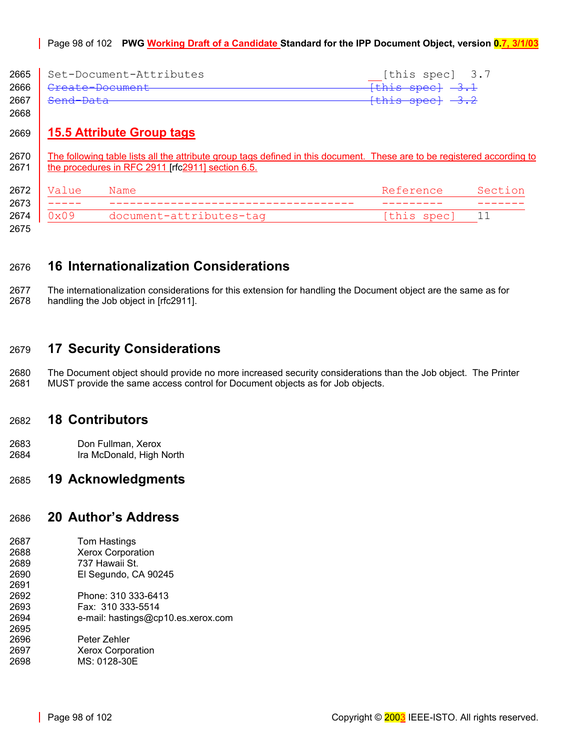```
Set-Document-Attributes                                [this spec]  3.7
Create-Document                                        [this spec]  3.1
Send-Data                                              [this spec]  3.2
```

## 15.5 Attribute Group tags

The following table lists all the attribute group tags defined in this document. These are to be registered according to the procedures in RFC 2911 [rfc2911] section 6.5.

```
Value    Name                                     Reference      Section
-----    ------------------------------------     ---------      -------
0x09     document-attributes-tag                  [this spec]    11
```

# 16 Internationalization Considerations

The internationalization considerations for this extension for handling the Document object are the same as for handling the Job object in [rfc2911].

# 17 Security Considerations

The Document object should provide no more increased security considerations than the Job object. The Printer MUST provide the same access control for Document objects as for Job objects.

# 18 Contributors

Don Fullman, Xerox
Ira McDonald, High North

# 19 Acknowledgments

# 20 Author's Address

Tom Hastings
Xerox Corporation
737 Hawaii St.
El Segundo, CA 90245

Phone: 310 333-6413
Fax: 310 333-5514
e-mail: hastings@cp10.es.xerox.com

Peter Zehler
Xerox Corporation
MS: 0128-30E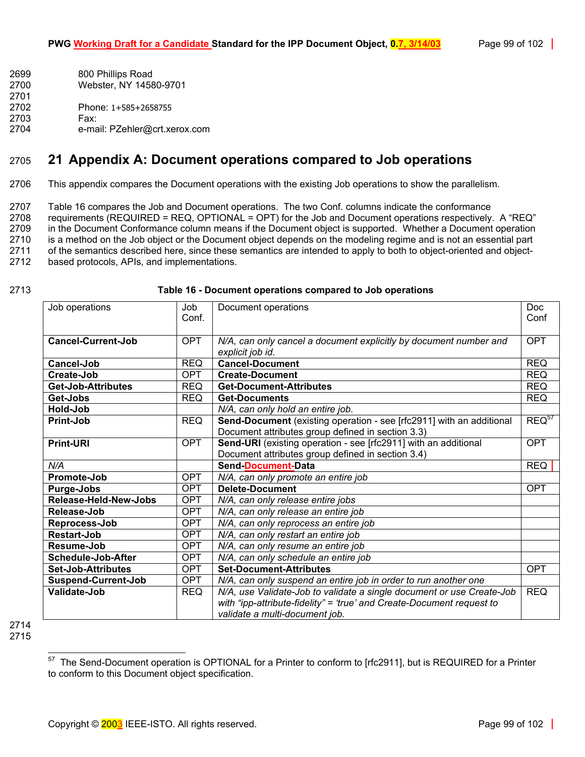800 Phillips Road
Webster, NY 14580-9701

Phone: 1+585+2658755
Fax:
e-mail: PZehler@crt.xerox.com

# 21 Appendix A: Document operations compared to Job operations

This appendix compares the Document operations with the existing Job operations to show the parallelism.

Table 16 compares the Job and Document operations. The two Conf. columns indicate the conformance requirements (REQUIRED = REQ, OPTIONAL = OPT) for the Job and Document operations respectively. A "REQ" in the Document Conformance column means if the Document object is supported. Whether a Document operation is a method on the Job object or the Document object depends on the modeling regime and is not an essential part of the semantics described here, since these semantics are intended to apply to both to object-oriented and object-based protocols, APIs, and implementations.

**Table 16 - Document operations compared to Job operations**

| Job operations | Job Conf. | Document operations | Doc Conf |
|---|---|---|---|
| **Cancel-Current-Job** | OPT | *N/A, can only cancel a document explicitly by document number and explicit job id.* | OPT |
| **Cancel-Job** | REQ | **Cancel-Document** | REQ |
| **Create-Job** | OPT | **Create-Document** | REQ |
| **Get-Job-Attributes** | REQ | **Get-Document-Attributes** | REQ |
| **Get-Jobs** | REQ | **Get-Documents** | REQ |
| **Hold-Job** | | *N/A, can only hold an entire job.* | |
| **Print-Job** | REQ | **Send-Document** (existing operation - see [rfc2911] with an additional Document attributes group defined in section 3.3) | REQ[57] |
| **Print-URI** | OPT | **Send-URI** (existing operation - see [rfc2911] with an additional Document attributes group defined in section 3.4) | OPT |
| *N/A* | | **Send-Document-Data** | REQ |
| **Promote-Job** | OPT | *N/A, can only promote an entire job* | |
| **Purge-Jobs** | OPT | **Delete-Document** | OPT |
| **Release-Held-New-Jobs** | OPT | *N/A, can only release entire jobs* | |
| **Release-Job** | OPT | *N/A, can only release an entire job* | |
| **Reprocess-Job** | OPT | *N/A, can only reprocess an entire job* | |
| **Restart-Job** | OPT | *N/A, can only restart an entire job* | |
| **Resume-Job** | OPT | *N/A, can only resume an entire job* | |
| **Schedule-Job-After** | OPT | *N/A, can only schedule an entire job* | |
| **Set-Job-Attributes** | OPT | **Set-Document-Attributes** | OPT |
| **Suspend-Current-Job** | OPT | *N/A, can only suspend an entire job in order to run another one* | |
| **Validate-Job** | REQ | *N/A, use Validate-Job to validate a single document or use Create-Job with "ipp-attribute-fidelity" = 'true' and Create-Document request to validate a multi-document job.* | REQ |

[57] The Send-Document operation is OPTIONAL for a Printer to conform to [rfc2911], but is REQUIRED for a Printer to conform to this Document object specification.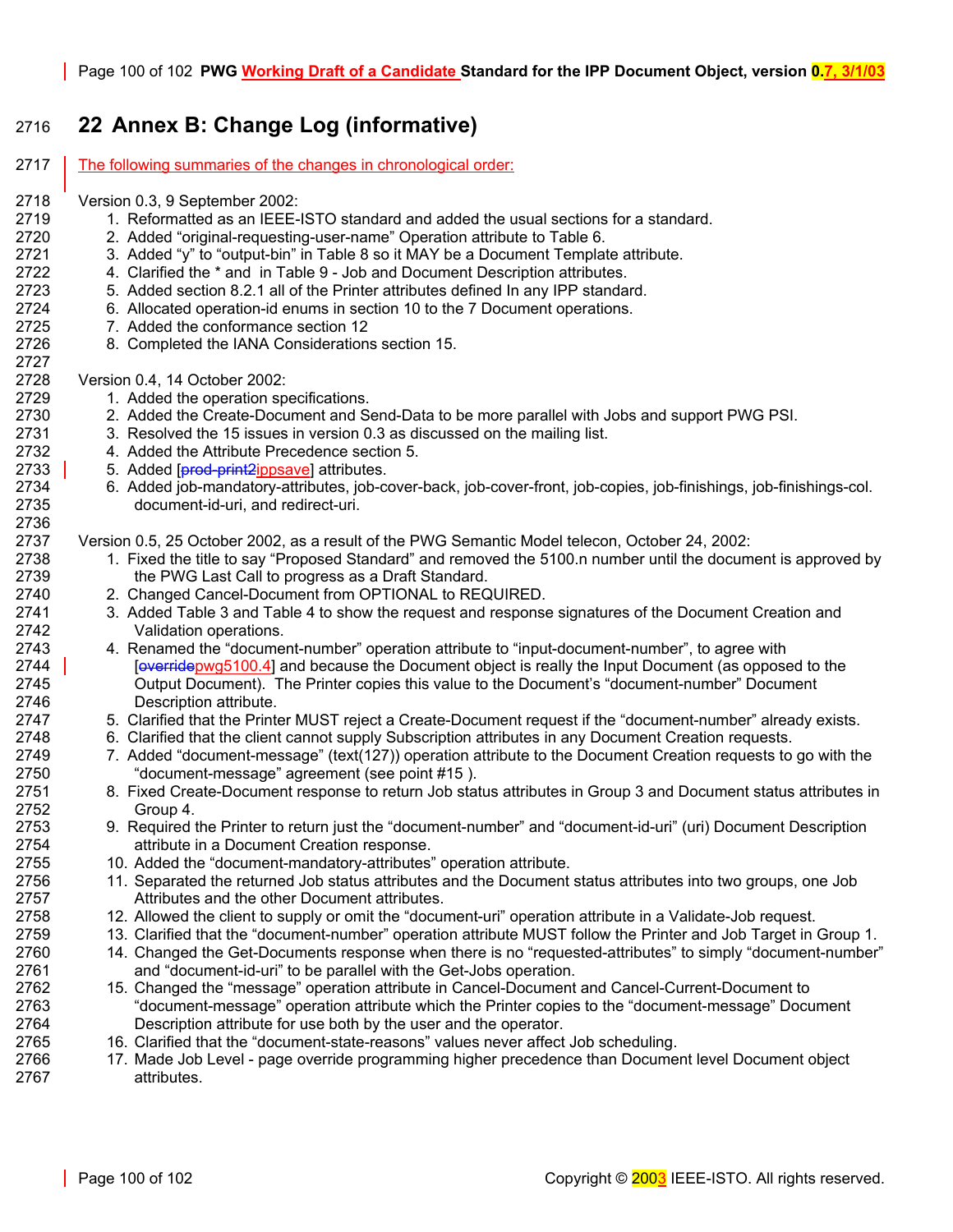# 22 Annex B: Change Log (informative)

The following summaries of the changes in chronological order:

Version 0.3, 9 September 2002:

1. Reformatted as an IEEE-ISTO standard and added the usual sections for a standard.
2. Added “original-requesting-user-name” Operation attribute to Table 6.
3. Added “y” to “output-bin” in Table 8 so it MAY be a Document Template attribute.
4. Clarified the * and  in Table 9 - Job and Document Description attributes.
5. Added section 8.2.1 all of the Printer attributes defined In any IPP standard.
6. Allocated operation-id enums in section 10 to the 7 Document operations.
7. Added the conformance section 12
8. Completed the IANA Considerations section 15.

Version 0.4, 14 October 2002:

1. Added the operation specifications.
2. Added the Create-Document and Send-Data to be more parallel with Jobs and support PWG PSI.
3. Resolved the 15 issues in version 0.3 as discussed on the mailing list.
4. Added the Attribute Precedence section 5.
5. Added [~~prod-print2~~ippsave] attributes.
6. Added job-mandatory-attributes, job-cover-back, job-cover-front, job-copies, job-finishings, job-finishings-col. document-id-uri, and redirect-uri.

Version 0.5, 25 October 2002, as a result of the PWG Semantic Model telecon, October 24, 2002:

1. Fixed the title to say “Proposed Standard” and removed the 5100.n number until the document is approved by the PWG Last Call to progress as a Draft Standard.
2. Changed Cancel-Document from OPTIONAL to REQUIRED.
3. Added Table 3 and Table 4 to show the request and response signatures of the Document Creation and Validation operations.
4. Renamed the “document-number” operation attribute to “input-document-number”, to agree with [~~override~~pwg5100.4] and because the Document object is really the Input Document (as opposed to the Output Document). The Printer copies this value to the Document’s “document-number” Document Description attribute.
5. Clarified that the Printer MUST reject a Create-Document request if the “document-number” already exists.
6. Clarified that the client cannot supply Subscription attributes in any Document Creation requests.
7. Added “document-message” (text(127)) operation attribute to the Document Creation requests to go with the “document-message” agreement (see point #15 ).
8. Fixed Create-Document response to return Job status attributes in Group 3 and Document status attributes in Group 4.
9. Required the Printer to return just the “document-number” and “document-id-uri” (uri) Document Description attribute in a Document Creation response.
10. Added the “document-mandatory-attributes” operation attribute.
11. Separated the returned Job status attributes and the Document status attributes into two groups, one Job Attributes and the other Document attributes.
12. Allowed the client to supply or omit the “document-uri” operation attribute in a Validate-Job request.
13. Clarified that the “document-number” operation attribute MUST follow the Printer and Job Target in Group 1.
14. Changed the Get-Documents response when there is no “requested-attributes” to simply “document-number” and “document-id-uri” to be parallel with the Get-Jobs operation.
15. Changed the “message” operation attribute in Cancel-Document and Cancel-Current-Document to “document-message” operation attribute which the Printer copies to the “document-message” Document Description attribute for use both by the user and the operator.
16. Clarified that the “document-state-reasons” values never affect Job scheduling.
17. Made Job Level - page override programming higher precedence than Document level Document object attributes.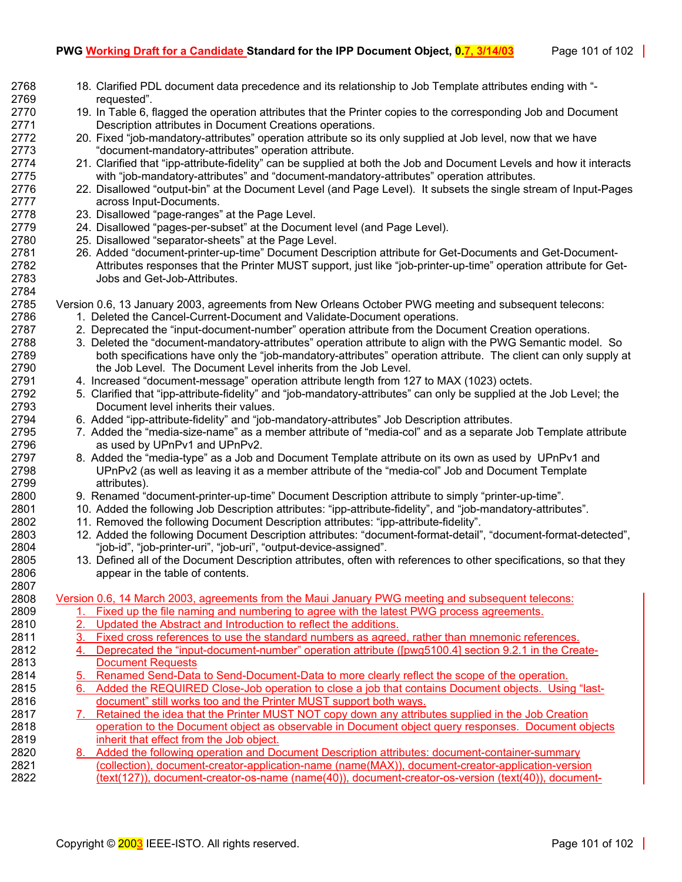18. Clarified PDL document data precedence and its relationship to Job Template attributes ending with "-requested".
19. In Table 6, flagged the operation attributes that the Printer copies to the corresponding Job and Document Description attributes in Document Creations operations.
20. Fixed "job-mandatory-attributes" operation attribute so its only supplied at Job level, now that we have "document-mandatory-attributes" operation attribute.
21. Clarified that "ipp-attribute-fidelity" can be supplied at both the Job and Document Levels and how it interacts with "job-mandatory-attributes" and "document-mandatory-attributes" operation attributes.
22. Disallowed "output-bin" at the Document Level (and Page Level). It subsets the single stream of Input-Pages across Input-Documents.
23. Disallowed "page-ranges" at the Page Level.
24. Disallowed "pages-per-subset" at the Document level (and Page Level).
25. Disallowed "separator-sheets" at the Page Level.
26. Added "document-printer-up-time" Document Description attribute for Get-Documents and Get-Document-Attributes responses that the Printer MUST support, just like "job-printer-up-time" operation attribute for Get-Jobs and Get-Job-Attributes.

Version 0.6, 13 January 2003, agreements from New Orleans October PWG meeting and subsequent telecons:

1. Deleted the Cancel-Current-Document and Validate-Document operations.
2. Deprecated the "input-document-number" operation attribute from the Document Creation operations.
3. Deleted the "document-mandatory-attributes" operation attribute to align with the PWG Semantic model. So both specifications have only the "job-mandatory-attributes" operation attribute. The client can only supply at the Job Level. The Document Level inherits from the Job Level.
4. Increased "document-message" operation attribute length from 127 to MAX (1023) octets.
5. Clarified that "ipp-attribute-fidelity" and "job-mandatory-attributes" can only be supplied at the Job Level; the Document level inherits their values.
6. Added "ipp-attribute-fidelity" and "job-mandatory-attributes" Job Description attributes.
7. Added the "media-size-name" as a member attribute of "media-col" and as a separate Job Template attribute as used by UPnPv1 and UPnPv2.
8. Added the "media-type" as a Job and Document Template attribute on its own as used by UPnPv1 and UPnPv2 (as well as leaving it as a member attribute of the "media-col" Job and Document Template attributes).
9. Renamed "document-printer-up-time" Document Description attribute to simply "printer-up-time".
10. Added the following Job Description attributes: "ipp-attribute-fidelity", and "job-mandatory-attributes".
11. Removed the following Document Description attributes: "ipp-attribute-fidelity".
12. Added the following Document Description attributes: "document-format-detail", "document-format-detected", "job-id", "job-printer-uri", "job-uri", "output-device-assigned".
13. Defined all of the Document Description attributes, often with references to other specifications, so that they appear in the table of contents.

Version 0.6, 14 March 2003, agreements from the Maui January PWG meeting and subsequent telecons:

1. Fixed up the file naming and numbering to agree with the latest PWG process agreements.
2. Updated the Abstract and Introduction to reflect the additions.
3. Fixed cross references to use the standard numbers as agreed, rather than mnemonic references.
4. Deprecated the "input-document-number" operation attribute ([pwg5100.4] section 9.2.1 in the Create-Document Requests
5. Renamed Send-Data to Send-Document-Data to more clearly reflect the scope of the operation.
6. Added the REQUIRED Close-Job operation to close a job that contains Document objects. Using "last-document" still works too and the Printer MUST support both ways.
7. Retained the idea that the Printer MUST NOT copy down any attributes supplied in the Job Creation operation to the Document object as observable in Document object query responses. Document objects inherit that effect from the Job object.
8. Added the following operation and Document Description attributes: document-container-summary (collection), document-creator-application-name (name(MAX)), document-creator-application-version (text(127)), document-creator-os-name (name(40)), document-creator-os-version (text(40)), document-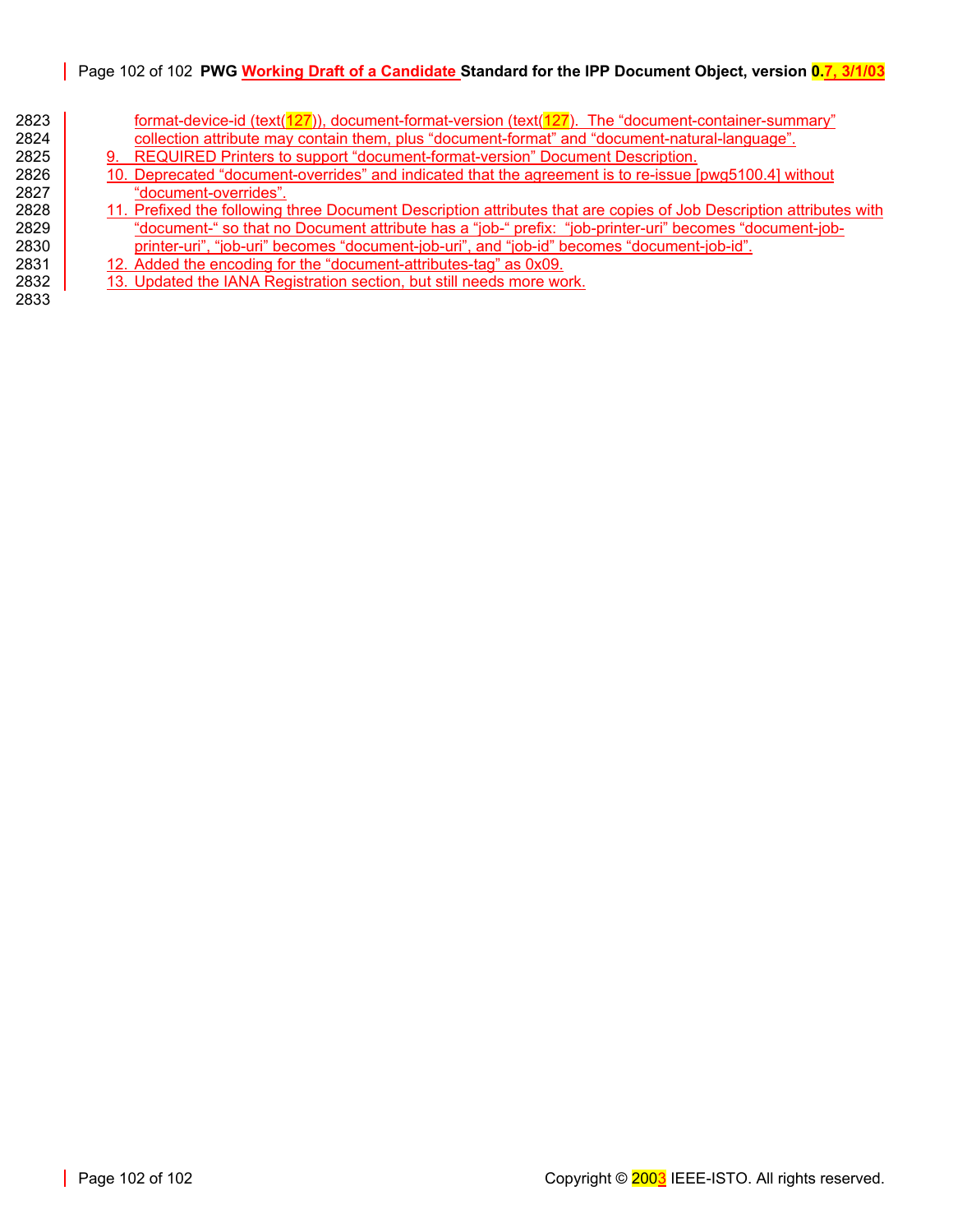format-device-id (text(127)), document-format-version (text(127). The "document-container-summary" collection attribute may contain them, plus "document-format" and "document-natural-language".

9. REQUIRED Printers to support "document-format-version" Document Description.
10. Deprecated "document-overrides" and indicated that the agreement is to re-issue [pwg5100.4] without "document-overrides".
11. Prefixed the following three Document Description attributes that are copies of Job Description attributes with "document-" so that no Document attribute has a "job-" prefix: "job-printer-uri" becomes "document-job-printer-uri", "job-uri" becomes "document-job-uri", and "job-id" becomes "document-job-id".
12. Added the encoding for the "document-attributes-tag" as 0x09.
13. Updated the IANA Registration section, but still needs more work.